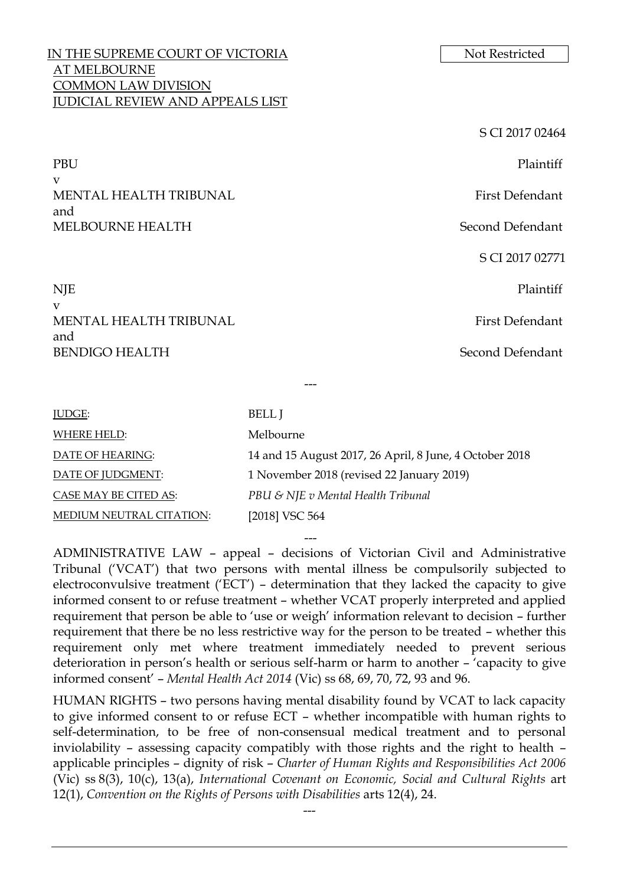IN THE SUPREME COURT OF VICTORIA
AT MELBOURNE
COMMON LAW DIVISION
JUDICIAL REVIEW AND APPEALS LIST

Not Restricted

S CI 2017 02464

PBU — Plaintiff

v

MENTAL HEALTH TRIBUNAL — First Defendant

and

MELBOURNE HEALTH — Second Defendant

S CI 2017 02771

NJE — Plaintiff

v

MENTAL HEALTH TRIBUNAL — First Defendant

and

BENDIGO HEALTH — Second Defendant

---

| | |
|---|---|
| JUDGE: | BELL J |
| WHERE HELD: | Melbourne |
| DATE OF HEARING: | 14 and 15 August 2017, 26 April, 8 June, 4 October 2018 |
| DATE OF JUDGMENT: | 1 November 2018 (revised 22 January 2019) |
| CASE MAY BE CITED AS: | *PBU & NJE v Mental Health Tribunal* |
| MEDIUM NEUTRAL CITATION: | [2018] VSC 564 |

---

ADMINISTRATIVE LAW – appeal – decisions of Victorian Civil and Administrative Tribunal ('VCAT') that two persons with mental illness be compulsorily subjected to electroconvulsive treatment ('ECT') – determination that they lacked the capacity to give informed consent to or refuse treatment – whether VCAT properly interpreted and applied requirement that person be able to 'use or weigh' information relevant to decision – further requirement that there be no less restrictive way for the person to be treated – whether this requirement only met where treatment immediately needed to prevent serious deterioration in person's health or serious self-harm or harm to another – 'capacity to give informed consent' – *Mental Health Act 2014* (Vic) ss 68, 69, 70, 72, 93 and 96.

HUMAN RIGHTS – two persons having mental disability found by VCAT to lack capacity to give informed consent to or refuse ECT – whether incompatible with human rights to self-determination, to be free of non-consensual medical treatment and to personal inviolability – assessing capacity compatibly with those rights and the right to health – applicable principles – dignity of risk – *Charter of Human Rights and Responsibilities Act 2006* (Vic) ss 8(3), 10(c), 13(a), *International Covenant on Economic, Social and Cultural Rights* art 12(1), *Convention on the Rights of Persons with Disabilities* arts 12(4), 24.

---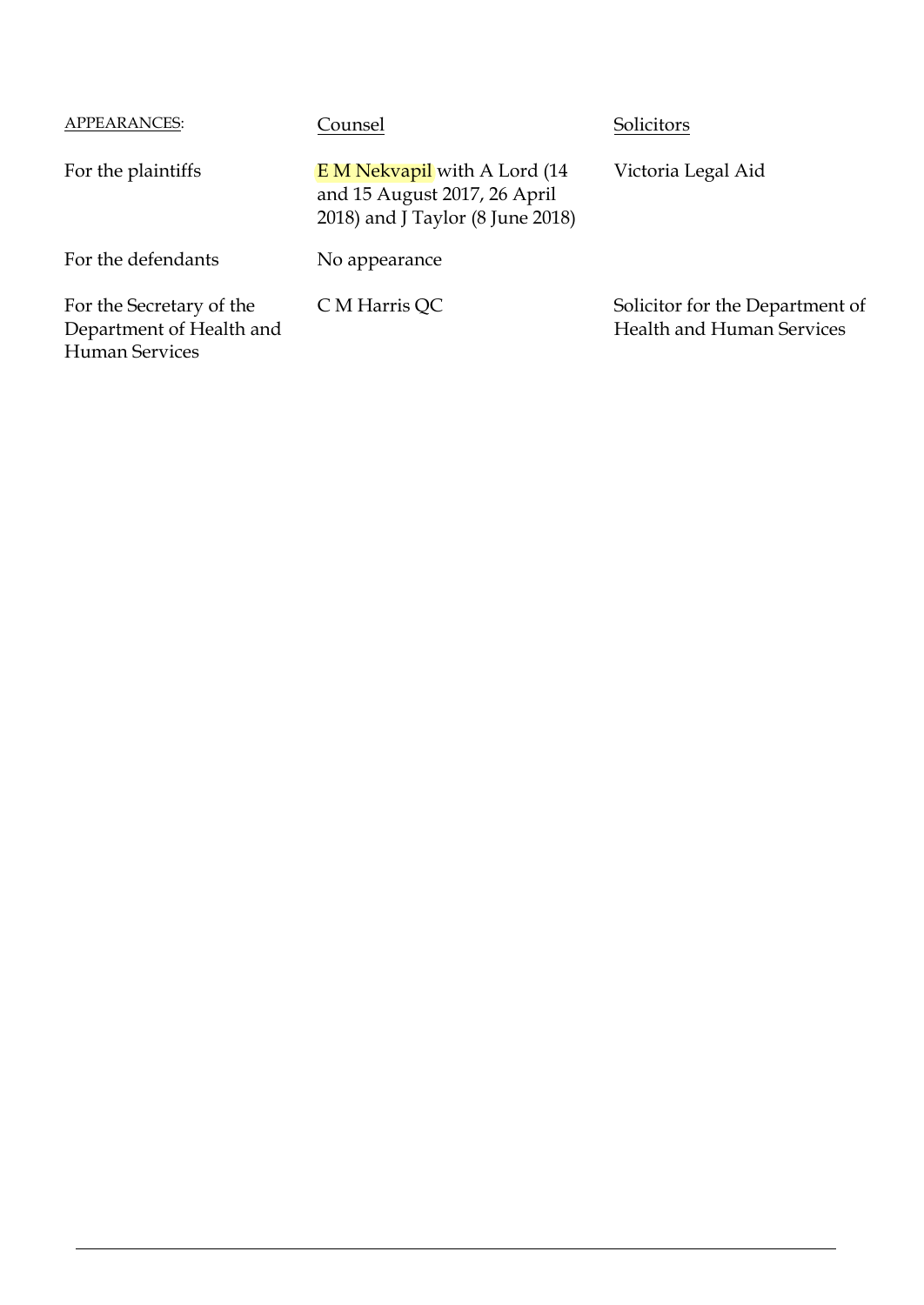| APPEARANCES: | Counsel | Solicitors |
| --- | --- | --- |
| For the plaintiffs | E M Nekvapil with A Lord (14 and 15 August 2017, 26 April 2018) and J Taylor (8 June 2018) | Victoria Legal Aid |
| For the defendants | No appearance | |
| For the Secretary of the Department of Health and Human Services | C M Harris QC | Solicitor for the Department of Health and Human Services |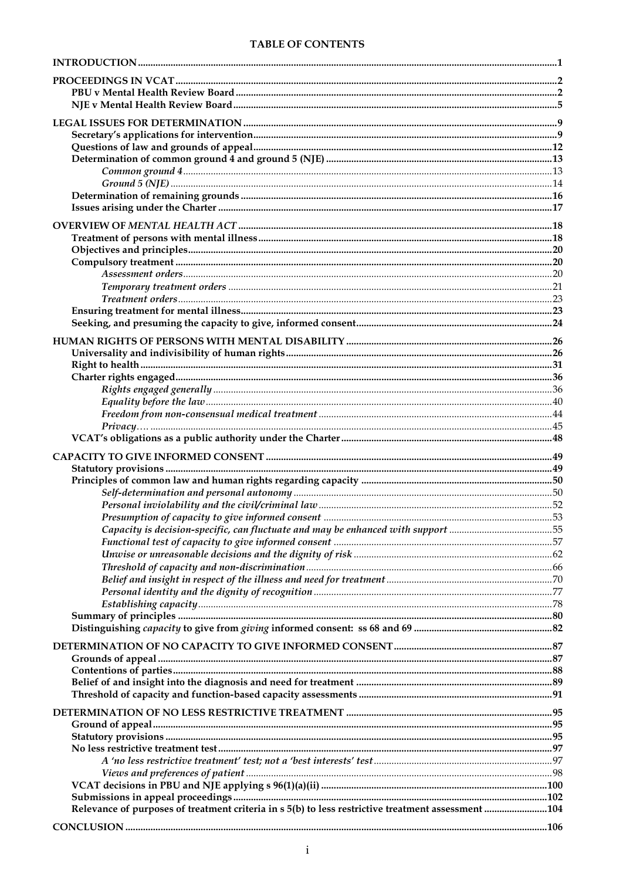# TABLE OF CONTENTS

| | |
|---|---|
| **INTRODUCTION** | **1** |
| **PROCEEDINGS IN VCAT** | **2** |
| **PBU v Mental Health Review Board** | **2** |
| **NJE v Mental Health Review Board** | **5** |
| **LEGAL ISSUES FOR DETERMINATION** | **9** |
| **Secretary's applications for intervention** | **9** |
| **Questions of law and grounds of appeal** | **12** |
| **Determination of common ground 4 and ground 5 (NJE)** | **13** |
| *Common ground 4* | 13 |
| *Ground 5 (NJE)* | 14 |
| **Determination of remaining grounds** | **16** |
| **Issues arising under the Charter** | **17** |
| **OVERVIEW OF *MENTAL HEALTH ACT*** | **18** |
| **Treatment of persons with mental illness** | **18** |
| **Objectives and principles** | **20** |
| **Compulsory treatment** | **20** |
| *Assessment orders* | 20 |
| *Temporary treatment orders* | 21 |
| *Treatment orders* | 23 |
| **Ensuring treatment for mental illness** | **23** |
| **Seeking, and presuming the capacity to give, informed consent** | **24** |
| **HUMAN RIGHTS OF PERSONS WITH MENTAL DISABILITY** | **26** |
| **Universality and indivisibility of human rights** | **26** |
| **Right to health** | **31** |
| **Charter rights engaged** | **36** |
| *Rights engaged generally* | 36 |
| *Equality before the law* | 40 |
| *Freedom from non-consensual medical treatment* | 44 |
| *Privacy*… | 45 |
| **VCAT's obligations as a public authority under the Charter** | **48** |
| **CAPACITY TO GIVE INFORMED CONSENT** | **49** |
| **Statutory provisions** | **49** |
| **Principles of common law and human rights regarding capacity** | **50** |
| *Self-determination and personal autonomy* | 50 |
| *Personal inviolability and the civil/criminal law* | 52 |
| *Presumption of capacity to give informed consent* | 53 |
| *Capacity is decision-specific, can fluctuate and may be enhanced with support* | 55 |
| *Functional test of capacity to give informed consent* | 57 |
| *Unwise or unreasonable decisions and the dignity of risk* | 62 |
| *Threshold of capacity and non-discrimination* | 66 |
| *Belief and insight in respect of the illness and need for treatment* | 70 |
| *Personal identity and the dignity of recognition* | 77 |
| *Establishing capacity* | 78 |
| **Summary of principles** | **80** |
| **Distinguishing *capacity* to give from *giving* informed consent: ss 68 and 69** | **82** |
| **DETERMINATION OF NO CAPACITY TO GIVE INFORMED CONSENT** | **87** |
| **Grounds of appeal** | **87** |
| **Contentions of parties** | **88** |
| **Belief of and insight into the diagnosis and need for treatment** | **89** |
| **Threshold of capacity and function-based capacity assessments** | **91** |
| **DETERMINATION OF NO LESS RESTRICTIVE TREATMENT** | **95** |
| **Ground of appeal** | **95** |
| **Statutory provisions** | **95** |
| **No less restrictive treatment test** | **97** |
| *A 'no less restrictive treatment' test; not a 'best interests' test* | 97 |
| *Views and preferences of patient* | 98 |
| **VCAT decisions in PBU and NJE applying s 96(1)(a)(ii)** | **100** |
| **Submissions in appeal proceedings** | **102** |
| **Relevance of purposes of treatment criteria in s 5(b) to less restrictive treatment assessment** | **104** |
| **CONCLUSION** | **106** |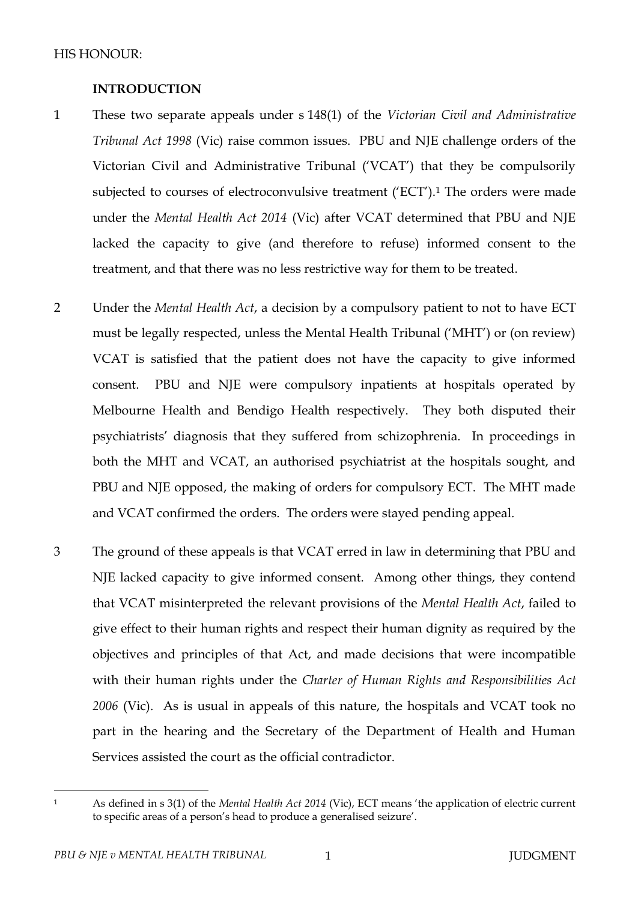HIS HONOUR:

**INTRODUCTION**

1 These two separate appeals under s 148(1) of the *Victorian Civil and Administrative Tribunal Act 1998* (Vic) raise common issues. PBU and NJE challenge orders of the Victorian Civil and Administrative Tribunal ('VCAT') that they be compulsorily subjected to courses of electroconvulsive treatment ('ECT').[1] The orders were made under the *Mental Health Act 2014* (Vic) after VCAT determined that PBU and NJE lacked the capacity to give (and therefore to refuse) informed consent to the treatment, and that there was no less restrictive way for them to be treated.

2 Under the *Mental Health Act*, a decision by a compulsory patient to not to have ECT must be legally respected, unless the Mental Health Tribunal ('MHT') or (on review) VCAT is satisfied that the patient does not have the capacity to give informed consent. PBU and NJE were compulsory inpatients at hospitals operated by Melbourne Health and Bendigo Health respectively. They both disputed their psychiatrists' diagnosis that they suffered from schizophrenia. In proceedings in both the MHT and VCAT, an authorised psychiatrist at the hospitals sought, and PBU and NJE opposed, the making of orders for compulsory ECT. The MHT made and VCAT confirmed the orders. The orders were stayed pending appeal.

3 The ground of these appeals is that VCAT erred in law in determining that PBU and NJE lacked capacity to give informed consent. Among other things, they contend that VCAT misinterpreted the relevant provisions of the *Mental Health Act*, failed to give effect to their human rights and respect their human dignity as required by the objectives and principles of that Act, and made decisions that were incompatible with their human rights under the *Charter of Human Rights and Responsibilities Act 2006* (Vic). As is usual in appeals of this nature, the hospitals and VCAT took no part in the hearing and the Secretary of the Department of Health and Human Services assisted the court as the official contradictor.

[1] As defined in s 3(1) of the *Mental Health Act 2014* (Vic), ECT means 'the application of electric current to specific areas of a person's head to produce a generalised seizure'.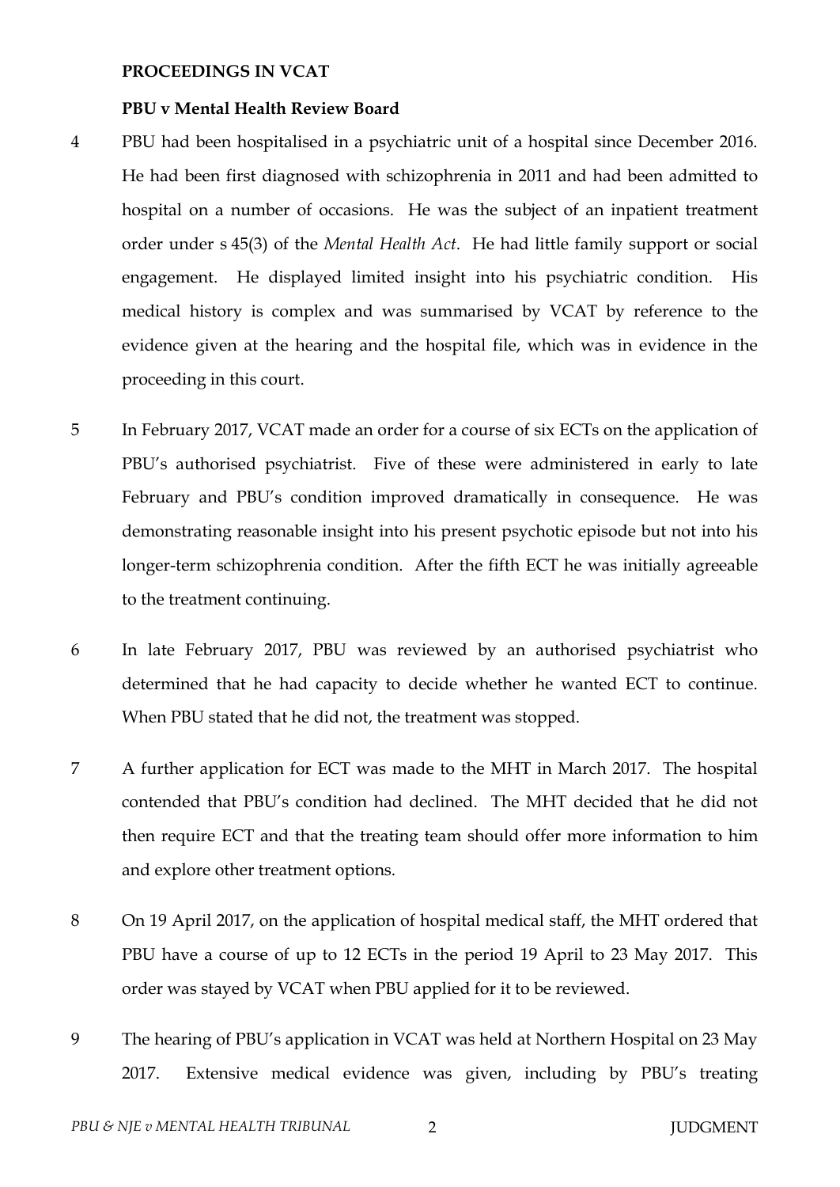**PROCEEDINGS IN VCAT**

**PBU v Mental Health Review Board**

4 PBU had been hospitalised in a psychiatric unit of a hospital since December 2016. He had been first diagnosed with schizophrenia in 2011 and had been admitted to hospital on a number of occasions. He was the subject of an inpatient treatment order under s 45(3) of the *Mental Health Act*. He had little family support or social engagement. He displayed limited insight into his psychiatric condition. His medical history is complex and was summarised by VCAT by reference to the evidence given at the hearing and the hospital file, which was in evidence in the proceeding in this court.

5 In February 2017, VCAT made an order for a course of six ECTs on the application of PBU's authorised psychiatrist. Five of these were administered in early to late February and PBU's condition improved dramatically in consequence. He was demonstrating reasonable insight into his present psychotic episode but not into his longer-term schizophrenia condition. After the fifth ECT he was initially agreeable to the treatment continuing.

6 In late February 2017, PBU was reviewed by an authorised psychiatrist who determined that he had capacity to decide whether he wanted ECT to continue. When PBU stated that he did not, the treatment was stopped.

7 A further application for ECT was made to the MHT in March 2017. The hospital contended that PBU's condition had declined. The MHT decided that he did not then require ECT and that the treating team should offer more information to him and explore other treatment options.

8 On 19 April 2017, on the application of hospital medical staff, the MHT ordered that PBU have a course of up to 12 ECTs in the period 19 April to 23 May 2017. This order was stayed by VCAT when PBU applied for it to be reviewed.

9 The hearing of PBU's application in VCAT was held at Northern Hospital on 23 May 2017. Extensive medical evidence was given, including by PBU's treating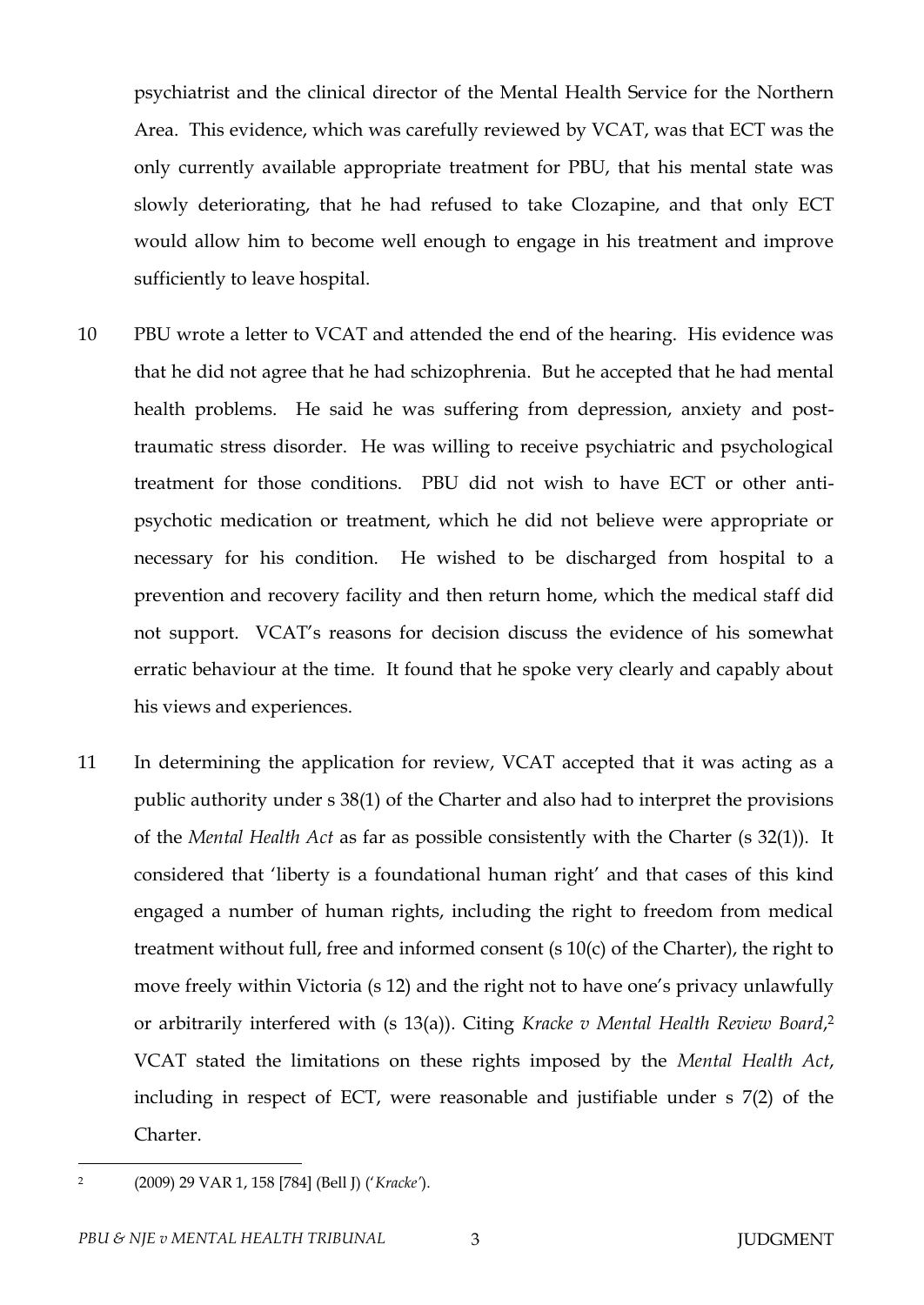psychiatrist and the clinical director of the Mental Health Service for the Northern Area. This evidence, which was carefully reviewed by VCAT, was that ECT was the only currently available appropriate treatment for PBU, that his mental state was slowly deteriorating, that he had refused to take Clozapine, and that only ECT would allow him to become well enough to engage in his treatment and improve sufficiently to leave hospital.

10 PBU wrote a letter to VCAT and attended the end of the hearing. His evidence was that he did not agree that he had schizophrenia. But he accepted that he had mental health problems. He said he was suffering from depression, anxiety and post-traumatic stress disorder. He was willing to receive psychiatric and psychological treatment for those conditions. PBU did not wish to have ECT or other anti-psychotic medication or treatment, which he did not believe were appropriate or necessary for his condition. He wished to be discharged from hospital to a prevention and recovery facility and then return home, which the medical staff did not support. VCAT's reasons for decision discuss the evidence of his somewhat erratic behaviour at the time. It found that he spoke very clearly and capably about his views and experiences.

11 In determining the application for review, VCAT accepted that it was acting as a public authority under s 38(1) of the Charter and also had to interpret the provisions of the *Mental Health Act* as far as possible consistently with the Charter (s 32(1)). It considered that 'liberty is a foundational human right' and that cases of this kind engaged a number of human rights, including the right to freedom from medical treatment without full, free and informed consent (s 10(c) of the Charter), the right to move freely within Victoria (s 12) and the right not to have one's privacy unlawfully or arbitrarily interfered with (s 13(a)). Citing *Kracke v Mental Health Review Board*,[2] VCAT stated the limitations on these rights imposed by the *Mental Health Act*, including in respect of ECT, were reasonable and justifiable under s 7(2) of the Charter.

---

[2] (2009) 29 VAR 1, 158 [784] (Bell J) ('*Kracke*').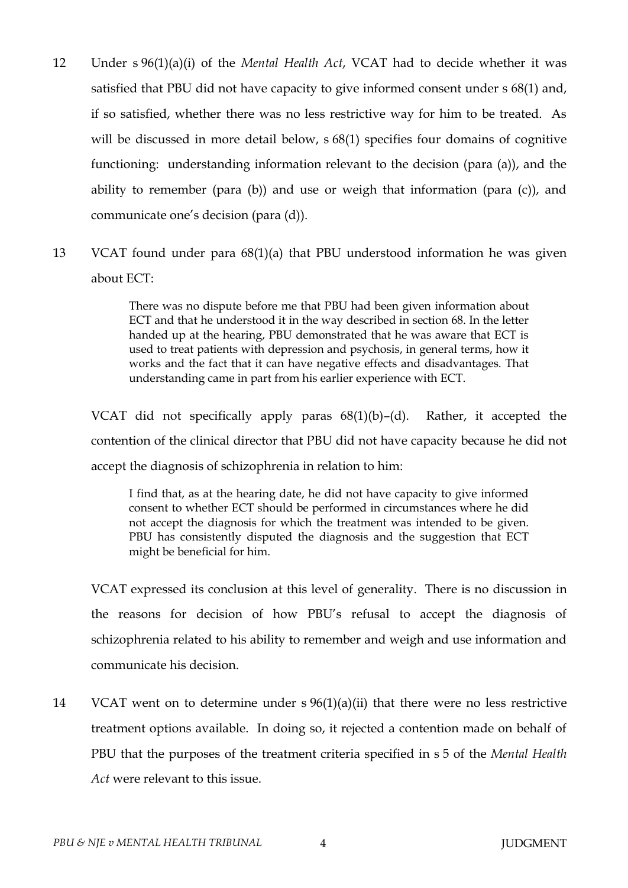12 Under s 96(1)(a)(i) of the *Mental Health Act*, VCAT had to decide whether it was satisfied that PBU did not have capacity to give informed consent under s 68(1) and, if so satisfied, whether there was no less restrictive way for him to be treated. As will be discussed in more detail below, s 68(1) specifies four domains of cognitive functioning: understanding information relevant to the decision (para (a)), and the ability to remember (para (b)) and use or weigh that information (para (c)), and communicate one's decision (para (d)).

13 VCAT found under para 68(1)(a) that PBU understood information he was given about ECT:

> There was no dispute before me that PBU had been given information about ECT and that he understood it in the way described in section 68. In the letter handed up at the hearing, PBU demonstrated that he was aware that ECT is used to treat patients with depression and psychosis, in general terms, how it works and the fact that it can have negative effects and disadvantages. That understanding came in part from his earlier experience with ECT.

VCAT did not specifically apply paras 68(1)(b)–(d). Rather, it accepted the contention of the clinical director that PBU did not have capacity because he did not accept the diagnosis of schizophrenia in relation to him:

> I find that, as at the hearing date, he did not have capacity to give informed consent to whether ECT should be performed in circumstances where he did not accept the diagnosis for which the treatment was intended to be given. PBU has consistently disputed the diagnosis and the suggestion that ECT might be beneficial for him.

VCAT expressed its conclusion at this level of generality. There is no discussion in the reasons for decision of how PBU's refusal to accept the diagnosis of schizophrenia related to his ability to remember and weigh and use information and communicate his decision.

14 VCAT went on to determine under s 96(1)(a)(ii) that there were no less restrictive treatment options available. In doing so, it rejected a contention made on behalf of PBU that the purposes of the treatment criteria specified in s 5 of the *Mental Health Act* were relevant to this issue.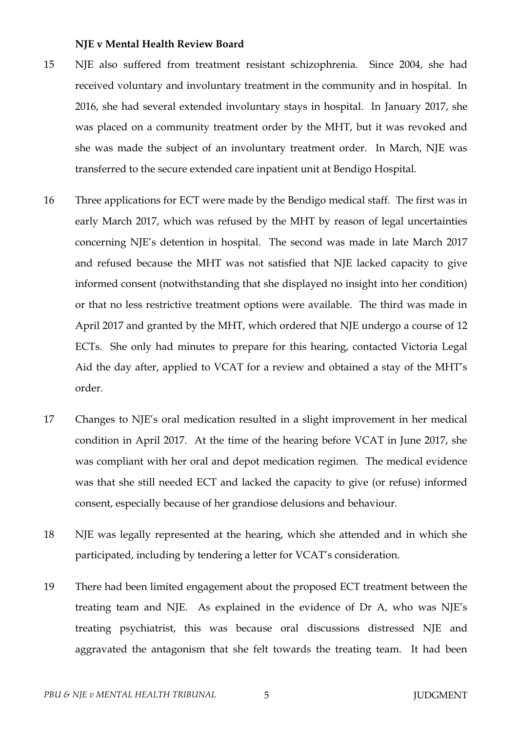**NJE v Mental Health Review Board**

15 NJE also suffered from treatment resistant schizophrenia. Since 2004, she had received voluntary and involuntary treatment in the community and in hospital. In 2016, she had several extended involuntary stays in hospital. In January 2017, she was placed on a community treatment order by the MHT, but it was revoked and she was made the subject of an involuntary treatment order. In March, NJE was transferred to the secure extended care inpatient unit at Bendigo Hospital.

16 Three applications for ECT were made by the Bendigo medical staff. The first was in early March 2017, which was refused by the MHT by reason of legal uncertainties concerning NJE's detention in hospital. The second was made in late March 2017 and refused because the MHT was not satisfied that NJE lacked capacity to give informed consent (notwithstanding that she displayed no insight into her condition) or that no less restrictive treatment options were available. The third was made in April 2017 and granted by the MHT, which ordered that NJE undergo a course of 12 ECTs. She only had minutes to prepare for this hearing, contacted Victoria Legal Aid the day after, applied to VCAT for a review and obtained a stay of the MHT's order.

17 Changes to NJE's oral medication resulted in a slight improvement in her medical condition in April 2017. At the time of the hearing before VCAT in June 2017, she was compliant with her oral and depot medication regimen. The medical evidence was that she still needed ECT and lacked the capacity to give (or refuse) informed consent, especially because of her grandiose delusions and behaviour.

18 NJE was legally represented at the hearing, which she attended and in which she participated, including by tendering a letter for VCAT's consideration.

19 There had been limited engagement about the proposed ECT treatment between the treating team and NJE. As explained in the evidence of Dr A, who was NJE's treating psychiatrist, this was because oral discussions distressed NJE and aggravated the antagonism that she felt towards the treating team. It had been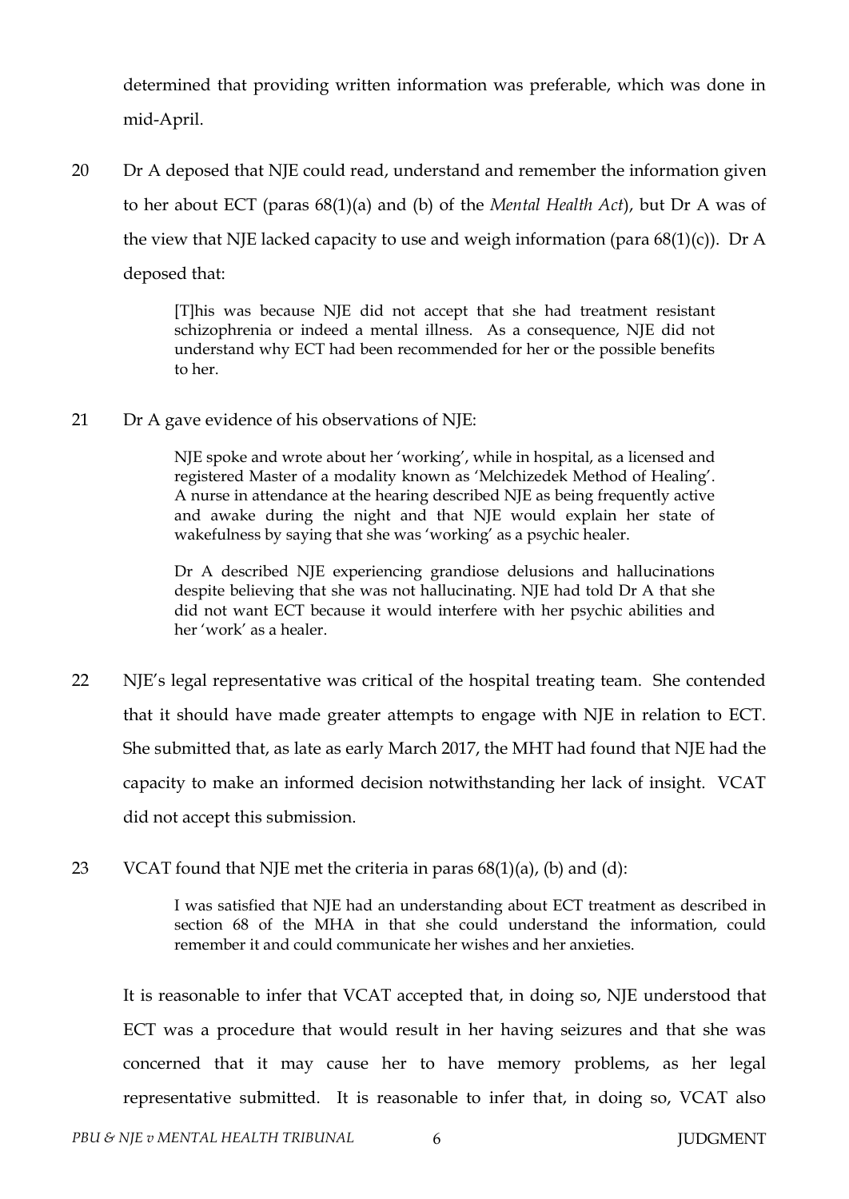determined that providing written information was preferable, which was done in mid-April.

20 Dr A deposed that NJE could read, understand and remember the information given to her about ECT (paras 68(1)(a) and (b) of the *Mental Health Act*), but Dr A was of the view that NJE lacked capacity to use and weigh information (para 68(1)(c)). Dr A deposed that:

> [T]his was because NJE did not accept that she had treatment resistant schizophrenia or indeed a mental illness. As a consequence, NJE did not understand why ECT had been recommended for her or the possible benefits to her.

21 Dr A gave evidence of his observations of NJE:

> NJE spoke and wrote about her 'working', while in hospital, as a licensed and registered Master of a modality known as 'Melchizedek Method of Healing'. A nurse in attendance at the hearing described NJE as being frequently active and awake during the night and that NJE would explain her state of wakefulness by saying that she was 'working' as a psychic healer.
>
> Dr A described NJE experiencing grandiose delusions and hallucinations despite believing that she was not hallucinating. NJE had told Dr A that she did not want ECT because it would interfere with her psychic abilities and her 'work' as a healer.

22 NJE's legal representative was critical of the hospital treating team. She contended that it should have made greater attempts to engage with NJE in relation to ECT. She submitted that, as late as early March 2017, the MHT had found that NJE had the capacity to make an informed decision notwithstanding her lack of insight. VCAT did not accept this submission.

23 VCAT found that NJE met the criteria in paras 68(1)(a), (b) and (d):

> I was satisfied that NJE had an understanding about ECT treatment as described in section 68 of the MHA in that she could understand the information, could remember it and could communicate her wishes and her anxieties.

It is reasonable to infer that VCAT accepted that, in doing so, NJE understood that ECT was a procedure that would result in her having seizures and that she was concerned that it may cause her to have memory problems, as her legal representative submitted. It is reasonable to infer that, in doing so, VCAT also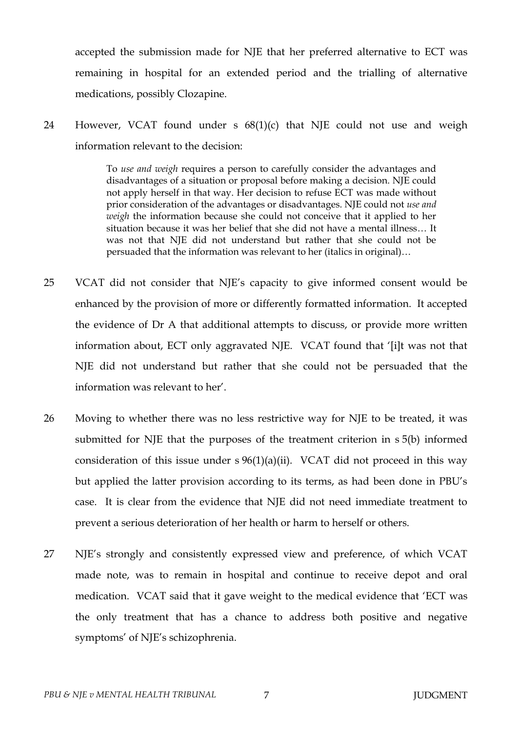accepted the submission made for NJE that her preferred alternative to ECT was remaining in hospital for an extended period and the trialling of alternative medications, possibly Clozapine.

24 However, VCAT found under s 68(1)(c) that NJE could not use and weigh information relevant to the decision:

> To *use and weigh* requires a person to carefully consider the advantages and disadvantages of a situation or proposal before making a decision. NJE could not apply herself in that way. Her decision to refuse ECT was made without prior consideration of the advantages or disadvantages. NJE could not *use and weigh* the information because she could not conceive that it applied to her situation because it was her belief that she did not have a mental illness… It was not that NJE did not understand but rather that she could not be persuaded that the information was relevant to her (italics in original)…

25 VCAT did not consider that NJE's capacity to give informed consent would be enhanced by the provision of more or differently formatted information. It accepted the evidence of Dr A that additional attempts to discuss, or provide more written information about, ECT only aggravated NJE. VCAT found that '[i]t was not that NJE did not understand but rather that she could not be persuaded that the information was relevant to her'.

26 Moving to whether there was no less restrictive way for NJE to be treated, it was submitted for NJE that the purposes of the treatment criterion in s 5(b) informed consideration of this issue under s 96(1)(a)(ii). VCAT did not proceed in this way but applied the latter provision according to its terms, as had been done in PBU's case. It is clear from the evidence that NJE did not need immediate treatment to prevent a serious deterioration of her health or harm to herself or others.

27 NJE's strongly and consistently expressed view and preference, of which VCAT made note, was to remain in hospital and continue to receive depot and oral medication. VCAT said that it gave weight to the medical evidence that 'ECT was the only treatment that has a chance to address both positive and negative symptoms' of NJE's schizophrenia.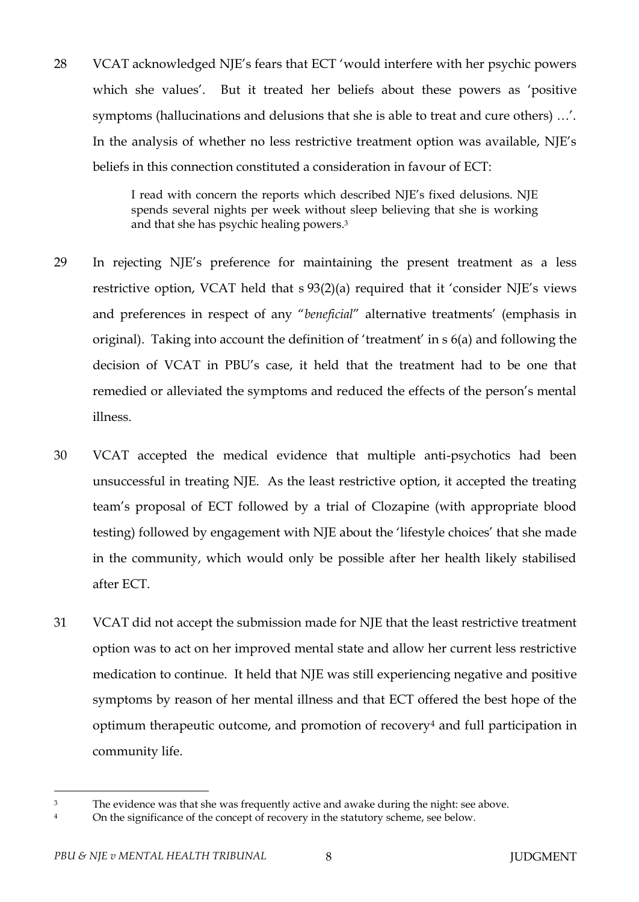28 VCAT acknowledged NJE's fears that ECT 'would interfere with her psychic powers which she values'. But it treated her beliefs about these powers as 'positive symptoms (hallucinations and delusions that she is able to treat and cure others) …'. In the analysis of whether no less restrictive treatment option was available, NJE's beliefs in this connection constituted a consideration in favour of ECT:

> I read with concern the reports which described NJE's fixed delusions. NJE spends several nights per week without sleep believing that she is working and that she has psychic healing powers.[3]

29 In rejecting NJE's preference for maintaining the present treatment as a less restrictive option, VCAT held that s 93(2)(a) required that it 'consider NJE's views and preferences in respect of any "*beneficial*" alternative treatments' (emphasis in original). Taking into account the definition of 'treatment' in s 6(a) and following the decision of VCAT in PBU's case, it held that the treatment had to be one that remedied or alleviated the symptoms and reduced the effects of the person's mental illness.

30 VCAT accepted the medical evidence that multiple anti-psychotics had been unsuccessful in treating NJE. As the least restrictive option, it accepted the treating team's proposal of ECT followed by a trial of Clozapine (with appropriate blood testing) followed by engagement with NJE about the 'lifestyle choices' that she made in the community, which would only be possible after her health likely stabilised after ECT.

31 VCAT did not accept the submission made for NJE that the least restrictive treatment option was to act on her improved mental state and allow her current less restrictive medication to continue. It held that NJE was still experiencing negative and positive symptoms by reason of her mental illness and that ECT offered the best hope of the optimum therapeutic outcome, and promotion of recovery[4] and full participation in community life.

---

[3] The evidence was that she was frequently active and awake during the night: see above.

[4] On the significance of the concept of recovery in the statutory scheme, see below.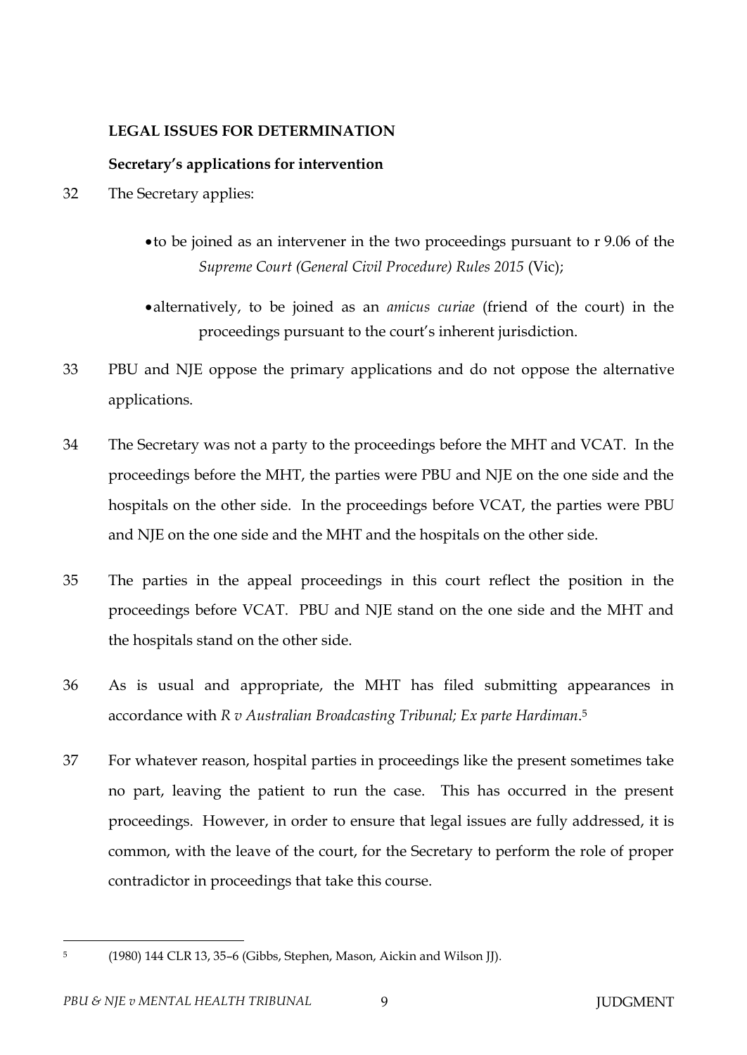**LEGAL ISSUES FOR DETERMINATION**

**Secretary's applications for intervention**

32 The Secretary applies:

- to be joined as an intervener in the two proceedings pursuant to r 9.06 of the *Supreme Court (General Civil Procedure) Rules 2015* (Vic);
- alternatively, to be joined as an *amicus curiae* (friend of the court) in the proceedings pursuant to the court's inherent jurisdiction.

33 PBU and NJE oppose the primary applications and do not oppose the alternative applications.

34 The Secretary was not a party to the proceedings before the MHT and VCAT. In the proceedings before the MHT, the parties were PBU and NJE on the one side and the hospitals on the other side. In the proceedings before VCAT, the parties were PBU and NJE on the one side and the MHT and the hospitals on the other side.

35 The parties in the appeal proceedings in this court reflect the position in the proceedings before VCAT. PBU and NJE stand on the one side and the MHT and the hospitals stand on the other side.

36 As is usual and appropriate, the MHT has filed submitting appearances in accordance with *R v Australian Broadcasting Tribunal; Ex parte Hardiman*.[5]

37 For whatever reason, hospital parties in proceedings like the present sometimes take no part, leaving the patient to run the case. This has occurred in the present proceedings. However, in order to ensure that legal issues are fully addressed, it is common, with the leave of the court, for the Secretary to perform the role of proper contradictor in proceedings that take this course.

---

[5] (1980) 144 CLR 13, 35–6 (Gibbs, Stephen, Mason, Aickin and Wilson JJ).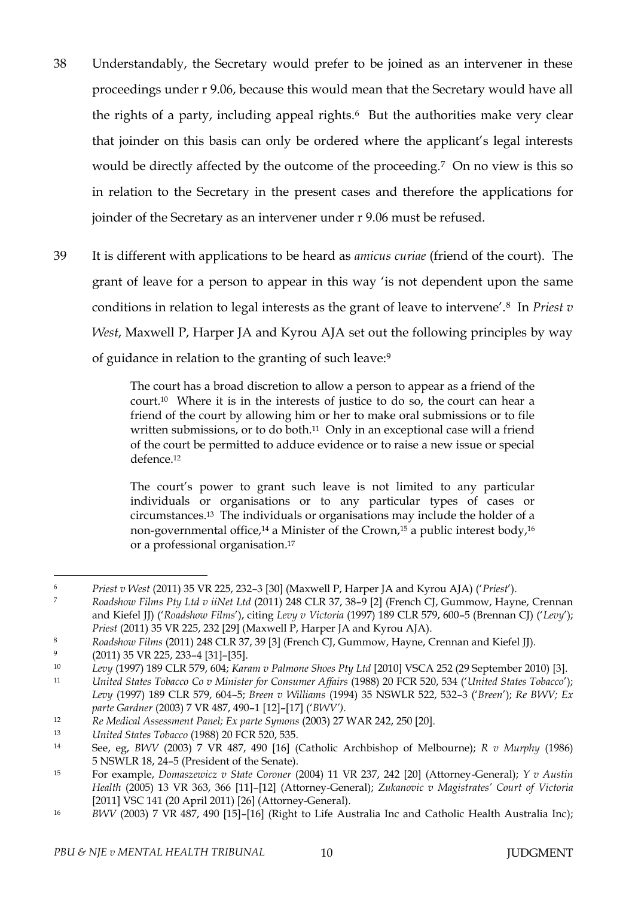38 Understandably, the Secretary would prefer to be joined as an intervener in these proceedings under r 9.06, because this would mean that the Secretary would have all the rights of a party, including appeal rights.[6] But the authorities make very clear that joinder on this basis can only be ordered where the applicant's legal interests would be directly affected by the outcome of the proceeding.[7] On no view is this so in relation to the Secretary in the present cases and therefore the applications for joinder of the Secretary as an intervener under r 9.06 must be refused.

39 It is different with applications to be heard as *amicus curiae* (friend of the court). The grant of leave for a person to appear in this way 'is not dependent upon the same conditions in relation to legal interests as the grant of leave to intervene'.[8] In *Priest v West*, Maxwell P, Harper JA and Kyrou AJA set out the following principles by way of guidance in relation to the granting of such leave:[9]

> The court has a broad discretion to allow a person to appear as a friend of the court.[10] Where it is in the interests of justice to do so, the court can hear a friend of the court by allowing him or her to make oral submissions or to file written submissions, or to do both.[11] Only in an exceptional case will a friend of the court be permitted to adduce evidence or to raise a new issue or special defence.[12]
>
> The court's power to grant such leave is not limited to any particular individuals or organisations or to any particular types of cases or circumstances.[13] The individuals or organisations may include the holder of a non-governmental office,[14] a Minister of the Crown,[15] a public interest body,[16] or a professional organisation.[17]

---

6 *Priest v West* (2011) 35 VR 225, 232–3 [30] (Maxwell P, Harper JA and Kyrou AJA) ('*Priest*').

7 *Roadshow Films Pty Ltd v iiNet Ltd* (2011) 248 CLR 37, 38–9 [2] (French CJ, Gummow, Hayne, Crennan and Kiefel JJ) ('*Roadshow Films*'), citing *Levy v Victoria* (1997) 189 CLR 579, 600–5 (Brennan CJ) ('*Levy*'); *Priest* (2011) 35 VR 225, 232 [29] (Maxwell P, Harper JA and Kyrou AJA).

8 *Roadshow Films* (2011) 248 CLR 37, 39 [3] (French CJ, Gummow, Hayne, Crennan and Kiefel JJ).

9 (2011) 35 VR 225, 233–4 [31]–[35].

10 *Levy* (1997) 189 CLR 579, 604; *Karam v Palmone Shoes Pty Ltd* [2010] VSCA 252 (29 September 2010) [3].

11 *United States Tobacco Co v Minister for Consumer Affairs* (1988) 20 FCR 520, 534 ('*United States Tobacco*'); *Levy* (1997) 189 CLR 579, 604–5; *Breen v Williams* (1994) 35 NSWLR 522, 532–3 ('*Breen*'); *Re BWV; Ex parte Gardner* (2003) 7 VR 487, 490–1 [12]–[17] ('*BWV*').

12 *Re Medical Assessment Panel; Ex parte Symons* (2003) 27 WAR 242, 250 [20].

13 *United States Tobacco* (1988) 20 FCR 520, 535.

14 See, eg, *BWV* (2003) 7 VR 487, 490 [16] (Catholic Archbishop of Melbourne); *R v Murphy* (1986) 5 NSWLR 18, 24–5 (President of the Senate).

15 For example, *Domaszewicz v State Coroner* (2004) 11 VR 237, 242 [20] (Attorney-General); *Y v Austin Health* (2005) 13 VR 363, 366 [11]–[12] (Attorney-General); *Zukanovic v Magistrates' Court of Victoria* [2011] VSC 141 (20 April 2011) [26] (Attorney-General).

16 *BWV* (2003) 7 VR 487, 490 [15]–[16] (Right to Life Australia Inc and Catholic Health Australia Inc);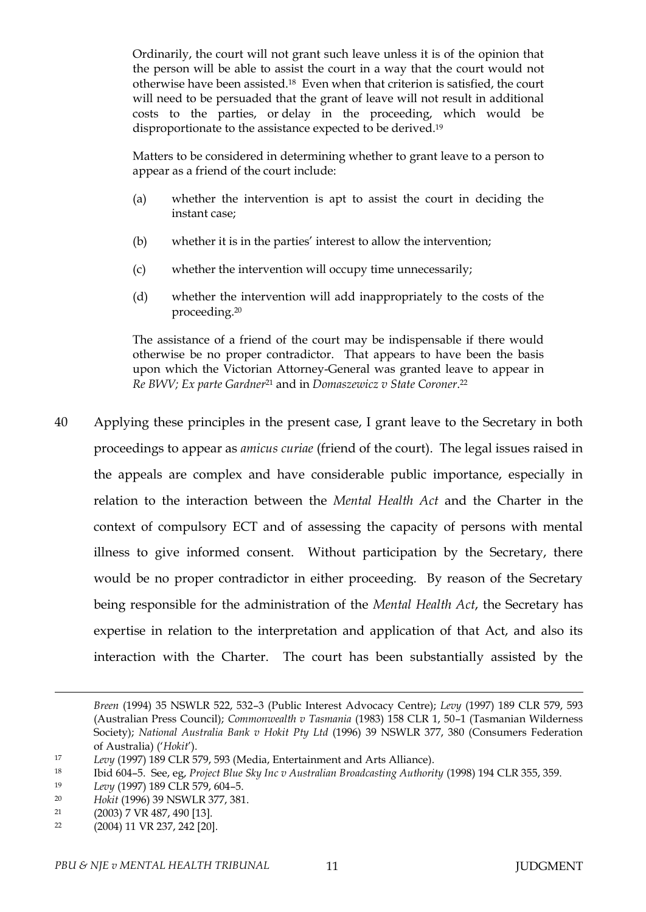> Ordinarily, the court will not grant such leave unless it is of the opinion that the person will be able to assist the court in a way that the court would not otherwise have been assisted.[18] Even when that criterion is satisfied, the court will need to be persuaded that the grant of leave will not result in additional costs to the parties, or delay in the proceeding, which would be disproportionate to the assistance expected to be derived.[19]
>
> Matters to be considered in determining whether to grant leave to a person to appear as a friend of the court include:
>
> (a) whether the intervention is apt to assist the court in deciding the instant case;
>
> (b) whether it is in the parties' interest to allow the intervention;
>
> (c) whether the intervention will occupy time unnecessarily;
>
> (d) whether the intervention will add inappropriately to the costs of the proceeding.[20]
>
> The assistance of a friend of the court may be indispensable if there would otherwise be no proper contradictor. That appears to have been the basis upon which the Victorian Attorney-General was granted leave to appear in *Re BWV; Ex parte Gardner*[21] and in *Domaszewicz v State Coroner*.[22]

40 Applying these principles in the present case, I grant leave to the Secretary in both proceedings to appear as *amicus curiae* (friend of the court). The legal issues raised in the appeals are complex and have considerable public importance, especially in relation to the interaction between the *Mental Health Act* and the Charter in the context of compulsory ECT and of assessing the capacity of persons with mental illness to give informed consent. Without participation by the Secretary, there would be no proper contradictor in either proceeding. By reason of the Secretary being responsible for the administration of the *Mental Health Act*, the Secretary has expertise in relation to the interpretation and application of that Act, and also its interaction with the Charter. The court has been substantially assisted by the

---

*Breen* (1994) 35 NSWLR 522, 532–3 (Public Interest Advocacy Centre); *Levy* (1997) 189 CLR 579, 593 (Australian Press Council); *Commonwealth v Tasmania* (1983) 158 CLR 1, 50–1 (Tasmanian Wilderness Society); *National Australia Bank v Hokit Pty Ltd* (1996) 39 NSWLR 377, 380 (Consumers Federation of Australia) ('*Hokit*').

[17] *Levy* (1997) 189 CLR 579, 593 (Media, Entertainment and Arts Alliance).

[18] Ibid 604–5. See, eg, *Project Blue Sky Inc v Australian Broadcasting Authority* (1998) 194 CLR 355, 359.

[19] *Levy* (1997) 189 CLR 579, 604–5.

[20] *Hokit* (1996) 39 NSWLR 377, 381.

[21] (2003) 7 VR 487, 490 [13].

[22] (2004) 11 VR 237, 242 [20].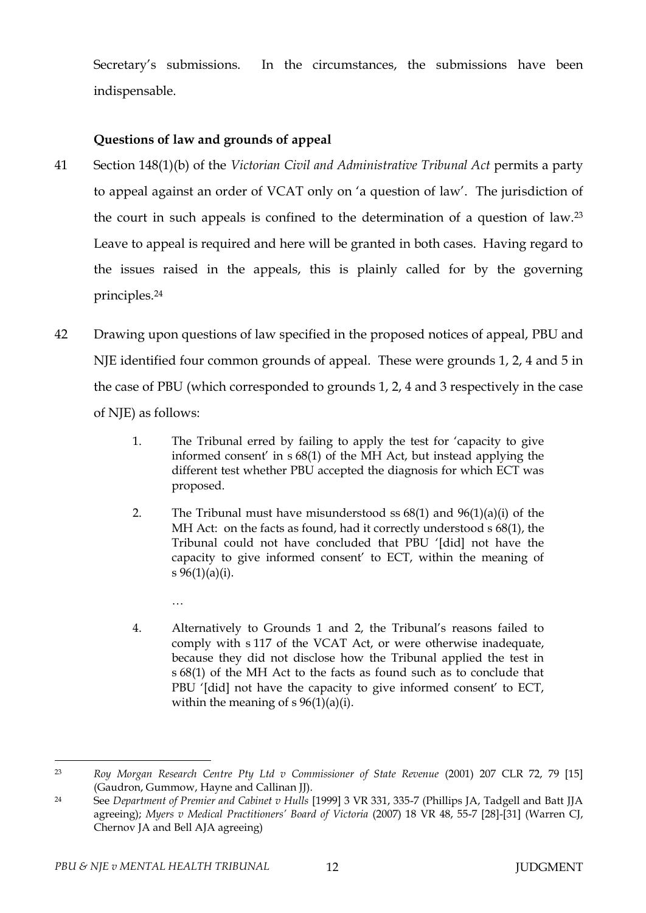Secretary's submissions. In the circumstances, the submissions have been indispensable.

**Questions of law and grounds of appeal**

41 Section 148(1)(b) of the *Victorian Civil and Administrative Tribunal Act* permits a party to appeal against an order of VCAT only on 'a question of law'. The jurisdiction of the court in such appeals is confined to the determination of a question of law.[23] Leave to appeal is required and here will be granted in both cases. Having regard to the issues raised in the appeals, this is plainly called for by the governing principles.[24]

42 Drawing upon questions of law specified in the proposed notices of appeal, PBU and NJE identified four common grounds of appeal. These were grounds 1, 2, 4 and 5 in the case of PBU (which corresponded to grounds 1, 2, 4 and 3 respectively in the case of NJE) as follows:

> 1. The Tribunal erred by failing to apply the test for 'capacity to give informed consent' in s 68(1) of the MH Act, but instead applying the different test whether PBU accepted the diagnosis for which ECT was proposed.
>
> 2. The Tribunal must have misunderstood ss 68(1) and 96(1)(a)(i) of the MH Act: on the facts as found, had it correctly understood s 68(1), the Tribunal could not have concluded that PBU '[did] not have the capacity to give informed consent' to ECT, within the meaning of s 96(1)(a)(i).
>
> …
>
> 4. Alternatively to Grounds 1 and 2, the Tribunal's reasons failed to comply with s 117 of the VCAT Act, or were otherwise inadequate, because they did not disclose how the Tribunal applied the test in s 68(1) of the MH Act to the facts as found such as to conclude that PBU '[did] not have the capacity to give informed consent' to ECT, within the meaning of s 96(1)(a)(i).

---

[23] *Roy Morgan Research Centre Pty Ltd v Commissioner of State Revenue* (2001) 207 CLR 72, 79 [15] (Gaudron, Gummow, Hayne and Callinan JJ).

[24] See *Department of Premier and Cabinet v Hulls* [1999] 3 VR 331, 335-7 (Phillips JA, Tadgell and Batt JJA agreeing); *Myers v Medical Practitioners' Board of Victoria* (2007) 18 VR 48, 55-7 [28]-[31] (Warren CJ, Chernov JA and Bell AJA agreeing)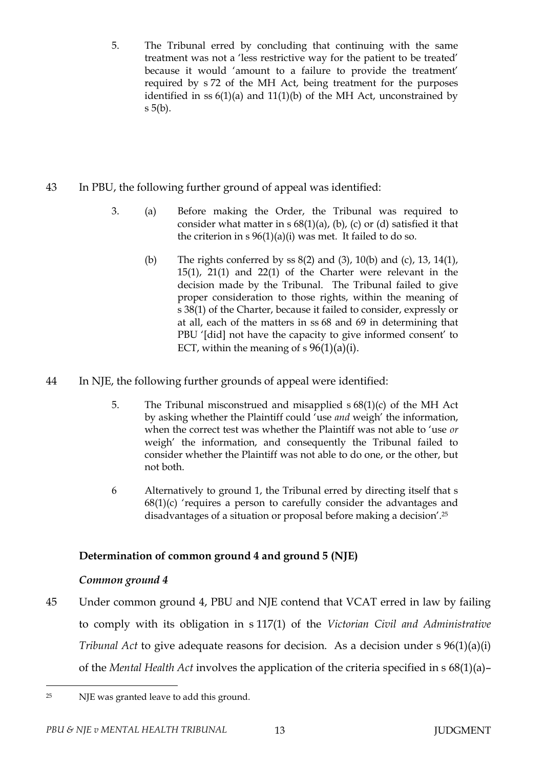5. The Tribunal erred by concluding that continuing with the same treatment was not a 'less restrictive way for the patient to be treated' because it would 'amount to a failure to provide the treatment' required by s 72 of the MH Act, being treatment for the purposes identified in ss 6(1)(a) and 11(1)(b) of the MH Act, unconstrained by s 5(b).

43 In PBU, the following further ground of appeal was identified:

> 3. (a) Before making the Order, the Tribunal was required to consider what matter in s 68(1)(a), (b), (c) or (d) satisfied it that the criterion in s 96(1)(a)(i) was met. It failed to do so.
>
> (b) The rights conferred by ss 8(2) and (3), 10(b) and (c), 13, 14(1), 15(1), 21(1) and 22(1) of the Charter were relevant in the decision made by the Tribunal. The Tribunal failed to give proper consideration to those rights, within the meaning of s 38(1) of the Charter, because it failed to consider, expressly or at all, each of the matters in ss 68 and 69 in determining that PBU '[did] not have the capacity to give informed consent' to ECT, within the meaning of s 96(1)(a)(i).

44 In NJE, the following further grounds of appeal were identified:

> 5. The Tribunal misconstrued and misapplied s 68(1)(c) of the MH Act by asking whether the Plaintiff could 'use *and* weigh' the information, when the correct test was whether the Plaintiff was not able to 'use *or* weigh' the information, and consequently the Tribunal failed to consider whether the Plaintiff was not able to do one, or the other, but not both.
>
> 6 Alternatively to ground 1, the Tribunal erred by directing itself that s 68(1)(c) 'requires a person to carefully consider the advantages and disadvantages of a situation or proposal before making a decision'.[25]

**Determination of common ground 4 and ground 5 (NJE)**

***Common ground 4***

45 Under common ground 4, PBU and NJE contend that VCAT erred in law by failing to comply with its obligation in s 117(1) of the *Victorian Civil and Administrative Tribunal Act* to give adequate reasons for decision. As a decision under s 96(1)(a)(i) of the *Mental Health Act* involves the application of the criteria specified in s 68(1)(a)–

[25] NJE was granted leave to add this ground.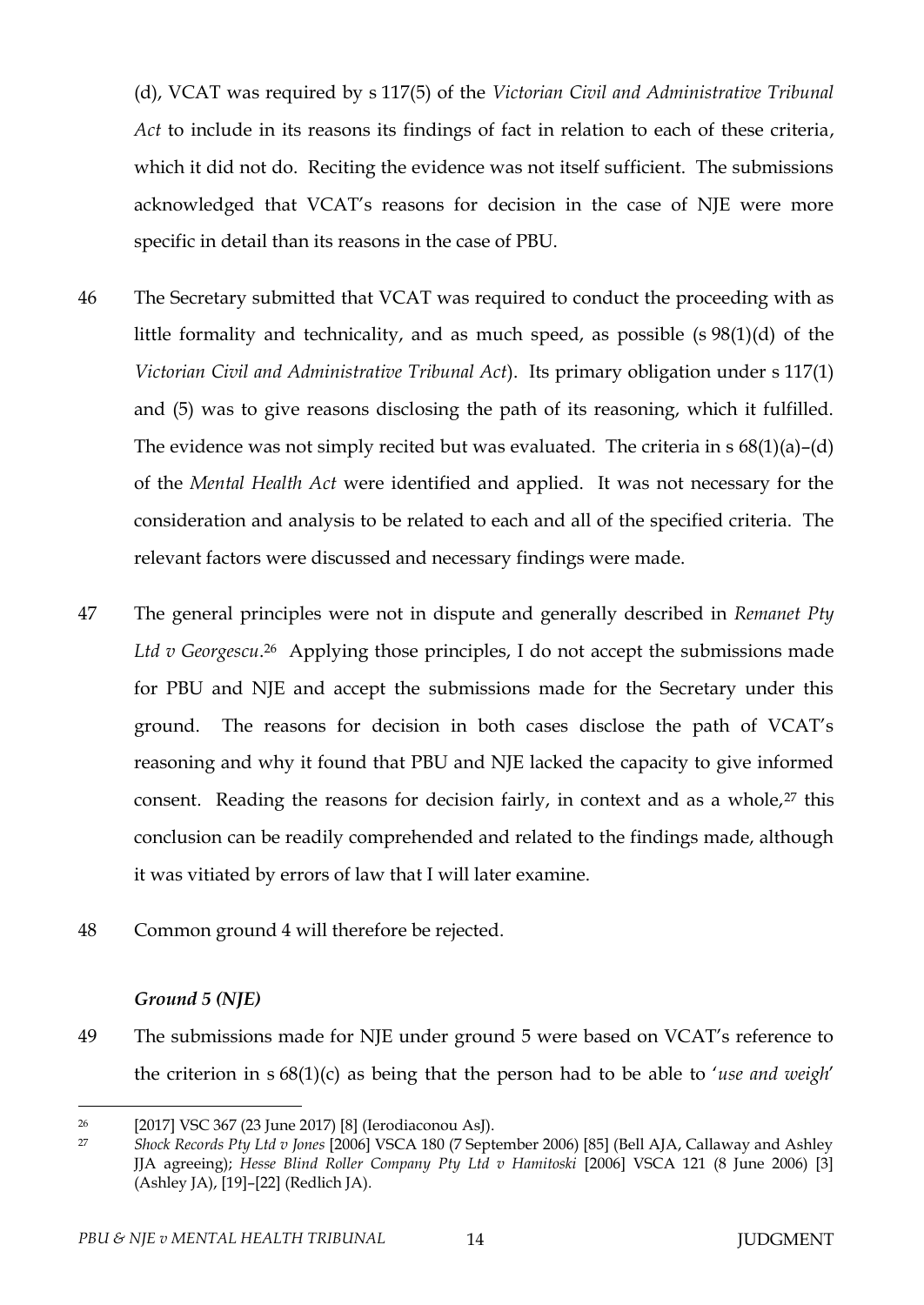(d), VCAT was required by s 117(5) of the *Victorian Civil and Administrative Tribunal Act* to include in its reasons its findings of fact in relation to each of these criteria, which it did not do. Reciting the evidence was not itself sufficient. The submissions acknowledged that VCAT's reasons for decision in the case of NJE were more specific in detail than its reasons in the case of PBU.

46 The Secretary submitted that VCAT was required to conduct the proceeding with as little formality and technicality, and as much speed, as possible (s 98(1)(d) of the *Victorian Civil and Administrative Tribunal Act*). Its primary obligation under s 117(1) and (5) was to give reasons disclosing the path of its reasoning, which it fulfilled. The evidence was not simply recited but was evaluated. The criteria in s 68(1)(a)–(d) of the *Mental Health Act* were identified and applied. It was not necessary for the consideration and analysis to be related to each and all of the specified criteria. The relevant factors were discussed and necessary findings were made.

47 The general principles were not in dispute and generally described in *Remanet Pty Ltd v Georgescu*.[26] Applying those principles, I do not accept the submissions made for PBU and NJE and accept the submissions made for the Secretary under this ground. The reasons for decision in both cases disclose the path of VCAT's reasoning and why it found that PBU and NJE lacked the capacity to give informed consent. Reading the reasons for decision fairly, in context and as a whole,[27] this conclusion can be readily comprehended and related to the findings made, although it was vitiated by errors of law that I will later examine.

48 Common ground 4 will therefore be rejected.

### *Ground 5 (NJE)*

49 The submissions made for NJE under ground 5 were based on VCAT's reference to the criterion in s 68(1)(c) as being that the person had to be able to '*use and weigh*'

---

[26] [2017] VSC 367 (23 June 2017) [8] (Ierodiaconou AsJ).

[27] *Shock Records Pty Ltd v Jones* [2006] VSCA 180 (7 September 2006) [85] (Bell AJA, Callaway and Ashley JJA agreeing); *Hesse Blind Roller Company Pty Ltd v Hamitoski* [2006] VSCA 121 (8 June 2006) [3] (Ashley JA), [19]–[22] (Redlich JA).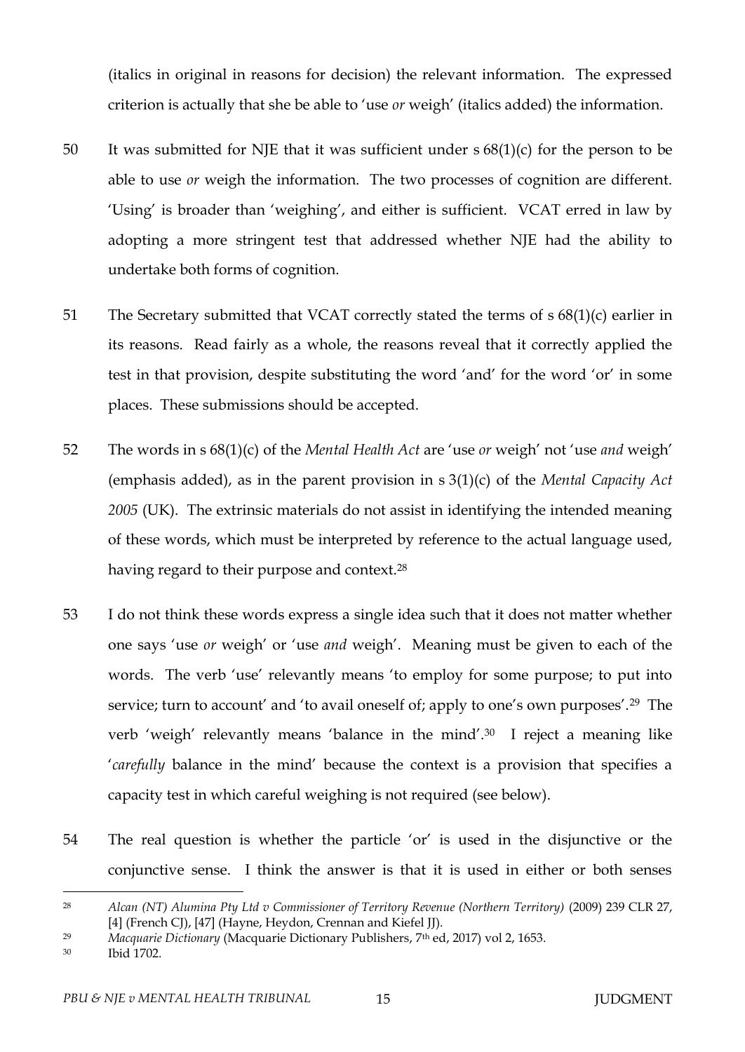(italics in original in reasons for decision) the relevant information. The expressed criterion is actually that she be able to 'use *or* weigh' (italics added) the information.

50 It was submitted for NJE that it was sufficient under s 68(1)(c) for the person to be able to use *or* weigh the information. The two processes of cognition are different. 'Using' is broader than 'weighing', and either is sufficient. VCAT erred in law by adopting a more stringent test that addressed whether NJE had the ability to undertake both forms of cognition.

51 The Secretary submitted that VCAT correctly stated the terms of s 68(1)(c) earlier in its reasons. Read fairly as a whole, the reasons reveal that it correctly applied the test in that provision, despite substituting the word 'and' for the word 'or' in some places. These submissions should be accepted.

52 The words in s 68(1)(c) of the *Mental Health Act* are 'use *or* weigh' not 'use *and* weigh' (emphasis added), as in the parent provision in s 3(1)(c) of the *Mental Capacity Act 2005* (UK). The extrinsic materials do not assist in identifying the intended meaning of these words, which must be interpreted by reference to the actual language used, having regard to their purpose and context.[28]

53 I do not think these words express a single idea such that it does not matter whether one says 'use *or* weigh' or 'use *and* weigh'. Meaning must be given to each of the words. The verb 'use' relevantly means 'to employ for some purpose; to put into service; turn to account' and 'to avail oneself of; apply to one's own purposes'.[29] The verb 'weigh' relevantly means 'balance in the mind'.[30] I reject a meaning like '*carefully* balance in the mind' because the context is a provision that specifies a capacity test in which careful weighing is not required (see below).

54 The real question is whether the particle 'or' is used in the disjunctive or the conjunctive sense. I think the answer is that it is used in either or both senses

---

[28] *Alcan (NT) Alumina Pty Ltd v Commissioner of Territory Revenue (Northern Territory)* (2009) 239 CLR 27, [4] (French CJ), [47] (Hayne, Heydon, Crennan and Kiefel JJ).

[29] *Macquarie Dictionary* (Macquarie Dictionary Publishers, 7th ed, 2017) vol 2, 1653.

[30] Ibid 1702.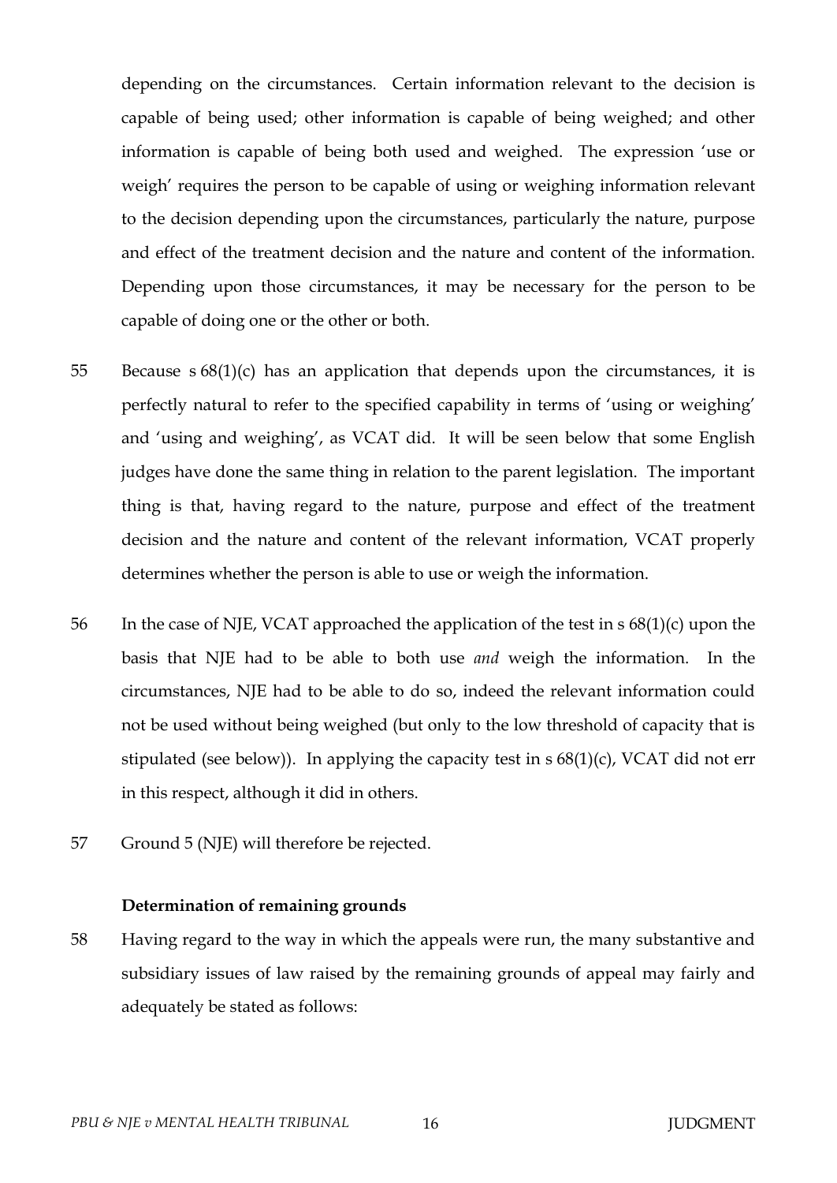depending on the circumstances. Certain information relevant to the decision is capable of being used; other information is capable of being weighed; and other information is capable of being both used and weighed. The expression 'use or weigh' requires the person to be capable of using or weighing information relevant to the decision depending upon the circumstances, particularly the nature, purpose and effect of the treatment decision and the nature and content of the information. Depending upon those circumstances, it may be necessary for the person to be capable of doing one or the other or both.

55 Because s 68(1)(c) has an application that depends upon the circumstances, it is perfectly natural to refer to the specified capability in terms of 'using or weighing' and 'using and weighing', as VCAT did. It will be seen below that some English judges have done the same thing in relation to the parent legislation. The important thing is that, having regard to the nature, purpose and effect of the treatment decision and the nature and content of the relevant information, VCAT properly determines whether the person is able to use or weigh the information.

56 In the case of NJE, VCAT approached the application of the test in s 68(1)(c) upon the basis that NJE had to be able to both use *and* weigh the information. In the circumstances, NJE had to be able to do so, indeed the relevant information could not be used without being weighed (but only to the low threshold of capacity that is stipulated (see below)). In applying the capacity test in s 68(1)(c), VCAT did not err in this respect, although it did in others.

57 Ground 5 (NJE) will therefore be rejected.

### Determination of remaining grounds

58 Having regard to the way in which the appeals were run, the many substantive and subsidiary issues of law raised by the remaining grounds of appeal may fairly and adequately be stated as follows: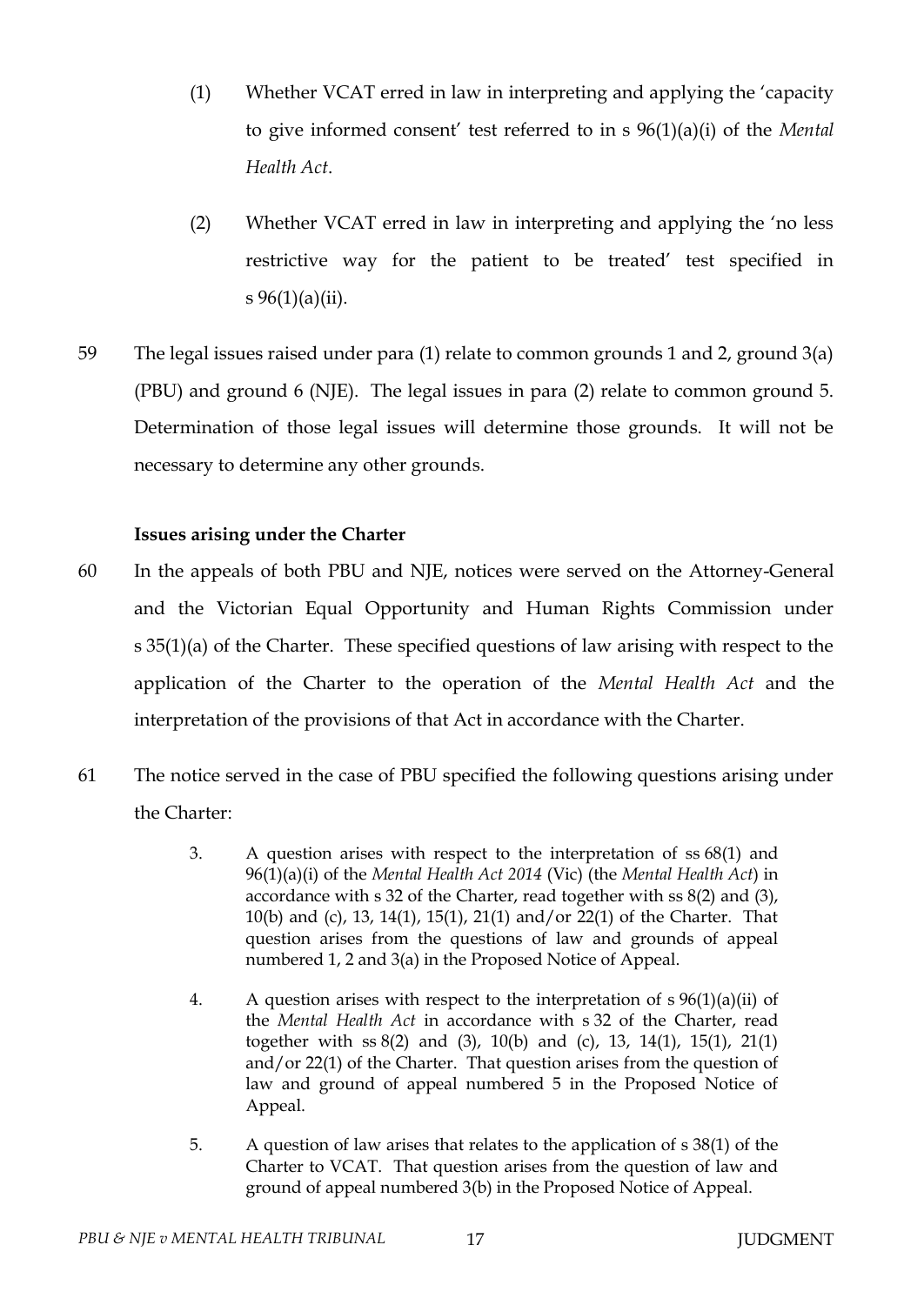(1) Whether VCAT erred in law in interpreting and applying the 'capacity to give informed consent' test referred to in s 96(1)(a)(i) of the *Mental Health Act*.

(2) Whether VCAT erred in law in interpreting and applying the 'no less restrictive way for the patient to be treated' test specified in s 96(1)(a)(ii).

59 The legal issues raised under para (1) relate to common grounds 1 and 2, ground 3(a) (PBU) and ground 6 (NJE). The legal issues in para (2) relate to common ground 5. Determination of those legal issues will determine those grounds. It will not be necessary to determine any other grounds.

**Issues arising under the Charter**

60 In the appeals of both PBU and NJE, notices were served on the Attorney-General and the Victorian Equal Opportunity and Human Rights Commission under s 35(1)(a) of the Charter. These specified questions of law arising with respect to the application of the Charter to the operation of the *Mental Health Act* and the interpretation of the provisions of that Act in accordance with the Charter.

61 The notice served in the case of PBU specified the following questions arising under the Charter:

> 3. A question arises with respect to the interpretation of ss 68(1) and 96(1)(a)(i) of the *Mental Health Act 2014* (Vic) (the *Mental Health Act*) in accordance with s 32 of the Charter, read together with ss 8(2) and (3), 10(b) and (c), 13, 14(1), 15(1), 21(1) and/or 22(1) of the Charter. That question arises from the questions of law and grounds of appeal numbered 1, 2 and 3(a) in the Proposed Notice of Appeal.
>
> 4. A question arises with respect to the interpretation of s 96(1)(a)(ii) of the *Mental Health Act* in accordance with s 32 of the Charter, read together with ss 8(2) and (3), 10(b) and (c), 13, 14(1), 15(1), 21(1) and/or 22(1) of the Charter. That question arises from the question of law and ground of appeal numbered 5 in the Proposed Notice of Appeal.
>
> 5. A question of law arises that relates to the application of s 38(1) of the Charter to VCAT. That question arises from the question of law and ground of appeal numbered 3(b) in the Proposed Notice of Appeal.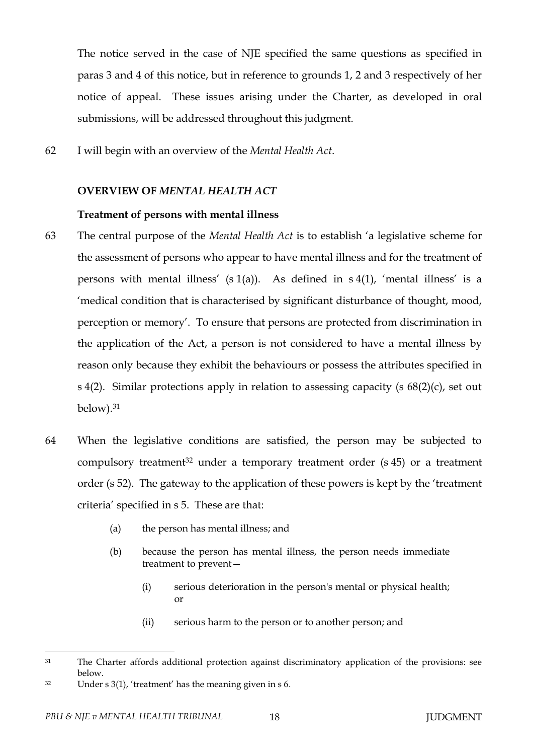The notice served in the case of NJE specified the same questions as specified in paras 3 and 4 of this notice, but in reference to grounds 1, 2 and 3 respectively of her notice of appeal. These issues arising under the Charter, as developed in oral submissions, will be addressed throughout this judgment.

62 I will begin with an overview of the *Mental Health Act*.

## OVERVIEW OF *MENTAL HEALTH ACT*

### Treatment of persons with mental illness

63 The central purpose of the *Mental Health Act* is to establish 'a legislative scheme for the assessment of persons who appear to have mental illness and for the treatment of persons with mental illness' (s 1(a)). As defined in s 4(1), 'mental illness' is a 'medical condition that is characterised by significant disturbance of thought, mood, perception or memory'. To ensure that persons are protected from discrimination in the application of the Act, a person is not considered to have a mental illness by reason only because they exhibit the behaviours or possess the attributes specified in s 4(2). Similar protections apply in relation to assessing capacity (s 68(2)(c), set out below).[31]

64 When the legislative conditions are satisfied, the person may be subjected to compulsory treatment[32] under a temporary treatment order (s 45) or a treatment order (s 52). The gateway to the application of these powers is kept by the 'treatment criteria' specified in s 5. These are that:

> (a) the person has mental illness; and
>
> (b) because the person has mental illness, the person needs immediate treatment to prevent—
>
> > (i) serious deterioration in the person's mental or physical health; or
> >
> > (ii) serious harm to the person or to another person; and

---

[31] The Charter affords additional protection against discriminatory application of the provisions: see below.

[32] Under s 3(1), 'treatment' has the meaning given in s 6.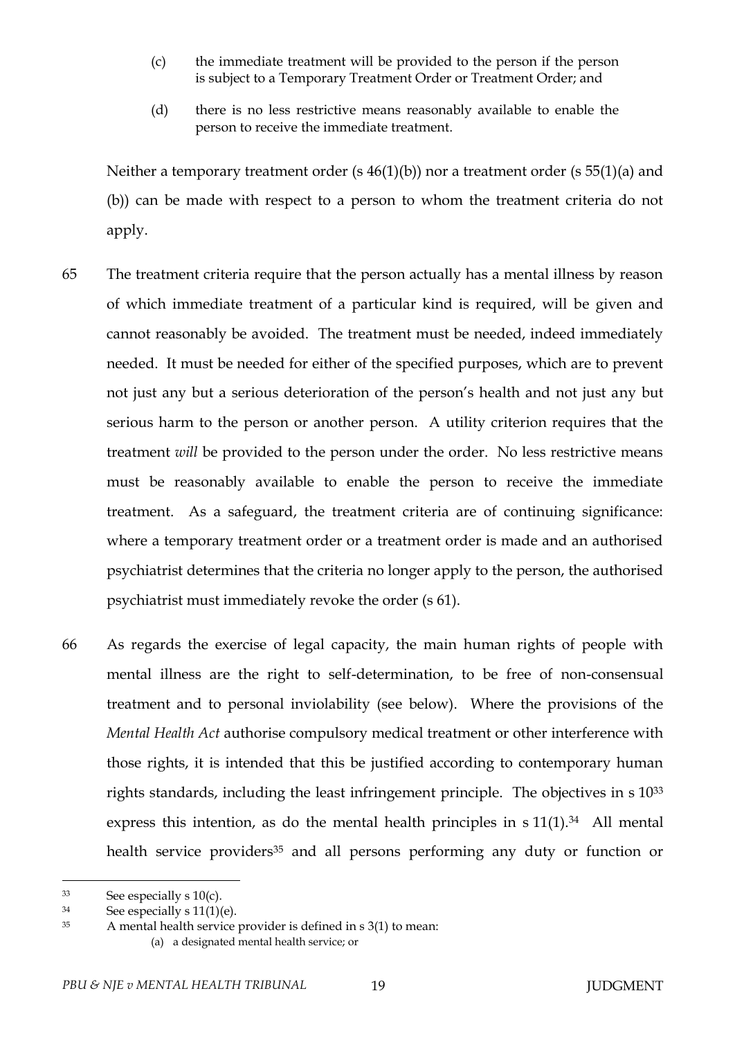(c) the immediate treatment will be provided to the person if the person is subject to a Temporary Treatment Order or Treatment Order; and

(d) there is no less restrictive means reasonably available to enable the person to receive the immediate treatment.

Neither a temporary treatment order (s 46(1)(b)) nor a treatment order (s 55(1)(a) and (b)) can be made with respect to a person to whom the treatment criteria do not apply.

65 The treatment criteria require that the person actually has a mental illness by reason of which immediate treatment of a particular kind is required, will be given and cannot reasonably be avoided. The treatment must be needed, indeed immediately needed. It must be needed for either of the specified purposes, which are to prevent not just any but a serious deterioration of the person's health and not just any but serious harm to the person or another person. A utility criterion requires that the treatment *will* be provided to the person under the order. No less restrictive means must be reasonably available to enable the person to receive the immediate treatment. As a safeguard, the treatment criteria are of continuing significance: where a temporary treatment order or a treatment order is made and an authorised psychiatrist determines that the criteria no longer apply to the person, the authorised psychiatrist must immediately revoke the order (s 61).

66 As regards the exercise of legal capacity, the main human rights of people with mental illness are the right to self-determination, to be free of non-consensual treatment and to personal inviolability (see below). Where the provisions of the *Mental Health Act* authorise compulsory medical treatment or other interference with those rights, it is intended that this be justified according to contemporary human rights standards, including the least infringement principle. The objectives in s 10[33] express this intention, as do the mental health principles in s 11(1).[34] All mental health service providers[35] and all persons performing any duty or function or

---

[33] See especially s 10(c).

[34] See especially s 11(1)(e).

[35] A mental health service provider is defined in s 3(1) to mean:

(a) a designated mental health service; or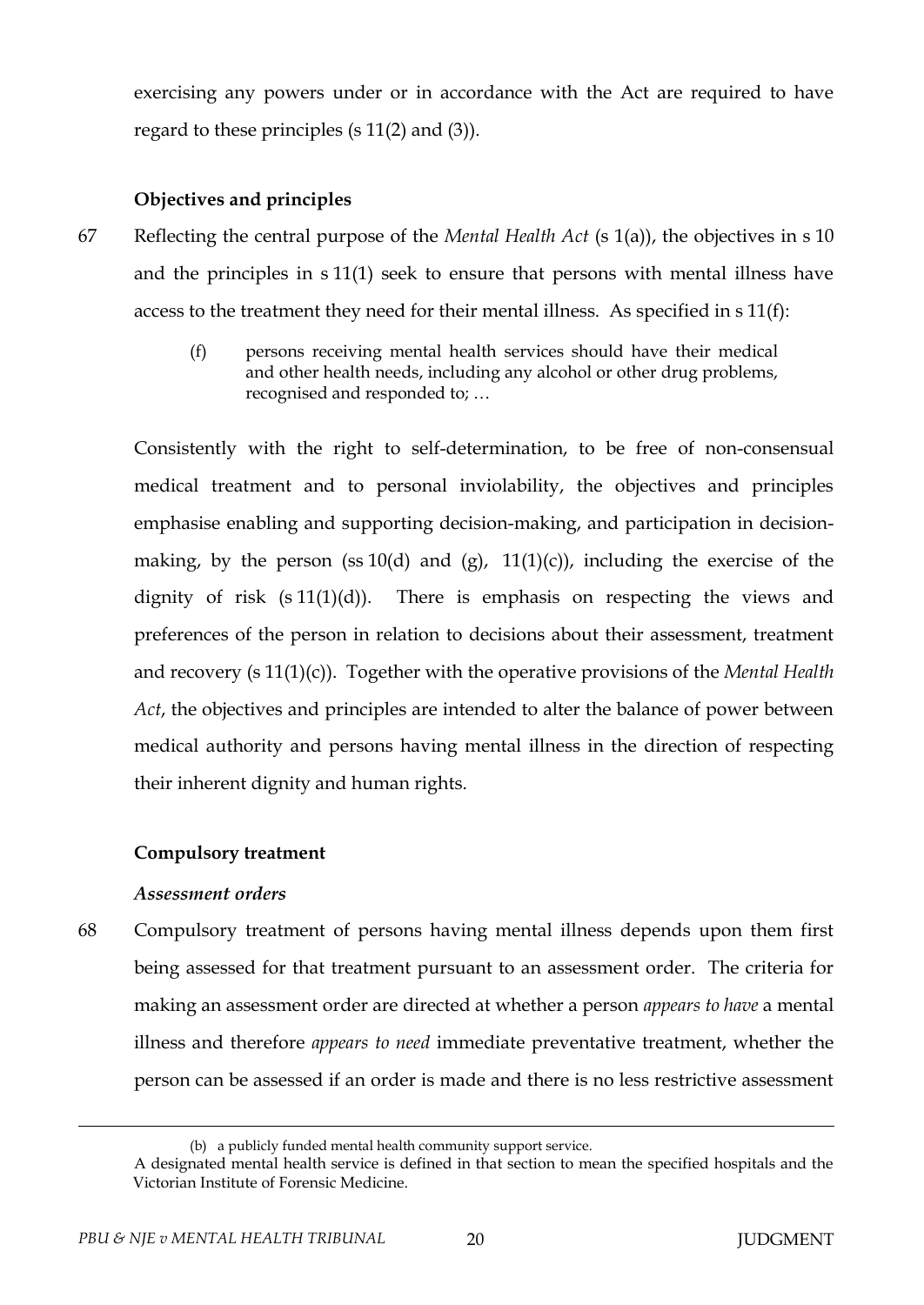exercising any powers under or in accordance with the Act are required to have regard to these principles (s 11(2) and (3)).

**Objectives and principles**

67 Reflecting the central purpose of the *Mental Health Act* (s 1(a)), the objectives in s 10 and the principles in s 11(1) seek to ensure that persons with mental illness have access to the treatment they need for their mental illness. As specified in s 11(f):

> (f) persons receiving mental health services should have their medical and other health needs, including any alcohol or other drug problems, recognised and responded to; …

Consistently with the right to self-determination, to be free of non-consensual medical treatment and to personal inviolability, the objectives and principles emphasise enabling and supporting decision-making, and participation in decision-making, by the person (ss 10(d) and (g), 11(1)(c)), including the exercise of the dignity of risk (s 11(1)(d)). There is emphasis on respecting the views and preferences of the person in relation to decisions about their assessment, treatment and recovery (s 11(1)(c)). Together with the operative provisions of the *Mental Health Act*, the objectives and principles are intended to alter the balance of power between medical authority and persons having mental illness in the direction of respecting their inherent dignity and human rights.

**Compulsory treatment**

***Assessment orders***

68 Compulsory treatment of persons having mental illness depends upon them first being assessed for that treatment pursuant to an assessment order. The criteria for making an assessment order are directed at whether a person *appears to have* a mental illness and therefore *appears to need* immediate preventative treatment, whether the person can be assessed if an order is made and there is no less restrictive assessment

---

(b) a publicly funded mental health community support service.

A designated mental health service is defined in that section to mean the specified hospitals and the Victorian Institute of Forensic Medicine.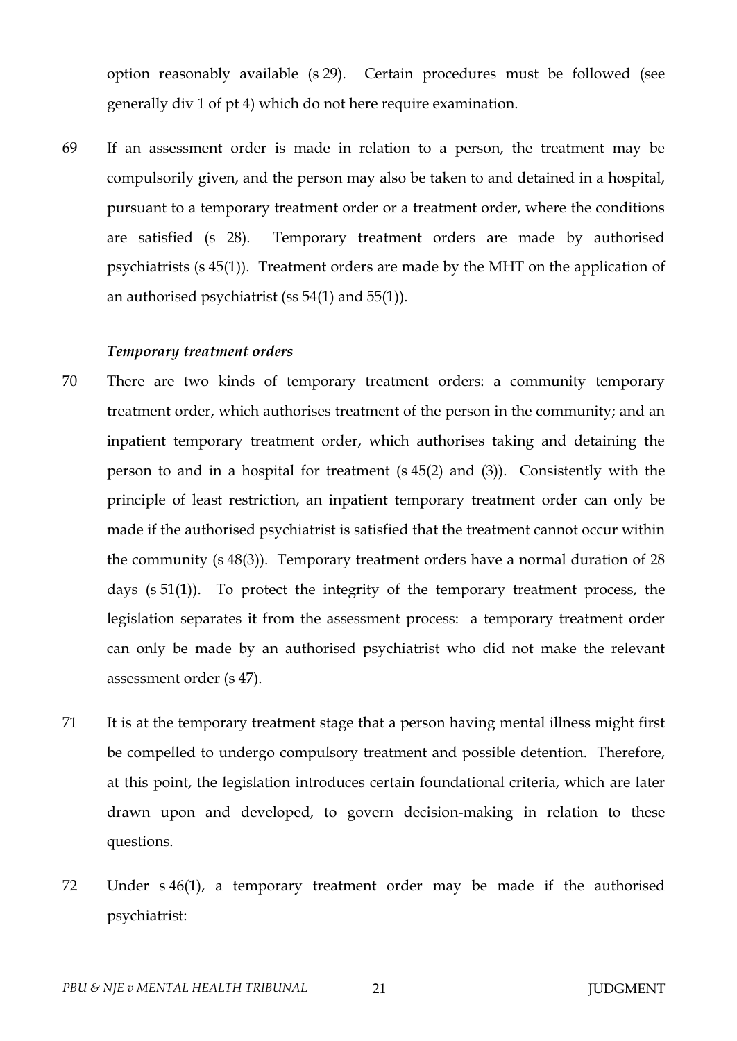option reasonably available (s 29). Certain procedures must be followed (see generally div 1 of pt 4) which do not here require examination.

69 If an assessment order is made in relation to a person, the treatment may be compulsorily given, and the person may also be taken to and detained in a hospital, pursuant to a temporary treatment order or a treatment order, where the conditions are satisfied (s 28). Temporary treatment orders are made by authorised psychiatrists (s 45(1)). Treatment orders are made by the MHT on the application of an authorised psychiatrist (ss 54(1) and 55(1)).

### *Temporary treatment orders*

70 There are two kinds of temporary treatment orders: a community temporary treatment order, which authorises treatment of the person in the community; and an inpatient temporary treatment order, which authorises taking and detaining the person to and in a hospital for treatment (s 45(2) and (3)). Consistently with the principle of least restriction, an inpatient temporary treatment order can only be made if the authorised psychiatrist is satisfied that the treatment cannot occur within the community (s 48(3)). Temporary treatment orders have a normal duration of 28 days (s 51(1)). To protect the integrity of the temporary treatment process, the legislation separates it from the assessment process: a temporary treatment order can only be made by an authorised psychiatrist who did not make the relevant assessment order (s 47).

71 It is at the temporary treatment stage that a person having mental illness might first be compelled to undergo compulsory treatment and possible detention. Therefore, at this point, the legislation introduces certain foundational criteria, which are later drawn upon and developed, to govern decision-making in relation to these questions.

72 Under s 46(1), a temporary treatment order may be made if the authorised psychiatrist: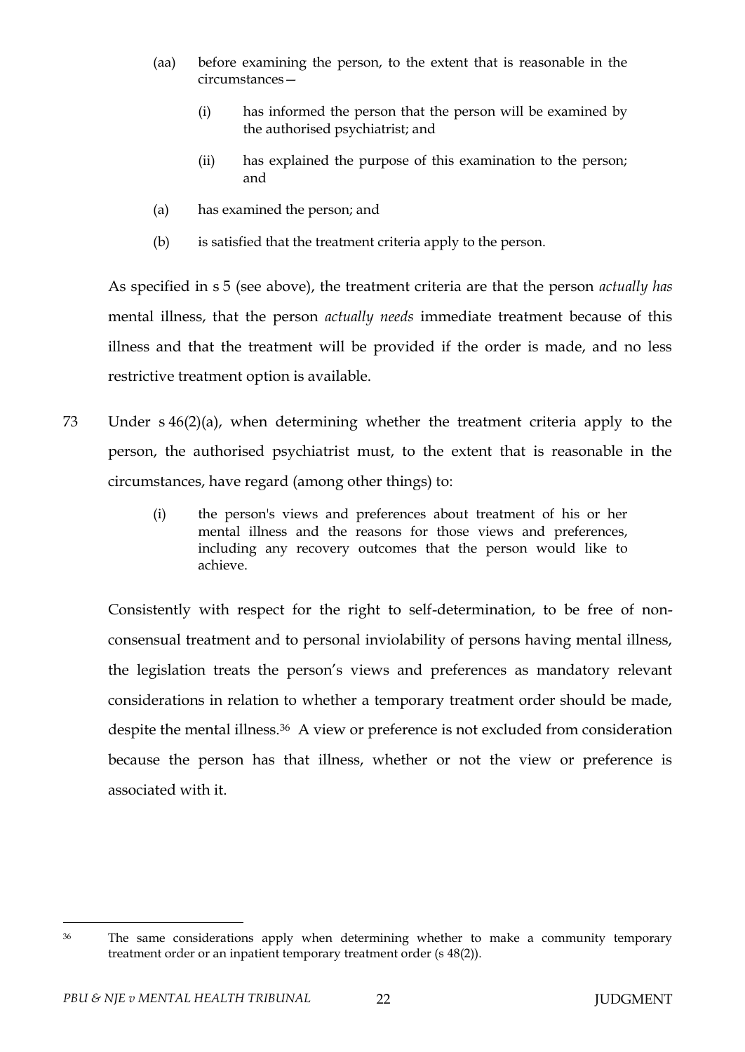(aa) before examining the person, to the extent that is reasonable in the circumstances—

    (i) has informed the person that the person will be examined by the authorised psychiatrist; and

    (ii) has explained the purpose of this examination to the person; and

(a) has examined the person; and

(b) is satisfied that the treatment criteria apply to the person.

As specified in s 5 (see above), the treatment criteria are that the person *actually has* mental illness, that the person *actually needs* immediate treatment because of this illness and that the treatment will be provided if the order is made, and no less restrictive treatment option is available.

73 Under s 46(2)(a), when determining whether the treatment criteria apply to the person, the authorised psychiatrist must, to the extent that is reasonable in the circumstances, have regard (among other things) to:

> (i) the person's views and preferences about treatment of his or her mental illness and the reasons for those views and preferences, including any recovery outcomes that the person would like to achieve.

Consistently with respect for the right to self-determination, to be free of non-consensual treatment and to personal inviolability of persons having mental illness, the legislation treats the person's views and preferences as mandatory relevant considerations in relation to whether a temporary treatment order should be made, despite the mental illness.[36] A view or preference is not excluded from consideration because the person has that illness, whether or not the view or preference is associated with it.

---

[36] The same considerations apply when determining whether to make a community temporary treatment order or an inpatient temporary treatment order (s 48(2)).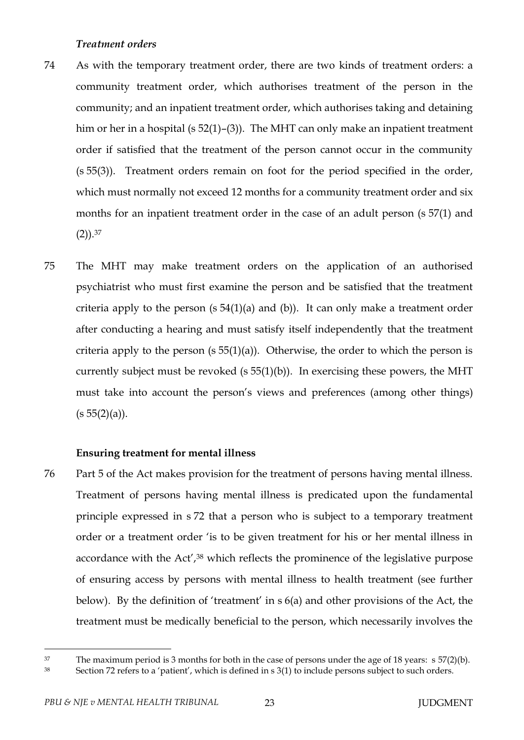### *Treatment orders*

74 As with the temporary treatment order, there are two kinds of treatment orders: a community treatment order, which authorises treatment of the person in the community; and an inpatient treatment order, which authorises taking and detaining him or her in a hospital (s 52(1)–(3)). The MHT can only make an inpatient treatment order if satisfied that the treatment of the person cannot occur in the community (s 55(3)). Treatment orders remain on foot for the period specified in the order, which must normally not exceed 12 months for a community treatment order and six months for an inpatient treatment order in the case of an adult person (s 57(1) and (2)).[37]

75 The MHT may make treatment orders on the application of an authorised psychiatrist who must first examine the person and be satisfied that the treatment criteria apply to the person (s 54(1)(a) and (b)). It can only make a treatment order after conducting a hearing and must satisfy itself independently that the treatment criteria apply to the person (s 55(1)(a)). Otherwise, the order to which the person is currently subject must be revoked (s 55(1)(b)). In exercising these powers, the MHT must take into account the person's views and preferences (among other things) (s 55(2)(a)).

## **Ensuring treatment for mental illness**

76 Part 5 of the Act makes provision for the treatment of persons having mental illness. Treatment of persons having mental illness is predicated upon the fundamental principle expressed in s 72 that a person who is subject to a temporary treatment order or a treatment order 'is to be given treatment for his or her mental illness in accordance with the Act',[38] which reflects the prominence of the legislative purpose of ensuring access by persons with mental illness to health treatment (see further below). By the definition of 'treatment' in s 6(a) and other provisions of the Act, the treatment must be medically beneficial to the person, which necessarily involves the

---

[37] The maximum period is 3 months for both in the case of persons under the age of 18 years: s 57(2)(b).

[38] Section 72 refers to a 'patient', which is defined in s 3(1) to include persons subject to such orders.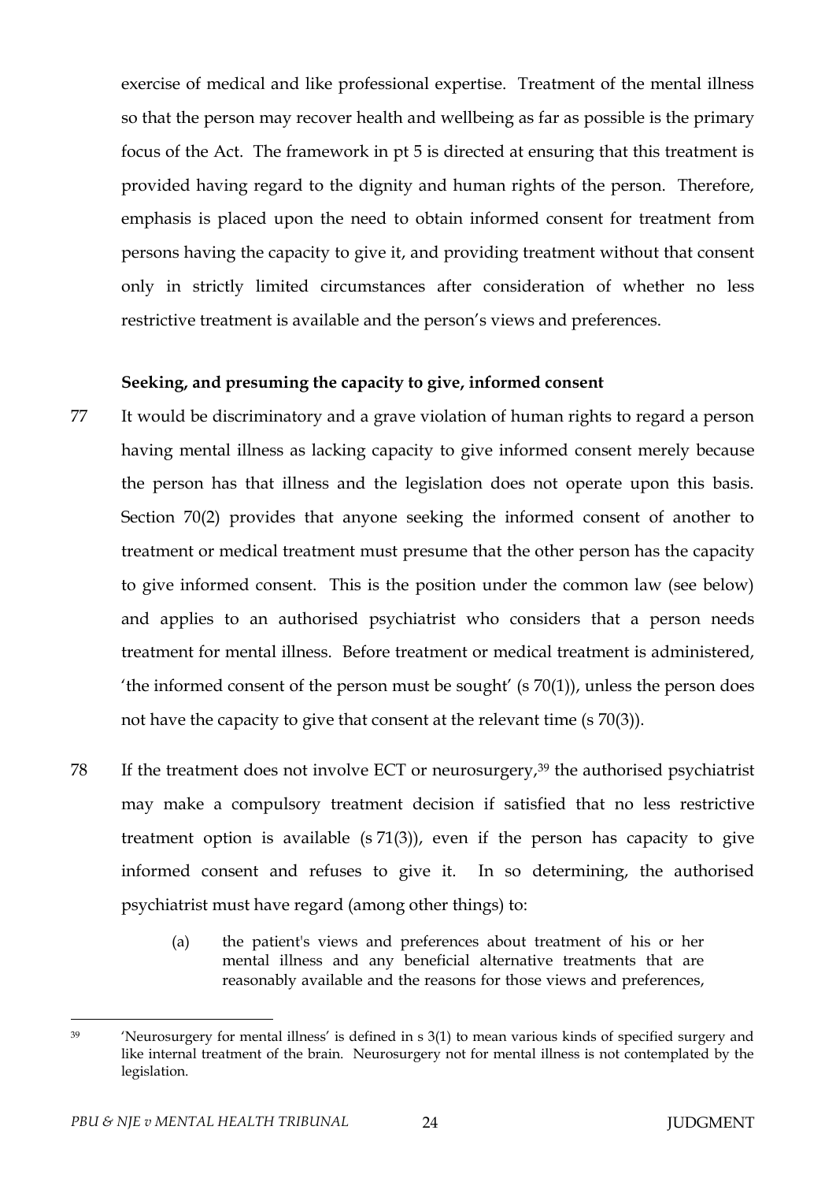exercise of medical and like professional expertise. Treatment of the mental illness so that the person may recover health and wellbeing as far as possible is the primary focus of the Act. The framework in pt 5 is directed at ensuring that this treatment is provided having regard to the dignity and human rights of the person. Therefore, emphasis is placed upon the need to obtain informed consent for treatment from persons having the capacity to give it, and providing treatment without that consent only in strictly limited circumstances after consideration of whether no less restrictive treatment is available and the person's views and preferences.

**Seeking, and presuming the capacity to give, informed consent**

77 It would be discriminatory and a grave violation of human rights to regard a person having mental illness as lacking capacity to give informed consent merely because the person has that illness and the legislation does not operate upon this basis. Section 70(2) provides that anyone seeking the informed consent of another to treatment or medical treatment must presume that the other person has the capacity to give informed consent. This is the position under the common law (see below) and applies to an authorised psychiatrist who considers that a person needs treatment for mental illness. Before treatment or medical treatment is administered, 'the informed consent of the person must be sought' (s 70(1)), unless the person does not have the capacity to give that consent at the relevant time (s 70(3)).

78 If the treatment does not involve ECT or neurosurgery,[39] the authorised psychiatrist may make a compulsory treatment decision if satisfied that no less restrictive treatment option is available (s 71(3)), even if the person has capacity to give informed consent and refuses to give it. In so determining, the authorised psychiatrist must have regard (among other things) to:

> (a) the patient's views and preferences about treatment of his or her mental illness and any beneficial alternative treatments that are reasonably available and the reasons for those views and preferences,

[39] 'Neurosurgery for mental illness' is defined in s 3(1) to mean various kinds of specified surgery and like internal treatment of the brain. Neurosurgery not for mental illness is not contemplated by the legislation.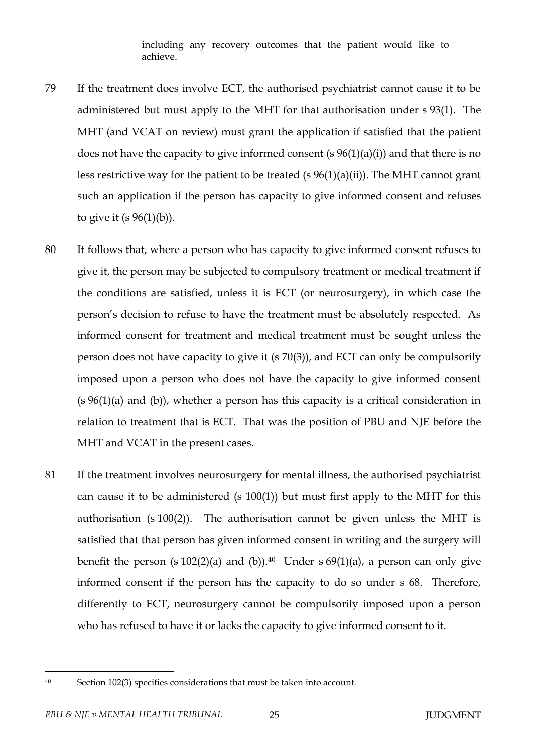including any recovery outcomes that the patient would like to achieve.

79 If the treatment does involve ECT, the authorised psychiatrist cannot cause it to be administered but must apply to the MHT for that authorisation under s 93(1). The MHT (and VCAT on review) must grant the application if satisfied that the patient does not have the capacity to give informed consent (s 96(1)(a)(i)) and that there is no less restrictive way for the patient to be treated (s 96(1)(a)(ii)). The MHT cannot grant such an application if the person has capacity to give informed consent and refuses to give it (s 96(1)(b)).

80 It follows that, where a person who has capacity to give informed consent refuses to give it, the person may be subjected to compulsory treatment or medical treatment if the conditions are satisfied, unless it is ECT (or neurosurgery), in which case the person's decision to refuse to have the treatment must be absolutely respected. As informed consent for treatment and medical treatment must be sought unless the person does not have capacity to give it (s 70(3)), and ECT can only be compulsorily imposed upon a person who does not have the capacity to give informed consent (s 96(1)(a) and (b)), whether a person has this capacity is a critical consideration in relation to treatment that is ECT. That was the position of PBU and NJE before the MHT and VCAT in the present cases.

81 If the treatment involves neurosurgery for mental illness, the authorised psychiatrist can cause it to be administered (s 100(1)) but must first apply to the MHT for this authorisation (s 100(2)). The authorisation cannot be given unless the MHT is satisfied that that person has given informed consent in writing and the surgery will benefit the person (s 102(2)(a) and (b)).[40] Under s 69(1)(a), a person can only give informed consent if the person has the capacity to do so under s 68. Therefore, differently to ECT, neurosurgery cannot be compulsorily imposed upon a person who has refused to have it or lacks the capacity to give informed consent to it.

---

[40] Section 102(3) specifies considerations that must be taken into account.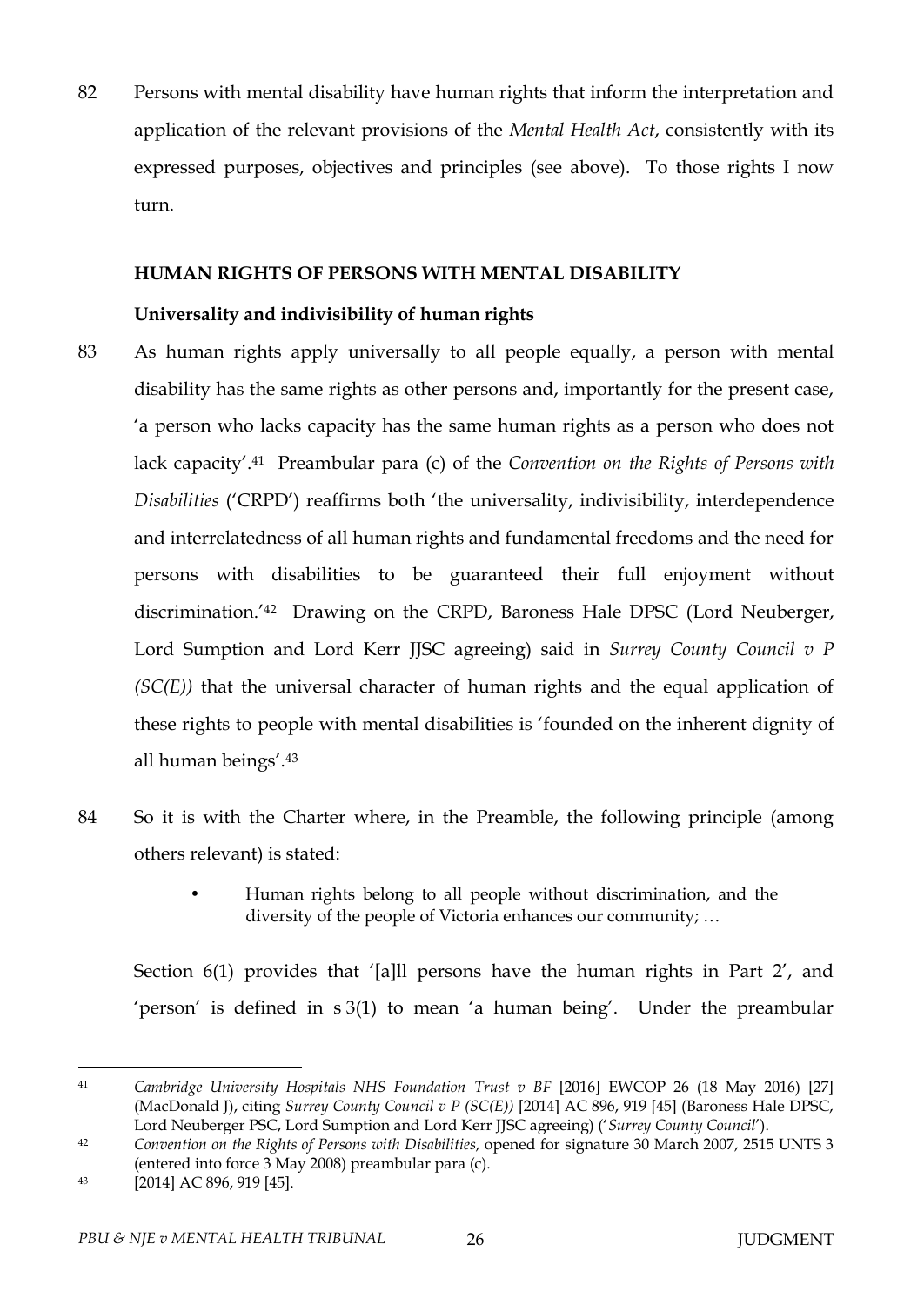82 Persons with mental disability have human rights that inform the interpretation and application of the relevant provisions of the *Mental Health Act*, consistently with its expressed purposes, objectives and principles (see above). To those rights I now turn.

**HUMAN RIGHTS OF PERSONS WITH MENTAL DISABILITY**

**Universality and indivisibility of human rights**

83 As human rights apply universally to all people equally, a person with mental disability has the same rights as other persons and, importantly for the present case, 'a person who lacks capacity has the same human rights as a person who does not lack capacity'.[41] Preambular para (c) of the *Convention on the Rights of Persons with Disabilities* ('CRPD') reaffirms both 'the universality, indivisibility, interdependence and interrelatedness of all human rights and fundamental freedoms and the need for persons with disabilities to be guaranteed their full enjoyment without discrimination.'[42] Drawing on the CRPD, Baroness Hale DPSC (Lord Neuberger, Lord Sumption and Lord Kerr JJSC agreeing) said in *Surrey County Council v P (SC(E))* that the universal character of human rights and the equal application of these rights to people with mental disabilities is 'founded on the inherent dignity of all human beings'.[43]

84 So it is with the Charter where, in the Preamble, the following principle (among others relevant) is stated:

> - Human rights belong to all people without discrimination, and the diversity of the people of Victoria enhances our community; …

Section 6(1) provides that '[a]ll persons have the human rights in Part 2', and 'person' is defined in s 3(1) to mean 'a human being'. Under the preambular

---

[41] *Cambridge University Hospitals NHS Foundation Trust v BF* [2016] EWCOP 26 (18 May 2016) [27] (MacDonald J), citing *Surrey County Council v P (SC(E))* [2014] AC 896, 919 [45] (Baroness Hale DPSC, Lord Neuberger PSC, Lord Sumption and Lord Kerr JJSC agreeing) ('*Surrey County Council*').

[42] *Convention on the Rights of Persons with Disabilities*, opened for signature 30 March 2007, 2515 UNTS 3 (entered into force 3 May 2008) preambular para (c).

[43] [2014] AC 896, 919 [45].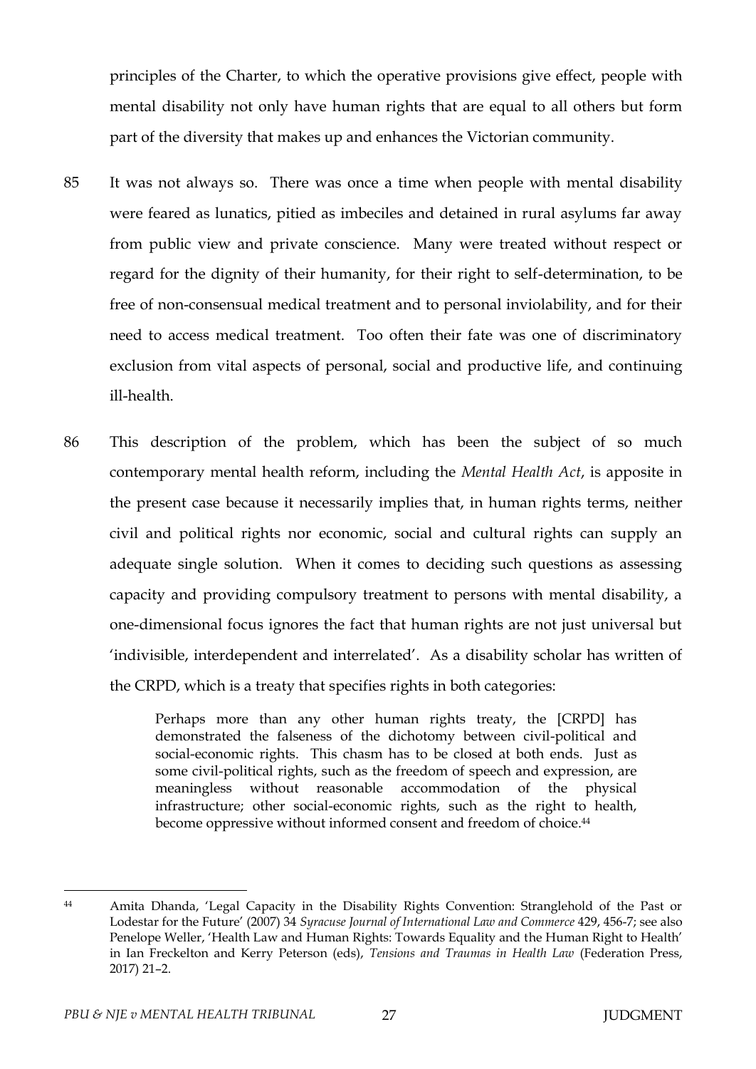principles of the Charter, to which the operative provisions give effect, people with mental disability not only have human rights that are equal to all others but form part of the diversity that makes up and enhances the Victorian community.

85 It was not always so. There was once a time when people with mental disability were feared as lunatics, pitied as imbeciles and detained in rural asylums far away from public view and private conscience. Many were treated without respect or regard for the dignity of their humanity, for their right to self-determination, to be free of non-consensual medical treatment and to personal inviolability, and for their need to access medical treatment. Too often their fate was one of discriminatory exclusion from vital aspects of personal, social and productive life, and continuing ill-health.

86 This description of the problem, which has been the subject of so much contemporary mental health reform, including the *Mental Health Act*, is apposite in the present case because it necessarily implies that, in human rights terms, neither civil and political rights nor economic, social and cultural rights can supply an adequate single solution. When it comes to deciding such questions as assessing capacity and providing compulsory treatment to persons with mental disability, a one-dimensional focus ignores the fact that human rights are not just universal but 'indivisible, interdependent and interrelated'. As a disability scholar has written of the CRPD, which is a treaty that specifies rights in both categories:

> Perhaps more than any other human rights treaty, the [CRPD] has demonstrated the falseness of the dichotomy between civil-political and social-economic rights. This chasm has to be closed at both ends. Just as some civil-political rights, such as the freedom of speech and expression, are meaningless without reasonable accommodation of the physical infrastructure; other social-economic rights, such as the right to health, become oppressive without informed consent and freedom of choice.[44]

---

[44] Amita Dhanda, 'Legal Capacity in the Disability Rights Convention: Stranglehold of the Past or Lodestar for the Future' (2007) 34 *Syracuse Journal of International Law and Commerce* 429, 456-7; see also Penelope Weller, 'Health Law and Human Rights: Towards Equality and the Human Right to Health' in Ian Freckelton and Kerry Peterson (eds), *Tensions and Traumas in Health Law* (Federation Press, 2017) 21–2.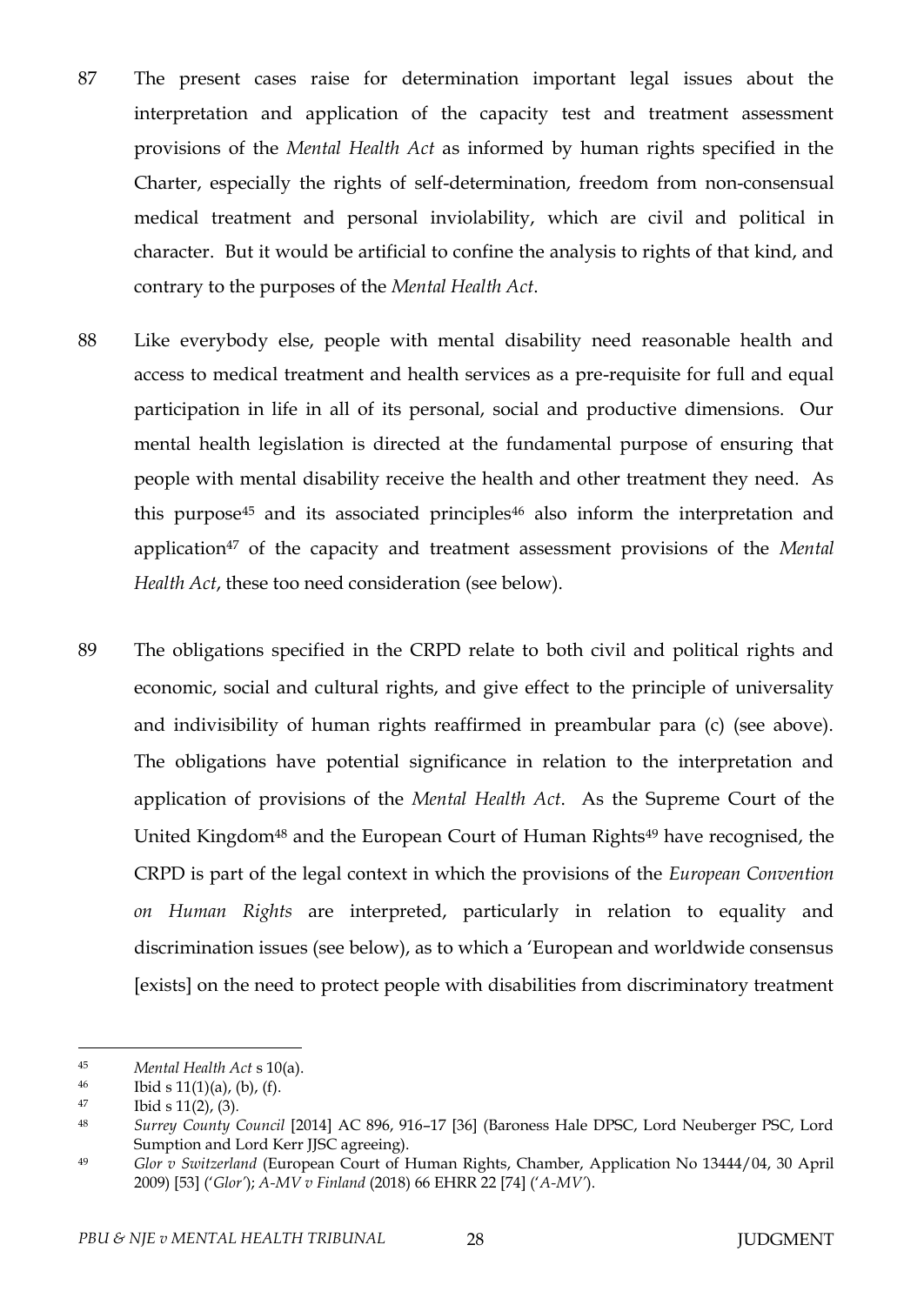87 The present cases raise for determination important legal issues about the interpretation and application of the capacity test and treatment assessment provisions of the *Mental Health Act* as informed by human rights specified in the Charter, especially the rights of self-determination, freedom from non-consensual medical treatment and personal inviolability, which are civil and political in character. But it would be artificial to confine the analysis to rights of that kind, and contrary to the purposes of the *Mental Health Act*.

88 Like everybody else, people with mental disability need reasonable health and access to medical treatment and health services as a pre-requisite for full and equal participation in life in all of its personal, social and productive dimensions. Our mental health legislation is directed at the fundamental purpose of ensuring that people with mental disability receive the health and other treatment they need. As this purpose[45] and its associated principles[46] also inform the interpretation and application[47] of the capacity and treatment assessment provisions of the *Mental Health Act*, these too need consideration (see below).

89 The obligations specified in the CRPD relate to both civil and political rights and economic, social and cultural rights, and give effect to the principle of universality and indivisibility of human rights reaffirmed in preambular para (c) (see above). The obligations have potential significance in relation to the interpretation and application of provisions of the *Mental Health Act*. As the Supreme Court of the United Kingdom[48] and the European Court of Human Rights[49] have recognised, the CRPD is part of the legal context in which the provisions of the *European Convention on Human Rights* are interpreted, particularly in relation to equality and discrimination issues (see below), as to which a 'European and worldwide consensus [exists] on the need to protect people with disabilities from discriminatory treatment

---

[45] *Mental Health Act* s 10(a).

[46] Ibid s 11(1)(a), (b), (f).

[47] Ibid s 11(2), (3).

[48] *Surrey County Council* [2014] AC 896, 916–17 [36] (Baroness Hale DPSC, Lord Neuberger PSC, Lord Sumption and Lord Kerr JJSC agreeing).

[49] *Glor v Switzerland* (European Court of Human Rights, Chamber, Application No 13444/04, 30 April 2009) [53] ('*Glor*'); *A-MV v Finland* (2018) 66 EHRR 22 [74] ('*A-MV*').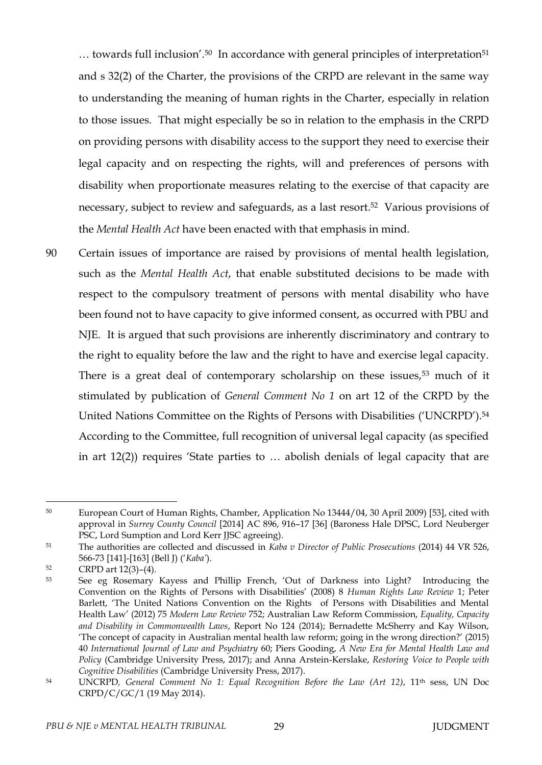… towards full inclusion'.[50] In accordance with general principles of interpretation[51] and s 32(2) of the Charter, the provisions of the CRPD are relevant in the same way to understanding the meaning of human rights in the Charter, especially in relation to those issues. That might especially be so in relation to the emphasis in the CRPD on providing persons with disability access to the support they need to exercise their legal capacity and on respecting the rights, will and preferences of persons with disability when proportionate measures relating to the exercise of that capacity are necessary, subject to review and safeguards, as a last resort.[52] Various provisions of the *Mental Health Act* have been enacted with that emphasis in mind.

90 Certain issues of importance are raised by provisions of mental health legislation, such as the *Mental Health Act*, that enable substituted decisions to be made with respect to the compulsory treatment of persons with mental disability who have been found not to have capacity to give informed consent, as occurred with PBU and NJE. It is argued that such provisions are inherently discriminatory and contrary to the right to equality before the law and the right to have and exercise legal capacity. There is a great deal of contemporary scholarship on these issues,[53] much of it stimulated by publication of *General Comment No 1* on art 12 of the CRPD by the United Nations Committee on the Rights of Persons with Disabilities ('UNCRPD').[54] According to the Committee, full recognition of universal legal capacity (as specified in art 12(2)) requires 'State parties to … abolish denials of legal capacity that are

---

[50] European Court of Human Rights, Chamber, Application No 13444/04, 30 April 2009) [53], cited with approval in *Surrey County Council* [2014] AC 896, 916–17 [36] (Baroness Hale DPSC, Lord Neuberger PSC, Lord Sumption and Lord Kerr JJSC agreeing).

[51] The authorities are collected and discussed in *Kaba v Director of Public Prosecutions* (2014) 44 VR 526, 566-73 [141]-[163] (Bell J) ('*Kaba*').

[52] CRPD art 12(3)–(4).

[53] See eg Rosemary Kayess and Phillip French, 'Out of Darkness into Light? Introducing the Convention on the Rights of Persons with Disabilities' (2008) 8 *Human Rights Law Review* 1; Peter Barlett, 'The United Nations Convention on the Rights of Persons with Disabilities and Mental Health Law' (2012) 75 *Modern Law Review* 752; Australian Law Reform Commission, *Equality, Capacity and Disability in Commonwealth Laws*, Report No 124 (2014); Bernadette McSherry and Kay Wilson, 'The concept of capacity in Australian mental health law reform; going in the wrong direction?' (2015) 40 *International Journal of Law and Psychiatry* 60; Piers Gooding, *A New Era for Mental Health Law and Policy* (Cambridge University Press, 2017); and Anna Arstein-Kerslake, *Restoring Voice to People with Cognitive Disabilities* (Cambridge University Press, 2017).

[54] UNCRPD, *General Comment No 1: Equal Recognition Before the Law (Art 12)*, 11th sess, UN Doc CRPD/C/GC/1 (19 May 2014).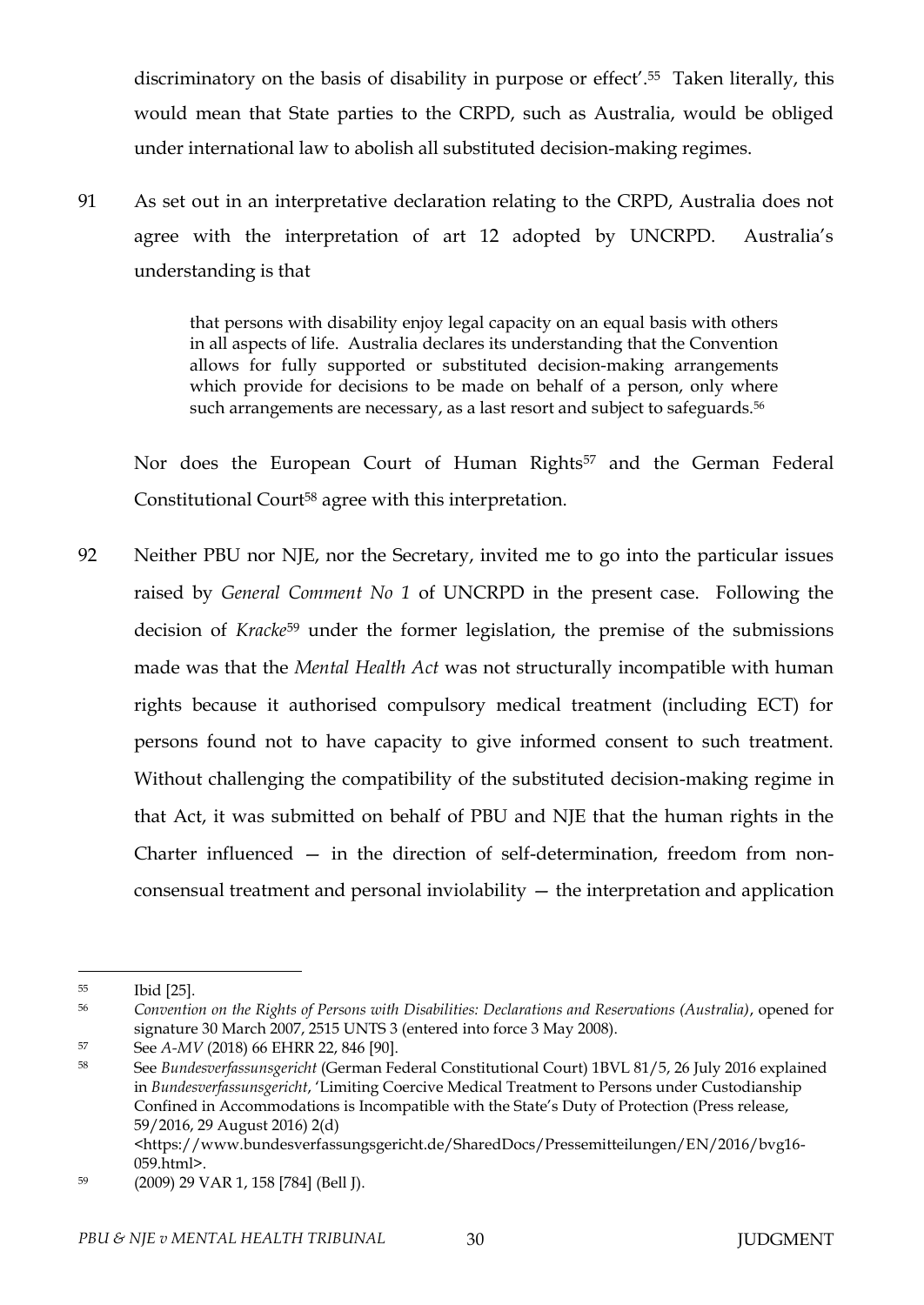discriminatory on the basis of disability in purpose or effect'.[55] Taken literally, this would mean that State parties to the CRPD, such as Australia, would be obliged under international law to abolish all substituted decision-making regimes.

91 As set out in an interpretative declaration relating to the CRPD, Australia does not agree with the interpretation of art 12 adopted by UNCRPD. Australia's understanding is that

> that persons with disability enjoy legal capacity on an equal basis with others in all aspects of life. Australia declares its understanding that the Convention allows for fully supported or substituted decision-making arrangements which provide for decisions to be made on behalf of a person, only where such arrangements are necessary, as a last resort and subject to safeguards.[56]

Nor does the European Court of Human Rights[57] and the German Federal Constitutional Court[58] agree with this interpretation.

92 Neither PBU nor NJE, nor the Secretary, invited me to go into the particular issues raised by *General Comment No 1* of UNCRPD in the present case. Following the decision of *Kracke*[59] under the former legislation, the premise of the submissions made was that the *Mental Health Act* was not structurally incompatible with human rights because it authorised compulsory medical treatment (including ECT) for persons found not to have capacity to give informed consent to such treatment. Without challenging the compatibility of the substituted decision-making regime in that Act, it was submitted on behalf of PBU and NJE that the human rights in the Charter influenced — in the direction of self-determination, freedom from non-consensual treatment and personal inviolability — the interpretation and application

---

[55] Ibid [25].

[56] *Convention on the Rights of Persons with Disabilities: Declarations and Reservations (Australia)*, opened for signature 30 March 2007, 2515 UNTS 3 (entered into force 3 May 2008).

[57] See *A-MV* (2018) 66 EHRR 22, 846 [90].

[58] See *Bundesverfassungsgericht* (German Federal Constitutional Court) 1BVL 81/5, 26 July 2016 explained in *Bundesverfassungsgericht*, 'Limiting Coercive Medical Treatment to Persons under Custodianship Confined in Accommodations is Incompatible with the State's Duty of Protection (Press release, 59/2016, 29 August 2016) 2(d) <https://www.bundesverfassungsgericht.de/SharedDocs/Pressemitteilungen/EN/2016/bvg16-059.html>.

[59] (2009) 29 VAR 1, 158 [784] (Bell J).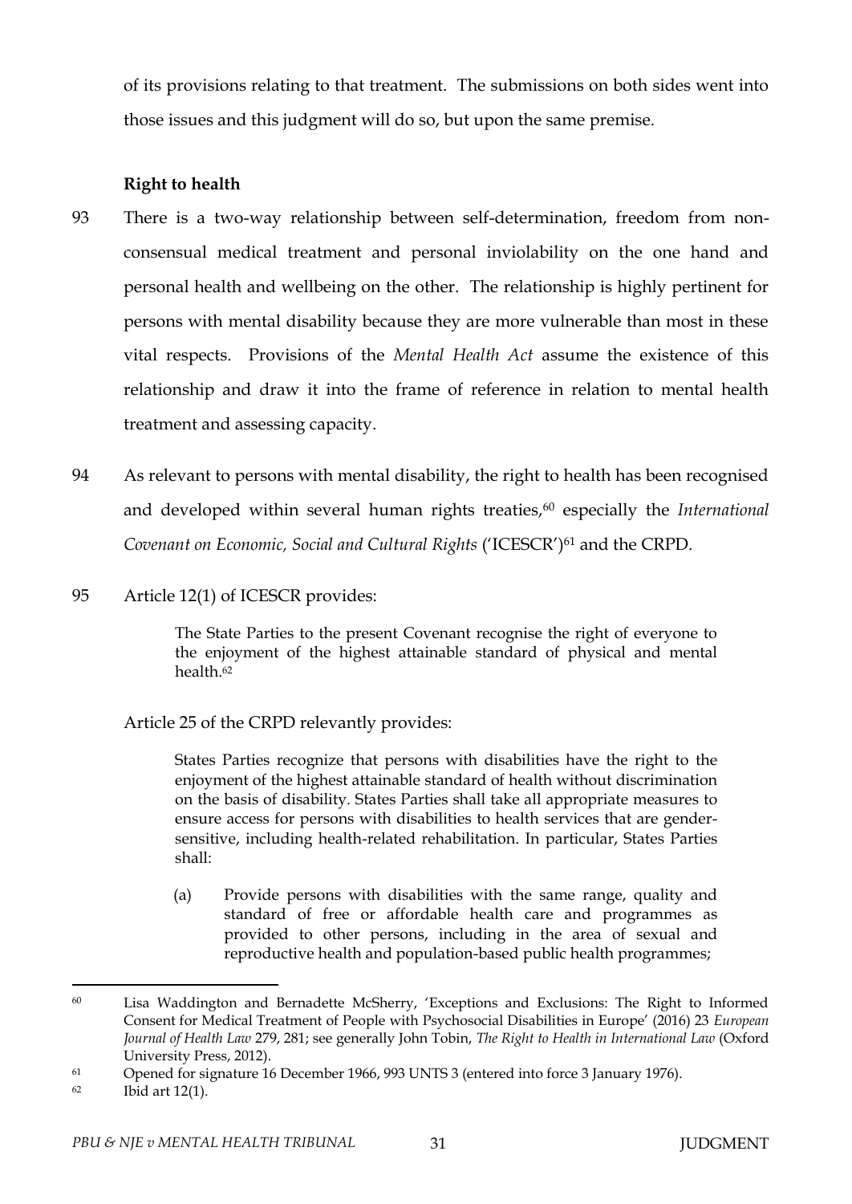of its provisions relating to that treatment. The submissions on both sides went into those issues and this judgment will do so, but upon the same premise.

**Right to health**

93 There is a two-way relationship between self-determination, freedom from non-consensual medical treatment and personal inviolability on the one hand and personal health and wellbeing on the other. The relationship is highly pertinent for persons with mental disability because they are more vulnerable than most in these vital respects. Provisions of the *Mental Health Act* assume the existence of this relationship and draw it into the frame of reference in relation to mental health treatment and assessing capacity.

94 As relevant to persons with mental disability, the right to health has been recognised and developed within several human rights treaties,[60] especially the *International Covenant on Economic, Social and Cultural Rights* ('ICESCR')[61] and the CRPD.

95 Article 12(1) of ICESCR provides:

> The State Parties to the present Covenant recognise the right of everyone to the enjoyment of the highest attainable standard of physical and mental health.[62]

Article 25 of the CRPD relevantly provides:

> States Parties recognize that persons with disabilities have the right to the enjoyment of the highest attainable standard of health without discrimination on the basis of disability. States Parties shall take all appropriate measures to ensure access for persons with disabilities to health services that are gender-sensitive, including health-related rehabilitation. In particular, States Parties shall:
>
> (a) Provide persons with disabilities with the same range, quality and standard of free or affordable health care and programmes as provided to other persons, including in the area of sexual and reproductive health and population-based public health programmes;

---

[60] Lisa Waddington and Bernadette McSherry, 'Exceptions and Exclusions: The Right to Informed Consent for Medical Treatment of People with Psychosocial Disabilities in Europe' (2016) 23 *European Journal of Health Law* 279, 281; see generally John Tobin, *The Right to Health in International Law* (Oxford University Press, 2012).

[61] Opened for signature 16 December 1966, 993 UNTS 3 (entered into force 3 January 1976).

[62] Ibid art 12(1).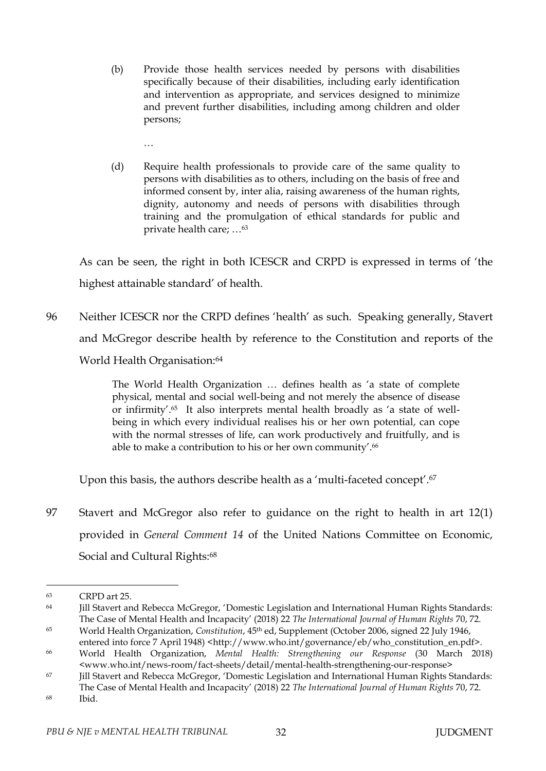> (b) Provide those health services needed by persons with disabilities specifically because of their disabilities, including early identification and intervention as appropriate, and services designed to minimize and prevent further disabilities, including among children and older persons;
>
> …
>
> (d) Require health professionals to provide care of the same quality to persons with disabilities as to others, including on the basis of free and informed consent by, inter alia, raising awareness of the human rights, dignity, autonomy and needs of persons with disabilities through training and the promulgation of ethical standards for public and private health care; …[63]

As can be seen, the right in both ICESCR and CRPD is expressed in terms of 'the highest attainable standard' of health.

96 Neither ICESCR nor the CRPD defines 'health' as such. Speaking generally, Stavert and McGregor describe health by reference to the Constitution and reports of the World Health Organisation:[64]

> The World Health Organization … defines health as 'a state of complete physical, mental and social well-being and not merely the absence of disease or infirmity'.[65] It also interprets mental health broadly as 'a state of well-being in which every individual realises his or her own potential, can cope with the normal stresses of life, can work productively and fruitfully, and is able to make a contribution to his or her own community'.[66]

Upon this basis, the authors describe health as a 'multi-faceted concept'.[67]

97 Stavert and McGregor also refer to guidance on the right to health in art 12(1) provided in *General Comment 14* of the United Nations Committee on Economic, Social and Cultural Rights:[68]

---

[63] CRPD art 25.

[64] Jill Stavert and Rebecca McGregor, 'Domestic Legislation and International Human Rights Standards: The Case of Mental Health and Incapacity' (2018) 22 *The International Journal of Human Rights* 70, 72.

[65] World Health Organization, *Constitution*, 45th ed, Supplement (October 2006, signed 22 July 1946, entered into force 7 April 1948) <http://www.who.int/governance/eb/who_constitution_en.pdf>.

[66] World Health Organization, *Mental Health: Strengthening our Response* (30 March 2018) <www.who.int/news-room/fact-sheets/detail/mental-health-strengthening-our-response>

[67] Jill Stavert and Rebecca McGregor, 'Domestic Legislation and International Human Rights Standards: The Case of Mental Health and Incapacity' (2018) 22 *The International Journal of Human Rights* 70, 72.

[68] Ibid.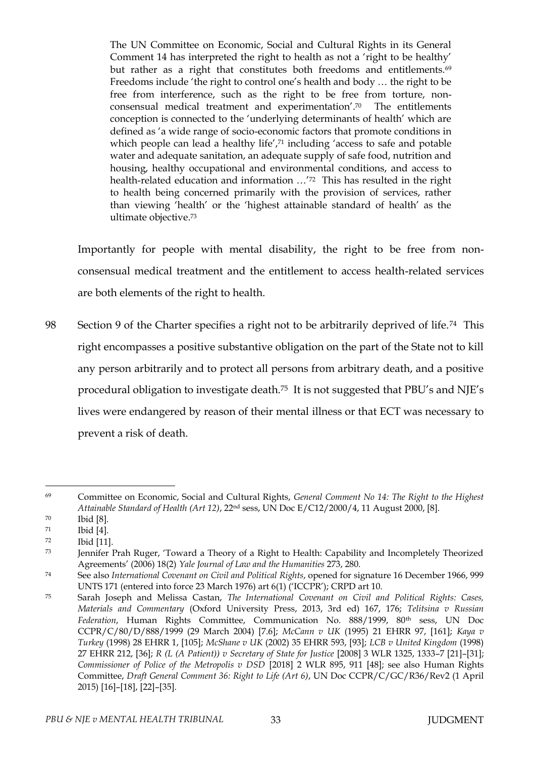> The UN Committee on Economic, Social and Cultural Rights in its General Comment 14 has interpreted the right to health as not a 'right to be healthy' but rather as a right that constitutes both freedoms and entitlements.[69] Freedoms include 'the right to control one's health and body … the right to be free from interference, such as the right to be free from torture, non-consensual medical treatment and experimentation'.[70] The entitlements conception is connected to the 'underlying determinants of health' which are defined as 'a wide range of socio-economic factors that promote conditions in which people can lead a healthy life',[71] including 'access to safe and potable water and adequate sanitation, an adequate supply of safe food, nutrition and housing, healthy occupational and environmental conditions, and access to health-related education and information …'[72] This has resulted in the right to health being concerned primarily with the provision of services, rather than viewing 'health' or the 'highest attainable standard of health' as the ultimate objective.[73]

Importantly for people with mental disability, the right to be free from non-consensual medical treatment and the entitlement to access health-related services are both elements of the right to health.

98 Section 9 of the Charter specifies a right not to be arbitrarily deprived of life.[74] This right encompasses a positive substantive obligation on the part of the State not to kill any person arbitrarily and to protect all persons from arbitrary death, and a positive procedural obligation to investigate death.[75] It is not suggested that PBU's and NJE's lives were endangered by reason of their mental illness or that ECT was necessary to prevent a risk of death.

---

[69] Committee on Economic, Social and Cultural Rights, *General Comment No 14: The Right to the Highest Attainable Standard of Health (Art 12)*, 22nd sess, UN Doc E/C12/2000/4, 11 August 2000, [8].

[70] Ibid [8].

[71] Ibid [4].

[72] Ibid [11].

[73] Jennifer Prah Ruger, 'Toward a Theory of a Right to Health: Capability and Incompletely Theorized Agreements' (2006) 18(2) *Yale Journal of Law and the Humanities* 273, 280.

[74] See also *International Covenant on Civil and Political Rights*, opened for signature 16 December 1966, 999 UNTS 171 (entered into force 23 March 1976) art 6(1) ('ICCPR'); CRPD art 10.

[75] Sarah Joseph and Melissa Castan, *The International Covenant on Civil and Political Rights: Cases, Materials and Commentary* (Oxford University Press, 2013, 3rd ed) 167, 176; *Telitsina v Russian Federation*, Human Rights Committee, Communication No. 888/1999, 80th sess, UN Doc CCPR/C/80/D/888/1999 (29 March 2004) [7.6]; *McCann v UK* (1995) 21 EHRR 97, [161]; *Kaya v Turkey* (1998) 28 EHRR 1, [105]; *McShane v UK* (2002) 35 EHRR 593, [93]; *LCB v United Kingdom* (1998) 27 EHRR 212, [36]; *R (L (A Patient)) v Secretary of State for Justice* [2008] 3 WLR 1325, 1333–7 [21]–[31]; *Commissioner of Police of the Metropolis v DSD* [2018] 2 WLR 895, 911 [48]; see also Human Rights Committee, *Draft General Comment 36: Right to Life (Art 6)*, UN Doc CCPR/C/GC/R36/Rev2 (1 April 2015) [16]–[18], [22]–[35].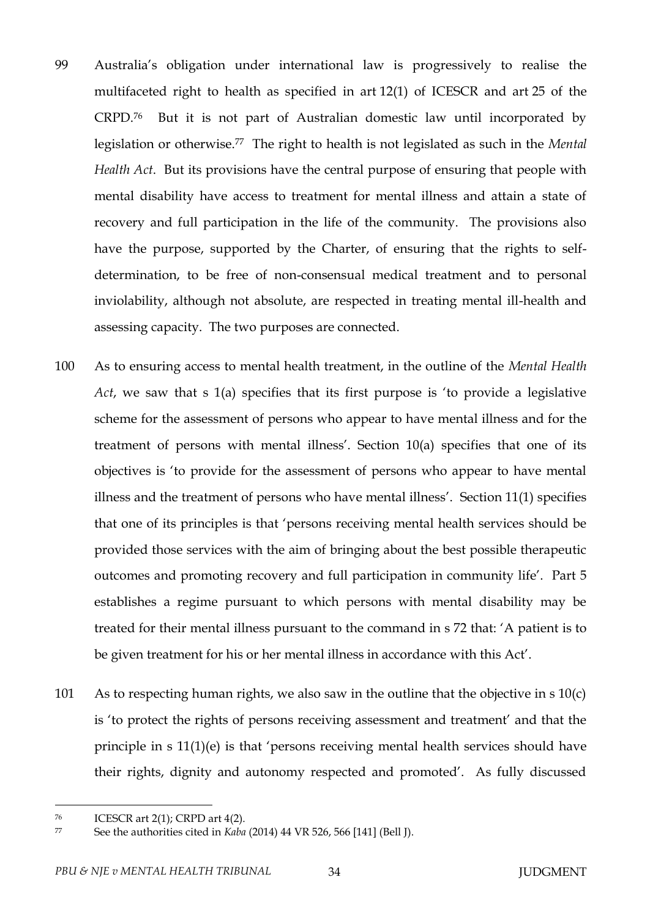99 Australia's obligation under international law is progressively to realise the multifaceted right to health as specified in art 12(1) of ICESCR and art 25 of the CRPD.[76] But it is not part of Australian domestic law until incorporated by legislation or otherwise.[77] The right to health is not legislated as such in the *Mental Health Act*. But its provisions have the central purpose of ensuring that people with mental disability have access to treatment for mental illness and attain a state of recovery and full participation in the life of the community. The provisions also have the purpose, supported by the Charter, of ensuring that the rights to self-determination, to be free of non-consensual medical treatment and to personal inviolability, although not absolute, are respected in treating mental ill-health and assessing capacity. The two purposes are connected.

100 As to ensuring access to mental health treatment, in the outline of the *Mental Health Act*, we saw that s 1(a) specifies that its first purpose is 'to provide a legislative scheme for the assessment of persons who appear to have mental illness and for the treatment of persons with mental illness'. Section 10(a) specifies that one of its objectives is 'to provide for the assessment of persons who appear to have mental illness and the treatment of persons who have mental illness'. Section 11(1) specifies that one of its principles is that 'persons receiving mental health services should be provided those services with the aim of bringing about the best possible therapeutic outcomes and promoting recovery and full participation in community life'. Part 5 establishes a regime pursuant to which persons with mental disability may be treated for their mental illness pursuant to the command in s 72 that: 'A patient is to be given treatment for his or her mental illness in accordance with this Act'.

101 As to respecting human rights, we also saw in the outline that the objective in s 10(c) is 'to protect the rights of persons receiving assessment and treatment' and that the principle in s 11(1)(e) is that 'persons receiving mental health services should have their rights, dignity and autonomy respected and promoted'. As fully discussed

---

[76] ICESCR art 2(1); CRPD art 4(2).

[77] See the authorities cited in *Kaba* (2014) 44 VR 526, 566 [141] (Bell J).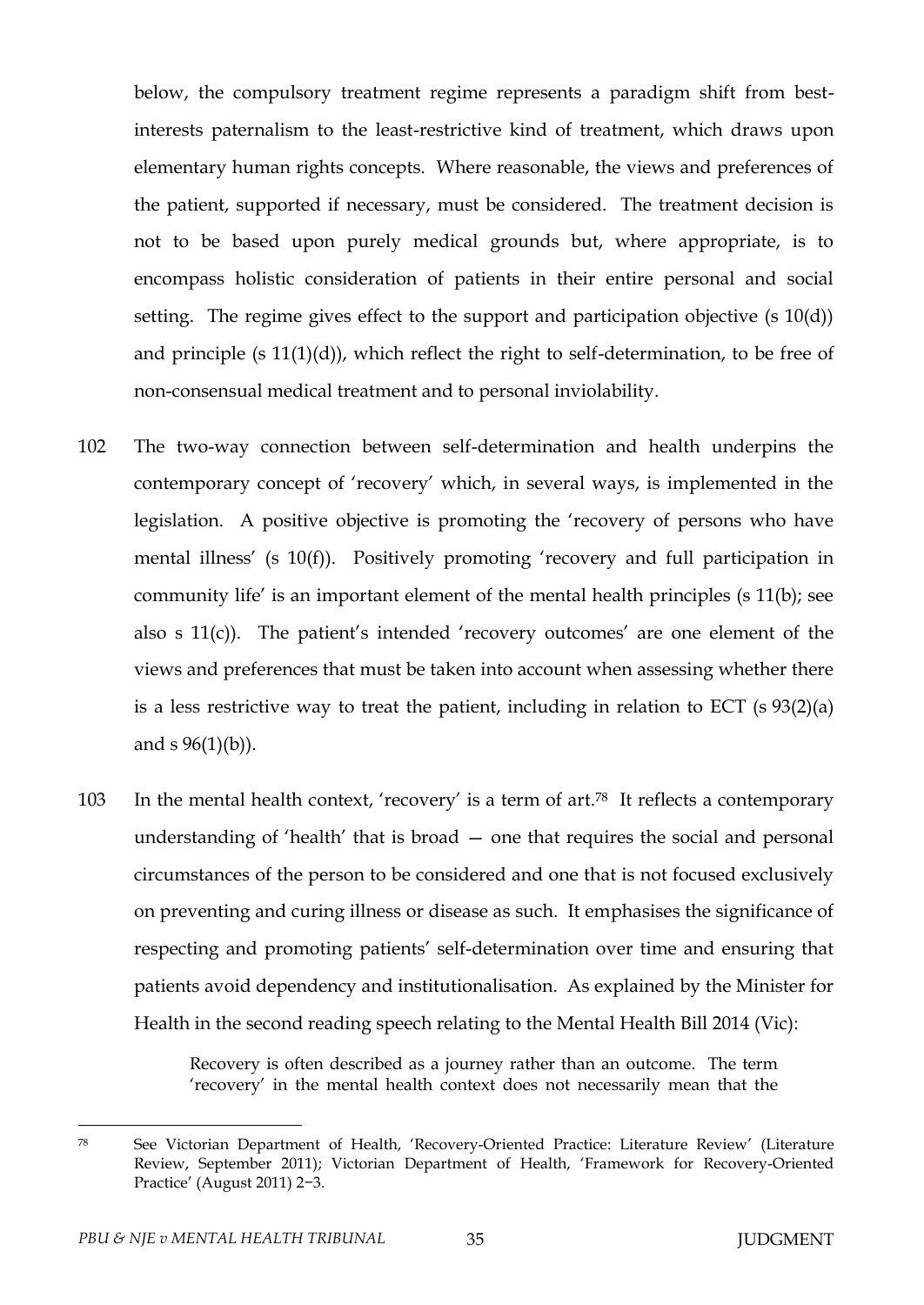below, the compulsory treatment regime represents a paradigm shift from best-interests paternalism to the least-restrictive kind of treatment, which draws upon elementary human rights concepts. Where reasonable, the views and preferences of the patient, supported if necessary, must be considered. The treatment decision is not to be based upon purely medical grounds but, where appropriate, is to encompass holistic consideration of patients in their entire personal and social setting. The regime gives effect to the support and participation objective (s 10(d)) and principle (s 11(1)(d)), which reflect the right to self-determination, to be free of non-consensual medical treatment and to personal inviolability.

102 The two-way connection between self-determination and health underpins the contemporary concept of 'recovery' which, in several ways, is implemented in the legislation. A positive objective is promoting the 'recovery of persons who have mental illness' (s 10(f)). Positively promoting 'recovery and full participation in community life' is an important element of the mental health principles (s 11(b); see also s 11(c)). The patient's intended 'recovery outcomes' are one element of the views and preferences that must be taken into account when assessing whether there is a less restrictive way to treat the patient, including in relation to ECT (s 93(2)(a) and s 96(1)(b)).

103 In the mental health context, 'recovery' is a term of art.[78] It reflects a contemporary understanding of 'health' that is broad — one that requires the social and personal circumstances of the person to be considered and one that is not focused exclusively on preventing and curing illness or disease as such. It emphasises the significance of respecting and promoting patients' self-determination over time and ensuring that patients avoid dependency and institutionalisation. As explained by the Minister for Health in the second reading speech relating to the Mental Health Bill 2014 (Vic):

> Recovery is often described as a journey rather than an outcome. The term 'recovery' in the mental health context does not necessarily mean that the

---

[78] See Victorian Department of Health, 'Recovery-Oriented Practice: Literature Review' (Literature Review, September 2011); Victorian Department of Health, 'Framework for Recovery-Oriented Practice' (August 2011) 2−3.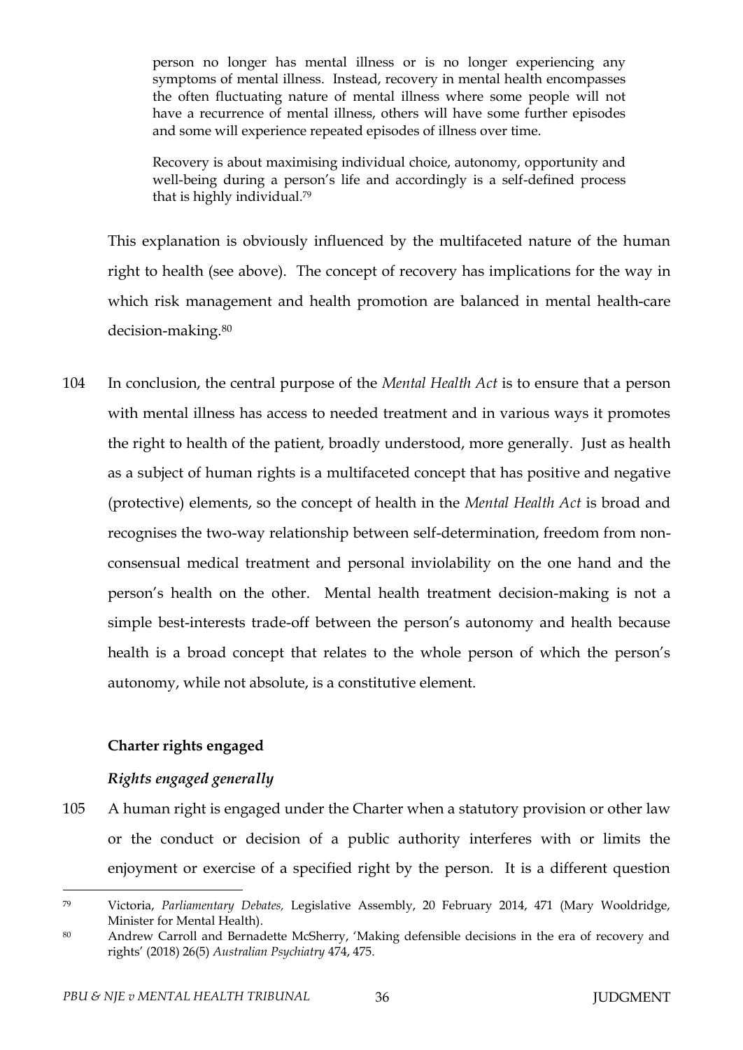> person no longer has mental illness or is no longer experiencing any symptoms of mental illness. Instead, recovery in mental health encompasses the often fluctuating nature of mental illness where some people will not have a recurrence of mental illness, others will have some further episodes and some will experience repeated episodes of illness over time.
>
> Recovery is about maximising individual choice, autonomy, opportunity and well-being during a person's life and accordingly is a self-defined process that is highly individual.[79]

This explanation is obviously influenced by the multifaceted nature of the human right to health (see above). The concept of recovery has implications for the way in which risk management and health promotion are balanced in mental health-care decision-making.[80]

104 In conclusion, the central purpose of the *Mental Health Act* is to ensure that a person with mental illness has access to needed treatment and in various ways it promotes the right to health of the patient, broadly understood, more generally. Just as health as a subject of human rights is a multifaceted concept that has positive and negative (protective) elements, so the concept of health in the *Mental Health Act* is broad and recognises the two-way relationship between self-determination, freedom from non-consensual medical treatment and personal inviolability on the one hand and the person's health on the other. Mental health treatment decision-making is not a simple best-interests trade-off between the person's autonomy and health because health is a broad concept that relates to the whole person of which the person's autonomy, while not absolute, is a constitutive element.

**Charter rights engaged**

***Rights engaged generally***

105 A human right is engaged under the Charter when a statutory provision or other law or the conduct or decision of a public authority interferes with or limits the enjoyment or exercise of a specified right by the person. It is a different question

---

[79] Victoria, *Parliamentary Debates,* Legislative Assembly, 20 February 2014, 471 (Mary Wooldridge, Minister for Mental Health).

[80] Andrew Carroll and Bernadette McSherry, 'Making defensible decisions in the era of recovery and rights' (2018) 26(5) *Australian Psychiatry* 474, 475.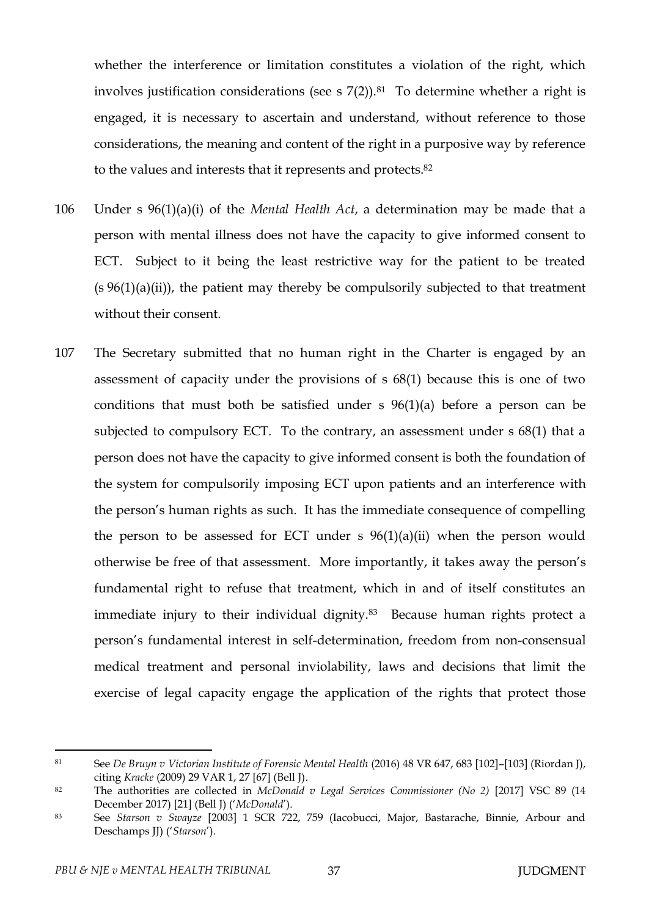whether the interference or limitation constitutes a violation of the right, which involves justification considerations (see s 7(2)).[81] To determine whether a right is engaged, it is necessary to ascertain and understand, without reference to those considerations, the meaning and content of the right in a purposive way by reference to the values and interests that it represents and protects.[82]

106 Under s 96(1)(a)(i) of the *Mental Health Act*, a determination may be made that a person with mental illness does not have the capacity to give informed consent to ECT. Subject to it being the least restrictive way for the patient to be treated (s 96(1)(a)(ii)), the patient may thereby be compulsorily subjected to that treatment without their consent.

107 The Secretary submitted that no human right in the Charter is engaged by an assessment of capacity under the provisions of s 68(1) because this is one of two conditions that must both be satisfied under s 96(1)(a) before a person can be subjected to compulsory ECT. To the contrary, an assessment under s 68(1) that a person does not have the capacity to give informed consent is both the foundation of the system for compulsorily imposing ECT upon patients and an interference with the person's human rights as such. It has the immediate consequence of compelling the person to be assessed for ECT under s 96(1)(a)(ii) when the person would otherwise be free of that assessment. More importantly, it takes away the person's fundamental right to refuse that treatment, which in and of itself constitutes an immediate injury to their individual dignity.[83] Because human rights protect a person's fundamental interest in self-determination, freedom from non-consensual medical treatment and personal inviolability, laws and decisions that limit the exercise of legal capacity engage the application of the rights that protect those

---

[81] See *De Bruyn v Victorian Institute of Forensic Mental Health* (2016) 48 VR 647, 683 [102]–[103] (Riordan J), citing *Kracke* (2009) 29 VAR 1, 27 [67] (Bell J).

[82] The authorities are collected in *McDonald v Legal Services Commissioner (No 2)* [2017] VSC 89 (14 December 2017) [21] (Bell J) ('*McDonald*').

[83] See *Starson v Swayze* [2003] 1 SCR 722, 759 (Iacobucci, Major, Bastarache, Binnie, Arbour and Deschamps JJ) ('*Starson*').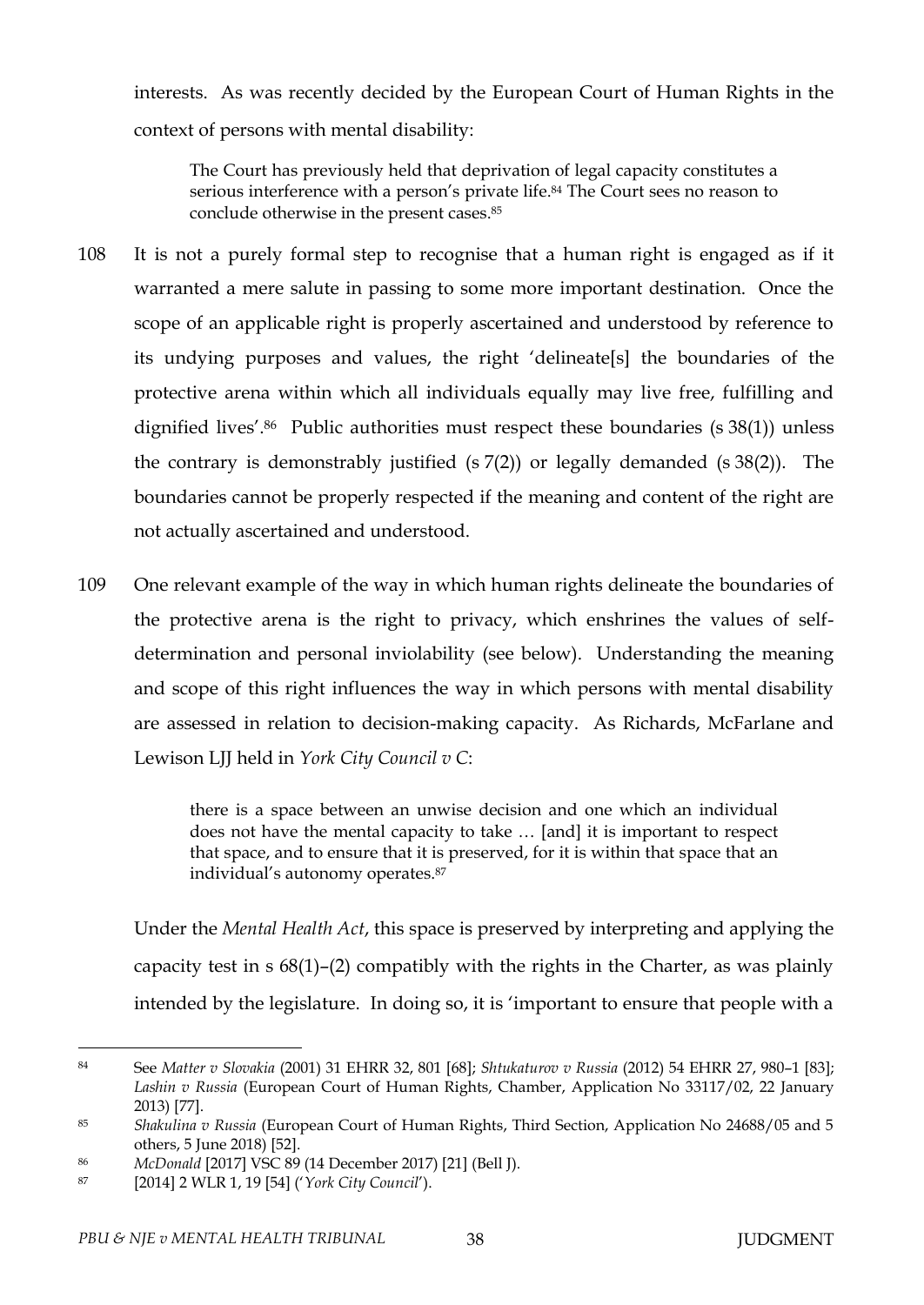interests. As was recently decided by the European Court of Human Rights in the context of persons with mental disability:

> The Court has previously held that deprivation of legal capacity constitutes a serious interference with a person's private life.[84] The Court sees no reason to conclude otherwise in the present cases.[85]

108 It is not a purely formal step to recognise that a human right is engaged as if it warranted a mere salute in passing to some more important destination. Once the scope of an applicable right is properly ascertained and understood by reference to its undying purposes and values, the right 'delineate[s] the boundaries of the protective arena within which all individuals equally may live free, fulfilling and dignified lives'.[86] Public authorities must respect these boundaries (s 38(1)) unless the contrary is demonstrably justified (s 7(2)) or legally demanded (s 38(2)). The boundaries cannot be properly respected if the meaning and content of the right are not actually ascertained and understood.

109 One relevant example of the way in which human rights delineate the boundaries of the protective arena is the right to privacy, which enshrines the values of self-determination and personal inviolability (see below). Understanding the meaning and scope of this right influences the way in which persons with mental disability are assessed in relation to decision-making capacity. As Richards, McFarlane and Lewison LJJ held in *York City Council v C*:

> there is a space between an unwise decision and one which an individual does not have the mental capacity to take … [and] it is important to respect that space, and to ensure that it is preserved, for it is within that space that an individual's autonomy operates.[87]

Under the *Mental Health Act*, this space is preserved by interpreting and applying the capacity test in s 68(1)–(2) compatibly with the rights in the Charter, as was plainly intended by the legislature. In doing so, it is 'important to ensure that people with a

---

[84] See *Matter v Slovakia* (2001) 31 EHRR 32, 801 [68]; *Shtukaturov v Russia* (2012) 54 EHRR 27, 980–1 [83]; *Lashin v Russia* (European Court of Human Rights, Chamber, Application No 33117/02, 22 January 2013) [77].

[85] *Shakulina v Russia* (European Court of Human Rights, Third Section, Application No 24688/05 and 5 others, 5 June 2018) [52].

[86] *McDonald* [2017] VSC 89 (14 December 2017) [21] (Bell J).

[87] [2014] 2 WLR 1, 19 [54] ('*York City Council*').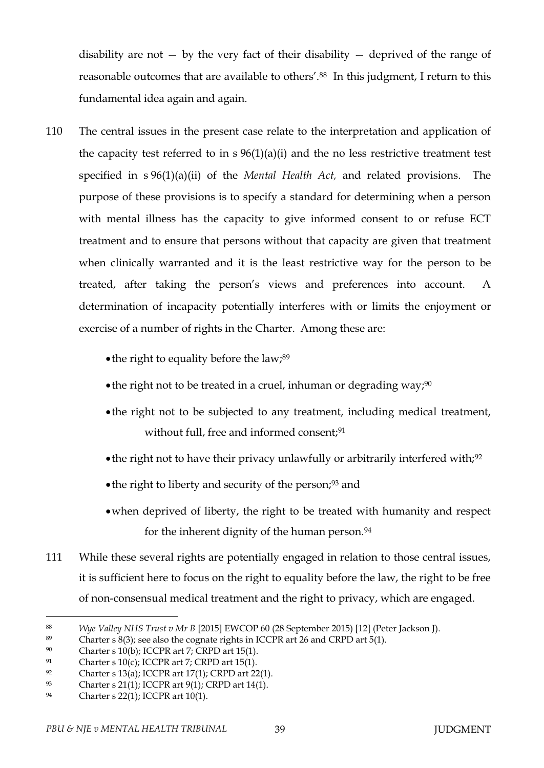disability are not — by the very fact of their disability — deprived of the range of reasonable outcomes that are available to others'.[88] In this judgment, I return to this fundamental idea again and again.

110 The central issues in the present case relate to the interpretation and application of the capacity test referred to in s 96(1)(a)(i) and the no less restrictive treatment test specified in s 96(1)(a)(ii) of the *Mental Health Act,* and related provisions. The purpose of these provisions is to specify a standard for determining when a person with mental illness has the capacity to give informed consent to or refuse ECT treatment and to ensure that persons without that capacity are given that treatment when clinically warranted and it is the least restrictive way for the person to be treated, after taking the person's views and preferences into account. A determination of incapacity potentially interferes with or limits the enjoyment or exercise of a number of rights in the Charter. Among these are:

- the right to equality before the law;[89]
- the right not to be treated in a cruel, inhuman or degrading way;[90]
- the right not to be subjected to any treatment, including medical treatment, without full, free and informed consent;[91]
- the right not to have their privacy unlawfully or arbitrarily interfered with;[92]
- the right to liberty and security of the person;[93] and
- when deprived of liberty, the right to be treated with humanity and respect for the inherent dignity of the human person.[94]

111 While these several rights are potentially engaged in relation to those central issues, it is sufficient here to focus on the right to equality before the law, the right to be free of non-consensual medical treatment and the right to privacy, which are engaged.

---

[88] *Wye Valley NHS Trust v Mr B* [2015] EWCOP 60 (28 September 2015) [12] (Peter Jackson J).

[89] Charter s 8(3); see also the cognate rights in ICCPR art 26 and CRPD art 5(1).

[90] Charter s 10(b); ICCPR art 7; CRPD art 15(1).

[91] Charter s 10(c); ICCPR art 7; CRPD art 15(1).

[92] Charter s 13(a); ICCPR art 17(1); CRPD art 22(1).

[93] Charter s 21(1); ICCPR art 9(1); CRPD art 14(1).

[94] Charter s 22(1); ICCPR art 10(1).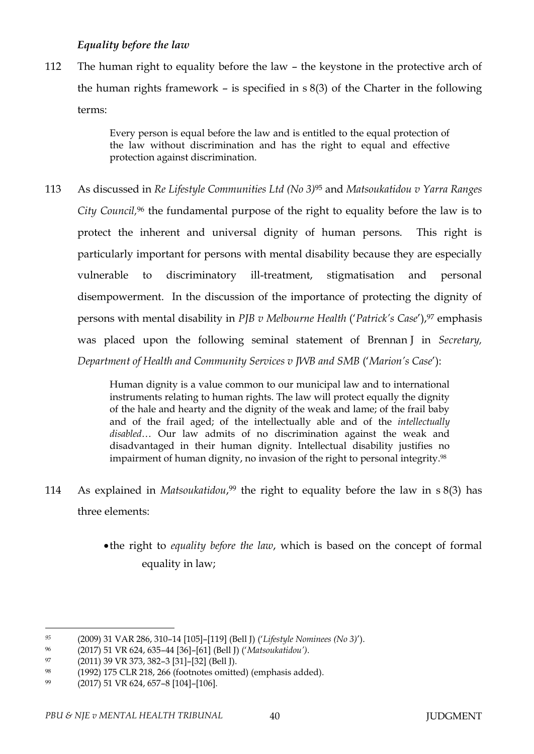### *Equality before the law*

112 The human right to equality before the law – the keystone in the protective arch of the human rights framework – is specified in s 8(3) of the Charter in the following terms:

> Every person is equal before the law and is entitled to the equal protection of the law without discrimination and has the right to equal and effective protection against discrimination.

113 As discussed in *Re Lifestyle Communities Ltd (No 3)*[95] and *Matsoukatidou v Yarra Ranges City Council*,[96] the fundamental purpose of the right to equality before the law is to protect the inherent and universal dignity of human persons. This right is particularly important for persons with mental disability because they are especially vulnerable to discriminatory ill-treatment, stigmatisation and personal disempowerment. In the discussion of the importance of protecting the dignity of persons with mental disability in *PJB v Melbourne Health* ('*Patrick's Case*'),[97] emphasis was placed upon the following seminal statement of Brennan J in *Secretary, Department of Health and Community Services v JWB and SMB* ('*Marion's Case*'):

> Human dignity is a value common to our municipal law and to international instruments relating to human rights. The law will protect equally the dignity of the hale and hearty and the dignity of the weak and lame; of the frail baby and of the frail aged; of the intellectually able and of the *intellectually disabled*… Our law admits of no discrimination against the weak and disadvantaged in their human dignity. Intellectual disability justifies no impairment of human dignity, no invasion of the right to personal integrity.[98]

114 As explained in *Matsoukatidou*,[99] the right to equality before the law in s 8(3) has three elements:

- the right to *equality before the law*, which is based on the concept of formal equality in law;

---

[95] (2009) 31 VAR 286, 310–14 [105]–[119] (Bell J) ('*Lifestyle Nominees (No 3)*').

[96] (2017) 51 VR 624, 635–44 [36]–[61] (Bell J) ('*Matsoukatidou'*).

[97] (2011) 39 VR 373, 382–3 [31]–[32] (Bell J).

[98] (1992) 175 CLR 218, 266 (footnotes omitted) (emphasis added).

[99] (2017) 51 VR 624, 657–8 [104]–[106].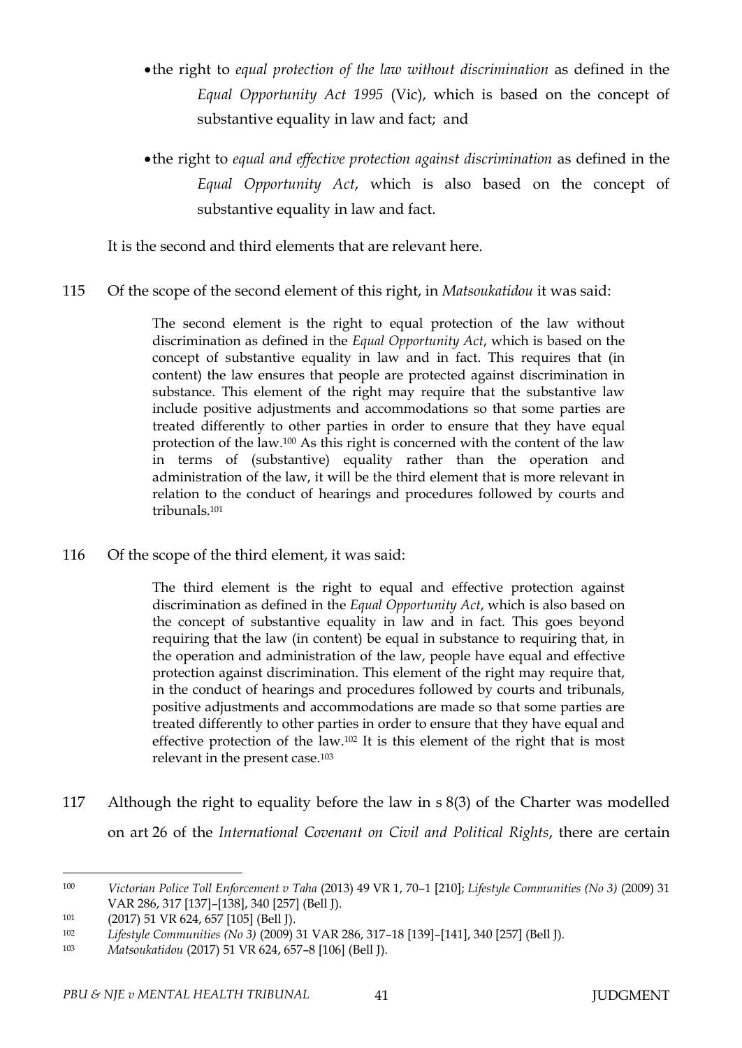- the right to *equal protection of the law without discrimination* as defined in the *Equal Opportunity Act 1995* (Vic), which is based on the concept of substantive equality in law and fact; and

- the right to *equal and effective protection against discrimination* as defined in the *Equal Opportunity Act*, which is also based on the concept of substantive equality in law and fact.

It is the second and third elements that are relevant here.

115 Of the scope of the second element of this right, in *Matsoukatidou* it was said:

> The second element is the right to equal protection of the law without discrimination as defined in the *Equal Opportunity Act*, which is based on the concept of substantive equality in law and in fact. This requires that (in content) the law ensures that people are protected against discrimination in substance. This element of the right may require that the substantive law include positive adjustments and accommodations so that some parties are treated differently to other parties in order to ensure that they have equal protection of the law.[100] As this right is concerned with the content of the law in terms of (substantive) equality rather than the operation and administration of the law, it will be the third element that is more relevant in relation to the conduct of hearings and procedures followed by courts and tribunals.[101]

116 Of the scope of the third element, it was said:

> The third element is the right to equal and effective protection against discrimination as defined in the *Equal Opportunity Act*, which is also based on the concept of substantive equality in law and in fact. This goes beyond requiring that the law (in content) be equal in substance to requiring that, in the operation and administration of the law, people have equal and effective protection against discrimination. This element of the right may require that, in the conduct of hearings and procedures followed by courts and tribunals, positive adjustments and accommodations are made so that some parties are treated differently to other parties in order to ensure that they have equal and effective protection of the law.[102] It is this element of the right that is most relevant in the present case.[103]

117 Although the right to equality before the law in s 8(3) of the Charter was modelled on art 26 of the *International Covenant on Civil and Political Rights*, there are certain

---

[100] *Victorian Police Toll Enforcement v Taha* (2013) 49 VR 1, 70–1 [210]; *Lifestyle Communities (No 3)* (2009) 31 VAR 286, 317 [137]–[138], 340 [257] (Bell J).

[101] (2017) 51 VR 624, 657 [105] (Bell J).

[102] *Lifestyle Communities (No 3)* (2009) 31 VAR 286, 317–18 [139]–[141], 340 [257] (Bell J).

[103] *Matsoukatidou* (2017) 51 VR 624, 657–8 [106] (Bell J).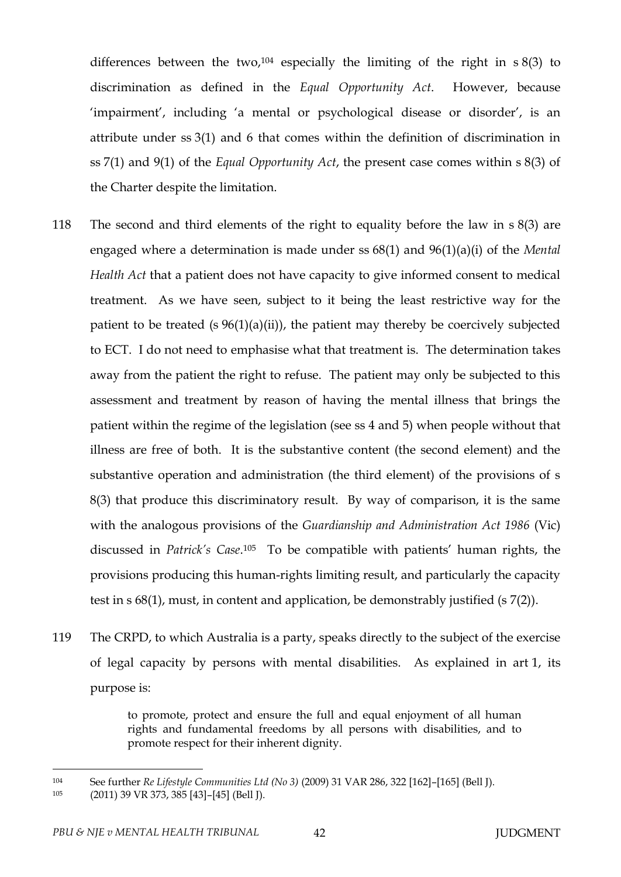differences between the two,[104] especially the limiting of the right in s 8(3) to discrimination as defined in the *Equal Opportunity Act*. However, because 'impairment', including 'a mental or psychological disease or disorder', is an attribute under ss 3(1) and 6 that comes within the definition of discrimination in ss 7(1) and 9(1) of the *Equal Opportunity Act*, the present case comes within s 8(3) of the Charter despite the limitation.

118 The second and third elements of the right to equality before the law in s 8(3) are engaged where a determination is made under ss 68(1) and 96(1)(a)(i) of the *Mental Health Act* that a patient does not have capacity to give informed consent to medical treatment. As we have seen, subject to it being the least restrictive way for the patient to be treated (s 96(1)(a)(ii)), the patient may thereby be coercively subjected to ECT. I do not need to emphasise what that treatment is. The determination takes away from the patient the right to refuse. The patient may only be subjected to this assessment and treatment by reason of having the mental illness that brings the patient within the regime of the legislation (see ss 4 and 5) when people without that illness are free of both. It is the substantive content (the second element) and the substantive operation and administration (the third element) of the provisions of s 8(3) that produce this discriminatory result. By way of comparison, it is the same with the analogous provisions of the *Guardianship and Administration Act 1986* (Vic) discussed in *Patrick's Case*.[105] To be compatible with patients' human rights, the provisions producing this human-rights limiting result, and particularly the capacity test in s 68(1), must, in content and application, be demonstrably justified (s 7(2)).

119 The CRPD, to which Australia is a party, speaks directly to the subject of the exercise of legal capacity by persons with mental disabilities. As explained in art 1, its purpose is:

> to promote, protect and ensure the full and equal enjoyment of all human rights and fundamental freedoms by all persons with disabilities, and to promote respect for their inherent dignity.

---

[104] See further *Re Lifestyle Communities Ltd (No 3)* (2009) 31 VAR 286, 322 [162]–[165] (Bell J).

[105] (2011) 39 VR 373, 385 [43]–[45] (Bell J).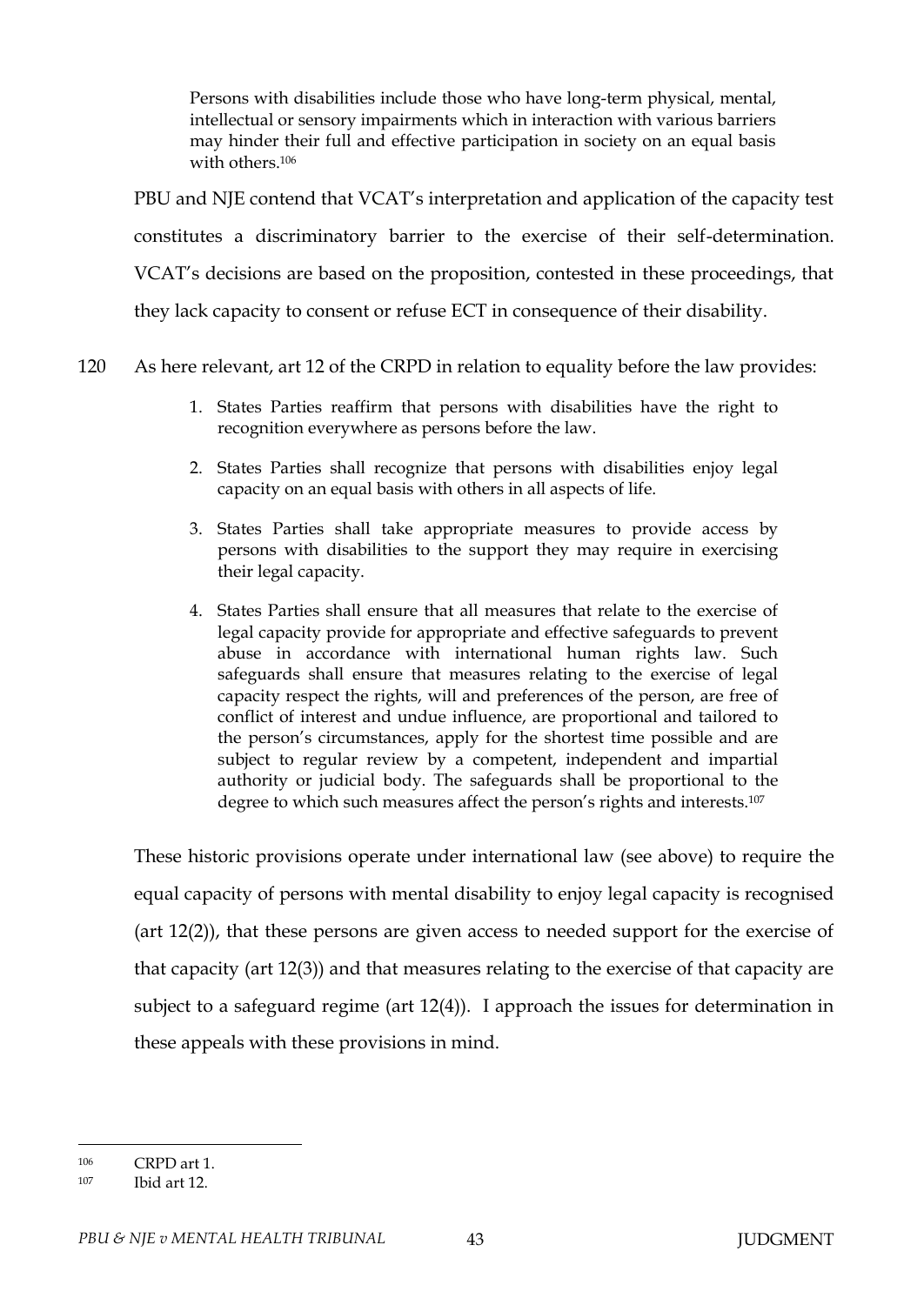> Persons with disabilities include those who have long-term physical, mental, intellectual or sensory impairments which in interaction with various barriers may hinder their full and effective participation in society on an equal basis with others.[106]

PBU and NJE contend that VCAT's interpretation and application of the capacity test constitutes a discriminatory barrier to the exercise of their self-determination. VCAT's decisions are based on the proposition, contested in these proceedings, that they lack capacity to consent or refuse ECT in consequence of their disability.

120 As here relevant, art 12 of the CRPD in relation to equality before the law provides:

> 1. States Parties reaffirm that persons with disabilities have the right to recognition everywhere as persons before the law.
>
> 2. States Parties shall recognize that persons with disabilities enjoy legal capacity on an equal basis with others in all aspects of life.
>
> 3. States Parties shall take appropriate measures to provide access by persons with disabilities to the support they may require in exercising their legal capacity.
>
> 4. States Parties shall ensure that all measures that relate to the exercise of legal capacity provide for appropriate and effective safeguards to prevent abuse in accordance with international human rights law. Such safeguards shall ensure that measures relating to the exercise of legal capacity respect the rights, will and preferences of the person, are free of conflict of interest and undue influence, are proportional and tailored to the person's circumstances, apply for the shortest time possible and are subject to regular review by a competent, independent and impartial authority or judicial body. The safeguards shall be proportional to the degree to which such measures affect the person's rights and interests.[107]

These historic provisions operate under international law (see above) to require the equal capacity of persons with mental disability to enjoy legal capacity is recognised (art 12(2)), that these persons are given access to needed support for the exercise of that capacity (art 12(3)) and that measures relating to the exercise of that capacity are subject to a safeguard regime (art 12(4)). I approach the issues for determination in these appeals with these provisions in mind.

---

[106] CRPD art 1.

[107] Ibid art 12.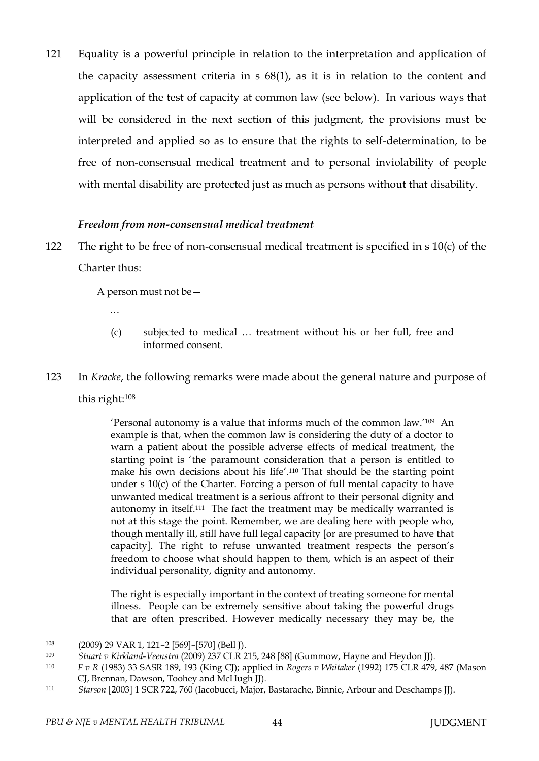121 Equality is a powerful principle in relation to the interpretation and application of the capacity assessment criteria in s 68(1), as it is in relation to the content and application of the test of capacity at common law (see below). In various ways that will be considered in the next section of this judgment, the provisions must be interpreted and applied so as to ensure that the rights to self-determination, to be free of non-consensual medical treatment and to personal inviolability of people with mental disability are protected just as much as persons without that disability.

### *Freedom from non-consensual medical treatment*

122 The right to be free of non-consensual medical treatment is specified in s 10(c) of the Charter thus:

> A person must not be—
>
> …
>
> (c) subjected to medical … treatment without his or her full, free and informed consent.

123 In *Kracke*, the following remarks were made about the general nature and purpose of this right:[108]

> 'Personal autonomy is a value that informs much of the common law.'[109] An example is that, when the common law is considering the duty of a doctor to warn a patient about the possible adverse effects of medical treatment, the starting point is 'the paramount consideration that a person is entitled to make his own decisions about his life'.[110] That should be the starting point under s 10(c) of the Charter. Forcing a person of full mental capacity to have unwanted medical treatment is a serious affront to their personal dignity and autonomy in itself.[111] The fact the treatment may be medically warranted is not at this stage the point. Remember, we are dealing here with people who, though mentally ill, still have full legal capacity [or are presumed to have that capacity]. The right to refuse unwanted treatment respects the person's freedom to choose what should happen to them, which is an aspect of their individual personality, dignity and autonomy.
>
> The right is especially important in the context of treating someone for mental illness. People can be extremely sensitive about taking the powerful drugs that are often prescribed. However medically necessary they may be, the

---

[108] (2009) 29 VAR 1, 121–2 [569]–[570] (Bell J).

[109] *Stuart v Kirkland-Veenstra* (2009) 237 CLR 215, 248 [88] (Gummow, Hayne and Heydon JJ).

[110] *F v R* (1983) 33 SASR 189, 193 (King CJ); applied in *Rogers v Whitaker* (1992) 175 CLR 479, 487 (Mason CJ, Brennan, Dawson, Toohey and McHugh JJ).

[111] *Starson* [2003] 1 SCR 722, 760 (Iacobucci, Major, Bastarache, Binnie, Arbour and Deschamps JJ).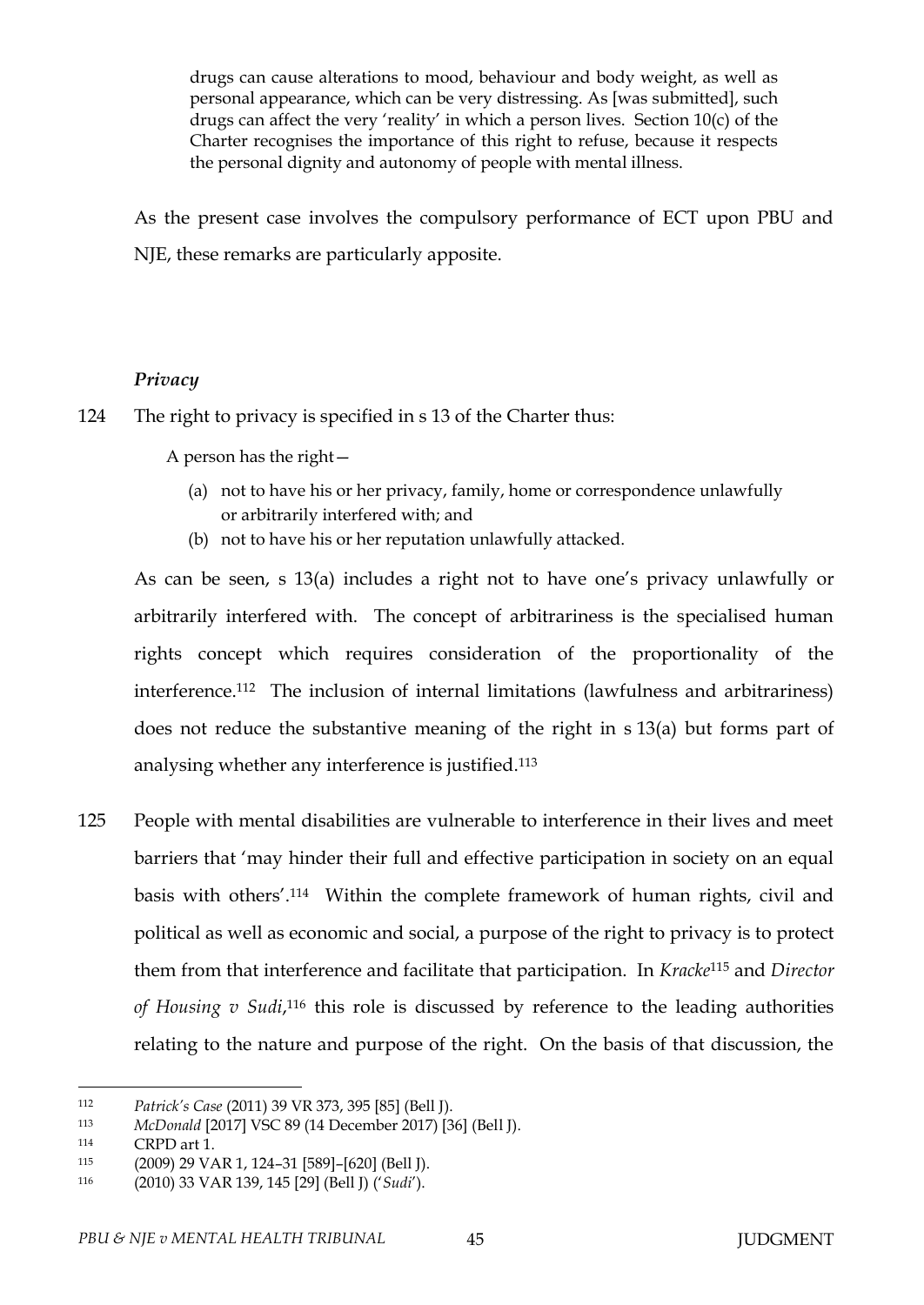> drugs can cause alterations to mood, behaviour and body weight, as well as personal appearance, which can be very distressing. As [was submitted], such drugs can affect the very 'reality' in which a person lives. Section 10(c) of the Charter recognises the importance of this right to refuse, because it respects the personal dignity and autonomy of people with mental illness.

As the present case involves the compulsory performance of ECT upon PBU and NJE, these remarks are particularly apposite.

***Privacy***

124 The right to privacy is specified in s 13 of the Charter thus:

> A person has the right—
>
> (a) not to have his or her privacy, family, home or correspondence unlawfully or arbitrarily interfered with; and
>
> (b) not to have his or her reputation unlawfully attacked.

As can be seen, s 13(a) includes a right not to have one's privacy unlawfully or arbitrarily interfered with. The concept of arbitrariness is the specialised human rights concept which requires consideration of the proportionality of the interference.[112] The inclusion of internal limitations (lawfulness and arbitrariness) does not reduce the substantive meaning of the right in s 13(a) but forms part of analysing whether any interference is justified.[113]

125 People with mental disabilities are vulnerable to interference in their lives and meet barriers that 'may hinder their full and effective participation in society on an equal basis with others'.[114] Within the complete framework of human rights, civil and political as well as economic and social, a purpose of the right to privacy is to protect them from that interference and facilitate that participation. In *Kracke*[115] and *Director of Housing v Sudi*,[116] this role is discussed by reference to the leading authorities relating to the nature and purpose of the right. On the basis of that discussion, the

---

[112] *Patrick's Case* (2011) 39 VR 373, 395 [85] (Bell J).

[113] *McDonald* [2017] VSC 89 (14 December 2017) [36] (Bell J).

[114] CRPD art 1.

[115] (2009) 29 VAR 1, 124–31 [589]–[620] (Bell J).

[116] (2010) 33 VAR 139, 145 [29] (Bell J) ('*Sudi*').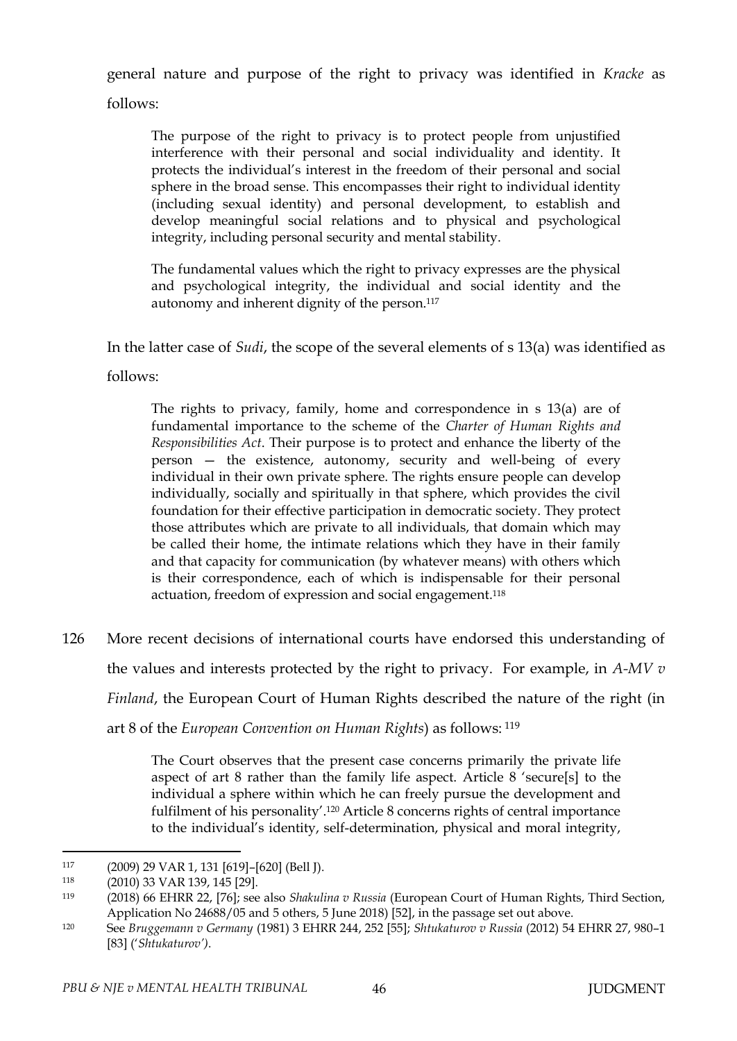general nature and purpose of the right to privacy was identified in *Kracke* as follows:

> The purpose of the right to privacy is to protect people from unjustified interference with their personal and social individuality and identity. It protects the individual's interest in the freedom of their personal and social sphere in the broad sense. This encompasses their right to individual identity (including sexual identity) and personal development, to establish and develop meaningful social relations and to physical and psychological integrity, including personal security and mental stability.
>
> The fundamental values which the right to privacy expresses are the physical and psychological integrity, the individual and social identity and the autonomy and inherent dignity of the person.[117]

In the latter case of *Sudi*, the scope of the several elements of s 13(a) was identified as follows:

> The rights to privacy, family, home and correspondence in s 13(a) are of fundamental importance to the scheme of the *Charter of Human Rights and Responsibilities Act*. Their purpose is to protect and enhance the liberty of the person — the existence, autonomy, security and well-being of every individual in their own private sphere. The rights ensure people can develop individually, socially and spiritually in that sphere, which provides the civil foundation for their effective participation in democratic society. They protect those attributes which are private to all individuals, that domain which may be called their home, the intimate relations which they have in their family and that capacity for communication (by whatever means) with others which is their correspondence, each of which is indispensable for their personal actuation, freedom of expression and social engagement.[118]

126 More recent decisions of international courts have endorsed this understanding of the values and interests protected by the right to privacy. For example, in *A-MV v Finland*, the European Court of Human Rights described the nature of the right (in art 8 of the *European Convention on Human Rights*) as follows: [119]

> The Court observes that the present case concerns primarily the private life aspect of art 8 rather than the family life aspect. Article 8 'secure[s] to the individual a sphere within which he can freely pursue the development and fulfilment of his personality'.[120] Article 8 concerns rights of central importance to the individual's identity, self-determination, physical and moral integrity,

---

[117] (2009) 29 VAR 1, 131 [619]–[620] (Bell J).

[118] (2010) 33 VAR 139, 145 [29].

[119] (2018) 66 EHRR 22, [76]; see also *Shakulina v Russia* (European Court of Human Rights, Third Section, Application No 24688/05 and 5 others, 5 June 2018) [52], in the passage set out above.

[120] See *Bruggemann v Germany* (1981) 3 EHRR 244, 252 [55]; *Shtukaturov v Russia* (2012) 54 EHRR 27, 980–1 [83] ('*Shtukaturov*').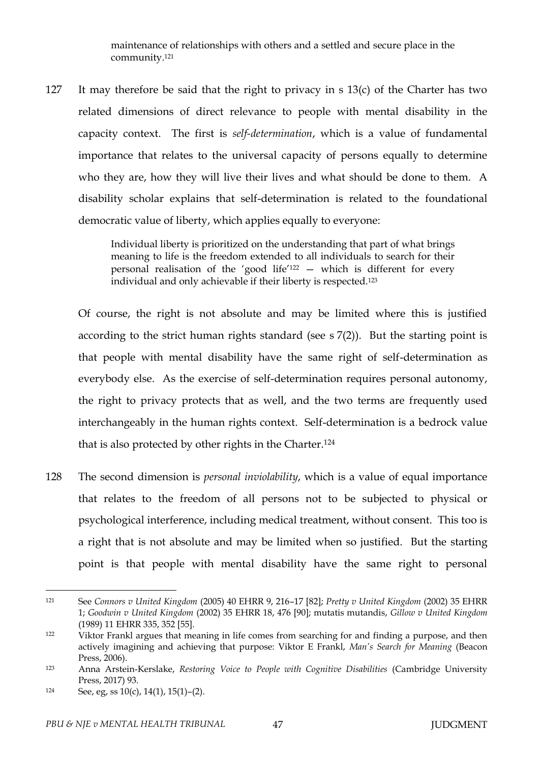> maintenance of relationships with others and a settled and secure place in the community.[121]

127 It may therefore be said that the right to privacy in s 13(c) of the Charter has two related dimensions of direct relevance to people with mental disability in the capacity context. The first is *self-determination*, which is a value of fundamental importance that relates to the universal capacity of persons equally to determine who they are, how they will live their lives and what should be done to them. A disability scholar explains that self-determination is related to the foundational democratic value of liberty, which applies equally to everyone:

> Individual liberty is prioritized on the understanding that part of what brings meaning to life is the freedom extended to all individuals to search for their personal realisation of the 'good life'[122] — which is different for every individual and only achievable if their liberty is respected.[123]

Of course, the right is not absolute and may be limited where this is justified according to the strict human rights standard (see s 7(2)). But the starting point is that people with mental disability have the same right of self-determination as everybody else. As the exercise of self-determination requires personal autonomy, the right to privacy protects that as well, and the two terms are frequently used interchangeably in the human rights context. Self-determination is a bedrock value that is also protected by other rights in the Charter.[124]

128 The second dimension is *personal inviolability*, which is a value of equal importance that relates to the freedom of all persons not to be subjected to physical or psychological interference, including medical treatment, without consent. This too is a right that is not absolute and may be limited when so justified. But the starting point is that people with mental disability have the same right to personal

---

[121] See *Connors v United Kingdom* (2005) 40 EHRR 9, 216–17 [82]; *Pretty v United Kingdom* (2002) 35 EHRR 1; *Goodwin v United Kingdom* (2002) 35 EHRR 18, 476 [90]; mutatis mutandis, *Gillow v United Kingdom* (1989) 11 EHRR 335, 352 [55].

[122] Viktor Frankl argues that meaning in life comes from searching for and finding a purpose, and then actively imagining and achieving that purpose: Viktor E Frankl, *Man's Search for Meaning* (Beacon Press, 2006).

[123] Anna Arstein-Kerslake, *Restoring Voice to People with Cognitive Disabilities* (Cambridge University Press, 2017) 93.

[124] See, eg, ss 10(c), 14(1), 15(1)–(2).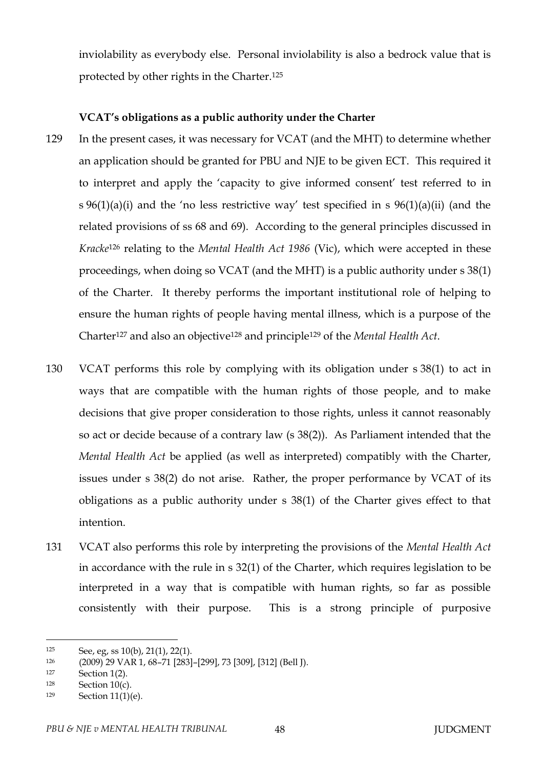inviolability as everybody else. Personal inviolability is also a bedrock value that is protected by other rights in the Charter.[125]

**VCAT's obligations as a public authority under the Charter**

129 In the present cases, it was necessary for VCAT (and the MHT) to determine whether an application should be granted for PBU and NJE to be given ECT. This required it to interpret and apply the 'capacity to give informed consent' test referred to in s 96(1)(a)(i) and the 'no less restrictive way' test specified in s 96(1)(a)(ii) (and the related provisions of ss 68 and 69). According to the general principles discussed in *Kracke*[126] relating to the *Mental Health Act 1986* (Vic), which were accepted in these proceedings, when doing so VCAT (and the MHT) is a public authority under s 38(1) of the Charter. It thereby performs the important institutional role of helping to ensure the human rights of people having mental illness, which is a purpose of the Charter[127] and also an objective[128] and principle[129] of the *Mental Health Act*.

130 VCAT performs this role by complying with its obligation under s 38(1) to act in ways that are compatible with the human rights of those people, and to make decisions that give proper consideration to those rights, unless it cannot reasonably so act or decide because of a contrary law (s 38(2)). As Parliament intended that the *Mental Health Act* be applied (as well as interpreted) compatibly with the Charter, issues under s 38(2) do not arise. Rather, the proper performance by VCAT of its obligations as a public authority under s 38(1) of the Charter gives effect to that intention.

131 VCAT also performs this role by interpreting the provisions of the *Mental Health Act* in accordance with the rule in s 32(1) of the Charter, which requires legislation to be interpreted in a way that is compatible with human rights, so far as possible consistently with their purpose. This is a strong principle of purposive

---

[125] See, eg, ss 10(b), 21(1), 22(1).

[126] (2009) 29 VAR 1, 68–71 [283]–[299], 73 [309], [312] (Bell J).

[127] Section 1(2).

[128] Section 10(c).

[129] Section 11(1)(e).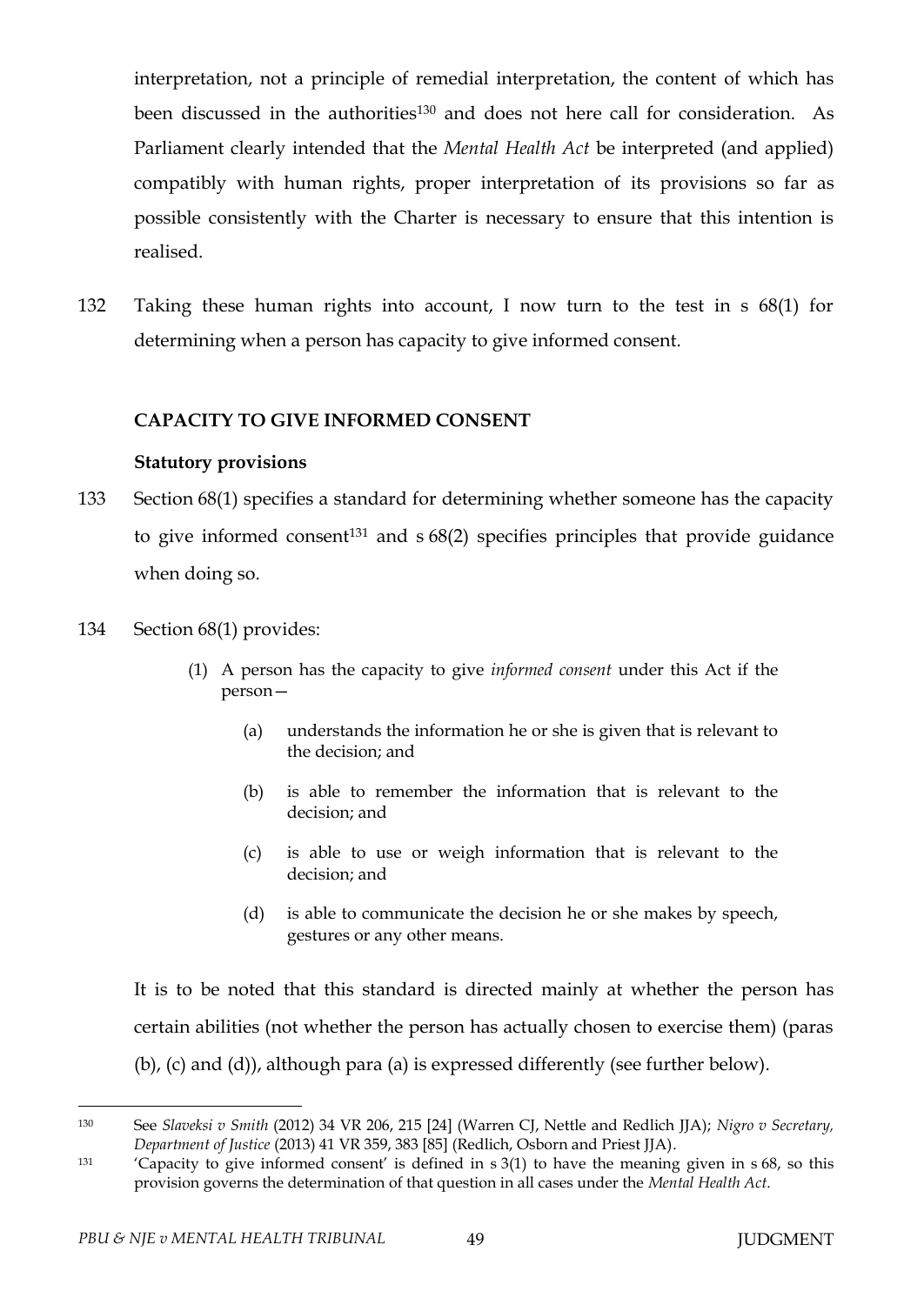interpretation, not a principle of remedial interpretation, the content of which has been discussed in the authorities[130] and does not here call for consideration. As Parliament clearly intended that the *Mental Health Act* be interpreted (and applied) compatibly with human rights, proper interpretation of its provisions so far as possible consistently with the Charter is necessary to ensure that this intention is realised.

132 Taking these human rights into account, I now turn to the test in s 68(1) for determining when a person has capacity to give informed consent.

## CAPACITY TO GIVE INFORMED CONSENT

### Statutory provisions

133 Section 68(1) specifies a standard for determining whether someone has the capacity to give informed consent[131] and s 68(2) specifies principles that provide guidance when doing so.

134 Section 68(1) provides:

> (1) A person has the capacity to give *informed consent* under this Act if the person—
>
> (a) understands the information he or she is given that is relevant to the decision; and
>
> (b) is able to remember the information that is relevant to the decision; and
>
> (c) is able to use or weigh information that is relevant to the decision; and
>
> (d) is able to communicate the decision he or she makes by speech, gestures or any other means.

It is to be noted that this standard is directed mainly at whether the person has certain abilities (not whether the person has actually chosen to exercise them) (paras (b), (c) and (d)), although para (a) is expressed differently (see further below).

---

[130] See *Slaveksi v Smith* (2012) 34 VR 206, 215 [24] (Warren CJ, Nettle and Redlich JJA); *Nigro v Secretary, Department of Justice* (2013) 41 VR 359, 383 [85] (Redlich, Osborn and Priest JJA).

[131] 'Capacity to give informed consent' is defined in s 3(1) to have the meaning given in s 68, so this provision governs the determination of that question in all cases under the *Mental Health Act*.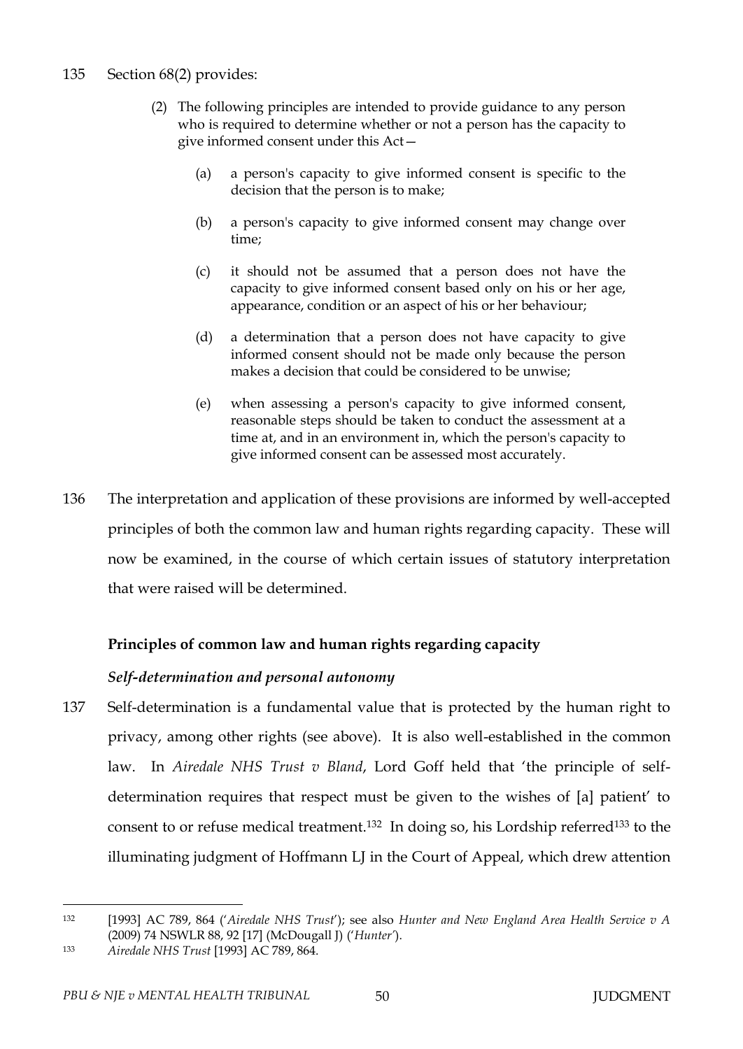135 Section 68(2) provides:

> (2) The following principles are intended to provide guidance to any person who is required to determine whether or not a person has the capacity to give informed consent under this Act—
>
> (a) a person's capacity to give informed consent is specific to the decision that the person is to make;
>
> (b) a person's capacity to give informed consent may change over time;
>
> (c) it should not be assumed that a person does not have the capacity to give informed consent based only on his or her age, appearance, condition or an aspect of his or her behaviour;
>
> (d) a determination that a person does not have capacity to give informed consent should not be made only because the person makes a decision that could be considered to be unwise;
>
> (e) when assessing a person's capacity to give informed consent, reasonable steps should be taken to conduct the assessment at a time at, and in an environment in, which the person's capacity to give informed consent can be assessed most accurately.

136 The interpretation and application of these provisions are informed by well-accepted principles of both the common law and human rights regarding capacity. These will now be examined, in the course of which certain issues of statutory interpretation that were raised will be determined.

**Principles of common law and human rights regarding capacity**

***Self-determination and personal autonomy***

137 Self-determination is a fundamental value that is protected by the human right to privacy, among other rights (see above). It is also well-established in the common law. In *Airedale NHS Trust v Bland*, Lord Goff held that 'the principle of self-determination requires that respect must be given to the wishes of [a] patient' to consent to or refuse medical treatment.[132] In doing so, his Lordship referred[133] to the illuminating judgment of Hoffmann LJ in the Court of Appeal, which drew attention

---

[132] [1993] AC 789, 864 ('*Airedale NHS Trust*'); see also *Hunter and New England Area Health Service v A* (2009) 74 NSWLR 88, 92 [17] (McDougall J) ('*Hunter*').

[133] *Airedale NHS Trust* [1993] AC 789, 864.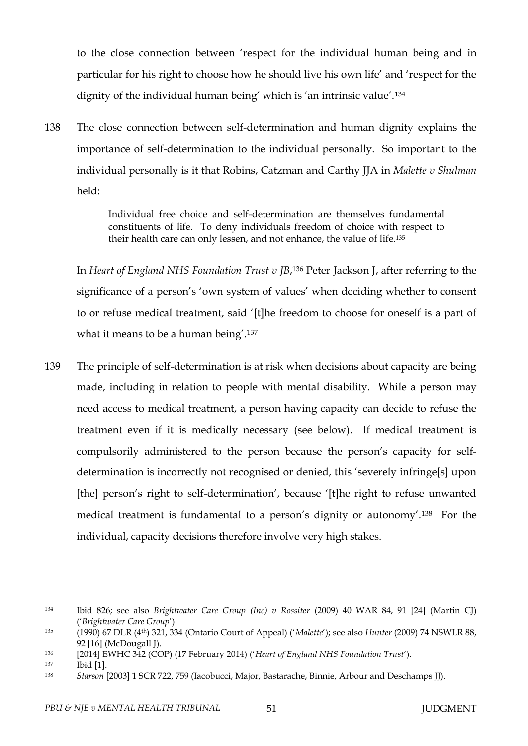to the close connection between 'respect for the individual human being and in particular for his right to choose how he should live his own life' and 'respect for the dignity of the individual human being' which is 'an intrinsic value'.[134]

138 The close connection between self-determination and human dignity explains the importance of self-determination to the individual personally. So important to the individual personally is it that Robins, Catzman and Carthy JJA in *Malette v Shulman* held:

> Individual free choice and self-determination are themselves fundamental constituents of life. To deny individuals freedom of choice with respect to their health care can only lessen, and not enhance, the value of life.[135]

In *Heart of England NHS Foundation Trust v JB*,[136] Peter Jackson J, after referring to the significance of a person's 'own system of values' when deciding whether to consent to or refuse medical treatment, said '[t]he freedom to choose for oneself is a part of what it means to be a human being'.[137]

139 The principle of self-determination is at risk when decisions about capacity are being made, including in relation to people with mental disability. While a person may need access to medical treatment, a person having capacity can decide to refuse the treatment even if it is medically necessary (see below). If medical treatment is compulsorily administered to the person because the person's capacity for self-determination is incorrectly not recognised or denied, this 'severely infringe[s] upon [the] person's right to self-determination', because '[t]he right to refuse unwanted medical treatment is fundamental to a person's dignity or autonomy'.[138] For the individual, capacity decisions therefore involve very high stakes.

---

[134] Ibid 826; see also *Brightwater Care Group (Inc) v Rossiter* (2009) 40 WAR 84, 91 [24] (Martin CJ) ('*Brightwater Care Group*').

[135] (1990) 67 DLR (4th) 321, 334 (Ontario Court of Appeal) ('*Malette*'); see also *Hunter* (2009) 74 NSWLR 88, 92 [16] (McDougall J).

[136] [2014] EWHC 342 (COP) (17 February 2014) ('*Heart of England NHS Foundation Trust*').

[137] Ibid [1].

[138] *Starson* [2003] 1 SCR 722, 759 (Iacobucci, Major, Bastarache, Binnie, Arbour and Deschamps JJ).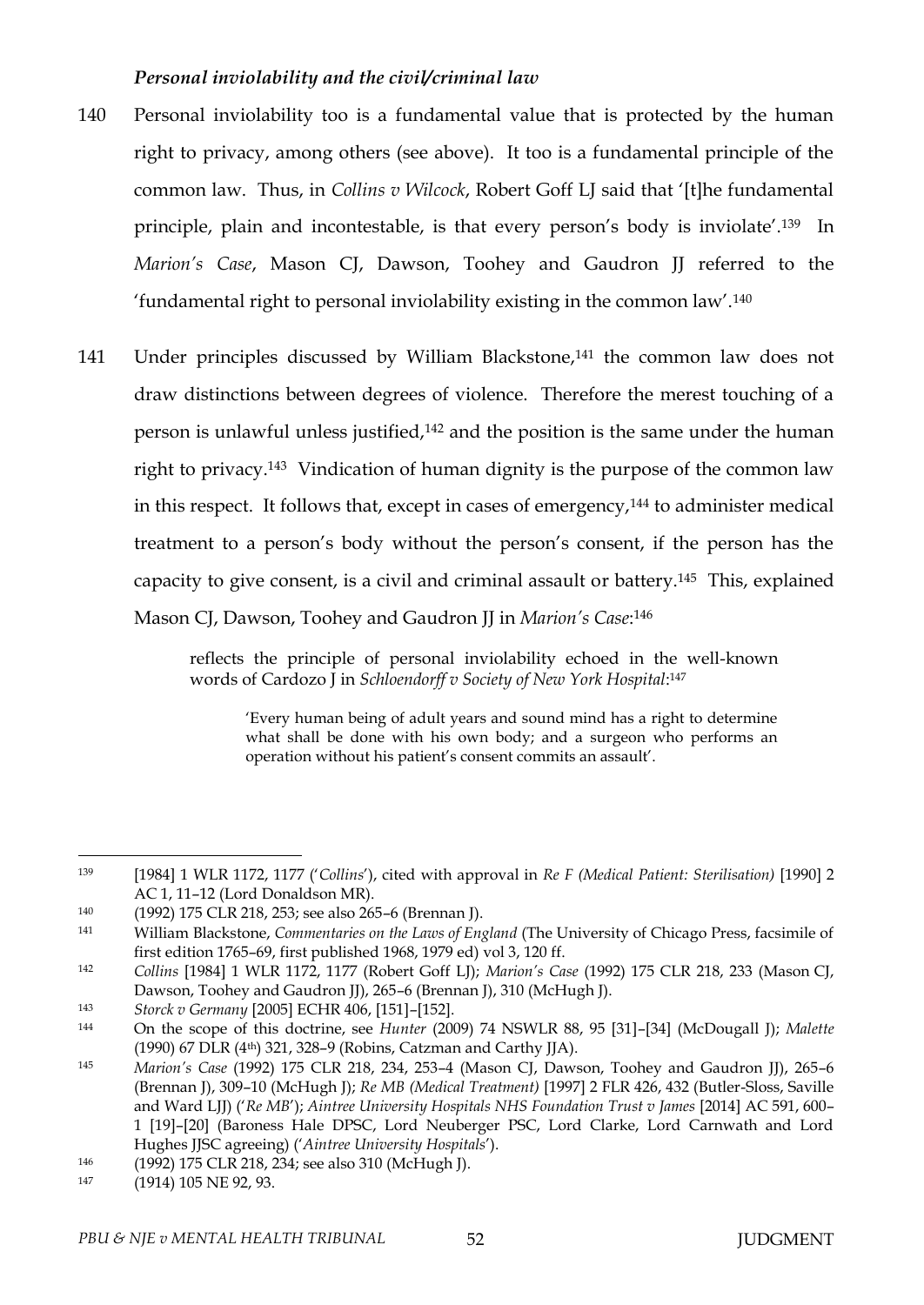### *Personal inviolability and the civil/criminal law*

140 Personal inviolability too is a fundamental value that is protected by the human right to privacy, among others (see above). It too is a fundamental principle of the common law. Thus, in *Collins v Wilcock*, Robert Goff LJ said that '[t]he fundamental principle, plain and incontestable, is that every person's body is inviolate'.[139] In *Marion's Case*, Mason CJ, Dawson, Toohey and Gaudron JJ referred to the 'fundamental right to personal inviolability existing in the common law'.[140]

141 Under principles discussed by William Blackstone,[141] the common law does not draw distinctions between degrees of violence. Therefore the merest touching of a person is unlawful unless justified,[142] and the position is the same under the human right to privacy.[143] Vindication of human dignity is the purpose of the common law in this respect. It follows that, except in cases of emergency,[144] to administer medical treatment to a person's body without the person's consent, if the person has the capacity to give consent, is a civil and criminal assault or battery.[145] This, explained Mason CJ, Dawson, Toohey and Gaudron JJ in *Marion's Case*:[146]

> reflects the principle of personal inviolability echoed in the well-known words of Cardozo J in *Schloendorff v Society of New York Hospital*:[147]
>
> > 'Every human being of adult years and sound mind has a right to determine what shall be done with his own body; and a surgeon who performs an operation without his patient's consent commits an assault'.

---

139 [1984] 1 WLR 1172, 1177 ('*Collins*'), cited with approval in *Re F (Medical Patient: Sterilisation)* [1990] 2 AC 1, 11–12 (Lord Donaldson MR).

140 (1992) 175 CLR 218, 253; see also 265–6 (Brennan J).

141 William Blackstone, *Commentaries on the Laws of England* (The University of Chicago Press, facsimile of first edition 1765–69, first published 1968, 1979 ed) vol 3, 120 ff.

142 *Collins* [1984] 1 WLR 1172, 1177 (Robert Goff LJ); *Marion's Case* (1992) 175 CLR 218, 233 (Mason CJ, Dawson, Toohey and Gaudron JJ), 265–6 (Brennan J), 310 (McHugh J).

143 *Storck v Germany* [2005] ECHR 406, [151]–[152].

144 On the scope of this doctrine, see *Hunter* (2009) 74 NSWLR 88, 95 [31]–[34] (McDougall J); *Malette* (1990) 67 DLR (4th) 321, 328–9 (Robins, Catzman and Carthy JJA).

145 *Marion's Case* (1992) 175 CLR 218, 234, 253–4 (Mason CJ, Dawson, Toohey and Gaudron JJ), 265–6 (Brennan J), 309–10 (McHugh J); *Re MB (Medical Treatment)* [1997] 2 FLR 426, 432 (Butler-Sloss, Saville and Ward LJJ) ('*Re MB*'); *Aintree University Hospitals NHS Foundation Trust v James* [2014] AC 591, 600–1 [19]–[20] (Baroness Hale DPSC, Lord Neuberger PSC, Lord Clarke, Lord Carnwath and Lord Hughes JJSC agreeing) ('*Aintree University Hospitals*').

146 (1992) 175 CLR 218, 234; see also 310 (McHugh J).

147 (1914) 105 NE 92, 93.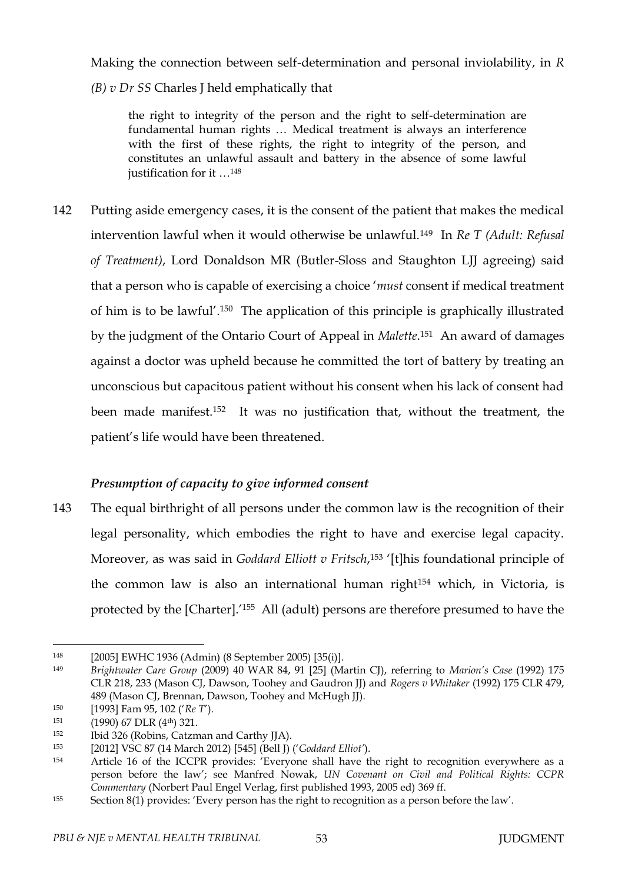Making the connection between self-determination and personal inviolability, in *R (B) v Dr SS* Charles J held emphatically that

> the right to integrity of the person and the right to self-determination are fundamental human rights … Medical treatment is always an interference with the first of these rights, the right to integrity of the person, and constitutes an unlawful assault and battery in the absence of some lawful justification for it …[148]

142 Putting aside emergency cases, it is the consent of the patient that makes the medical intervention lawful when it would otherwise be unlawful.[149] In *Re T (Adult: Refusal of Treatment)*, Lord Donaldson MR (Butler-Sloss and Staughton LJJ agreeing) said that a person who is capable of exercising a choice '*must* consent if medical treatment of him is to be lawful'.[150] The application of this principle is graphically illustrated by the judgment of the Ontario Court of Appeal in *Malette*.[151] An award of damages against a doctor was upheld because he committed the tort of battery by treating an unconscious but capacitous patient without his consent when his lack of consent had been made manifest.[152] It was no justification that, without the treatment, the patient's life would have been threatened.

### *Presumption of capacity to give informed consent*

143 The equal birthright of all persons under the common law is the recognition of their legal personality, which embodies the right to have and exercise legal capacity. Moreover, as was said in *Goddard Elliott v Fritsch*,[153] '[t]his foundational principle of the common law is also an international human right[154] which, in Victoria, is protected by the [Charter].'[155] All (adult) persons are therefore presumed to have the

---

[148] [2005] EWHC 1936 (Admin) (8 September 2005) [35(i)].

[149] *Brightwater Care Group* (2009) 40 WAR 84, 91 [25] (Martin CJ), referring to *Marion's Case* (1992) 175 CLR 218, 233 (Mason CJ, Dawson, Toohey and Gaudron JJ) and *Rogers v Whitaker* (1992) 175 CLR 479, 489 (Mason CJ, Brennan, Dawson, Toohey and McHugh JJ).

[150] [1993] Fam 95, 102 ('*Re T*').

[151] (1990) 67 DLR (4th) 321.

[152] Ibid 326 (Robins, Catzman and Carthy JJA).

[153] [2012] VSC 87 (14 March 2012) [545] (Bell J) ('*Goddard Elliot*').

[154] Article 16 of the ICCPR provides: 'Everyone shall have the right to recognition everywhere as a person before the law'; see Manfred Nowak, *UN Covenant on Civil and Political Rights: CCPR Commentary* (Norbert Paul Engel Verlag, first published 1993, 2005 ed) 369 ff.

[155] Section 8(1) provides: 'Every person has the right to recognition as a person before the law'.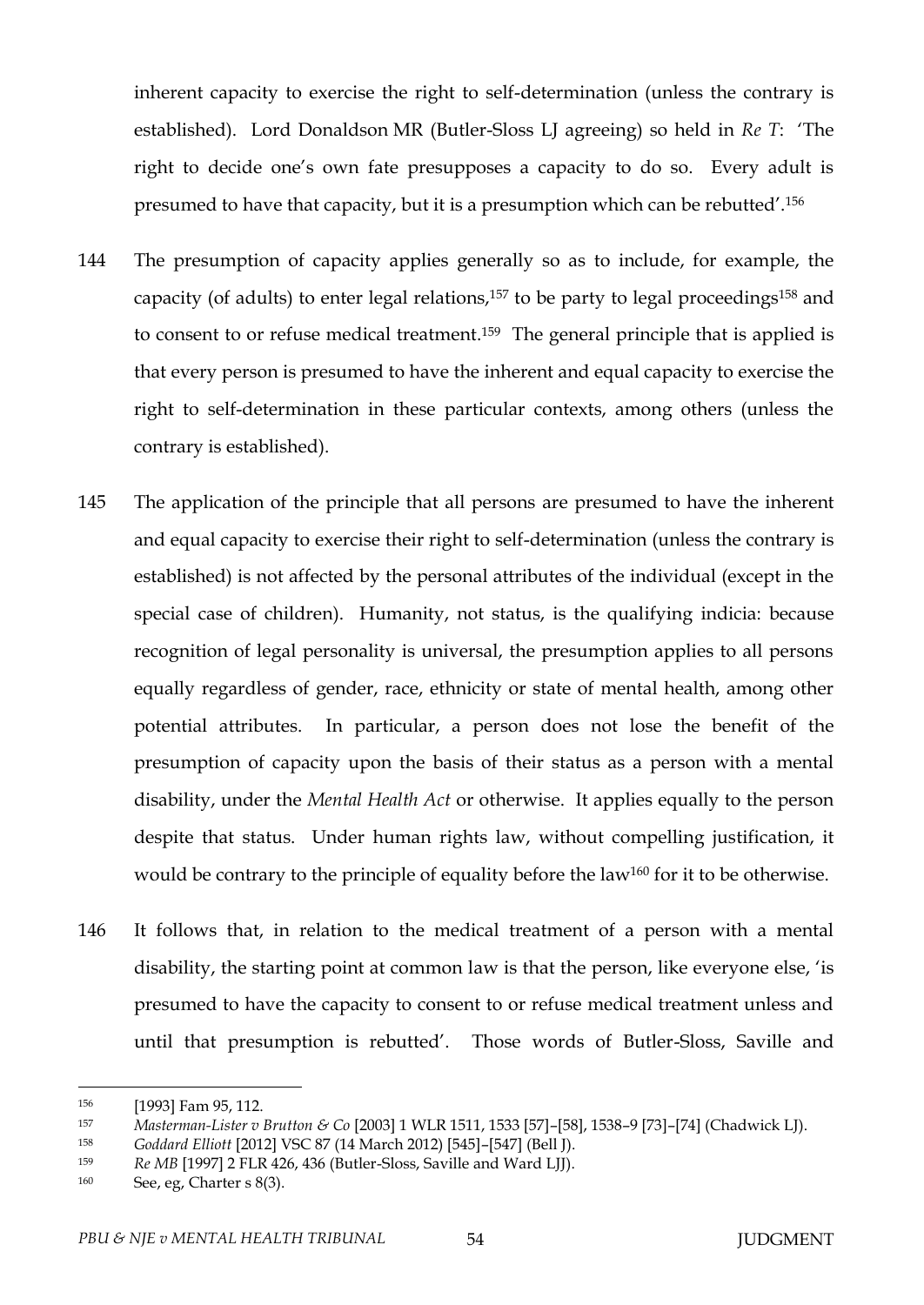inherent capacity to exercise the right to self-determination (unless the contrary is established). Lord Donaldson MR (Butler-Sloss LJ agreeing) so held in *Re T*: 'The right to decide one's own fate presupposes a capacity to do so. Every adult is presumed to have that capacity, but it is a presumption which can be rebutted'.[156]

144 The presumption of capacity applies generally so as to include, for example, the capacity (of adults) to enter legal relations,[157] to be party to legal proceedings[158] and to consent to or refuse medical treatment.[159] The general principle that is applied is that every person is presumed to have the inherent and equal capacity to exercise the right to self-determination in these particular contexts, among others (unless the contrary is established).

145 The application of the principle that all persons are presumed to have the inherent and equal capacity to exercise their right to self-determination (unless the contrary is established) is not affected by the personal attributes of the individual (except in the special case of children). Humanity, not status, is the qualifying indicia: because recognition of legal personality is universal, the presumption applies to all persons equally regardless of gender, race, ethnicity or state of mental health, among other potential attributes. In particular, a person does not lose the benefit of the presumption of capacity upon the basis of their status as a person with a mental disability, under the *Mental Health Act* or otherwise. It applies equally to the person despite that status. Under human rights law, without compelling justification, it would be contrary to the principle of equality before the law[160] for it to be otherwise.

146 It follows that, in relation to the medical treatment of a person with a mental disability, the starting point at common law is that the person, like everyone else, 'is presumed to have the capacity to consent to or refuse medical treatment unless and until that presumption is rebutted'. Those words of Butler-Sloss, Saville and

---

[156] [1993] Fam 95, 112.

[157] *Masterman-Lister v Brutton & Co* [2003] 1 WLR 1511, 1533 [57]–[58], 1538–9 [73]–[74] (Chadwick LJ).

[158] *Goddard Elliott* [2012] VSC 87 (14 March 2012) [545]–[547] (Bell J).

[159] *Re MB* [1997] 2 FLR 426, 436 (Butler-Sloss, Saville and Ward LJJ).

[160] See, eg, Charter s 8(3).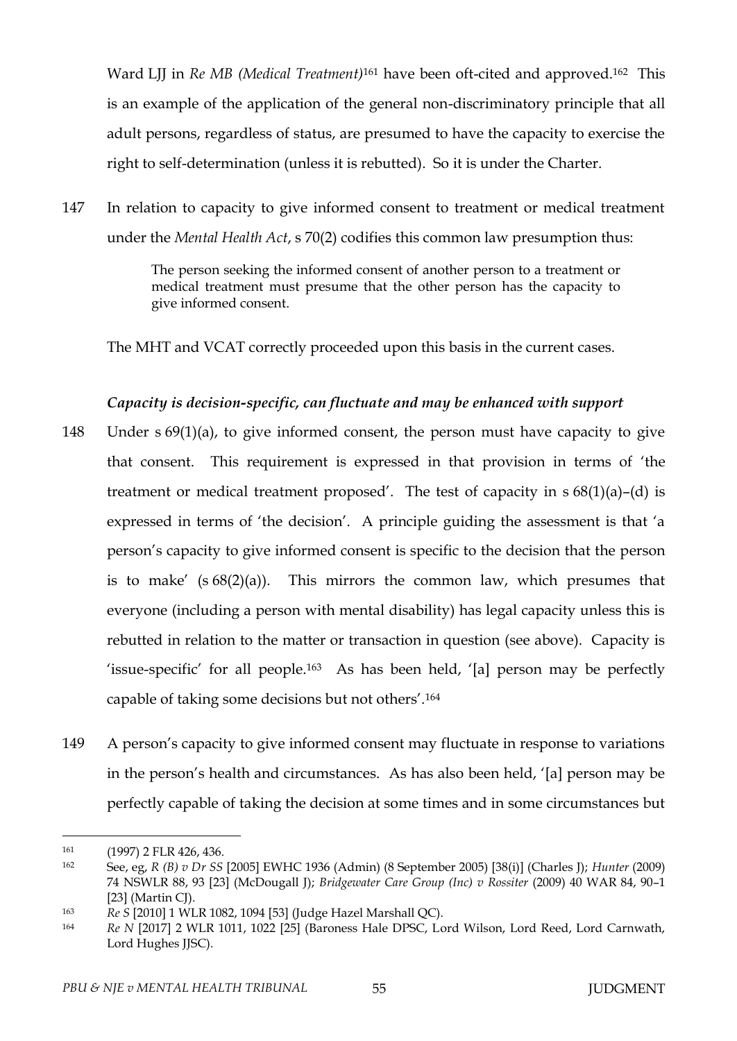Ward LJJ in *Re MB (Medical Treatment)*[161] have been oft-cited and approved.[162] This is an example of the application of the general non-discriminatory principle that all adult persons, regardless of status, are presumed to have the capacity to exercise the right to self-determination (unless it is rebutted). So it is under the Charter.

147 In relation to capacity to give informed consent to treatment or medical treatment under the *Mental Health Act*, s 70(2) codifies this common law presumption thus:

> The person seeking the informed consent of another person to a treatment or medical treatment must presume that the other person has the capacity to give informed consent.

The MHT and VCAT correctly proceeded upon this basis in the current cases.

***Capacity is decision-specific, can fluctuate and may be enhanced with support***

148 Under s 69(1)(a), to give informed consent, the person must have capacity to give that consent. This requirement is expressed in that provision in terms of 'the treatment or medical treatment proposed'. The test of capacity in s 68(1)(a)–(d) is expressed in terms of 'the decision'. A principle guiding the assessment is that 'a person's capacity to give informed consent is specific to the decision that the person is to make' (s 68(2)(a)). This mirrors the common law, which presumes that everyone (including a person with mental disability) has legal capacity unless this is rebutted in relation to the matter or transaction in question (see above). Capacity is 'issue-specific' for all people.[163] As has been held, '[a] person may be perfectly capable of taking some decisions but not others'.[164]

149 A person's capacity to give informed consent may fluctuate in response to variations in the person's health and circumstances. As has also been held, '[a] person may be perfectly capable of taking the decision at some times and in some circumstances but

---

[161] (1997) 2 FLR 426, 436.

[162] See, eg, *R (B) v Dr SS* [2005] EWHC 1936 (Admin) (8 September 2005) [38(i)] (Charles J); *Hunter* (2009) 74 NSWLR 88, 93 [23] (McDougall J); *Bridgewater Care Group (Inc) v Rossiter* (2009) 40 WAR 84, 90–1 [23] (Martin CJ).

[163] *Re S* [2010] 1 WLR 1082, 1094 [53] (Judge Hazel Marshall QC).

[164] *Re N* [2017] 2 WLR 1011, 1022 [25] (Baroness Hale DPSC, Lord Wilson, Lord Reed, Lord Carnwath, Lord Hughes JJSC).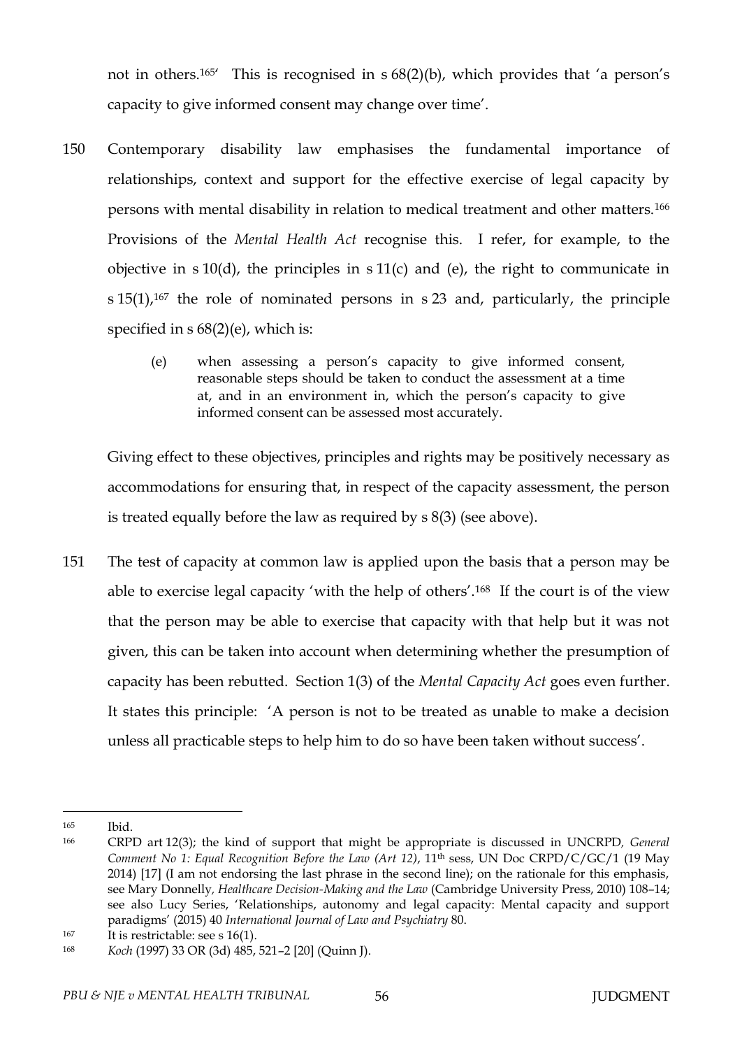not in others.[165]' This is recognised in s 68(2)(b), which provides that 'a person's capacity to give informed consent may change over time'.

150 Contemporary disability law emphasises the fundamental importance of relationships, context and support for the effective exercise of legal capacity by persons with mental disability in relation to medical treatment and other matters.[166] Provisions of the *Mental Health Act* recognise this. I refer, for example, to the objective in s 10(d), the principles in s 11(c) and (e), the right to communicate in s 15(1),[167] the role of nominated persons in s 23 and, particularly, the principle specified in s 68(2)(e), which is:

> (e) when assessing a person's capacity to give informed consent, reasonable steps should be taken to conduct the assessment at a time at, and in an environment in, which the person's capacity to give informed consent can be assessed most accurately.

Giving effect to these objectives, principles and rights may be positively necessary as accommodations for ensuring that, in respect of the capacity assessment, the person is treated equally before the law as required by s 8(3) (see above).

151 The test of capacity at common law is applied upon the basis that a person may be able to exercise legal capacity 'with the help of others'.[168] If the court is of the view that the person may be able to exercise that capacity with that help but it was not given, this can be taken into account when determining whether the presumption of capacity has been rebutted. Section 1(3) of the *Mental Capacity Act* goes even further. It states this principle: 'A person is not to be treated as unable to make a decision unless all practicable steps to help him to do so have been taken without success'.

---

165 Ibid.

166 CRPD art 12(3); the kind of support that might be appropriate is discussed in UNCRPD, *General Comment No 1: Equal Recognition Before the Law (Art 12)*, 11th sess, UN Doc CRPD/C/GC/1 (19 May 2014) [17] (I am not endorsing the last phrase in the second line); on the rationale for this emphasis, see Mary Donnelly, *Healthcare Decision-Making and the Law* (Cambridge University Press, 2010) 108–14; see also Lucy Series, 'Relationships, autonomy and legal capacity: Mental capacity and support paradigms' (2015) 40 *International Journal of Law and Psychiatry* 80.

167 It is restrictable: see s 16(1).

168 *Koch* (1997) 33 OR (3d) 485, 521–2 [20] (Quinn J).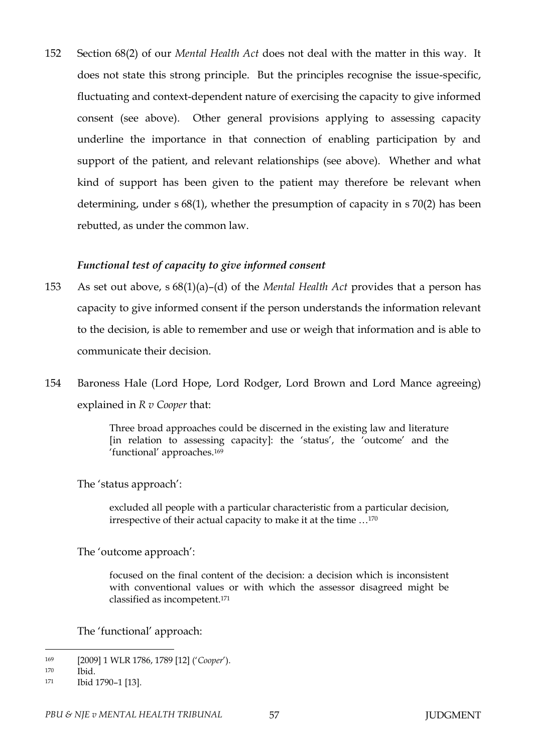152 Section 68(2) of our *Mental Health Act* does not deal with the matter in this way. It does not state this strong principle. But the principles recognise the issue-specific, fluctuating and context-dependent nature of exercising the capacity to give informed consent (see above). Other general provisions applying to assessing capacity underline the importance in that connection of enabling participation by and support of the patient, and relevant relationships (see above). Whether and what kind of support has been given to the patient may therefore be relevant when determining, under s 68(1), whether the presumption of capacity in s 70(2) has been rebutted, as under the common law.

### *Functional test of capacity to give informed consent*

153 As set out above, s 68(1)(a)–(d) of the *Mental Health Act* provides that a person has capacity to give informed consent if the person understands the information relevant to the decision, is able to remember and use or weigh that information and is able to communicate their decision.

154 Baroness Hale (Lord Hope, Lord Rodger, Lord Brown and Lord Mance agreeing) explained in *R v Cooper* that:

> Three broad approaches could be discerned in the existing law and literature [in relation to assessing capacity]: the 'status', the 'outcome' and the 'functional' approaches.[169]

The 'status approach':

> excluded all people with a particular characteristic from a particular decision, irrespective of their actual capacity to make it at the time …[170]

The 'outcome approach':

> focused on the final content of the decision: a decision which is inconsistent with conventional values or with which the assessor disagreed might be classified as incompetent.[171]

The 'functional' approach:

---

[169] [2009] 1 WLR 1786, 1789 [12] ('*Cooper*').

[170] Ibid.

[171] Ibid 1790–1 [13].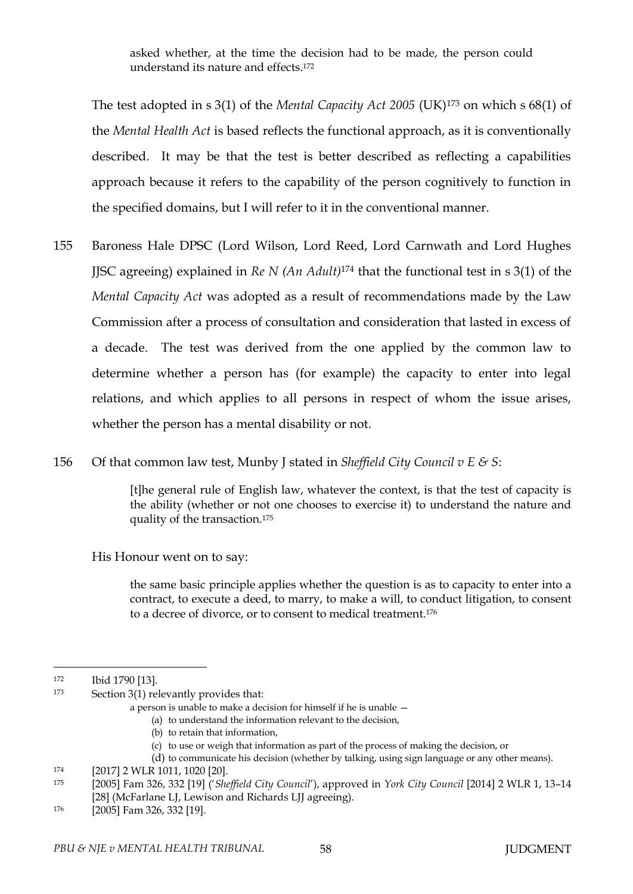> asked whether, at the time the decision had to be made, the person could understand its nature and effects.[172]

The test adopted in s 3(1) of the *Mental Capacity Act 2005* (UK)[173] on which s 68(1) of the *Mental Health Act* is based reflects the functional approach, as it is conventionally described. It may be that the test is better described as reflecting a capabilities approach because it refers to the capability of the person cognitively to function in the specified domains, but I will refer to it in the conventional manner.

155 Baroness Hale DPSC (Lord Wilson, Lord Reed, Lord Carnwath and Lord Hughes JJSC agreeing) explained in *Re N (An Adult)*[174] that the functional test in s 3(1) of the *Mental Capacity Act* was adopted as a result of recommendations made by the Law Commission after a process of consultation and consideration that lasted in excess of a decade. The test was derived from the one applied by the common law to determine whether a person has (for example) the capacity to enter into legal relations, and which applies to all persons in respect of whom the issue arises, whether the person has a mental disability or not.

156 Of that common law test, Munby J stated in *Sheffield City Council v E & S*:

> [t]he general rule of English law, whatever the context, is that the test of capacity is the ability (whether or not one chooses to exercise it) to understand the nature and quality of the transaction.[175]

His Honour went on to say:

> the same basic principle applies whether the question is as to capacity to enter into a contract, to execute a deed, to marry, to make a will, to conduct litigation, to consent to a decree of divorce, or to consent to medical treatment.[176]

---

172 Ibid 1790 [13].

173 Section 3(1) relevantly provides that:

> a person is unable to make a decision for himself if he is unable —
>
> (a) to understand the information relevant to the decision,
>
> (b) to retain that information,
>
> (c) to use or weigh that information as part of the process of making the decision, or
>
> (d) to communicate his decision (whether by talking, using sign language or any other means).

174 [2017] 2 WLR 1011, 1020 [20].

175 [2005] Fam 326, 332 [19] ('*Sheffield City Council*'), approved in *York City Council* [2014] 2 WLR 1, 13–14 [28] (McFarlane LJ, Lewison and Richards LJJ agreeing).

176 [2005] Fam 326, 332 [19].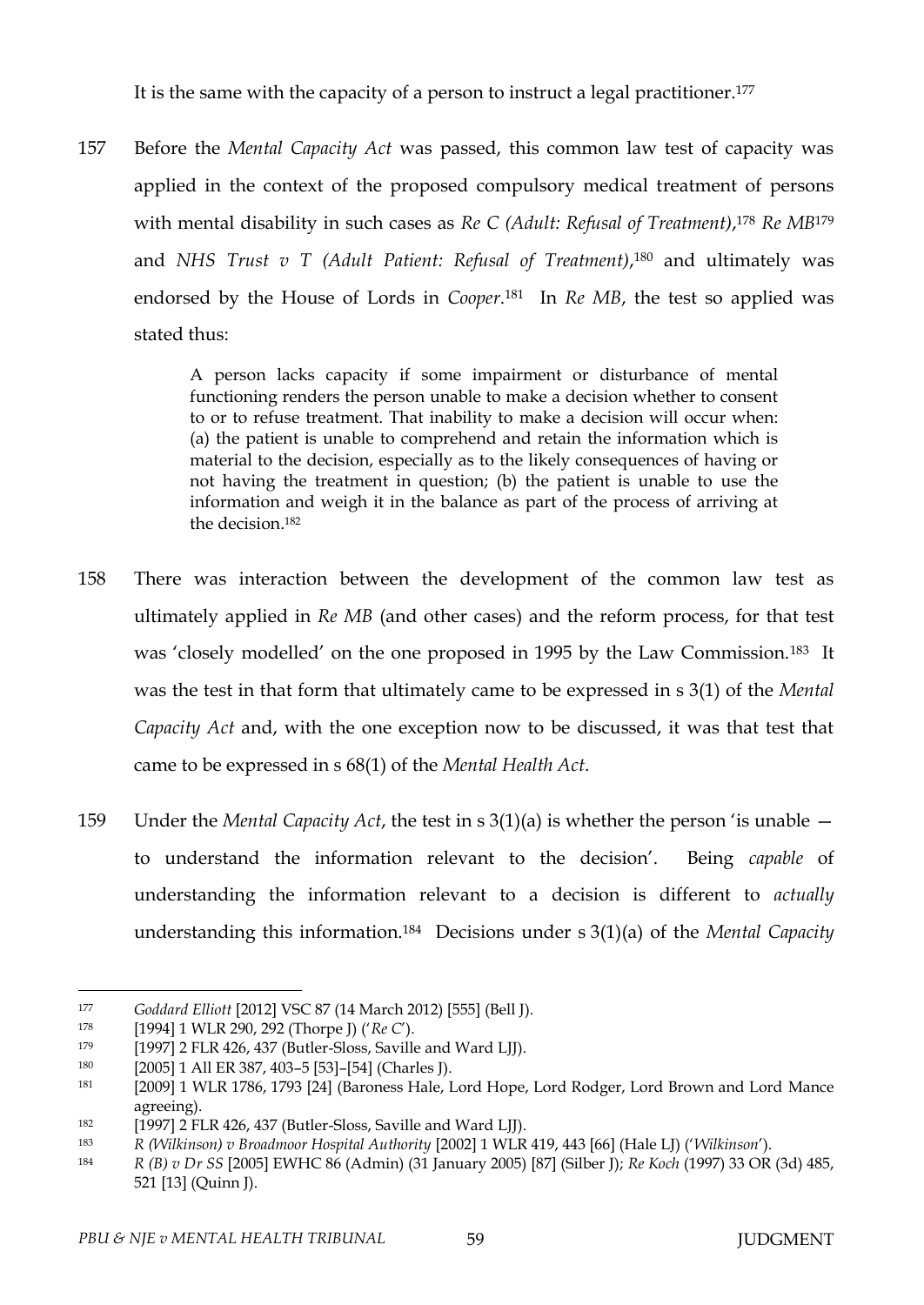It is the same with the capacity of a person to instruct a legal practitioner.[177]

157 Before the *Mental Capacity Act* was passed, this common law test of capacity was applied in the context of the proposed compulsory medical treatment of persons with mental disability in such cases as *Re C (Adult: Refusal of Treatment)*,[178] *Re MB*[179] and *NHS Trust v T (Adult Patient: Refusal of Treatment)*,[180] and ultimately was endorsed by the House of Lords in *Cooper*.[181] In *Re MB*, the test so applied was stated thus:

> A person lacks capacity if some impairment or disturbance of mental functioning renders the person unable to make a decision whether to consent to or to refuse treatment. That inability to make a decision will occur when: (a) the patient is unable to comprehend and retain the information which is material to the decision, especially as to the likely consequences of having or not having the treatment in question; (b) the patient is unable to use the information and weigh it in the balance as part of the process of arriving at the decision.[182]

158 There was interaction between the development of the common law test as ultimately applied in *Re MB* (and other cases) and the reform process, for that test was 'closely modelled' on the one proposed in 1995 by the Law Commission.[183] It was the test in that form that ultimately came to be expressed in s 3(1) of the *Mental Capacity Act* and, with the one exception now to be discussed, it was that test that came to be expressed in s 68(1) of the *Mental Health Act*.

159 Under the *Mental Capacity Act*, the test in s 3(1)(a) is whether the person 'is unable — to understand the information relevant to the decision'. Being *capable* of understanding the information relevant to a decision is different to *actually* understanding this information.[184] Decisions under s 3(1)(a) of the *Mental Capacity*

---

[177] *Goddard Elliott* [2012] VSC 87 (14 March 2012) [555] (Bell J).

[178] [1994] 1 WLR 290, 292 (Thorpe J) ('*Re C*').

[179] [1997] 2 FLR 426, 437 (Butler-Sloss, Saville and Ward LJJ).

[180] [2005] 1 All ER 387, 403–5 [53]–[54] (Charles J).

[181] [2009] 1 WLR 1786, 1793 [24] (Baroness Hale, Lord Hope, Lord Rodger, Lord Brown and Lord Mance agreeing).

[182] [1997] 2 FLR 426, 437 (Butler-Sloss, Saville and Ward LJJ).

[183] *R (Wilkinson) v Broadmoor Hospital Authority* [2002] 1 WLR 419, 443 [66] (Hale LJ) ('*Wilkinson*').

[184] *R (B) v Dr SS* [2005] EWHC 86 (Admin) (31 January 2005) [87] (Silber J); *Re Koch* (1997) 33 OR (3d) 485, 521 [13] (Quinn J).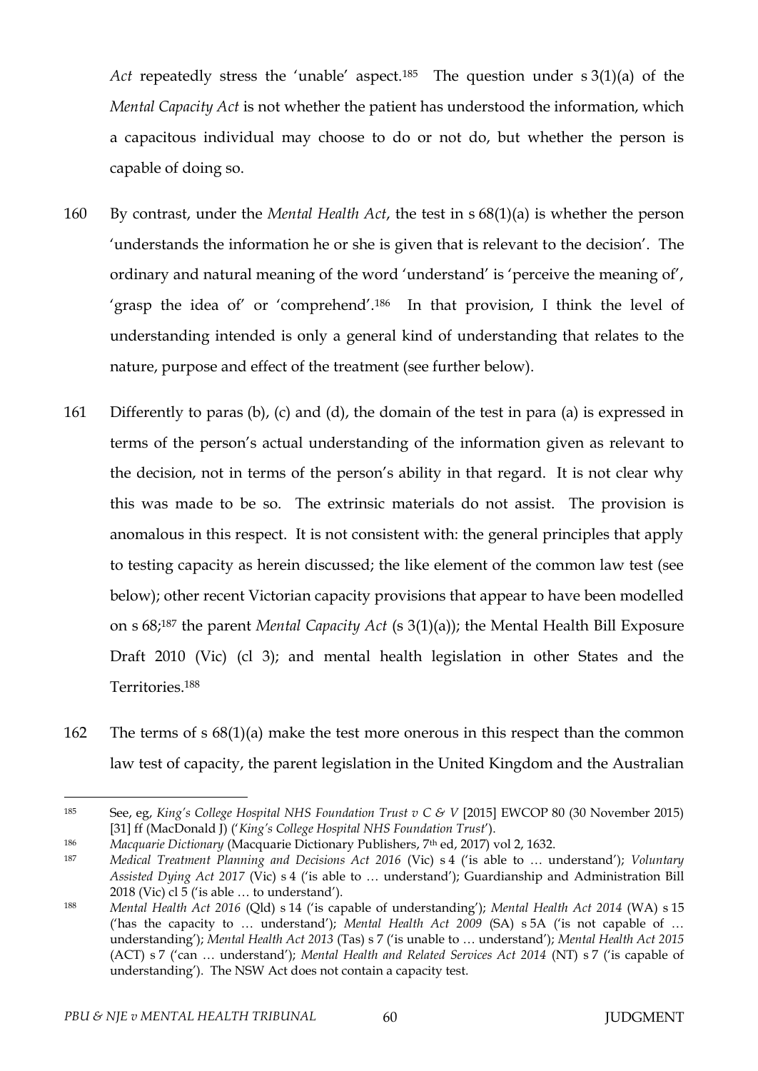*Act* repeatedly stress the 'unable' aspect.[185] The question under s 3(1)(a) of the *Mental Capacity Act* is not whether the patient has understood the information, which a capacitous individual may choose to do or not do, but whether the person is capable of doing so.

160 By contrast, under the *Mental Health Act*, the test in s 68(1)(a) is whether the person 'understands the information he or she is given that is relevant to the decision'. The ordinary and natural meaning of the word 'understand' is 'perceive the meaning of', 'grasp the idea of' or 'comprehend'.[186] In that provision, I think the level of understanding intended is only a general kind of understanding that relates to the nature, purpose and effect of the treatment (see further below).

161 Differently to paras (b), (c) and (d), the domain of the test in para (a) is expressed in terms of the person's actual understanding of the information given as relevant to the decision, not in terms of the person's ability in that regard. It is not clear why this was made to be so. The extrinsic materials do not assist. The provision is anomalous in this respect. It is not consistent with: the general principles that apply to testing capacity as herein discussed; the like element of the common law test (see below); other recent Victorian capacity provisions that appear to have been modelled on s 68;[187] the parent *Mental Capacity Act* (s 3(1)(a)); the Mental Health Bill Exposure Draft 2010 (Vic) (cl 3); and mental health legislation in other States and the Territories.[188]

162 The terms of s 68(1)(a) make the test more onerous in this respect than the common law test of capacity, the parent legislation in the United Kingdom and the Australian

---

[185] See, eg, *King's College Hospital NHS Foundation Trust v C & V* [2015] EWCOP 80 (30 November 2015) [31] ff (MacDonald J) ('*King's College Hospital NHS Foundation Trust*').

[186] *Macquarie Dictionary* (Macquarie Dictionary Publishers, 7th ed, 2017) vol 2, 1632.

[187] *Medical Treatment Planning and Decisions Act 2016* (Vic) s 4 ('is able to … understand'); *Voluntary Assisted Dying Act 2017* (Vic) s 4 ('is able to … understand'); Guardianship and Administration Bill 2018 (Vic) cl 5 ('is able … to understand').

[188] *Mental Health Act 2016* (Qld) s 14 ('is capable of understanding'); *Mental Health Act 2014* (WA) s 15 ('has the capacity to … understand'); *Mental Health Act 2009* (SA) s 5A ('is not capable of … understanding'); *Mental Health Act 2013* (Tas) s 7 ('is unable to … understand'); *Mental Health Act 2015* (ACT) s 7 ('can … understand'); *Mental Health and Related Services Act 2014* (NT) s 7 ('is capable of understanding'). The NSW Act does not contain a capacity test.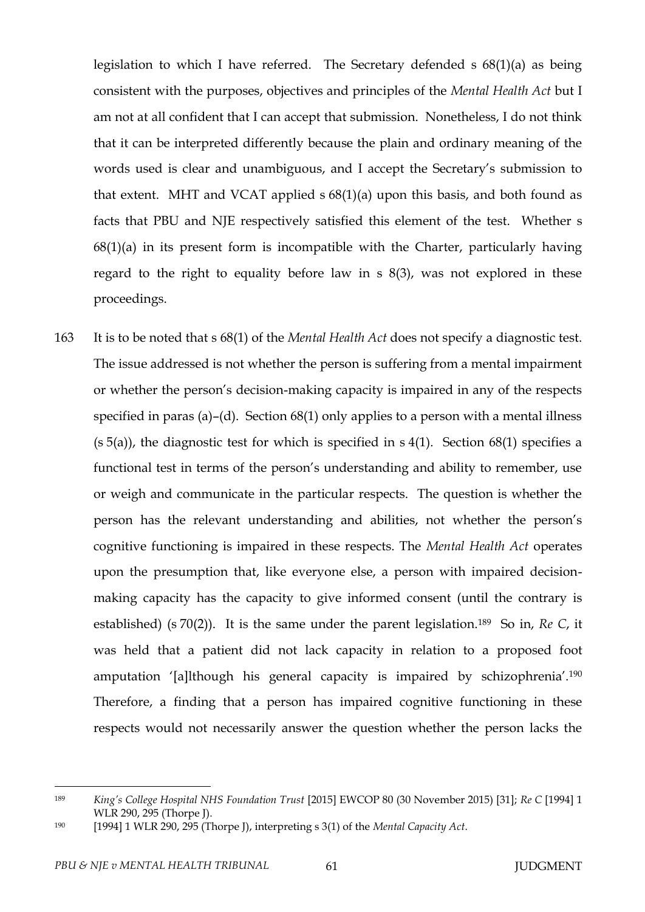legislation to which I have referred. The Secretary defended s 68(1)(a) as being consistent with the purposes, objectives and principles of the *Mental Health Act* but I am not at all confident that I can accept that submission. Nonetheless, I do not think that it can be interpreted differently because the plain and ordinary meaning of the words used is clear and unambiguous, and I accept the Secretary's submission to that extent. MHT and VCAT applied s 68(1)(a) upon this basis, and both found as facts that PBU and NJE respectively satisfied this element of the test. Whether s 68(1)(a) in its present form is incompatible with the Charter, particularly having regard to the right to equality before law in s 8(3), was not explored in these proceedings.

163 It is to be noted that s 68(1) of the *Mental Health Act* does not specify a diagnostic test. The issue addressed is not whether the person is suffering from a mental impairment or whether the person's decision-making capacity is impaired in any of the respects specified in paras (a)–(d). Section 68(1) only applies to a person with a mental illness (s 5(a)), the diagnostic test for which is specified in s 4(1). Section 68(1) specifies a functional test in terms of the person's understanding and ability to remember, use or weigh and communicate in the particular respects. The question is whether the person has the relevant understanding and abilities, not whether the person's cognitive functioning is impaired in these respects. The *Mental Health Act* operates upon the presumption that, like everyone else, a person with impaired decision-making capacity has the capacity to give informed consent (until the contrary is established) (s 70(2)). It is the same under the parent legislation.[189] So in, *Re C*, it was held that a patient did not lack capacity in relation to a proposed foot amputation '[a]lthough his general capacity is impaired by schizophrenia'.[190] Therefore, a finding that a person has impaired cognitive functioning in these respects would not necessarily answer the question whether the person lacks the

---

[189] *King's College Hospital NHS Foundation Trust* [2015] EWCOP 80 (30 November 2015) [31]; *Re C* [1994] 1 WLR 290, 295 (Thorpe J).

[190] [1994] 1 WLR 290, 295 (Thorpe J), interpreting s 3(1) of the *Mental Capacity Act*.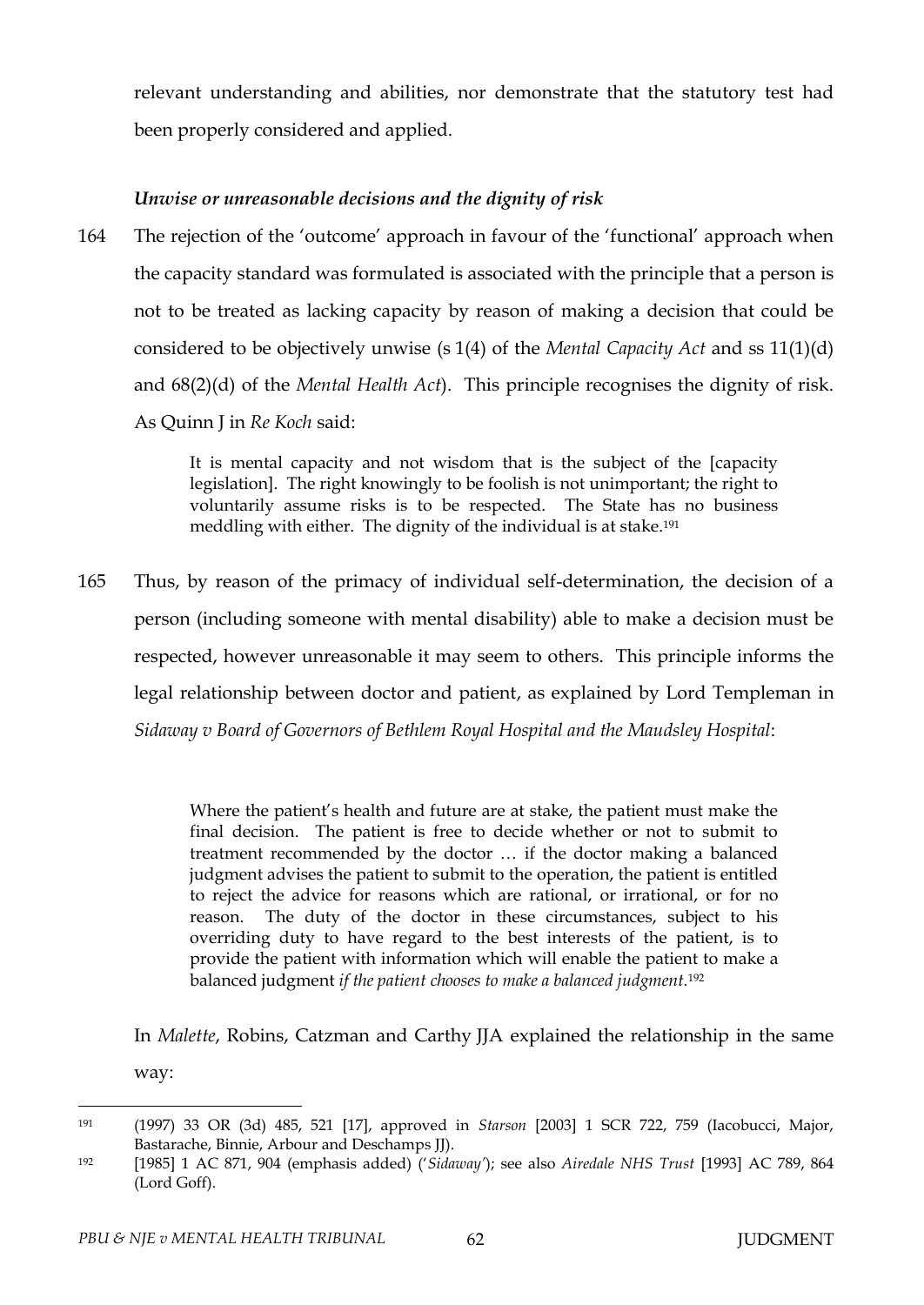relevant understanding and abilities, nor demonstrate that the statutory test had been properly considered and applied.

### *Unwise or unreasonable decisions and the dignity of risk*

164 The rejection of the 'outcome' approach in favour of the 'functional' approach when the capacity standard was formulated is associated with the principle that a person is not to be treated as lacking capacity by reason of making a decision that could be considered to be objectively unwise (s 1(4) of the *Mental Capacity Act* and ss 11(1)(d) and 68(2)(d) of the *Mental Health Act*). This principle recognises the dignity of risk. As Quinn J in *Re Koch* said:

> It is mental capacity and not wisdom that is the subject of the [capacity legislation]. The right knowingly to be foolish is not unimportant; the right to voluntarily assume risks is to be respected. The State has no business meddling with either. The dignity of the individual is at stake.[191]

165 Thus, by reason of the primacy of individual self-determination, the decision of a person (including someone with mental disability) able to make a decision must be respected, however unreasonable it may seem to others. This principle informs the legal relationship between doctor and patient, as explained by Lord Templeman in *Sidaway v Board of Governors of Bethlem Royal Hospital and the Maudsley Hospital*:

> Where the patient's health and future are at stake, the patient must make the final decision. The patient is free to decide whether or not to submit to treatment recommended by the doctor … if the doctor making a balanced judgment advises the patient to submit to the operation, the patient is entitled to reject the advice for reasons which are rational, or irrational, or for no reason. The duty of the doctor in these circumstances, subject to his overriding duty to have regard to the best interests of the patient, is to provide the patient with information which will enable the patient to make a balanced judgment *if the patient chooses to make a balanced judgment.*[192]

In *Malette*, Robins, Catzman and Carthy JJA explained the relationship in the same way:

---

[191] (1997) 33 OR (3d) 485, 521 [17], approved in *Starson* [2003] 1 SCR 722, 759 (Iacobucci, Major, Bastarache, Binnie, Arbour and Deschamps JJ).

[192] [1985] 1 AC 871, 904 (emphasis added) ('*Sidaway*'); see also *Airedale NHS Trust* [1993] AC 789, 864 (Lord Goff).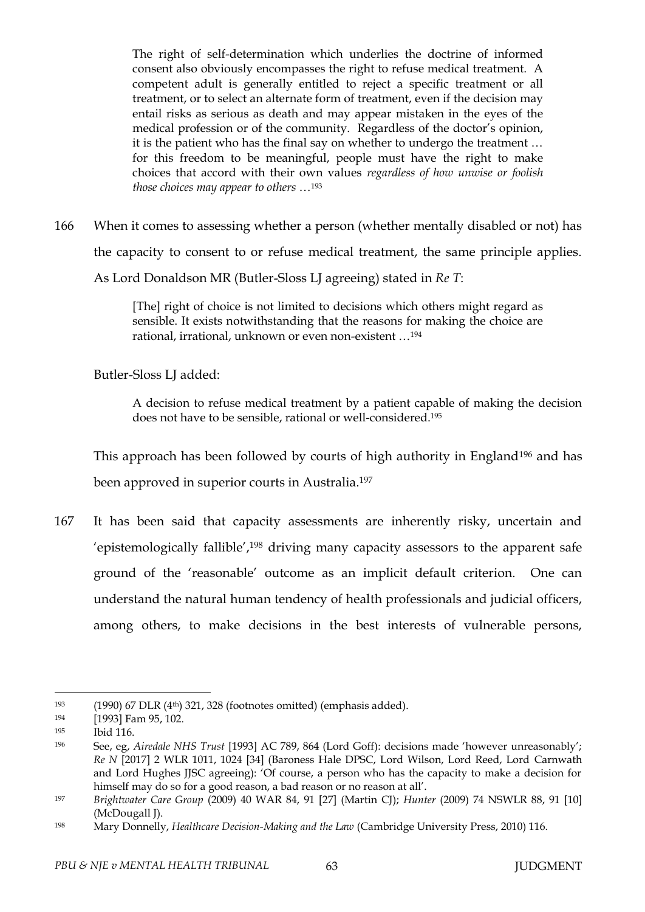> The right of self-determination which underlies the doctrine of informed consent also obviously encompasses the right to refuse medical treatment. A competent adult is generally entitled to reject a specific treatment or all treatment, or to select an alternate form of treatment, even if the decision may entail risks as serious as death and may appear mistaken in the eyes of the medical profession or of the community. Regardless of the doctor's opinion, it is the patient who has the final say on whether to undergo the treatment … for this freedom to be meaningful, people must have the right to make choices that accord with their own values *regardless of how unwise or foolish those choices may appear to others* …[193]

166 When it comes to assessing whether a person (whether mentally disabled or not) has the capacity to consent to or refuse medical treatment, the same principle applies. As Lord Donaldson MR (Butler-Sloss LJ agreeing) stated in *Re T*:

> [The] right of choice is not limited to decisions which others might regard as sensible. It exists notwithstanding that the reasons for making the choice are rational, irrational, unknown or even non-existent …[194]

Butler-Sloss LJ added:

> A decision to refuse medical treatment by a patient capable of making the decision does not have to be sensible, rational or well-considered.[195]

This approach has been followed by courts of high authority in England[196] and has been approved in superior courts in Australia.[197]

167 It has been said that capacity assessments are inherently risky, uncertain and 'epistemologically fallible',[198] driving many capacity assessors to the apparent safe ground of the 'reasonable' outcome as an implicit default criterion. One can understand the natural human tendency of health professionals and judicial officers, among others, to make decisions in the best interests of vulnerable persons,

---

[193] (1990) 67 DLR (4th) 321, 328 (footnotes omitted) (emphasis added).

[194] [1993] Fam 95, 102.

[195] Ibid 116.

[196] See, eg, *Airedale NHS Trust* [1993] AC 789, 864 (Lord Goff): decisions made 'however unreasonably'; *Re N* [2017] 2 WLR 1011, 1024 [34] (Baroness Hale DPSC, Lord Wilson, Lord Reed, Lord Carnwath and Lord Hughes JJSC agreeing): 'Of course, a person who has the capacity to make a decision for himself may do so for a good reason, a bad reason or no reason at all'.

[197] *Brightwater Care Group* (2009) 40 WAR 84, 91 [27] (Martin CJ); *Hunter* (2009) 74 NSWLR 88, 91 [10] (McDougall J).

[198] Mary Donnelly, *Healthcare Decision-Making and the Law* (Cambridge University Press, 2010) 116.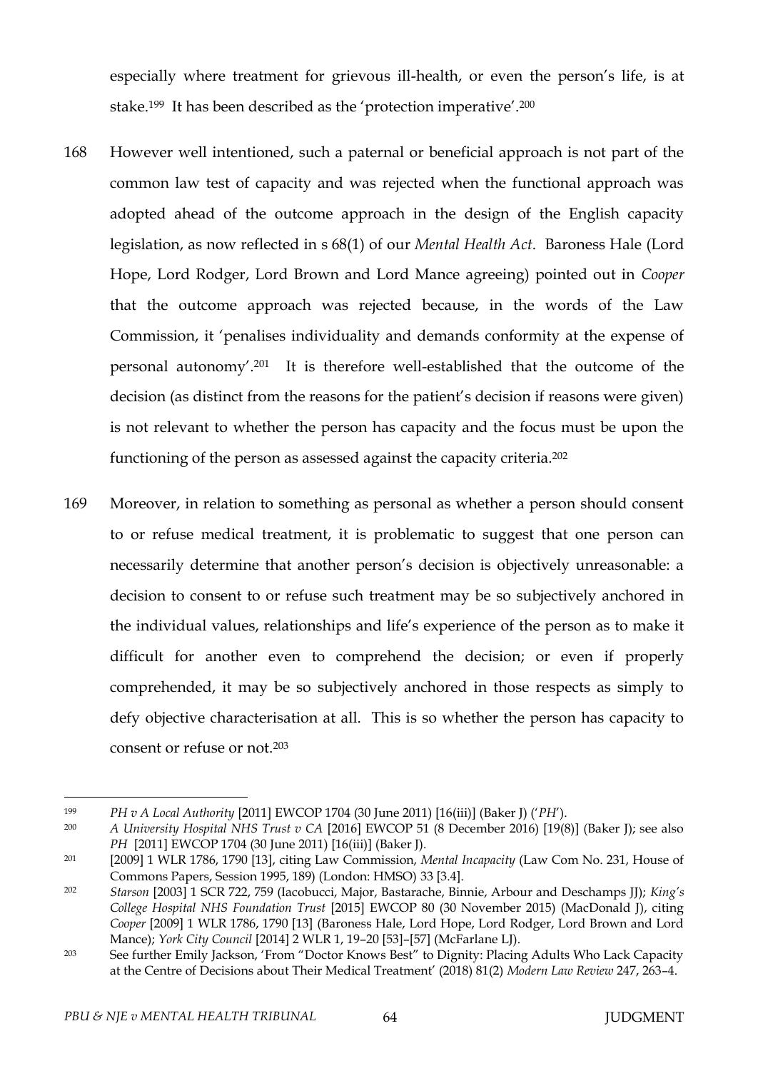especially where treatment for grievous ill-health, or even the person's life, is at stake.[199] It has been described as the 'protection imperative'.[200]

168 However well intentioned, such a paternal or beneficial approach is not part of the common law test of capacity and was rejected when the functional approach was adopted ahead of the outcome approach in the design of the English capacity legislation, as now reflected in s 68(1) of our *Mental Health Act*. Baroness Hale (Lord Hope, Lord Rodger, Lord Brown and Lord Mance agreeing) pointed out in *Cooper* that the outcome approach was rejected because, in the words of the Law Commission, it 'penalises individuality and demands conformity at the expense of personal autonomy'.[201] It is therefore well-established that the outcome of the decision (as distinct from the reasons for the patient's decision if reasons were given) is not relevant to whether the person has capacity and the focus must be upon the functioning of the person as assessed against the capacity criteria.[202]

169 Moreover, in relation to something as personal as whether a person should consent to or refuse medical treatment, it is problematic to suggest that one person can necessarily determine that another person's decision is objectively unreasonable: a decision to consent to or refuse such treatment may be so subjectively anchored in the individual values, relationships and life's experience of the person as to make it difficult for another even to comprehend the decision; or even if properly comprehended, it may be so subjectively anchored in those respects as simply to defy objective characterisation at all. This is so whether the person has capacity to consent or refuse or not.[203]

---

[199] *PH v A Local Authority* [2011] EWCOP 1704 (30 June 2011) [16(iii)] (Baker J) ('*PH*').

[200] *A University Hospital NHS Trust v CA* [2016] EWCOP 51 (8 December 2016) [19(8)] (Baker J); see also *PH* [2011] EWCOP 1704 (30 June 2011) [16(iii)] (Baker J).

[201] [2009] 1 WLR 1786, 1790 [13], citing Law Commission, *Mental Incapacity* (Law Com No. 231, House of Commons Papers, Session 1995, 189) (London: HMSO) 33 [3.4].

[202] *Starson* [2003] 1 SCR 722, 759 (Iacobucci, Major, Bastarache, Binnie, Arbour and Deschamps JJ); *King's College Hospital NHS Foundation Trust* [2015] EWCOP 80 (30 November 2015) (MacDonald J), citing *Cooper* [2009] 1 WLR 1786, 1790 [13] (Baroness Hale, Lord Hope, Lord Rodger, Lord Brown and Lord Mance); *York City Council* [2014] 2 WLR 1, 19–20 [53]–[57] (McFarlane LJ).

[203] See further Emily Jackson, 'From "Doctor Knows Best" to Dignity: Placing Adults Who Lack Capacity at the Centre of Decisions about Their Medical Treatment' (2018) 81(2) *Modern Law Review* 247, 263–4.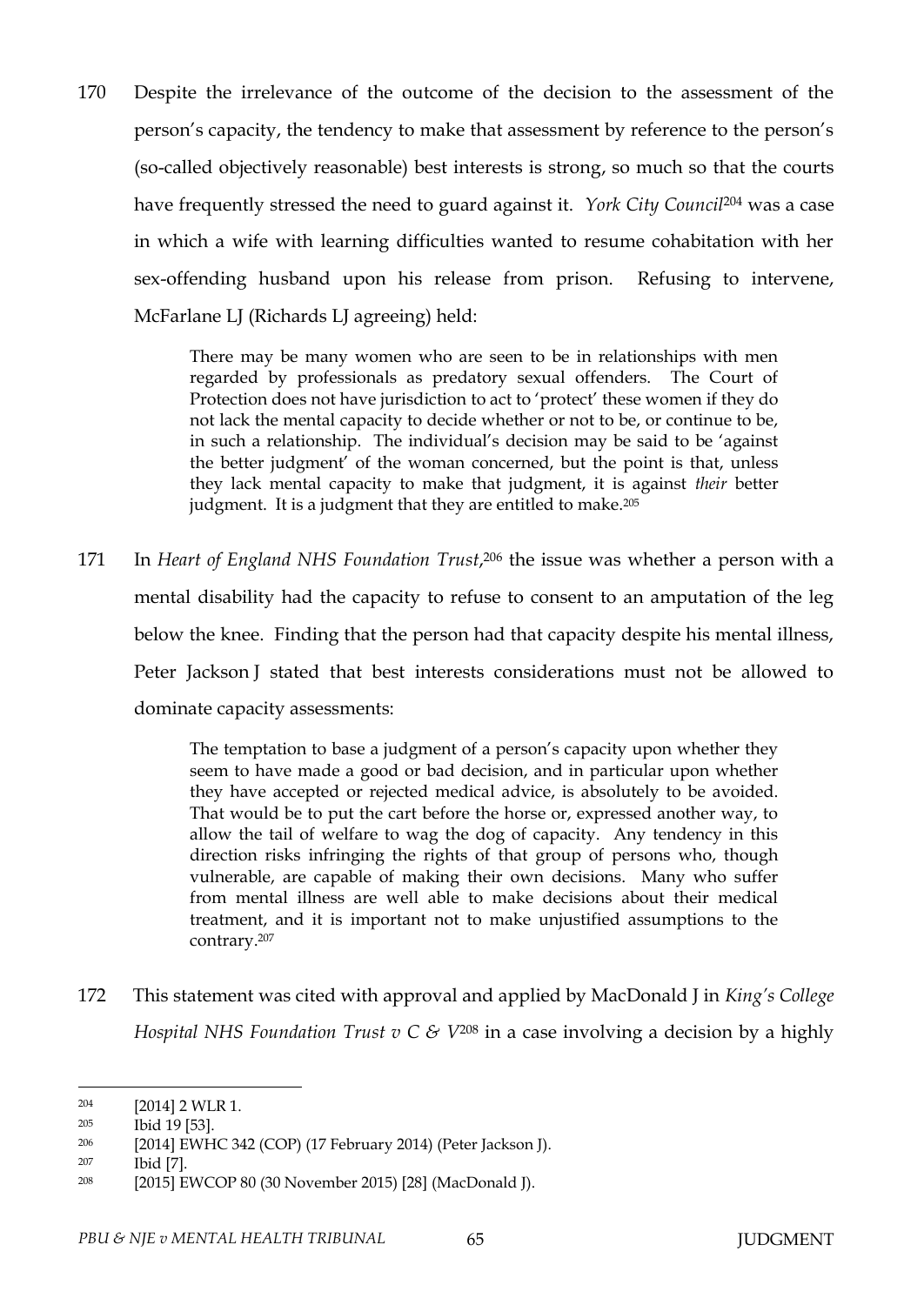170 Despite the irrelevance of the outcome of the decision to the assessment of the person's capacity, the tendency to make that assessment by reference to the person's (so-called objectively reasonable) best interests is strong, so much so that the courts have frequently stressed the need to guard against it. *York City Council*[204] was a case in which a wife with learning difficulties wanted to resume cohabitation with her sex-offending husband upon his release from prison. Refusing to intervene, McFarlane LJ (Richards LJ agreeing) held:

> There may be many women who are seen to be in relationships with men regarded by professionals as predatory sexual offenders. The Court of Protection does not have jurisdiction to act to 'protect' these women if they do not lack the mental capacity to decide whether or not to be, or continue to be, in such a relationship. The individual's decision may be said to be 'against the better judgment' of the woman concerned, but the point is that, unless they lack mental capacity to make that judgment, it is against *their* better judgment. It is a judgment that they are entitled to make.[205]

171 In *Heart of England NHS Foundation Trust*,[206] the issue was whether a person with a mental disability had the capacity to refuse to consent to an amputation of the leg below the knee. Finding that the person had that capacity despite his mental illness, Peter Jackson J stated that best interests considerations must not be allowed to dominate capacity assessments:

> The temptation to base a judgment of a person's capacity upon whether they seem to have made a good or bad decision, and in particular upon whether they have accepted or rejected medical advice, is absolutely to be avoided. That would be to put the cart before the horse or, expressed another way, to allow the tail of welfare to wag the dog of capacity. Any tendency in this direction risks infringing the rights of that group of persons who, though vulnerable, are capable of making their own decisions. Many who suffer from mental illness are well able to make decisions about their medical treatment, and it is important not to make unjustified assumptions to the contrary.[207]

172 This statement was cited with approval and applied by MacDonald J in *King's College Hospital NHS Foundation Trust v C & V*[208] in a case involving a decision by a highly

---

[204] [2014] 2 WLR 1.

[205] Ibid 19 [53].

[206] [2014] EWHC 342 (COP) (17 February 2014) (Peter Jackson J).

[207] Ibid [7].

[208] [2015] EWCOP 80 (30 November 2015) [28] (MacDonald J).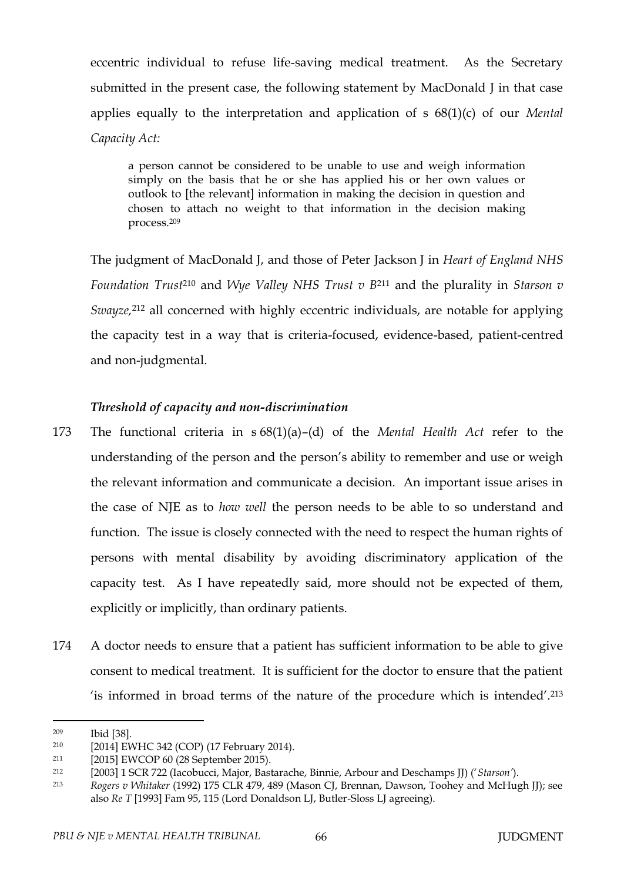eccentric individual to refuse life-saving medical treatment. As the Secretary submitted in the present case, the following statement by MacDonald J in that case applies equally to the interpretation and application of s 68(1)(c) of our *Mental Capacity Act:*

> a person cannot be considered to be unable to use and weigh information simply on the basis that he or she has applied his or her own values or outlook to [the relevant] information in making the decision in question and chosen to attach no weight to that information in the decision making process.[209]

The judgment of MacDonald J, and those of Peter Jackson J in *Heart of England NHS Foundation Trust*[210] and *Wye Valley NHS Trust v B*[211] and the plurality in *Starson v Swayze,*[212] all concerned with highly eccentric individuals, are notable for applying the capacity test in a way that is criteria-focused, evidence-based, patient-centred and non-judgmental.

### *Threshold of capacity and non-discrimination*

173 The functional criteria in s 68(1)(a)–(d) of the *Mental Health Act* refer to the understanding of the person and the person's ability to remember and use or weigh the relevant information and communicate a decision. An important issue arises in the case of NJE as to *how well* the person needs to be able to so understand and function. The issue is closely connected with the need to respect the human rights of persons with mental disability by avoiding discriminatory application of the capacity test. As I have repeatedly said, more should not be expected of them, explicitly or implicitly, than ordinary patients.

174 A doctor needs to ensure that a patient has sufficient information to be able to give consent to medical treatment. It is sufficient for the doctor to ensure that the patient 'is informed in broad terms of the nature of the procedure which is intended'.[213]

---

[209] Ibid [38].

[210] [2014] EWHC 342 (COP) (17 February 2014).

[211] [2015] EWCOP 60 (28 September 2015).

[212] [2003] 1 SCR 722 (Iacobucci, Major, Bastarache, Binnie, Arbour and Deschamps JJ) ('*Starson*').

[213] *Rogers v Whitaker* (1992) 175 CLR 479, 489 (Mason CJ, Brennan, Dawson, Toohey and McHugh JJ); see also *Re T* [1993] Fam 95, 115 (Lord Donaldson LJ, Butler-Sloss LJ agreeing).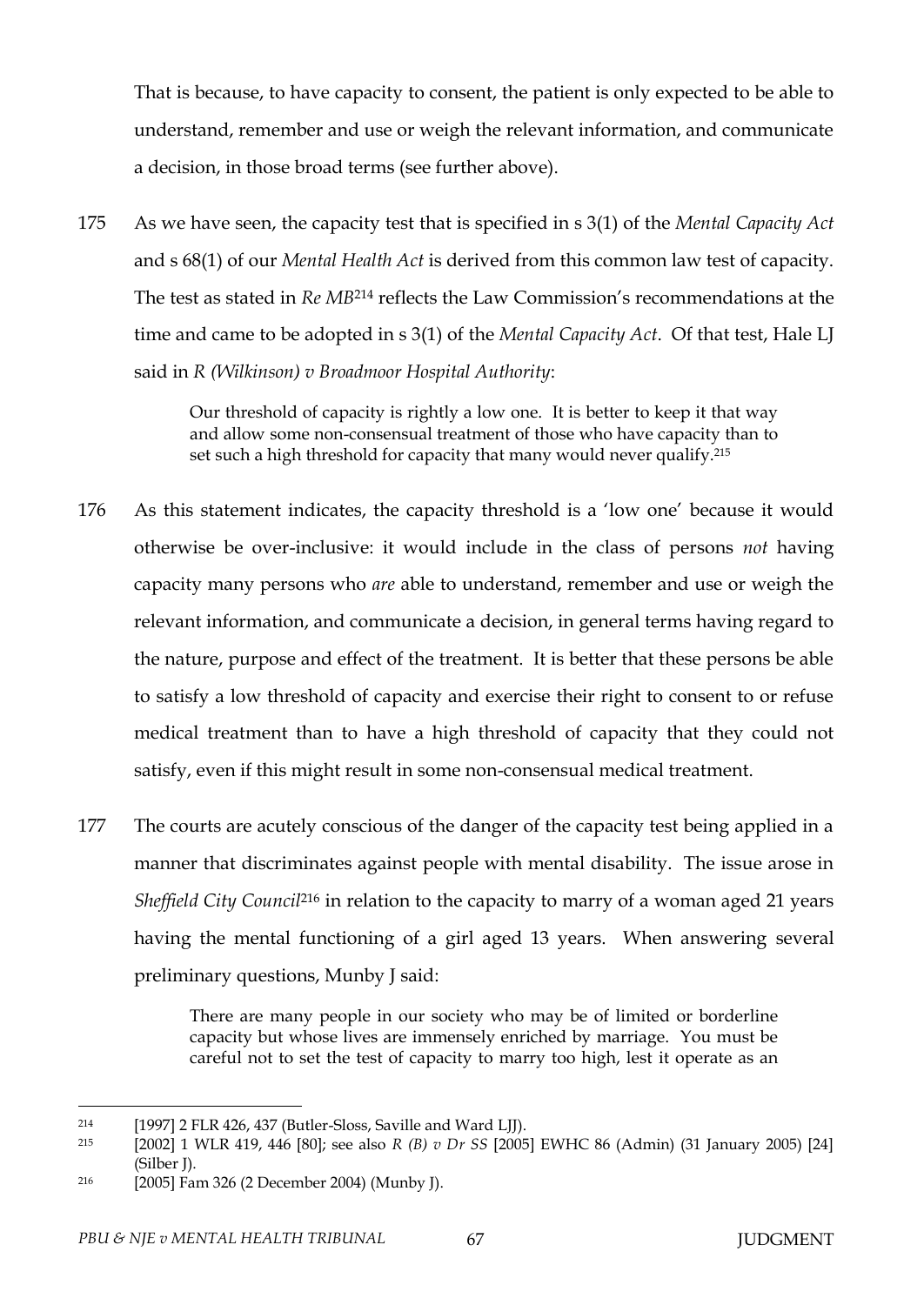That is because, to have capacity to consent, the patient is only expected to be able to understand, remember and use or weigh the relevant information, and communicate a decision, in those broad terms (see further above).

175 As we have seen, the capacity test that is specified in s 3(1) of the *Mental Capacity Act* and s 68(1) of our *Mental Health Act* is derived from this common law test of capacity. The test as stated in *Re MB*[214] reflects the Law Commission's recommendations at the time and came to be adopted in s 3(1) of the *Mental Capacity Act*. Of that test, Hale LJ said in *R (Wilkinson) v Broadmoor Hospital Authority*:

> Our threshold of capacity is rightly a low one. It is better to keep it that way and allow some non-consensual treatment of those who have capacity than to set such a high threshold for capacity that many would never qualify.[215]

176 As this statement indicates, the capacity threshold is a 'low one' because it would otherwise be over-inclusive: it would include in the class of persons *not* having capacity many persons who *are* able to understand, remember and use or weigh the relevant information, and communicate a decision, in general terms having regard to the nature, purpose and effect of the treatment. It is better that these persons be able to satisfy a low threshold of capacity and exercise their right to consent to or refuse medical treatment than to have a high threshold of capacity that they could not satisfy, even if this might result in some non-consensual medical treatment.

177 The courts are acutely conscious of the danger of the capacity test being applied in a manner that discriminates against people with mental disability. The issue arose in *Sheffield City Council*[216] in relation to the capacity to marry of a woman aged 21 years having the mental functioning of a girl aged 13 years. When answering several preliminary questions, Munby J said:

> There are many people in our society who may be of limited or borderline capacity but whose lives are immensely enriched by marriage. You must be careful not to set the test of capacity to marry too high, lest it operate as an

---

[214] [1997] 2 FLR 426, 437 (Butler-Sloss, Saville and Ward LJJ).

[215] [2002] 1 WLR 419, 446 [80]; see also *R (B) v Dr SS* [2005] EWHC 86 (Admin) (31 January 2005) [24] (Silber J).

[216] [2005] Fam 326 (2 December 2004) (Munby J).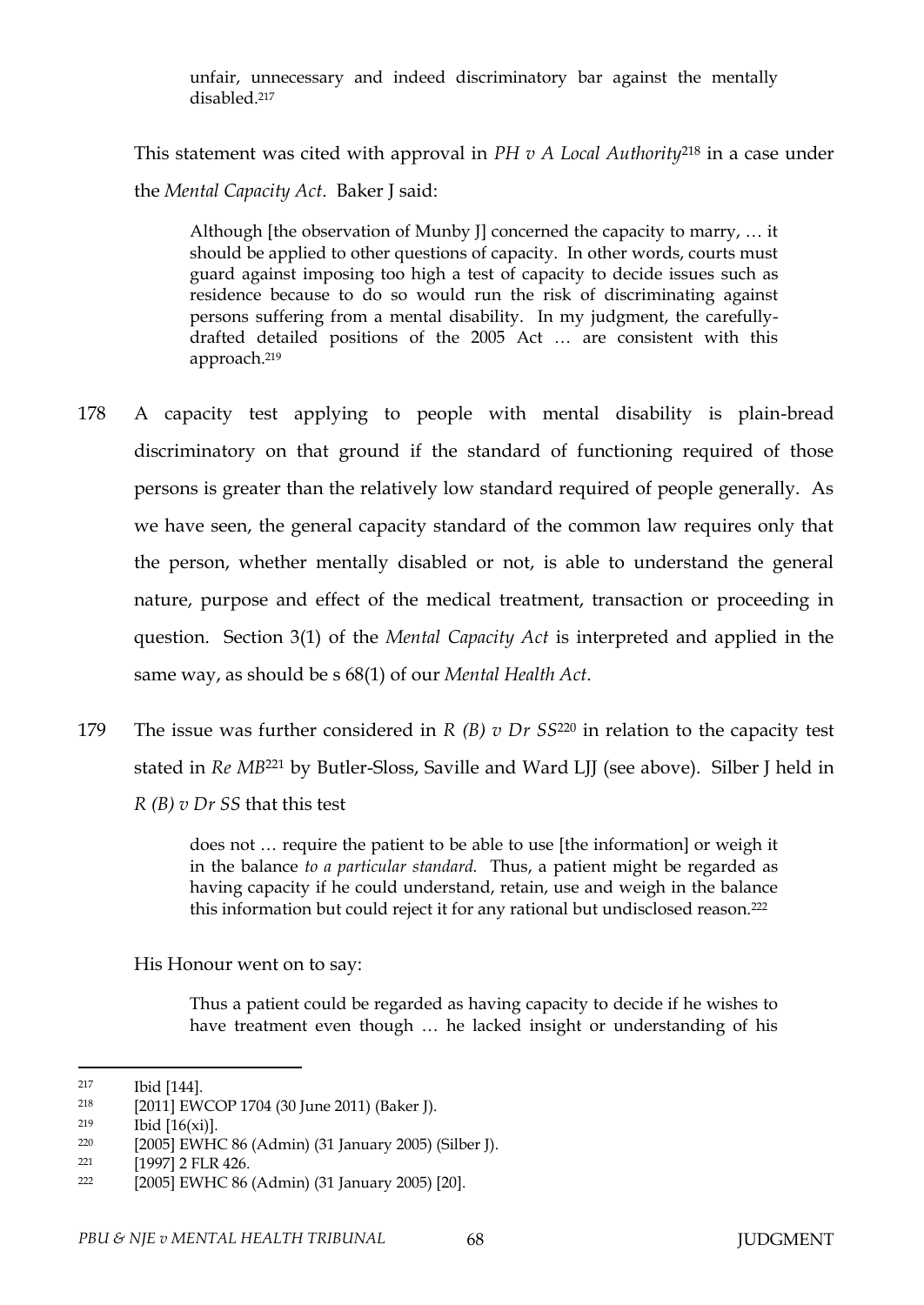> unfair, unnecessary and indeed discriminatory bar against the mentally disabled.[217]

This statement was cited with approval in *PH v A Local Authority*[218] in a case under the *Mental Capacity Act*. Baker J said:

> Although [the observation of Munby J] concerned the capacity to marry, … it should be applied to other questions of capacity. In other words, courts must guard against imposing too high a test of capacity to decide issues such as residence because to do so would run the risk of discriminating against persons suffering from a mental disability. In my judgment, the carefully-drafted detailed positions of the 2005 Act … are consistent with this approach.[219]

178 A capacity test applying to people with mental disability is plain-bread discriminatory on that ground if the standard of functioning required of those persons is greater than the relatively low standard required of people generally. As we have seen, the general capacity standard of the common law requires only that the person, whether mentally disabled or not, is able to understand the general nature, purpose and effect of the medical treatment, transaction or proceeding in question. Section 3(1) of the *Mental Capacity Act* is interpreted and applied in the same way, as should be s 68(1) of our *Mental Health Act*.

179 The issue was further considered in *R (B) v Dr SS*[220] in relation to the capacity test stated in *Re MB*[221] by Butler-Sloss, Saville and Ward LJJ (see above). Silber J held in *R (B) v Dr SS* that this test

> does not … require the patient to be able to use [the information] or weigh it in the balance *to a particular standard.* Thus, a patient might be regarded as having capacity if he could understand, retain, use and weigh in the balance this information but could reject it for any rational but undisclosed reason.[222]

His Honour went on to say:

> Thus a patient could be regarded as having capacity to decide if he wishes to have treatment even though … he lacked insight or understanding of his

---

217 Ibid [144].

218 [2011] EWCOP 1704 (30 June 2011) (Baker J).

219 Ibid [16(xi)].

220 [2005] EWHC 86 (Admin) (31 January 2005) (Silber J).

221 [1997] 2 FLR 426.

222 [2005] EWHC 86 (Admin) (31 January 2005) [20].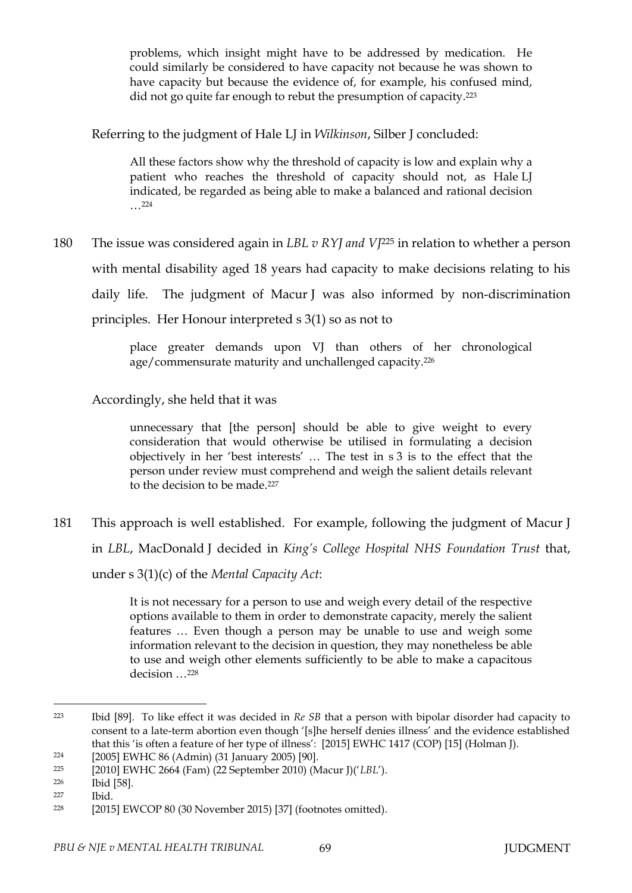> problems, which insight might have to be addressed by medication. He could similarly be considered to have capacity not because he was shown to have capacity but because the evidence of, for example, his confused mind, did not go quite far enough to rebut the presumption of capacity.[223]

Referring to the judgment of Hale LJ in *Wilkinson*, Silber J concluded:

> All these factors show why the threshold of capacity is low and explain why a patient who reaches the threshold of capacity should not, as Hale LJ indicated, be regarded as being able to make a balanced and rational decision …[224]

180 The issue was considered again in *LBL v RYJ and VJ*[225] in relation to whether a person with mental disability aged 18 years had capacity to make decisions relating to his daily life. The judgment of Macur J was also informed by non-discrimination principles. Her Honour interpreted s 3(1) so as not to

> place greater demands upon VJ than others of her chronological age/commensurate maturity and unchallenged capacity.[226]

Accordingly, she held that it was

> unnecessary that [the person] should be able to give weight to every consideration that would otherwise be utilised in formulating a decision objectively in her 'best interests' … The test in s 3 is to the effect that the person under review must comprehend and weigh the salient details relevant to the decision to be made.[227]

181 This approach is well established. For example, following the judgment of Macur J in *LBL*, MacDonald J decided in *King's College Hospital NHS Foundation Trust* that, under s 3(1)(c) of the *Mental Capacity Act*:

> It is not necessary for a person to use and weigh every detail of the respective options available to them in order to demonstrate capacity, merely the salient features … Even though a person may be unable to use and weigh some information relevant to the decision in question, they may nonetheless be able to use and weigh other elements sufficiently to be able to make a capacitous decision …[228]

---

[223] Ibid [89]. To like effect it was decided in *Re SB* that a person with bipolar disorder had capacity to consent to a late-term abortion even though '[s]he herself denies illness' and the evidence established that this 'is often a feature of her type of illness': [2015] EWHC 1417 (COP) [15] (Holman J).

[224] [2005] EWHC 86 (Admin) (31 January 2005) [90].

[225] [2010] EWHC 2664 (Fam) (22 September 2010) (Macur J)('*LBL*').

[226] Ibid [58].

[227] Ibid.

[228] [2015] EWCOP 80 (30 November 2015) [37] (footnotes omitted).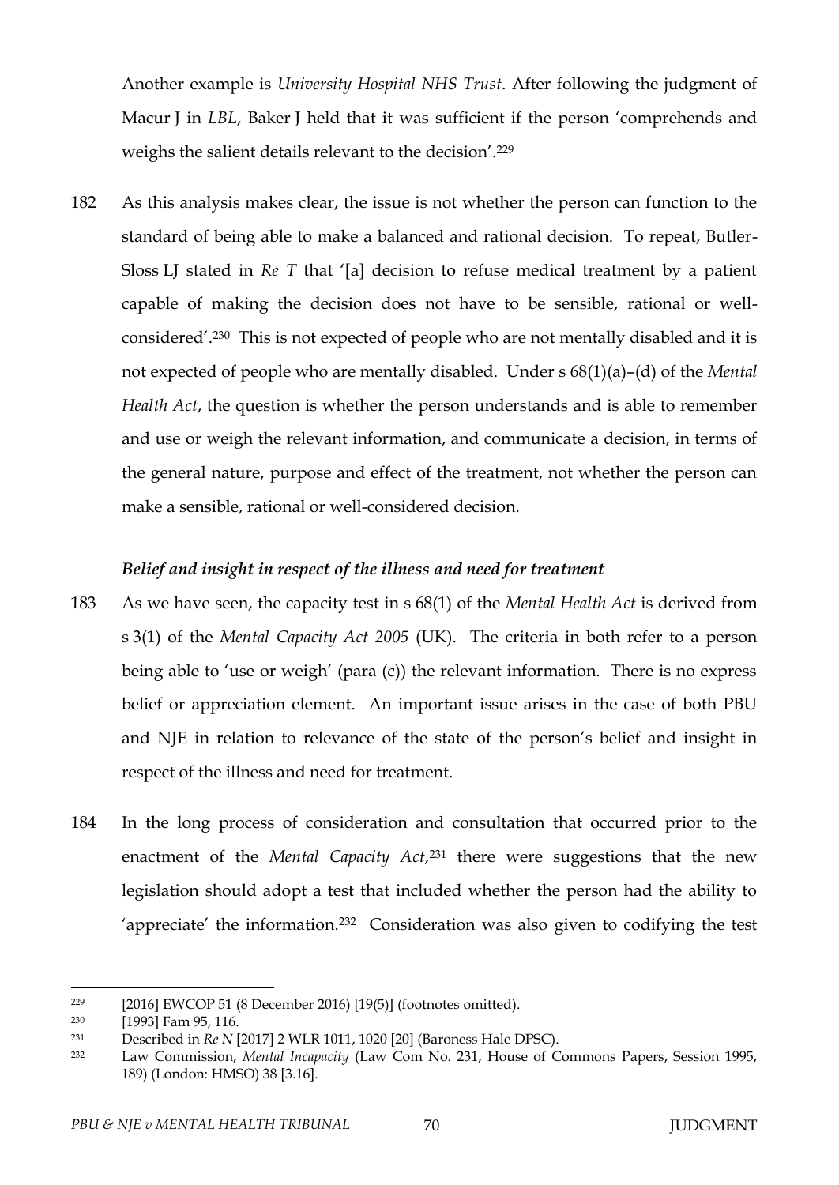Another example is *University Hospital NHS Trust*. After following the judgment of Macur J in *LBL*, Baker J held that it was sufficient if the person 'comprehends and weighs the salient details relevant to the decision'.[229]

182 As this analysis makes clear, the issue is not whether the person can function to the standard of being able to make a balanced and rational decision. To repeat, Butler-Sloss LJ stated in *Re T* that '[a] decision to refuse medical treatment by a patient capable of making the decision does not have to be sensible, rational or well-considered'.[230] This is not expected of people who are not mentally disabled and it is not expected of people who are mentally disabled. Under s 68(1)(a)–(d) of the *Mental Health Act*, the question is whether the person understands and is able to remember and use or weigh the relevant information, and communicate a decision, in terms of the general nature, purpose and effect of the treatment, not whether the person can make a sensible, rational or well-considered decision.

***Belief and insight in respect of the illness and need for treatment***

183 As we have seen, the capacity test in s 68(1) of the *Mental Health Act* is derived from s 3(1) of the *Mental Capacity Act 2005* (UK). The criteria in both refer to a person being able to 'use or weigh' (para (c)) the relevant information. There is no express belief or appreciation element. An important issue arises in the case of both PBU and NJE in relation to relevance of the state of the person's belief and insight in respect of the illness and need for treatment.

184 In the long process of consideration and consultation that occurred prior to the enactment of the *Mental Capacity Act*,[231] there were suggestions that the new legislation should adopt a test that included whether the person had the ability to 'appreciate' the information.[232] Consideration was also given to codifying the test

---

[229] [2016] EWCOP 51 (8 December 2016) [19(5)] (footnotes omitted).

[230] [1993] Fam 95, 116.

[231] Described in *Re N* [2017] 2 WLR 1011, 1020 [20] (Baroness Hale DPSC).

[232] Law Commission, *Mental Incapacity* (Law Com No. 231, House of Commons Papers, Session 1995, 189) (London: HMSO) 38 [3.16].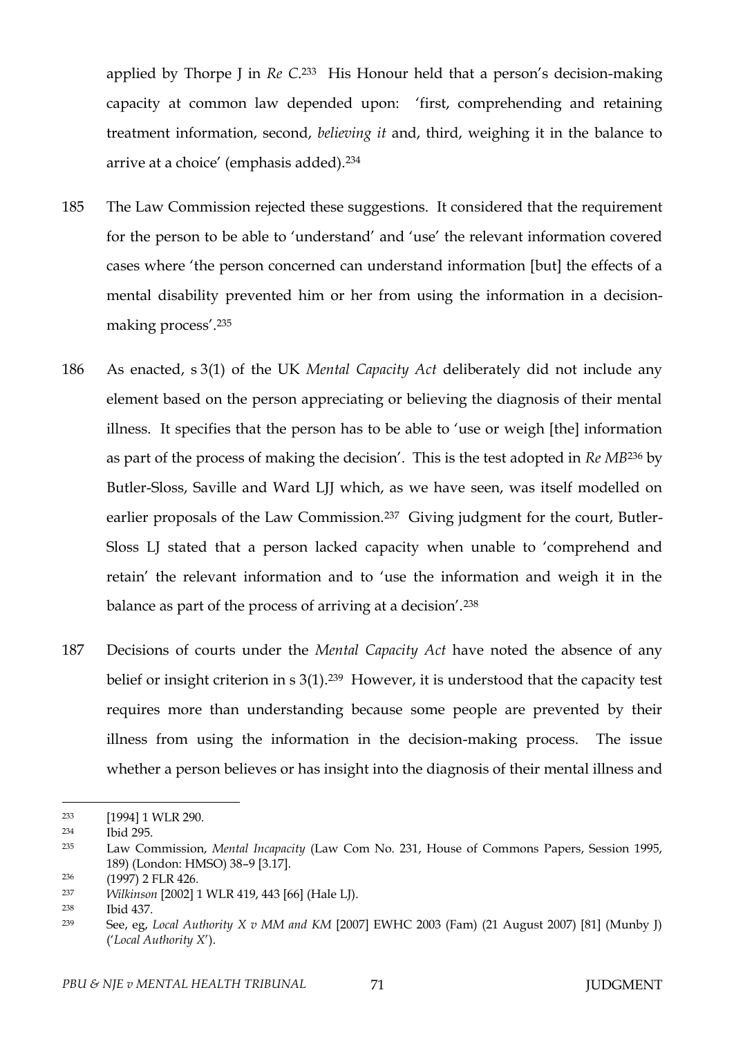applied by Thorpe J in *Re C*.[233] His Honour held that a person's decision-making capacity at common law depended upon: 'first, comprehending and retaining treatment information, second, *believing it* and, third, weighing it in the balance to arrive at a choice' (emphasis added).[234]

185 The Law Commission rejected these suggestions. It considered that the requirement for the person to be able to 'understand' and 'use' the relevant information covered cases where 'the person concerned can understand information [but] the effects of a mental disability prevented him or her from using the information in a decision-making process'.[235]

186 As enacted, s 3(1) of the UK *Mental Capacity Act* deliberately did not include any element based on the person appreciating or believing the diagnosis of their mental illness. It specifies that the person has to be able to 'use or weigh [the] information as part of the process of making the decision'. This is the test adopted in *Re MB*[236] by Butler-Sloss, Saville and Ward LJJ which, as we have seen, was itself modelled on earlier proposals of the Law Commission.[237] Giving judgment for the court, Butler-Sloss LJ stated that a person lacked capacity when unable to 'comprehend and retain' the relevant information and to 'use the information and weigh it in the balance as part of the process of arriving at a decision'.[238]

187 Decisions of courts under the *Mental Capacity Act* have noted the absence of any belief or insight criterion in s 3(1).[239] However, it is understood that the capacity test requires more than understanding because some people are prevented by their illness from using the information in the decision-making process. The issue whether a person believes or has insight into the diagnosis of their mental illness and

---

233 [1994] 1 WLR 290.

234 Ibid 295.

235 Law Commission, *Mental Incapacity* (Law Com No. 231, House of Commons Papers, Session 1995, 189) (London: HMSO) 38–9 [3.17].

236 (1997) 2 FLR 426.

237 *Wilkinson* [2002] 1 WLR 419, 443 [66] (Hale LJ).

238 Ibid 437.

239 See, eg, *Local Authority X v MM and KM* [2007] EWHC 2003 (Fam) (21 August 2007) [81] (Munby J) ('*Local Authority X*').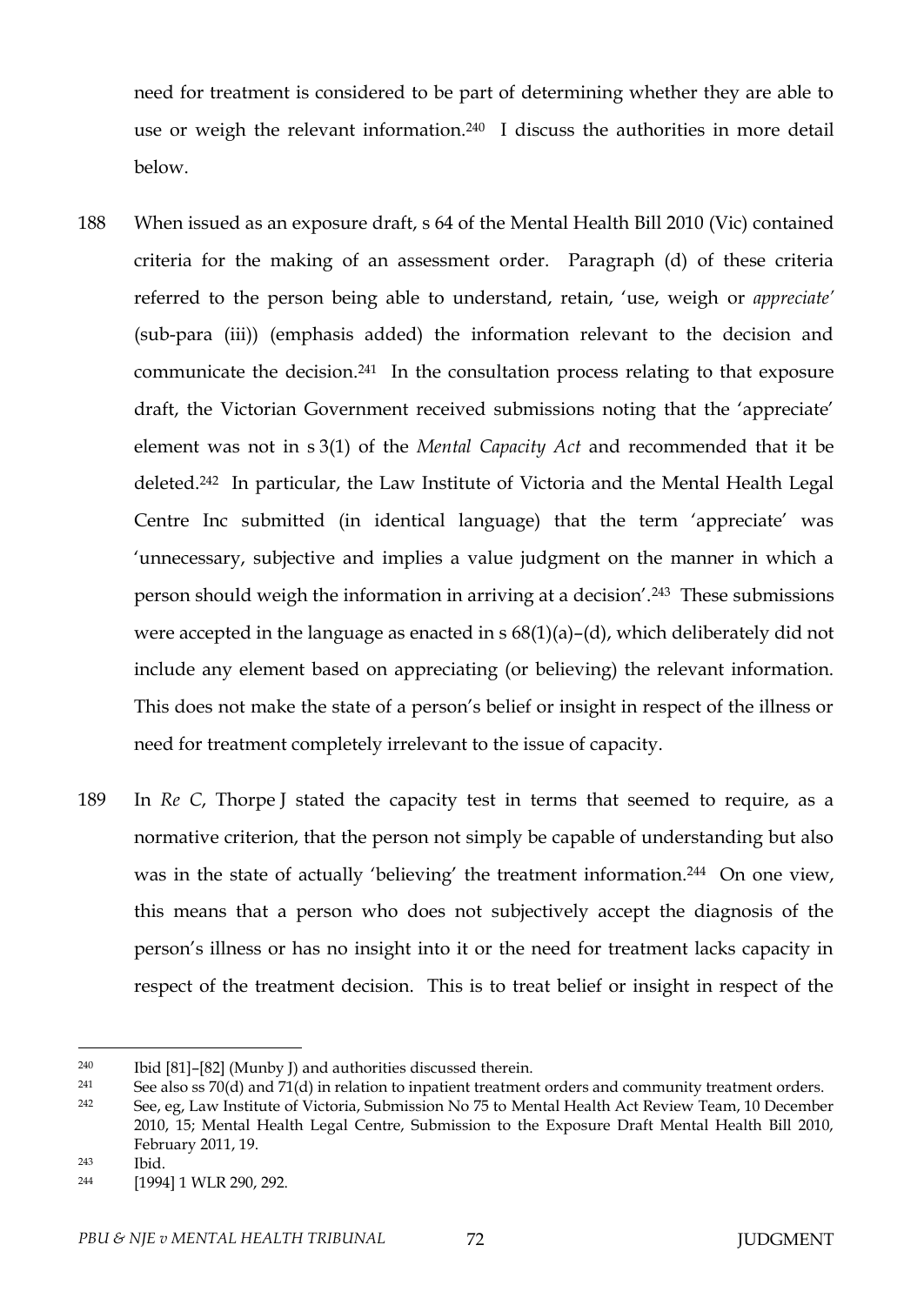need for treatment is considered to be part of determining whether they are able to use or weigh the relevant information.[240] I discuss the authorities in more detail below.

188 When issued as an exposure draft, s 64 of the Mental Health Bill 2010 (Vic) contained criteria for the making of an assessment order. Paragraph (d) of these criteria referred to the person being able to understand, retain, 'use, weigh or *appreciate*' (sub-para (iii)) (emphasis added) the information relevant to the decision and communicate the decision.[241] In the consultation process relating to that exposure draft, the Victorian Government received submissions noting that the 'appreciate' element was not in s 3(1) of the *Mental Capacity Act* and recommended that it be deleted.[242] In particular, the Law Institute of Victoria and the Mental Health Legal Centre Inc submitted (in identical language) that the term 'appreciate' was 'unnecessary, subjective and implies a value judgment on the manner in which a person should weigh the information in arriving at a decision'.[243] These submissions were accepted in the language as enacted in s 68(1)(a)–(d), which deliberately did not include any element based on appreciating (or believing) the relevant information. This does not make the state of a person's belief or insight in respect of the illness or need for treatment completely irrelevant to the issue of capacity.

189 In *Re C*, Thorpe J stated the capacity test in terms that seemed to require, as a normative criterion, that the person not simply be capable of understanding but also was in the state of actually 'believing' the treatment information.[244] On one view, this means that a person who does not subjectively accept the diagnosis of the person's illness or has no insight into it or the need for treatment lacks capacity in respect of the treatment decision. This is to treat belief or insight in respect of the

---

[240] Ibid [81]–[82] (Munby J) and authorities discussed therein.

[241] See also ss 70(d) and 71(d) in relation to inpatient treatment orders and community treatment orders.

[242] See, eg, Law Institute of Victoria, Submission No 75 to Mental Health Act Review Team, 10 December 2010, 15; Mental Health Legal Centre, Submission to the Exposure Draft Mental Health Bill 2010, February 2011, 19.

[243] Ibid.

[244] [1994] 1 WLR 290, 292.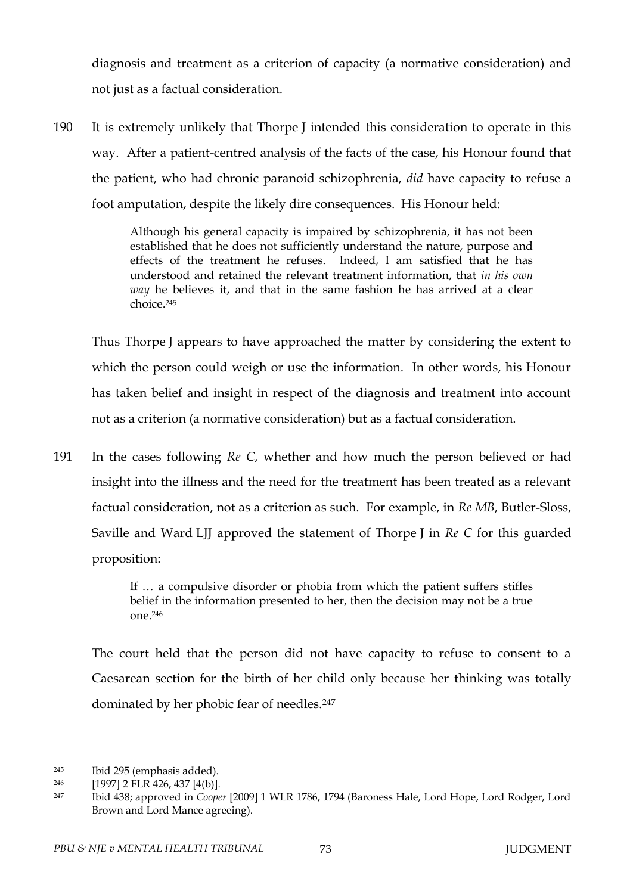diagnosis and treatment as a criterion of capacity (a normative consideration) and not just as a factual consideration.

190 It is extremely unlikely that Thorpe J intended this consideration to operate in this way. After a patient-centred analysis of the facts of the case, his Honour found that the patient, who had chronic paranoid schizophrenia, *did* have capacity to refuse a foot amputation, despite the likely dire consequences. His Honour held:

> Although his general capacity is impaired by schizophrenia, it has not been established that he does not sufficiently understand the nature, purpose and effects of the treatment he refuses. Indeed, I am satisfied that he has understood and retained the relevant treatment information, that *in his own way* he believes it, and that in the same fashion he has arrived at a clear choice.[245]

Thus Thorpe J appears to have approached the matter by considering the extent to which the person could weigh or use the information. In other words, his Honour has taken belief and insight in respect of the diagnosis and treatment into account not as a criterion (a normative consideration) but as a factual consideration.

191 In the cases following *Re C*, whether and how much the person believed or had insight into the illness and the need for the treatment has been treated as a relevant factual consideration, not as a criterion as such. For example, in *Re MB*, Butler-Sloss, Saville and Ward LJJ approved the statement of Thorpe J in *Re C* for this guarded proposition:

> If … a compulsive disorder or phobia from which the patient suffers stifles belief in the information presented to her, then the decision may not be a true one.[246]

The court held that the person did not have capacity to refuse to consent to a Caesarean section for the birth of her child only because her thinking was totally dominated by her phobic fear of needles.[247]

---

[245] Ibid 295 (emphasis added).

[246] [1997] 2 FLR 426, 437 [4(b)].

[247] Ibid 438; approved in *Cooper* [2009] 1 WLR 1786, 1794 (Baroness Hale, Lord Hope, Lord Rodger, Lord Brown and Lord Mance agreeing).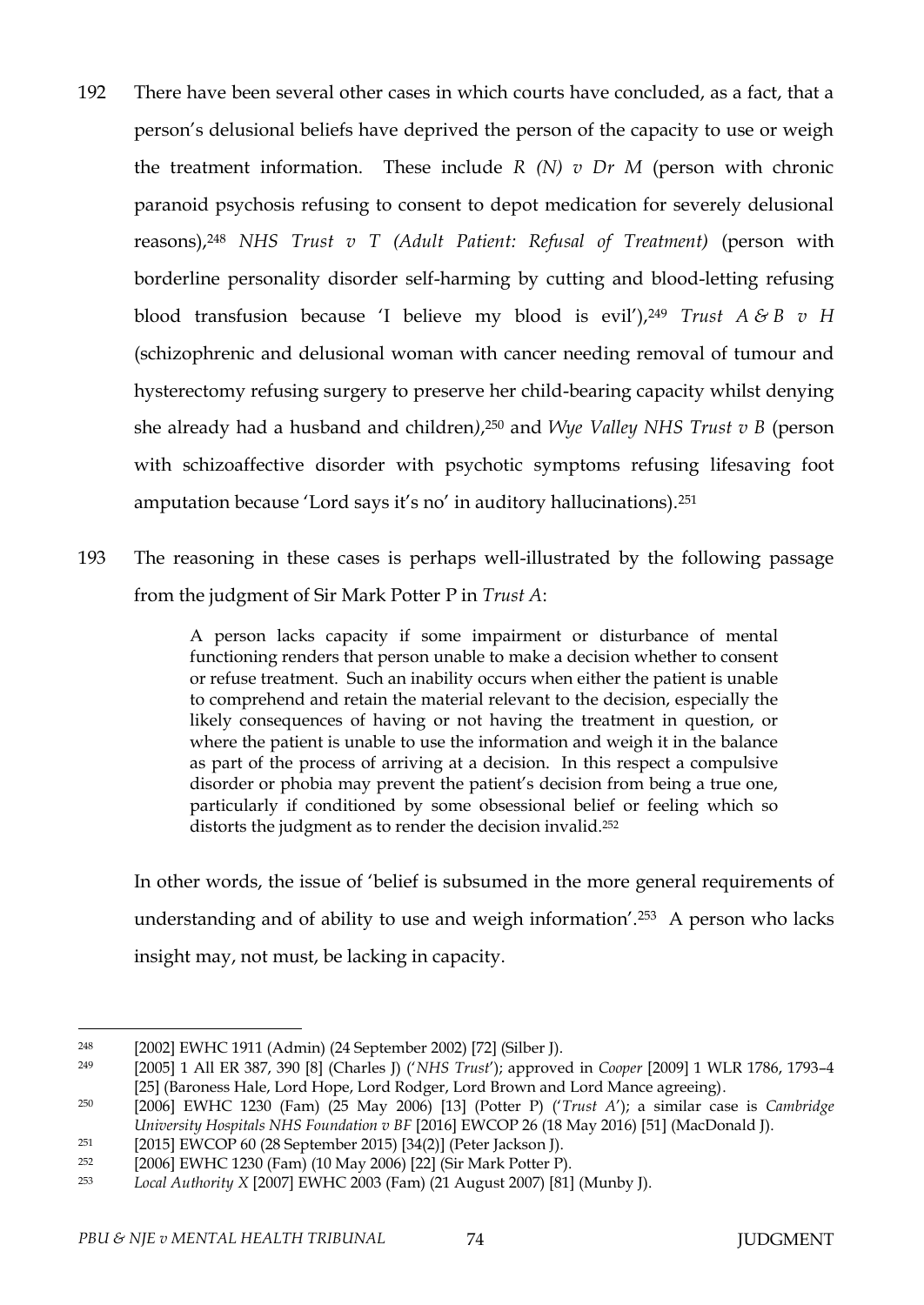192 There have been several other cases in which courts have concluded, as a fact, that a person's delusional beliefs have deprived the person of the capacity to use or weigh the treatment information. These include *R (N) v Dr M* (person with chronic paranoid psychosis refusing to consent to depot medication for severely delusional reasons),[248] *NHS Trust v T (Adult Patient: Refusal of Treatment)* (person with borderline personality disorder self-harming by cutting and blood-letting refusing blood transfusion because 'I believe my blood is evil'),[249] *Trust A & B v H* (schizophrenic and delusional woman with cancer needing removal of tumour and hysterectomy refusing surgery to preserve her child-bearing capacity whilst denying she already had a husband and children*)*,[250] and *Wye Valley NHS Trust v B* (person with schizoaffective disorder with psychotic symptoms refusing lifesaving foot amputation because 'Lord says it's no' in auditory hallucinations).[251]

193 The reasoning in these cases is perhaps well-illustrated by the following passage from the judgment of Sir Mark Potter P in *Trust A*:

> A person lacks capacity if some impairment or disturbance of mental functioning renders that person unable to make a decision whether to consent or refuse treatment. Such an inability occurs when either the patient is unable to comprehend and retain the material relevant to the decision, especially the likely consequences of having or not having the treatment in question, or where the patient is unable to use the information and weigh it in the balance as part of the process of arriving at a decision. In this respect a compulsive disorder or phobia may prevent the patient's decision from being a true one, particularly if conditioned by some obsessional belief or feeling which so distorts the judgment as to render the decision invalid.[252]

In other words, the issue of 'belief is subsumed in the more general requirements of understanding and of ability to use and weigh information'.[253] A person who lacks insight may, not must, be lacking in capacity.

---

[248] [2002] EWHC 1911 (Admin) (24 September 2002) [72] (Silber J).

[249] [2005] 1 All ER 387, 390 [8] (Charles J) ('*NHS Trust*'); approved in *Cooper* [2009] 1 WLR 1786, 1793–4 [25] (Baroness Hale, Lord Hope, Lord Rodger, Lord Brown and Lord Mance agreeing).

[250] [2006] EWHC 1230 (Fam) (25 May 2006) [13] (Potter P) ('*Trust A*'); a similar case is *Cambridge University Hospitals NHS Foundation v BF* [2016] EWCOP 26 (18 May 2016) [51] (MacDonald J).

[251] [2015] EWCOP 60 (28 September 2015) [34(2)] (Peter Jackson J).

[252] [2006] EWHC 1230 (Fam) (10 May 2006) [22] (Sir Mark Potter P).

[253] *Local Authority X* [2007] EWHC 2003 (Fam) (21 August 2007) [81] (Munby J).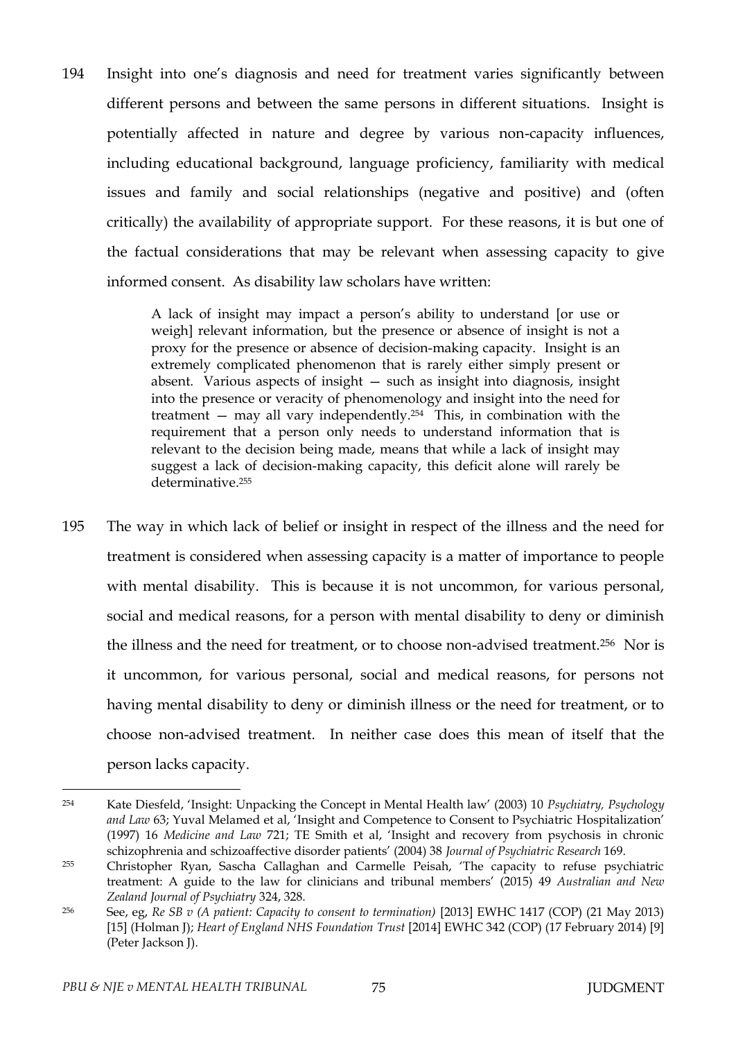194 Insight into one's diagnosis and need for treatment varies significantly between different persons and between the same persons in different situations. Insight is potentially affected in nature and degree by various non-capacity influences, including educational background, language proficiency, familiarity with medical issues and family and social relationships (negative and positive) and (often critically) the availability of appropriate support. For these reasons, it is but one of the factual considerations that may be relevant when assessing capacity to give informed consent. As disability law scholars have written:

> A lack of insight may impact a person's ability to understand [or use or weigh] relevant information, but the presence or absence of insight is not a proxy for the presence or absence of decision-making capacity. Insight is an extremely complicated phenomenon that is rarely either simply present or absent. Various aspects of insight — such as insight into diagnosis, insight into the presence or veracity of phenomenology and insight into the need for treatment — may all vary independently.[254] This, in combination with the requirement that a person only needs to understand information that is relevant to the decision being made, means that while a lack of insight may suggest a lack of decision-making capacity, this deficit alone will rarely be determinative.[255]

195 The way in which lack of belief or insight in respect of the illness and the need for treatment is considered when assessing capacity is a matter of importance to people with mental disability. This is because it is not uncommon, for various personal, social and medical reasons, for a person with mental disability to deny or diminish the illness and the need for treatment, or to choose non-advised treatment.[256] Nor is it uncommon, for various personal, social and medical reasons, for persons not having mental disability to deny or diminish illness or the need for treatment, or to choose non-advised treatment. In neither case does this mean of itself that the person lacks capacity.

---

[254] Kate Diesfeld, 'Insight: Unpacking the Concept in Mental Health law' (2003) 10 *Psychiatry, Psychology and Law* 63; Yuval Melamed et al, 'Insight and Competence to Consent to Psychiatric Hospitalization' (1997) 16 *Medicine and Law* 721; TE Smith et al, 'Insight and recovery from psychosis in chronic schizophrenia and schizoaffective disorder patients' (2004) 38 *Journal of Psychiatric Research* 169.

[255] Christopher Ryan, Sascha Callaghan and Carmelle Peisah, 'The capacity to refuse psychiatric treatment: A guide to the law for clinicians and tribunal members' (2015) 49 *Australian and New Zealand Journal of Psychiatry* 324, 328.

[256] See, eg, *Re SB v (A patient: Capacity to consent to termination)* [2013] EWHC 1417 (COP) (21 May 2013) [15] (Holman J); *Heart of England NHS Foundation Trust* [2014] EWHC 342 (COP) (17 February 2014) [9] (Peter Jackson J).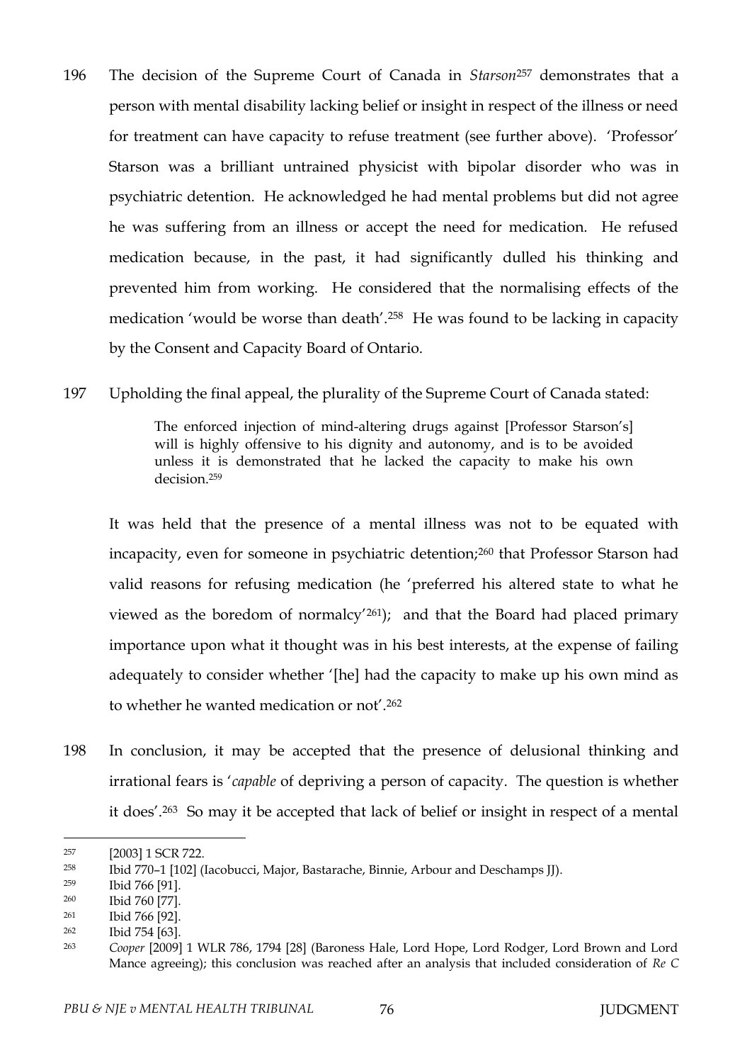196 The decision of the Supreme Court of Canada in *Starson*[257] demonstrates that a person with mental disability lacking belief or insight in respect of the illness or need for treatment can have capacity to refuse treatment (see further above). 'Professor' Starson was a brilliant untrained physicist with bipolar disorder who was in psychiatric detention. He acknowledged he had mental problems but did not agree he was suffering from an illness or accept the need for medication. He refused medication because, in the past, it had significantly dulled his thinking and prevented him from working. He considered that the normalising effects of the medication 'would be worse than death'.[258] He was found to be lacking in capacity by the Consent and Capacity Board of Ontario.

197 Upholding the final appeal, the plurality of the Supreme Court of Canada stated:

> The enforced injection of mind-altering drugs against [Professor Starson's] will is highly offensive to his dignity and autonomy, and is to be avoided unless it is demonstrated that he lacked the capacity to make his own decision.[259]

It was held that the presence of a mental illness was not to be equated with incapacity, even for someone in psychiatric detention;[260] that Professor Starson had valid reasons for refusing medication (he 'preferred his altered state to what he viewed as the boredom of normalcy'[261]); and that the Board had placed primary importance upon what it thought was in his best interests, at the expense of failing adequately to consider whether '[he] had the capacity to make up his own mind as to whether he wanted medication or not'.[262]

198 In conclusion, it may be accepted that the presence of delusional thinking and irrational fears is '*capable* of depriving a person of capacity. The question is whether it does'.[263] So may it be accepted that lack of belief or insight in respect of a mental

---

[257] [2003] 1 SCR 722.

[258] Ibid 770–1 [102] (Iacobucci, Major, Bastarache, Binnie, Arbour and Deschamps JJ).

[259] Ibid 766 [91].

[260] Ibid 760 [77].

[261] Ibid 766 [92].

[262] Ibid 754 [63].

[263] *Cooper* [2009] 1 WLR 786, 1794 [28] (Baroness Hale, Lord Hope, Lord Rodger, Lord Brown and Lord Mance agreeing); this conclusion was reached after an analysis that included consideration of *Re C*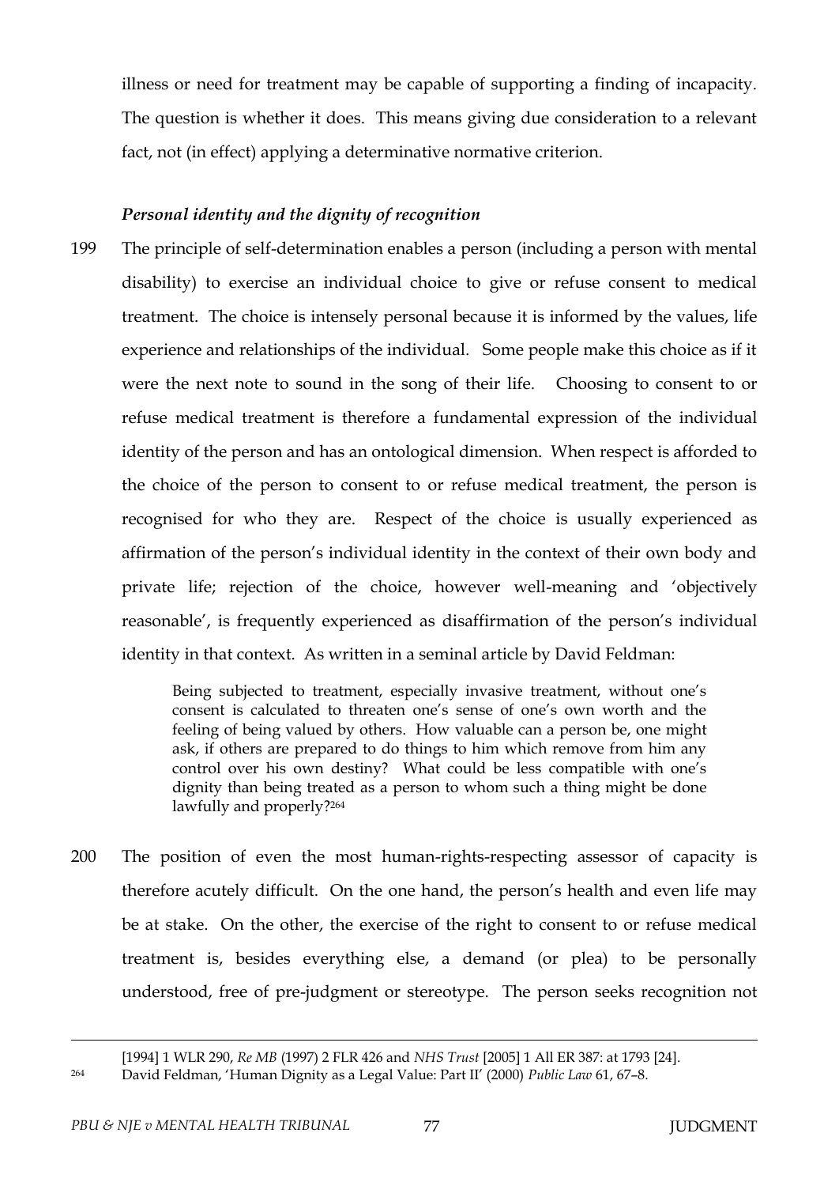illness or need for treatment may be capable of supporting a finding of incapacity. The question is whether it does. This means giving due consideration to a relevant fact, not (in effect) applying a determinative normative criterion.

### *Personal identity and the dignity of recognition*

199 The principle of self-determination enables a person (including a person with mental disability) to exercise an individual choice to give or refuse consent to medical treatment. The choice is intensely personal because it is informed by the values, life experience and relationships of the individual. Some people make this choice as if it were the next note to sound in the song of their life. Choosing to consent to or refuse medical treatment is therefore a fundamental expression of the individual identity of the person and has an ontological dimension. When respect is afforded to the choice of the person to consent to or refuse medical treatment, the person is recognised for who they are. Respect of the choice is usually experienced as affirmation of the person's individual identity in the context of their own body and private life; rejection of the choice, however well-meaning and 'objectively reasonable', is frequently experienced as disaffirmation of the person's individual identity in that context. As written in a seminal article by David Feldman:

> Being subjected to treatment, especially invasive treatment, without one's consent is calculated to threaten one's sense of one's own worth and the feeling of being valued by others. How valuable can a person be, one might ask, if others are prepared to do things to him which remove from him any control over his own destiny? What could be less compatible with one's dignity than being treated as a person to whom such a thing might be done lawfully and properly?[264]

200 The position of even the most human-rights-respecting assessor of capacity is therefore acutely difficult. On the one hand, the person's health and even life may be at stake. On the other, the exercise of the right to consent to or refuse medical treatment is, besides everything else, a demand (or plea) to be personally understood, free of pre-judgment or stereotype. The person seeks recognition not

---

[1994] 1 WLR 290, *Re MB* (1997) 2 FLR 426 and *NHS Trust* [2005] 1 All ER 387: at 1793 [24].

[264] David Feldman, 'Human Dignity as a Legal Value: Part II' (2000) *Public Law* 61, 67–8.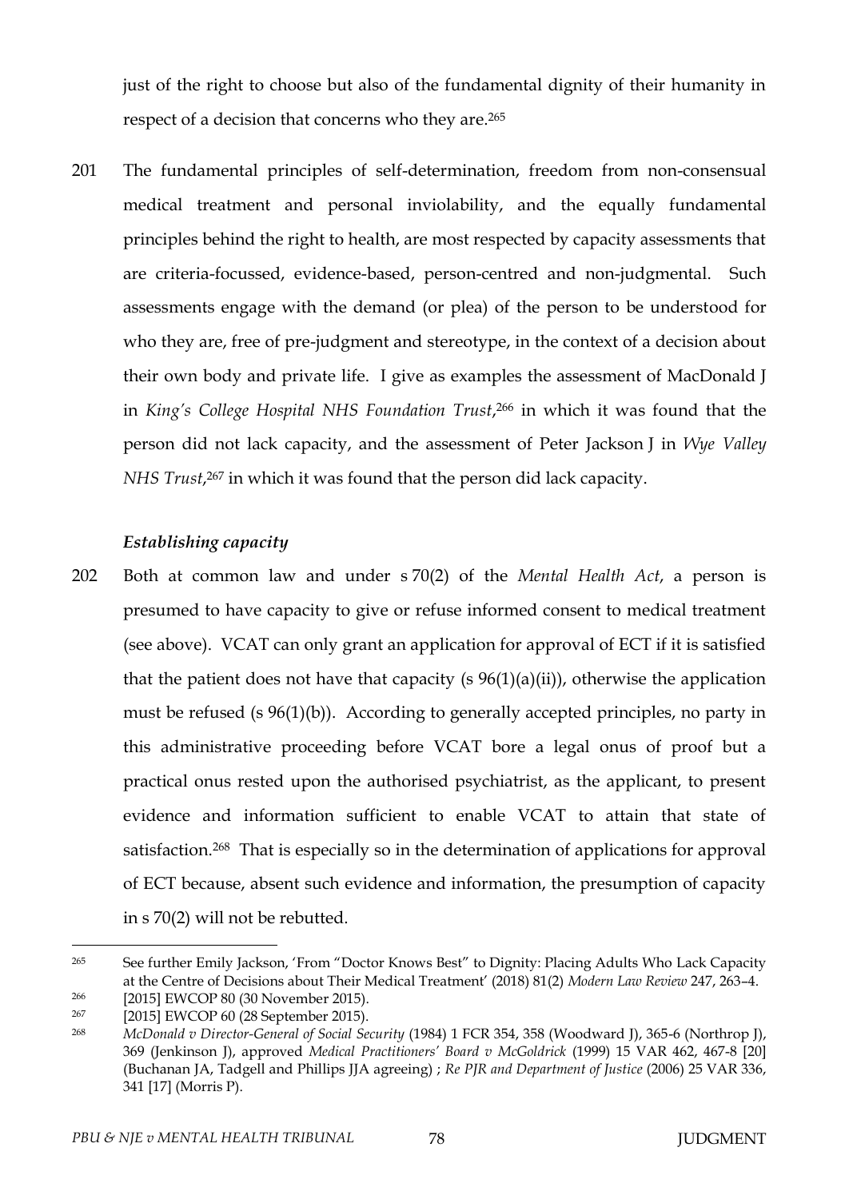just of the right to choose but also of the fundamental dignity of their humanity in respect of a decision that concerns who they are.[265]

201 The fundamental principles of self-determination, freedom from non-consensual medical treatment and personal inviolability, and the equally fundamental principles behind the right to health, are most respected by capacity assessments that are criteria-focussed, evidence-based, person-centred and non-judgmental. Such assessments engage with the demand (or plea) of the person to be understood for who they are, free of pre-judgment and stereotype, in the context of a decision about their own body and private life. I give as examples the assessment of MacDonald J in *King's College Hospital NHS Foundation Trust*,[266] in which it was found that the person did not lack capacity, and the assessment of Peter Jackson J in *Wye Valley NHS Trust*,[267] in which it was found that the person did lack capacity.

### *Establishing capacity*

202 Both at common law and under s 70(2) of the *Mental Health Act*, a person is presumed to have capacity to give or refuse informed consent to medical treatment (see above). VCAT can only grant an application for approval of ECT if it is satisfied that the patient does not have that capacity (s 96(1)(a)(ii)), otherwise the application must be refused (s 96(1)(b)). According to generally accepted principles, no party in this administrative proceeding before VCAT bore a legal onus of proof but a practical onus rested upon the authorised psychiatrist, as the applicant, to present evidence and information sufficient to enable VCAT to attain that state of satisfaction.[268] That is especially so in the determination of applications for approval of ECT because, absent such evidence and information, the presumption of capacity in s 70(2) will not be rebutted.

---

[265] See further Emily Jackson, 'From "Doctor Knows Best" to Dignity: Placing Adults Who Lack Capacity at the Centre of Decisions about Their Medical Treatment' (2018) 81(2) *Modern Law Review* 247, 263–4.

[266] [2015] EWCOP 80 (30 November 2015).

[267] [2015] EWCOP 60 (28 September 2015).

[268] *McDonald v Director-General of Social Security* (1984) 1 FCR 354, 358 (Woodward J), 365-6 (Northrop J), 369 (Jenkinson J), approved *Medical Practitioners' Board v McGoldrick* (1999) 15 VAR 462, 467-8 [20] (Buchanan JA, Tadgell and Phillips JJA agreeing) ; *Re PJR and Department of Justice* (2006) 25 VAR 336, 341 [17] (Morris P).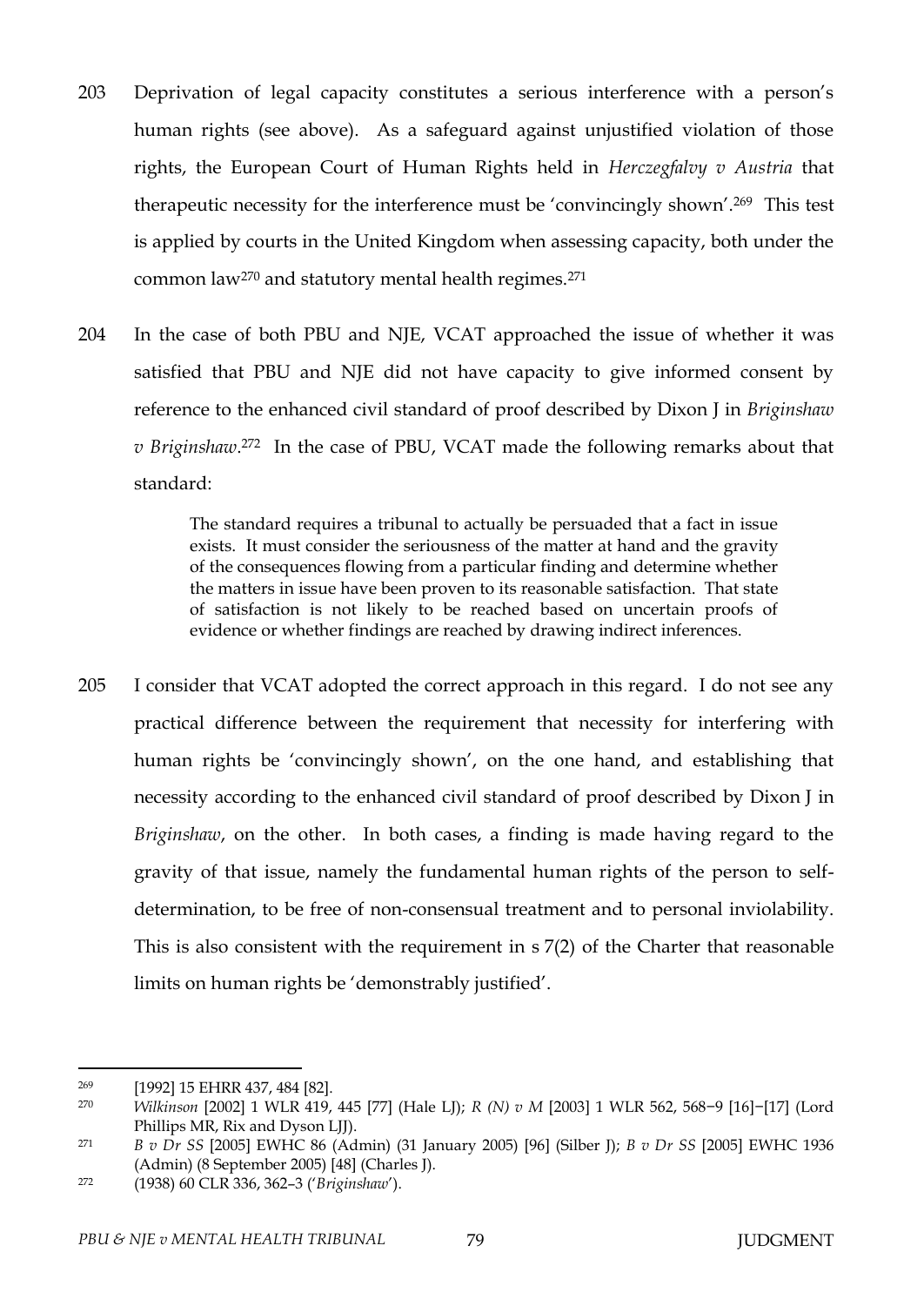203 Deprivation of legal capacity constitutes a serious interference with a person's human rights (see above). As a safeguard against unjustified violation of those rights, the European Court of Human Rights held in *Herczegfalvy v Austria* that therapeutic necessity for the interference must be 'convincingly shown'.[269] This test is applied by courts in the United Kingdom when assessing capacity, both under the common law[270] and statutory mental health regimes.[271]

204 In the case of both PBU and NJE, VCAT approached the issue of whether it was satisfied that PBU and NJE did not have capacity to give informed consent by reference to the enhanced civil standard of proof described by Dixon J in *Briginshaw v Briginshaw*.[272] In the case of PBU, VCAT made the following remarks about that standard:

> The standard requires a tribunal to actually be persuaded that a fact in issue exists. It must consider the seriousness of the matter at hand and the gravity of the consequences flowing from a particular finding and determine whether the matters in issue have been proven to its reasonable satisfaction. That state of satisfaction is not likely to be reached based on uncertain proofs of evidence or whether findings are reached by drawing indirect inferences.

205 I consider that VCAT adopted the correct approach in this regard. I do not see any practical difference between the requirement that necessity for interfering with human rights be 'convincingly shown', on the one hand, and establishing that necessity according to the enhanced civil standard of proof described by Dixon J in *Briginshaw*, on the other. In both cases, a finding is made having regard to the gravity of that issue, namely the fundamental human rights of the person to self-determination, to be free of non-consensual treatment and to personal inviolability. This is also consistent with the requirement in s 7(2) of the Charter that reasonable limits on human rights be 'demonstrably justified'.

---

[269] [1992] 15 EHRR 437, 484 [82].

[270] *Wilkinson* [2002] 1 WLR 419, 445 [77] (Hale LJ); *R (N) v M* [2003] 1 WLR 562, 568−9 [16]−[17] (Lord Phillips MR, Rix and Dyson LJJ).

[271] *B v Dr SS* [2005] EWHC 86 (Admin) (31 January 2005) [96] (Silber J); *B v Dr SS* [2005] EWHC 1936 (Admin) (8 September 2005) [48] (Charles J).

[272] (1938) 60 CLR 336, 362–3 ('*Briginshaw*').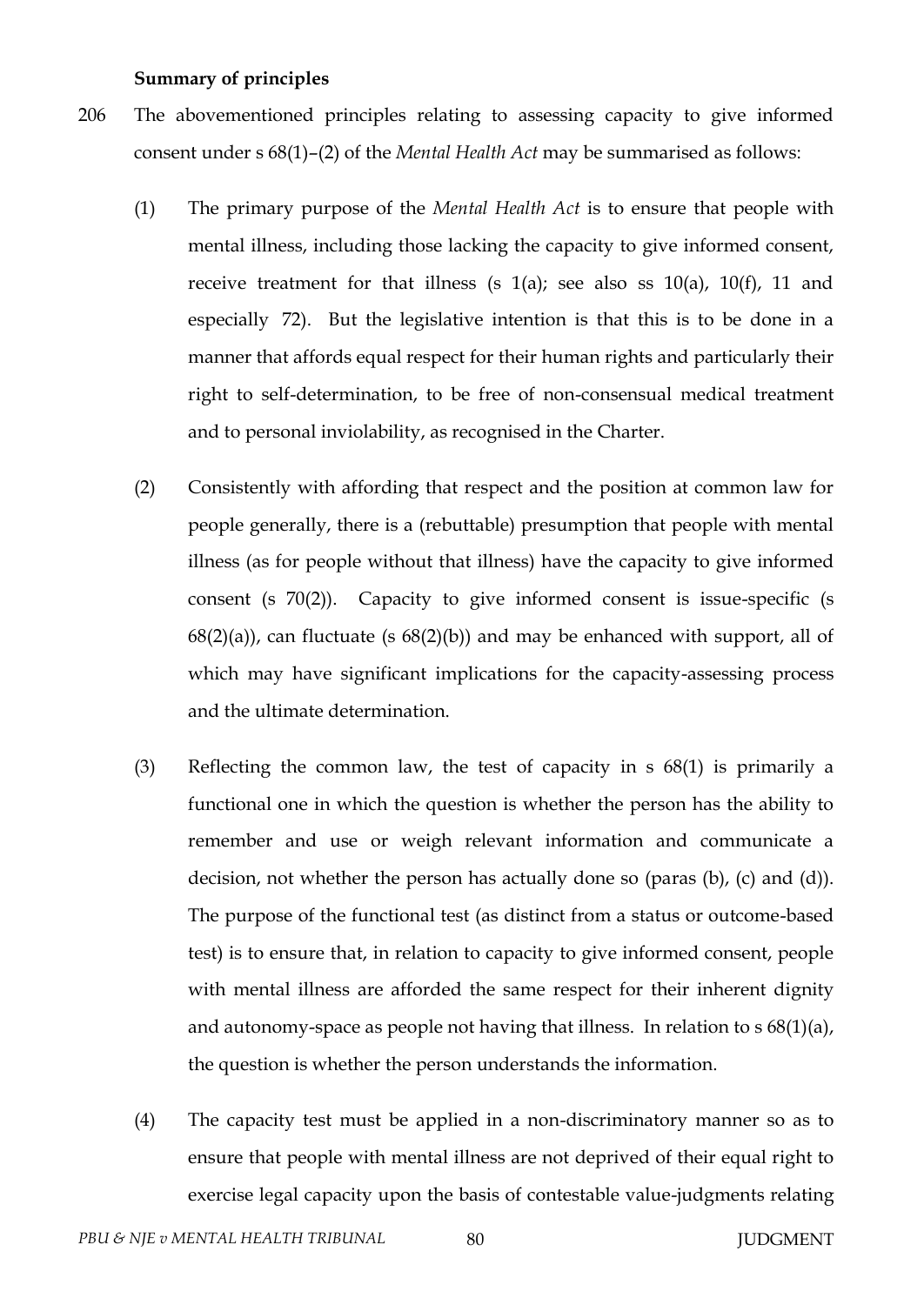**Summary of principles**

206 The abovementioned principles relating to assessing capacity to give informed consent under s 68(1)–(2) of the *Mental Health Act* may be summarised as follows:

(1) The primary purpose of the *Mental Health Act* is to ensure that people with mental illness, including those lacking the capacity to give informed consent, receive treatment for that illness (s 1(a); see also ss 10(a), 10(f), 11 and especially 72). But the legislative intention is that this is to be done in a manner that affords equal respect for their human rights and particularly their right to self-determination, to be free of non-consensual medical treatment and to personal inviolability, as recognised in the Charter.

(2) Consistently with affording that respect and the position at common law for people generally, there is a (rebuttable) presumption that people with mental illness (as for people without that illness) have the capacity to give informed consent (s 70(2)). Capacity to give informed consent is issue-specific (s 68(2)(a)), can fluctuate (s 68(2)(b)) and may be enhanced with support, all of which may have significant implications for the capacity-assessing process and the ultimate determination.

(3) Reflecting the common law, the test of capacity in s 68(1) is primarily a functional one in which the question is whether the person has the ability to remember and use or weigh relevant information and communicate a decision, not whether the person has actually done so (paras (b), (c) and (d)). The purpose of the functional test (as distinct from a status or outcome-based test) is to ensure that, in relation to capacity to give informed consent, people with mental illness are afforded the same respect for their inherent dignity and autonomy-space as people not having that illness. In relation to s 68(1)(a), the question is whether the person understands the information.

(4) The capacity test must be applied in a non-discriminatory manner so as to ensure that people with mental illness are not deprived of their equal right to exercise legal capacity upon the basis of contestable value-judgments relating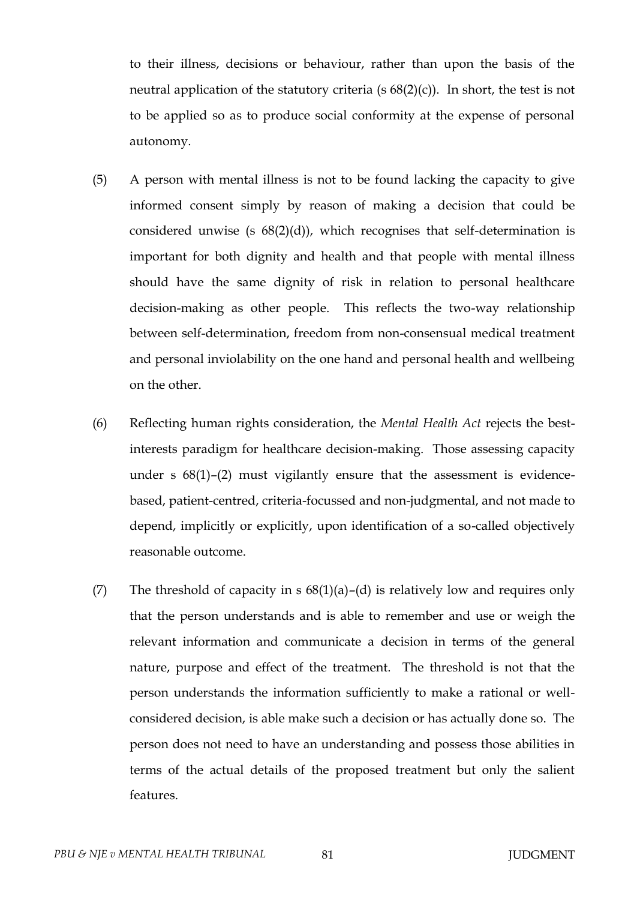to their illness, decisions or behaviour, rather than upon the basis of the neutral application of the statutory criteria (s 68(2)(c)). In short, the test is not to be applied so as to produce social conformity at the expense of personal autonomy.

(5) A person with mental illness is not to be found lacking the capacity to give informed consent simply by reason of making a decision that could be considered unwise (s 68(2)(d)), which recognises that self-determination is important for both dignity and health and that people with mental illness should have the same dignity of risk in relation to personal healthcare decision-making as other people. This reflects the two-way relationship between self-determination, freedom from non-consensual medical treatment and personal inviolability on the one hand and personal health and wellbeing on the other.

(6) Reflecting human rights consideration, the *Mental Health Act* rejects the best-interests paradigm for healthcare decision-making. Those assessing capacity under s 68(1)–(2) must vigilantly ensure that the assessment is evidence-based, patient-centred, criteria-focussed and non-judgmental, and not made to depend, implicitly or explicitly, upon identification of a so-called objectively reasonable outcome.

(7) The threshold of capacity in s 68(1)(a)–(d) is relatively low and requires only that the person understands and is able to remember and use or weigh the relevant information and communicate a decision in terms of the general nature, purpose and effect of the treatment. The threshold is not that the person understands the information sufficiently to make a rational or well-considered decision, is able make such a decision or has actually done so. The person does not need to have an understanding and possess those abilities in terms of the actual details of the proposed treatment but only the salient features.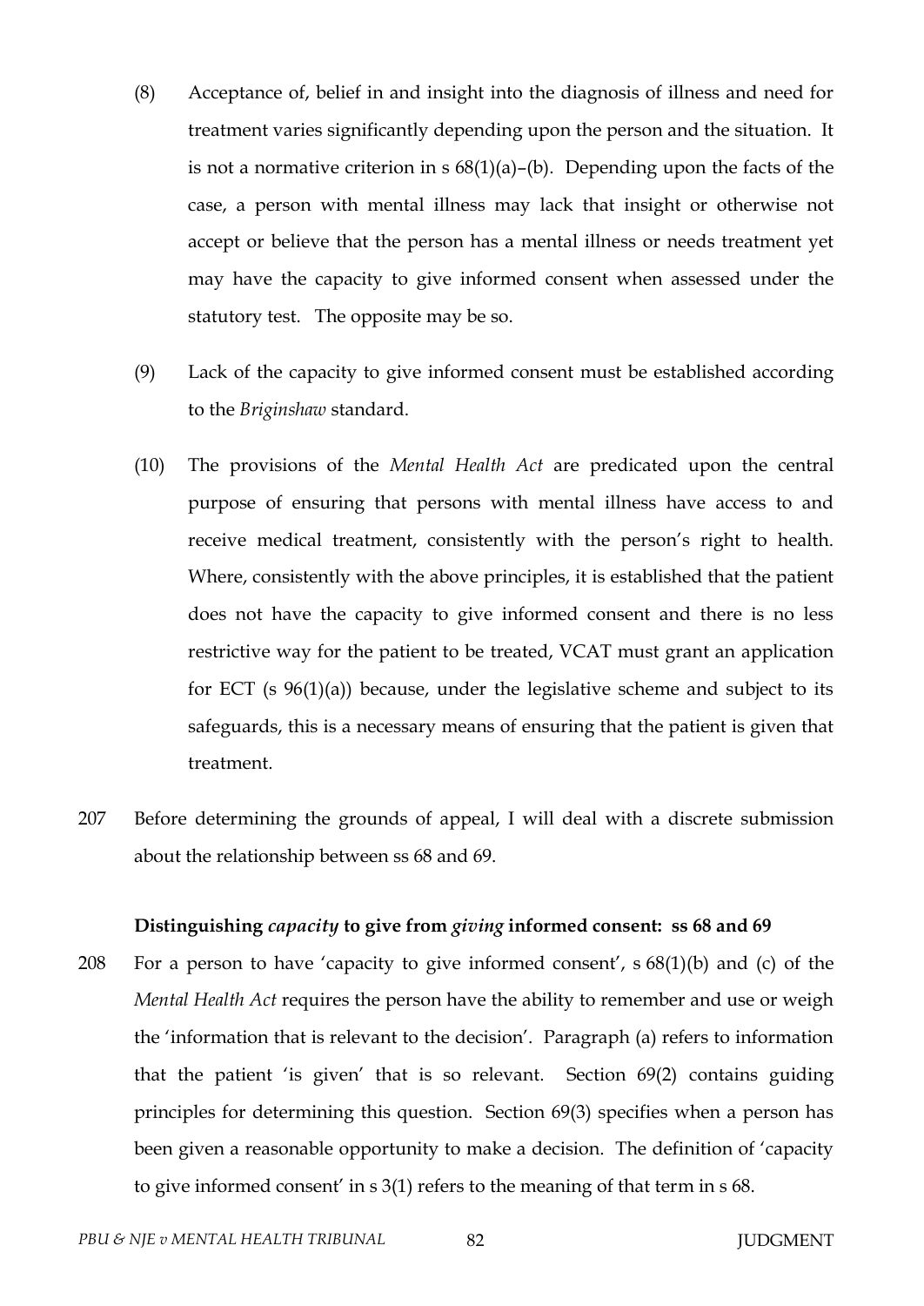(8) Acceptance of, belief in and insight into the diagnosis of illness and need for treatment varies significantly depending upon the person and the situation. It is not a normative criterion in s 68(1)(a)–(b). Depending upon the facts of the case, a person with mental illness may lack that insight or otherwise not accept or believe that the person has a mental illness or needs treatment yet may have the capacity to give informed consent when assessed under the statutory test. The opposite may be so.

(9) Lack of the capacity to give informed consent must be established according to the *Briginshaw* standard.

(10) The provisions of the *Mental Health Act* are predicated upon the central purpose of ensuring that persons with mental illness have access to and receive medical treatment, consistently with the person's right to health. Where, consistently with the above principles, it is established that the patient does not have the capacity to give informed consent and there is no less restrictive way for the patient to be treated, VCAT must grant an application for ECT (s 96(1)(a)) because, under the legislative scheme and subject to its safeguards, this is a necessary means of ensuring that the patient is given that treatment.

207 Before determining the grounds of appeal, I will deal with a discrete submission about the relationship between ss 68 and 69.

**Distinguishing *capacity* to give from *giving* informed consent: ss 68 and 69**

208 For a person to have 'capacity to give informed consent', s 68(1)(b) and (c) of the *Mental Health Act* requires the person have the ability to remember and use or weigh the 'information that is relevant to the decision'. Paragraph (a) refers to information that the patient 'is given' that is so relevant. Section 69(2) contains guiding principles for determining this question. Section 69(3) specifies when a person has been given a reasonable opportunity to make a decision. The definition of 'capacity to give informed consent' in s 3(1) refers to the meaning of that term in s 68.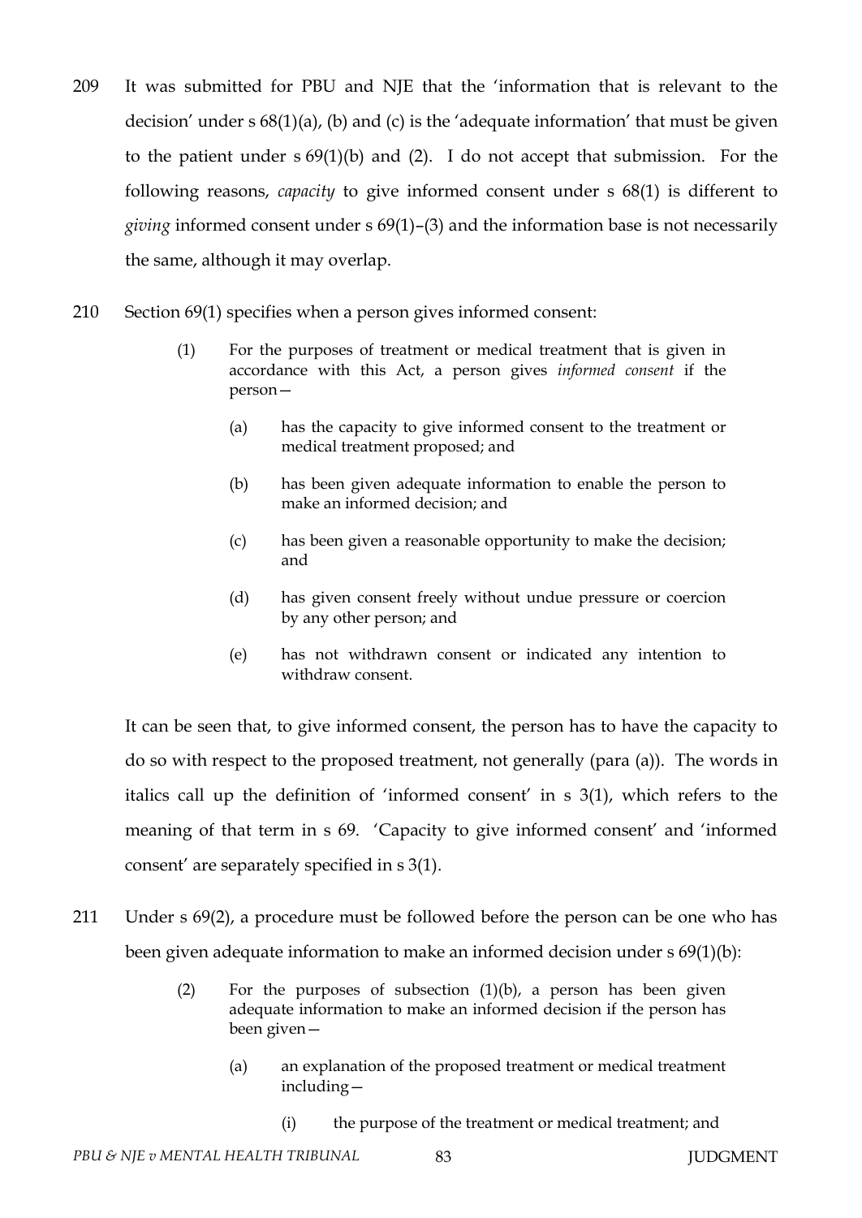209 It was submitted for PBU and NJE that the 'information that is relevant to the decision' under s 68(1)(a), (b) and (c) is the 'adequate information' that must be given to the patient under s 69(1)(b) and (2). I do not accept that submission. For the following reasons, *capacity* to give informed consent under s 68(1) is different to *giving* informed consent under s 69(1)–(3) and the information base is not necessarily the same, although it may overlap.

210 Section 69(1) specifies when a person gives informed consent:

> (1) For the purposes of treatment or medical treatment that is given in accordance with this Act, a person gives *informed consent* if the person—
>
> (a) has the capacity to give informed consent to the treatment or medical treatment proposed; and
>
> (b) has been given adequate information to enable the person to make an informed decision; and
>
> (c) has been given a reasonable opportunity to make the decision; and
>
> (d) has given consent freely without undue pressure or coercion by any other person; and
>
> (e) has not withdrawn consent or indicated any intention to withdraw consent.

It can be seen that, to give informed consent, the person has to have the capacity to do so with respect to the proposed treatment, not generally (para (a)). The words in italics call up the definition of 'informed consent' in s 3(1), which refers to the meaning of that term in s 69. 'Capacity to give informed consent' and 'informed consent' are separately specified in s 3(1).

211 Under s 69(2), a procedure must be followed before the person can be one who has been given adequate information to make an informed decision under s 69(1)(b):

> (2) For the purposes of subsection (1)(b), a person has been given adequate information to make an informed decision if the person has been given—
>
> (a) an explanation of the proposed treatment or medical treatment including—
>
> (i) the purpose of the treatment or medical treatment; and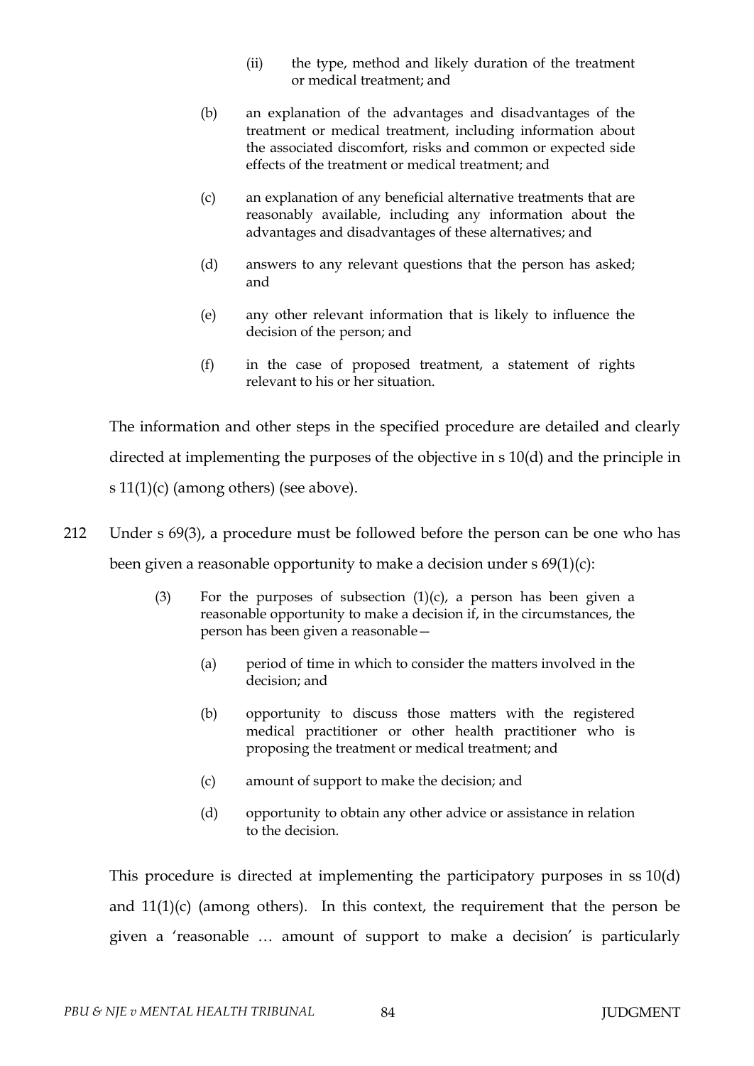> (ii) the type, method and likely duration of the treatment or medical treatment; and
>
> (b) an explanation of the advantages and disadvantages of the treatment or medical treatment, including information about the associated discomfort, risks and common or expected side effects of the treatment or medical treatment; and
>
> (c) an explanation of any beneficial alternative treatments that are reasonably available, including any information about the advantages and disadvantages of these alternatives; and
>
> (d) answers to any relevant questions that the person has asked; and
>
> (e) any other relevant information that is likely to influence the decision of the person; and
>
> (f) in the case of proposed treatment, a statement of rights relevant to his or her situation.

The information and other steps in the specified procedure are detailed and clearly directed at implementing the purposes of the objective in s 10(d) and the principle in s 11(1)(c) (among others) (see above).

212 Under s 69(3), a procedure must be followed before the person can be one who has been given a reasonable opportunity to make a decision under s 69(1)(c):

> (3) For the purposes of subsection (1)(c), a person has been given a reasonable opportunity to make a decision if, in the circumstances, the person has been given a reasonable—
>
> (a) period of time in which to consider the matters involved in the decision; and
>
> (b) opportunity to discuss those matters with the registered medical practitioner or other health practitioner who is proposing the treatment or medical treatment; and
>
> (c) amount of support to make the decision; and
>
> (d) opportunity to obtain any other advice or assistance in relation to the decision.

This procedure is directed at implementing the participatory purposes in ss 10(d) and 11(1)(c) (among others). In this context, the requirement that the person be given a 'reasonable … amount of support to make a decision' is particularly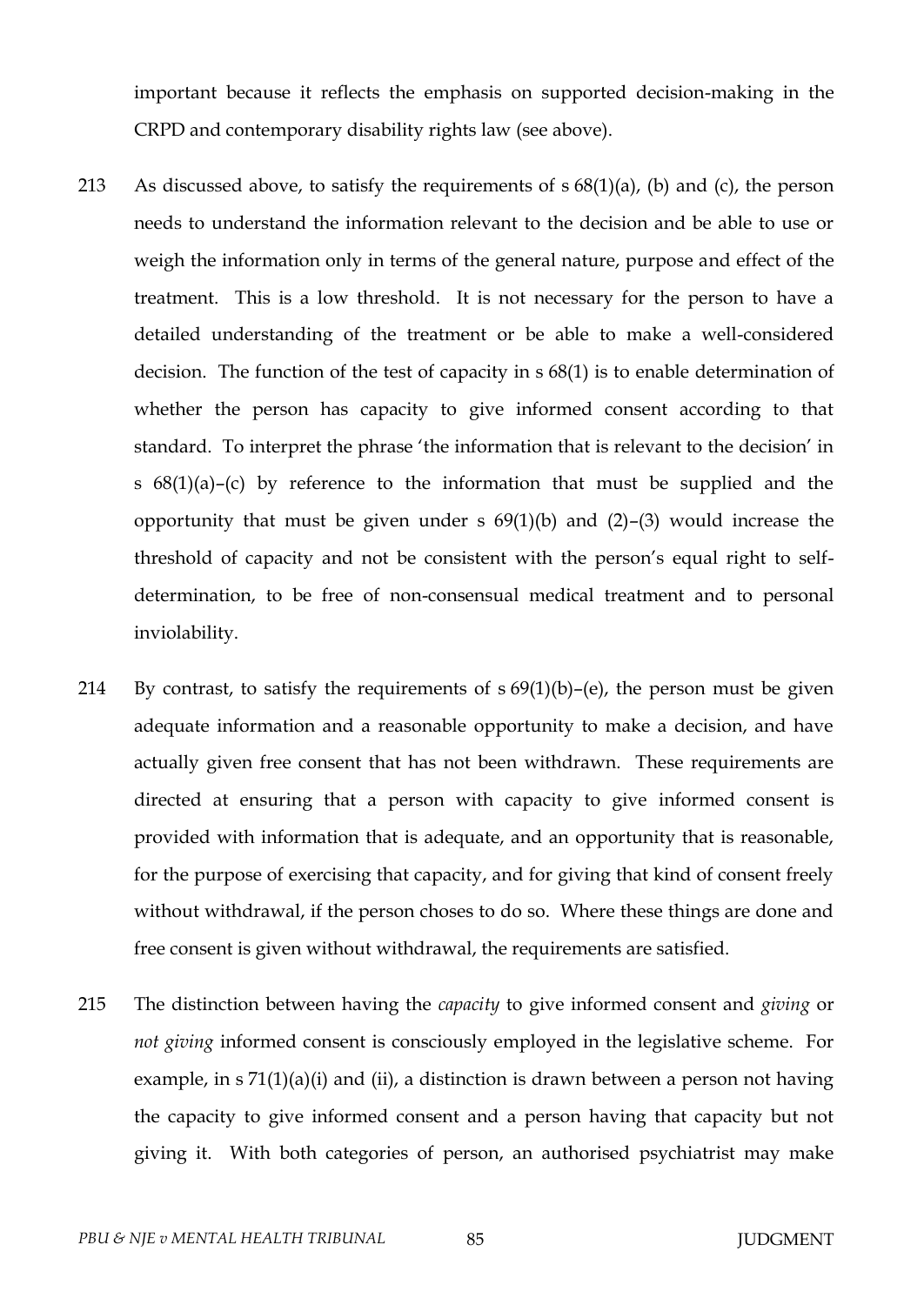important because it reflects the emphasis on supported decision-making in the CRPD and contemporary disability rights law (see above).

213 As discussed above, to satisfy the requirements of s 68(1)(a), (b) and (c), the person needs to understand the information relevant to the decision and be able to use or weigh the information only in terms of the general nature, purpose and effect of the treatment. This is a low threshold. It is not necessary for the person to have a detailed understanding of the treatment or be able to make a well-considered decision. The function of the test of capacity in s 68(1) is to enable determination of whether the person has capacity to give informed consent according to that standard. To interpret the phrase 'the information that is relevant to the decision' in s 68(1)(a)–(c) by reference to the information that must be supplied and the opportunity that must be given under s 69(1)(b) and (2)–(3) would increase the threshold of capacity and not be consistent with the person's equal right to self-determination, to be free of non-consensual medical treatment and to personal inviolability.

214 By contrast, to satisfy the requirements of s 69(1)(b)–(e), the person must be given adequate information and a reasonable opportunity to make a decision, and have actually given free consent that has not been withdrawn. These requirements are directed at ensuring that a person with capacity to give informed consent is provided with information that is adequate, and an opportunity that is reasonable, for the purpose of exercising that capacity, and for giving that kind of consent freely without withdrawal, if the person choses to do so. Where these things are done and free consent is given without withdrawal, the requirements are satisfied.

215 The distinction between having the *capacity* to give informed consent and *giving* or *not giving* informed consent is consciously employed in the legislative scheme. For example, in s 71(1)(a)(i) and (ii), a distinction is drawn between a person not having the capacity to give informed consent and a person having that capacity but not giving it. With both categories of person, an authorised psychiatrist may make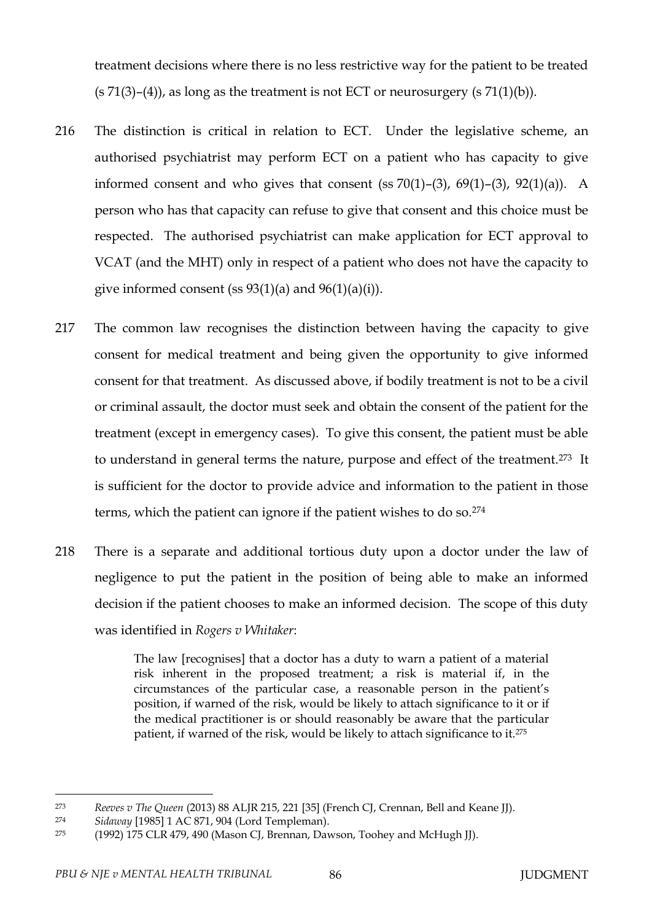treatment decisions where there is no less restrictive way for the patient to be treated (s 71(3)–(4)), as long as the treatment is not ECT or neurosurgery (s 71(1)(b)).

216 The distinction is critical in relation to ECT. Under the legislative scheme, an authorised psychiatrist may perform ECT on a patient who has capacity to give informed consent and who gives that consent (ss 70(1)–(3), 69(1)–(3), 92(1)(a)). A person who has that capacity can refuse to give that consent and this choice must be respected. The authorised psychiatrist can make application for ECT approval to VCAT (and the MHT) only in respect of a patient who does not have the capacity to give informed consent (ss 93(1)(a) and 96(1)(a)(i)).

217 The common law recognises the distinction between having the capacity to give consent for medical treatment and being given the opportunity to give informed consent for that treatment. As discussed above, if bodily treatment is not to be a civil or criminal assault, the doctor must seek and obtain the consent of the patient for the treatment (except in emergency cases). To give this consent, the patient must be able to understand in general terms the nature, purpose and effect of the treatment.[273] It is sufficient for the doctor to provide advice and information to the patient in those terms, which the patient can ignore if the patient wishes to do so.[274]

218 There is a separate and additional tortious duty upon a doctor under the law of negligence to put the patient in the position of being able to make an informed decision if the patient chooses to make an informed decision. The scope of this duty was identified in *Rogers v Whitaker*:

> The law [recognises] that a doctor has a duty to warn a patient of a material risk inherent in the proposed treatment; a risk is material if, in the circumstances of the particular case, a reasonable person in the patient's position, if warned of the risk, would be likely to attach significance to it or if the medical practitioner is or should reasonably be aware that the particular patient, if warned of the risk, would be likely to attach significance to it.[275]

---

[273] *Reeves v The Queen* (2013) 88 ALJR 215, 221 [35] (French CJ, Crennan, Bell and Keane JJ).

[274] *Sidaway* [1985] 1 AC 871, 904 (Lord Templeman).

[275] (1992) 175 CLR 479, 490 (Mason CJ, Brennan, Dawson, Toohey and McHugh JJ).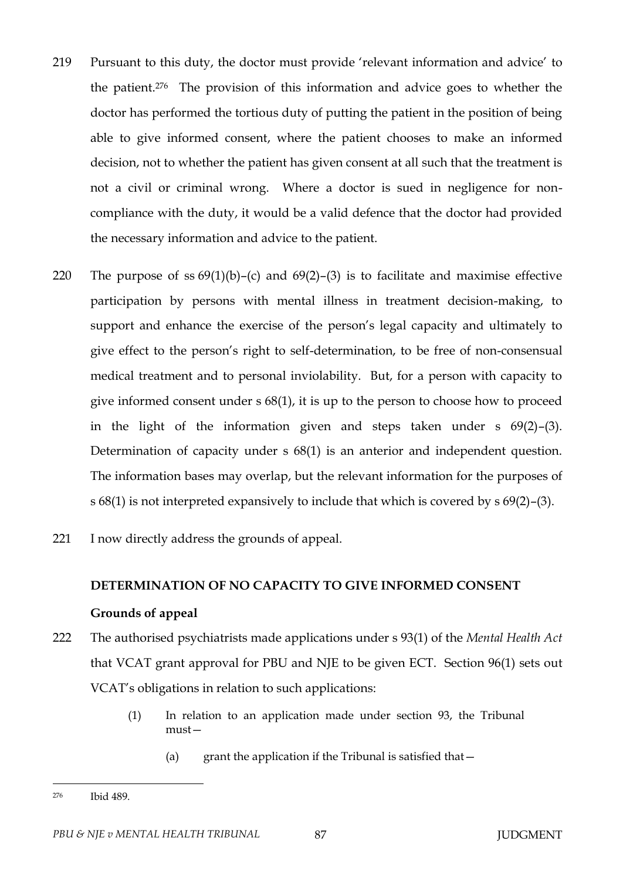219 Pursuant to this duty, the doctor must provide 'relevant information and advice' to the patient.[276] The provision of this information and advice goes to whether the doctor has performed the tortious duty of putting the patient in the position of being able to give informed consent, where the patient chooses to make an informed decision, not to whether the patient has given consent at all such that the treatment is not a civil or criminal wrong. Where a doctor is sued in negligence for non-compliance with the duty, it would be a valid defence that the doctor had provided the necessary information and advice to the patient.

220 The purpose of ss 69(1)(b)–(c) and 69(2)–(3) is to facilitate and maximise effective participation by persons with mental illness in treatment decision-making, to support and enhance the exercise of the person's legal capacity and ultimately to give effect to the person's right to self-determination, to be free of non-consensual medical treatment and to personal inviolability. But, for a person with capacity to give informed consent under s 68(1), it is up to the person to choose how to proceed in the light of the information given and steps taken under s 69(2)–(3). Determination of capacity under s 68(1) is an anterior and independent question. The information bases may overlap, but the relevant information for the purposes of s 68(1) is not interpreted expansively to include that which is covered by s 69(2)–(3).

221 I now directly address the grounds of appeal.

### DETERMINATION OF NO CAPACITY TO GIVE INFORMED CONSENT

#### Grounds of appeal

222 The authorised psychiatrists made applications under s 93(1) of the *Mental Health Act* that VCAT grant approval for PBU and NJE to be given ECT. Section 96(1) sets out VCAT's obligations in relation to such applications:

> (1) In relation to an application made under section 93, the Tribunal must—
>
> (a) grant the application if the Tribunal is satisfied that—

---

[276] Ibid 489.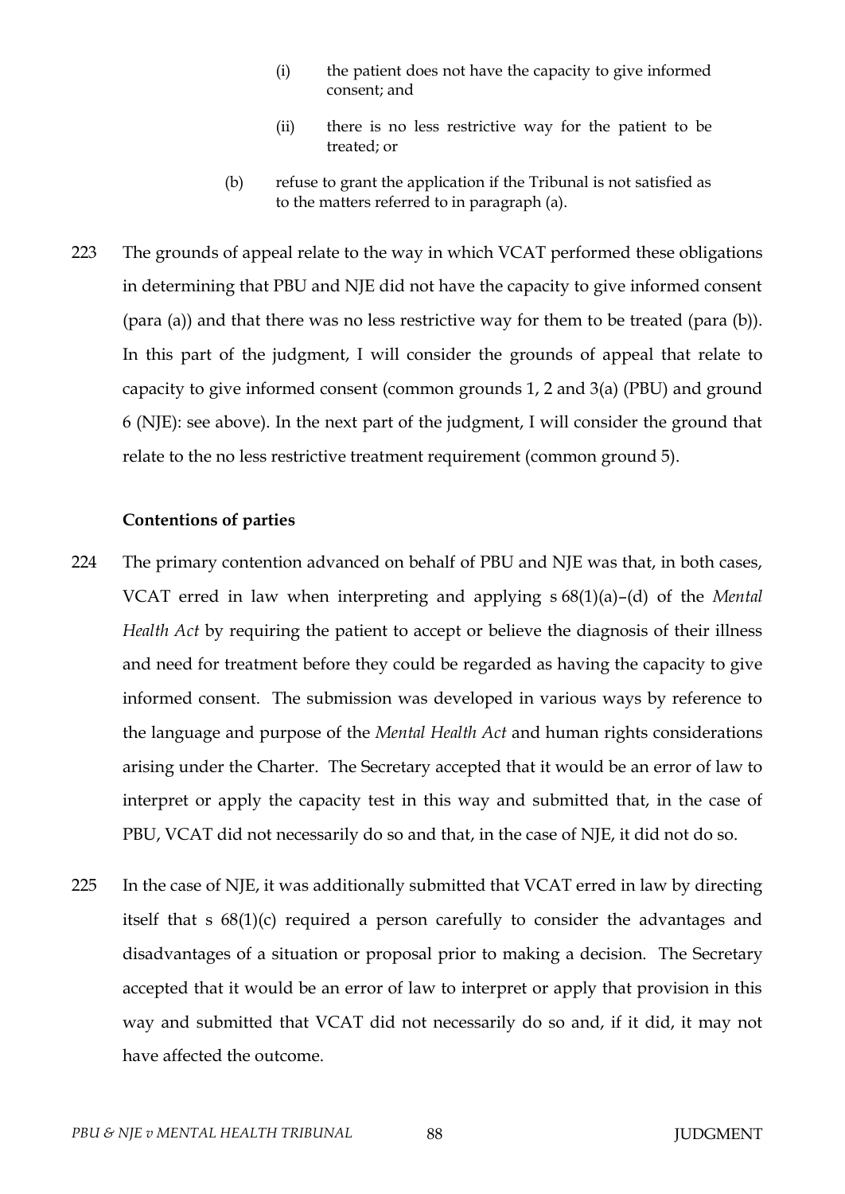(i) the patient does not have the capacity to give informed consent; and

(ii) there is no less restrictive way for the patient to be treated; or

(b) refuse to grant the application if the Tribunal is not satisfied as to the matters referred to in paragraph (a).

223 The grounds of appeal relate to the way in which VCAT performed these obligations in determining that PBU and NJE did not have the capacity to give informed consent (para (a)) and that there was no less restrictive way for them to be treated (para (b)). In this part of the judgment, I will consider the grounds of appeal that relate to capacity to give informed consent (common grounds 1, 2 and 3(a) (PBU) and ground 6 (NJE): see above). In the next part of the judgment, I will consider the ground that relate to the no less restrictive treatment requirement (common ground 5).

**Contentions of parties**

224 The primary contention advanced on behalf of PBU and NJE was that, in both cases, VCAT erred in law when interpreting and applying s 68(1)(a)–(d) of the *Mental Health Act* by requiring the patient to accept or believe the diagnosis of their illness and need for treatment before they could be regarded as having the capacity to give informed consent. The submission was developed in various ways by reference to the language and purpose of the *Mental Health Act* and human rights considerations arising under the Charter. The Secretary accepted that it would be an error of law to interpret or apply the capacity test in this way and submitted that, in the case of PBU, VCAT did not necessarily do so and that, in the case of NJE, it did not do so.

225 In the case of NJE, it was additionally submitted that VCAT erred in law by directing itself that s 68(1)(c) required a person carefully to consider the advantages and disadvantages of a situation or proposal prior to making a decision. The Secretary accepted that it would be an error of law to interpret or apply that provision in this way and submitted that VCAT did not necessarily do so and, if it did, it may not have affected the outcome.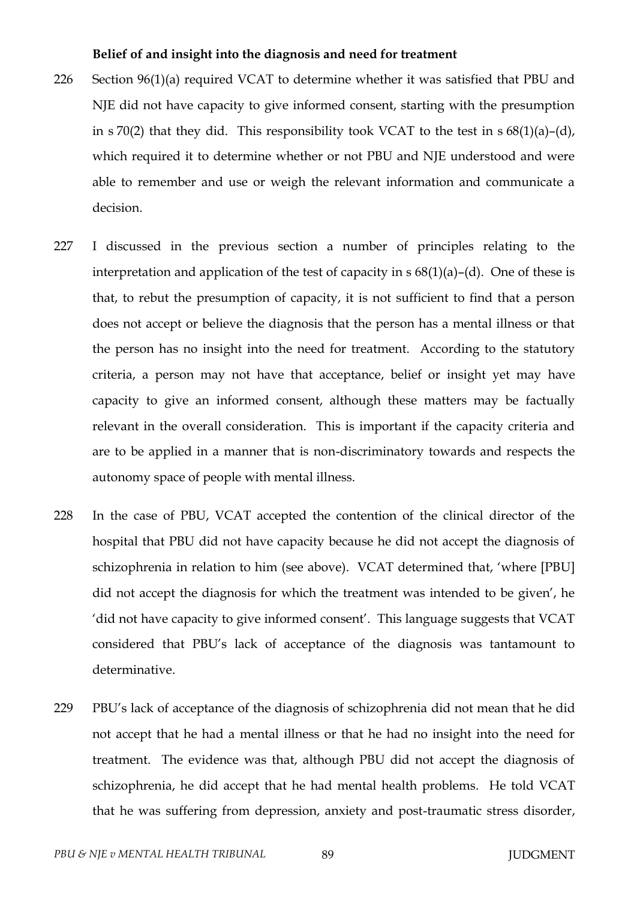**Belief of and insight into the diagnosis and need for treatment**

226 Section 96(1)(a) required VCAT to determine whether it was satisfied that PBU and NJE did not have capacity to give informed consent, starting with the presumption in s 70(2) that they did. This responsibility took VCAT to the test in s 68(1)(a)–(d), which required it to determine whether or not PBU and NJE understood and were able to remember and use or weigh the relevant information and communicate a decision.

227 I discussed in the previous section a number of principles relating to the interpretation and application of the test of capacity in s 68(1)(a)–(d). One of these is that, to rebut the presumption of capacity, it is not sufficient to find that a person does not accept or believe the diagnosis that the person has a mental illness or that the person has no insight into the need for treatment. According to the statutory criteria, a person may not have that acceptance, belief or insight yet may have capacity to give an informed consent, although these matters may be factually relevant in the overall consideration. This is important if the capacity criteria and are to be applied in a manner that is non-discriminatory towards and respects the autonomy space of people with mental illness.

228 In the case of PBU, VCAT accepted the contention of the clinical director of the hospital that PBU did not have capacity because he did not accept the diagnosis of schizophrenia in relation to him (see above). VCAT determined that, 'where [PBU] did not accept the diagnosis for which the treatment was intended to be given', he 'did not have capacity to give informed consent'. This language suggests that VCAT considered that PBU's lack of acceptance of the diagnosis was tantamount to determinative.

229 PBU's lack of acceptance of the diagnosis of schizophrenia did not mean that he did not accept that he had a mental illness or that he had no insight into the need for treatment. The evidence was that, although PBU did not accept the diagnosis of schizophrenia, he did accept that he had mental health problems. He told VCAT that he was suffering from depression, anxiety and post-traumatic stress disorder,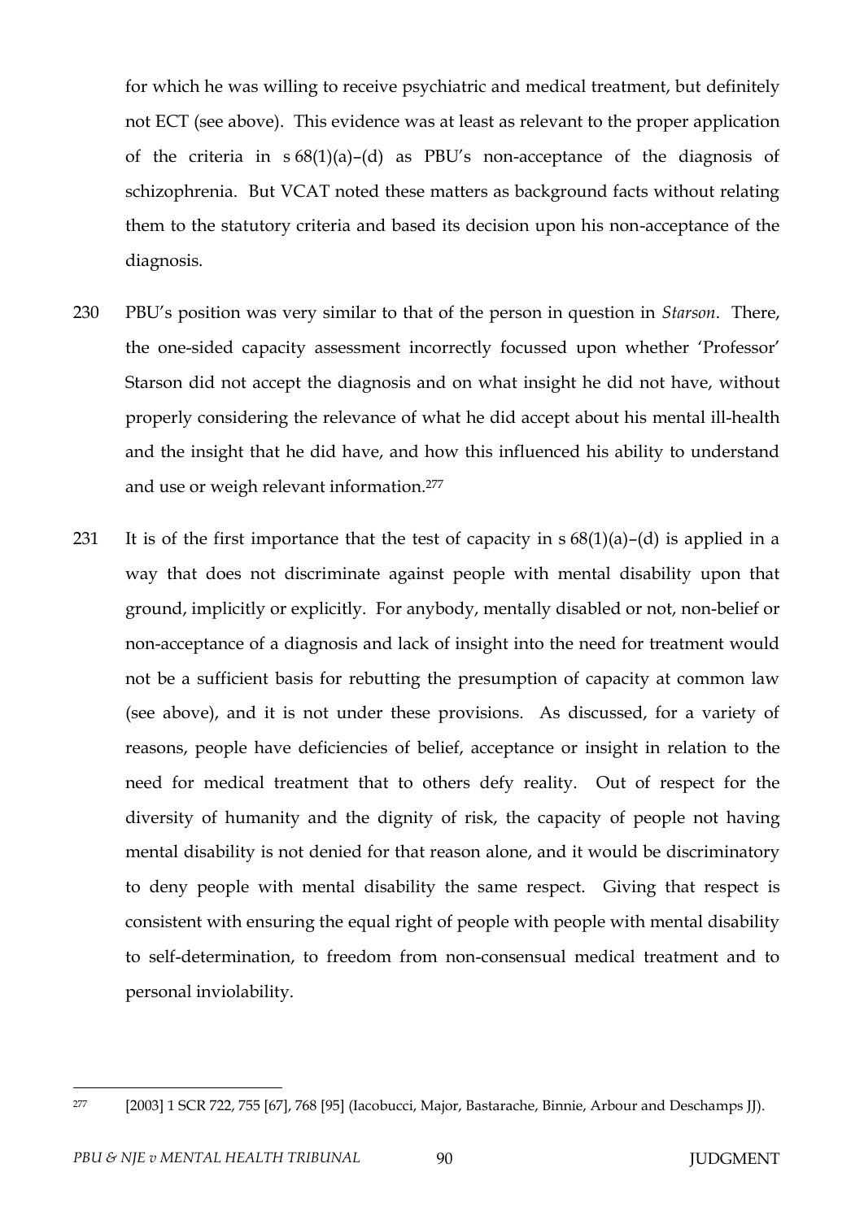for which he was willing to receive psychiatric and medical treatment, but definitely not ECT (see above). This evidence was at least as relevant to the proper application of the criteria in s 68(1)(a)–(d) as PBU's non-acceptance of the diagnosis of schizophrenia. But VCAT noted these matters as background facts without relating them to the statutory criteria and based its decision upon his non-acceptance of the diagnosis.

230 PBU's position was very similar to that of the person in question in *Starson*. There, the one-sided capacity assessment incorrectly focussed upon whether 'Professor' Starson did not accept the diagnosis and on what insight he did not have, without properly considering the relevance of what he did accept about his mental ill-health and the insight that he did have, and how this influenced his ability to understand and use or weigh relevant information.[277]

231 It is of the first importance that the test of capacity in s 68(1)(a)–(d) is applied in a way that does not discriminate against people with mental disability upon that ground, implicitly or explicitly. For anybody, mentally disabled or not, non-belief or non-acceptance of a diagnosis and lack of insight into the need for treatment would not be a sufficient basis for rebutting the presumption of capacity at common law (see above), and it is not under these provisions. As discussed, for a variety of reasons, people have deficiencies of belief, acceptance or insight in relation to the need for medical treatment that to others defy reality. Out of respect for the diversity of humanity and the dignity of risk, the capacity of people not having mental disability is not denied for that reason alone, and it would be discriminatory to deny people with mental disability the same respect. Giving that respect is consistent with ensuring the equal right of people with people with mental disability to self-determination, to freedom from non-consensual medical treatment and to personal inviolability.

---

[277] [2003] 1 SCR 722, 755 [67], 768 [95] (Iacobucci, Major, Bastarache, Binnie, Arbour and Deschamps JJ).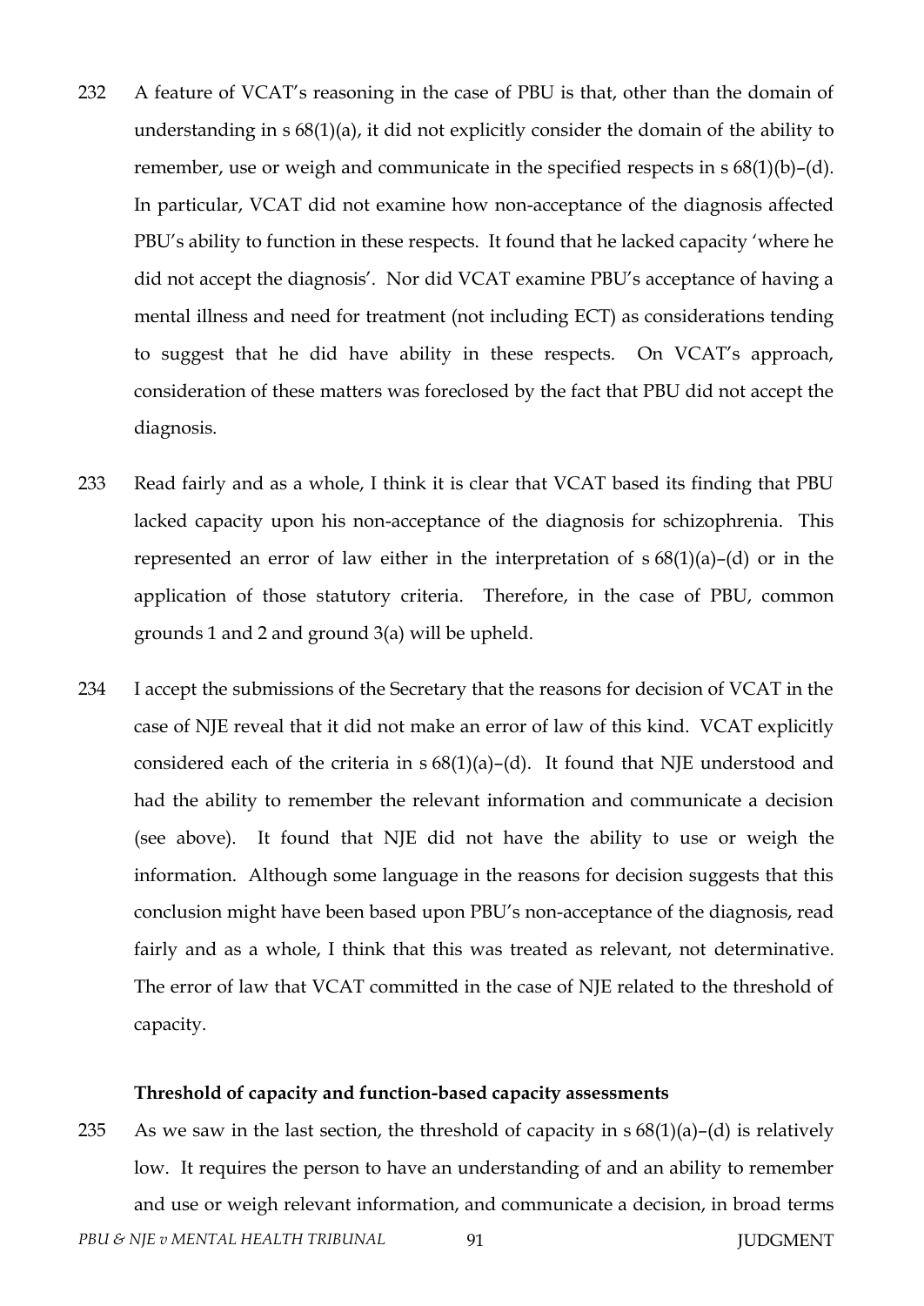232 A feature of VCAT's reasoning in the case of PBU is that, other than the domain of understanding in s 68(1)(a), it did not explicitly consider the domain of the ability to remember, use or weigh and communicate in the specified respects in s 68(1)(b)–(d). In particular, VCAT did not examine how non-acceptance of the diagnosis affected PBU's ability to function in these respects. It found that he lacked capacity 'where he did not accept the diagnosis'. Nor did VCAT examine PBU's acceptance of having a mental illness and need for treatment (not including ECT) as considerations tending to suggest that he did have ability in these respects. On VCAT's approach, consideration of these matters was foreclosed by the fact that PBU did not accept the diagnosis.

233 Read fairly and as a whole, I think it is clear that VCAT based its finding that PBU lacked capacity upon his non-acceptance of the diagnosis for schizophrenia. This represented an error of law either in the interpretation of s 68(1)(a)–(d) or in the application of those statutory criteria. Therefore, in the case of PBU, common grounds 1 and 2 and ground 3(a) will be upheld.

234 I accept the submissions of the Secretary that the reasons for decision of VCAT in the case of NJE reveal that it did not make an error of law of this kind. VCAT explicitly considered each of the criteria in s 68(1)(a)–(d). It found that NJE understood and had the ability to remember the relevant information and communicate a decision (see above). It found that NJE did not have the ability to use or weigh the information. Although some language in the reasons for decision suggests that this conclusion might have been based upon PBU's non-acceptance of the diagnosis, read fairly and as a whole, I think that this was treated as relevant, not determinative. The error of law that VCAT committed in the case of NJE related to the threshold of capacity.

### Threshold of capacity and function-based capacity assessments

235 As we saw in the last section, the threshold of capacity in s 68(1)(a)–(d) is relatively low. It requires the person to have an understanding of and an ability to remember and use or weigh relevant information, and communicate a decision, in broad terms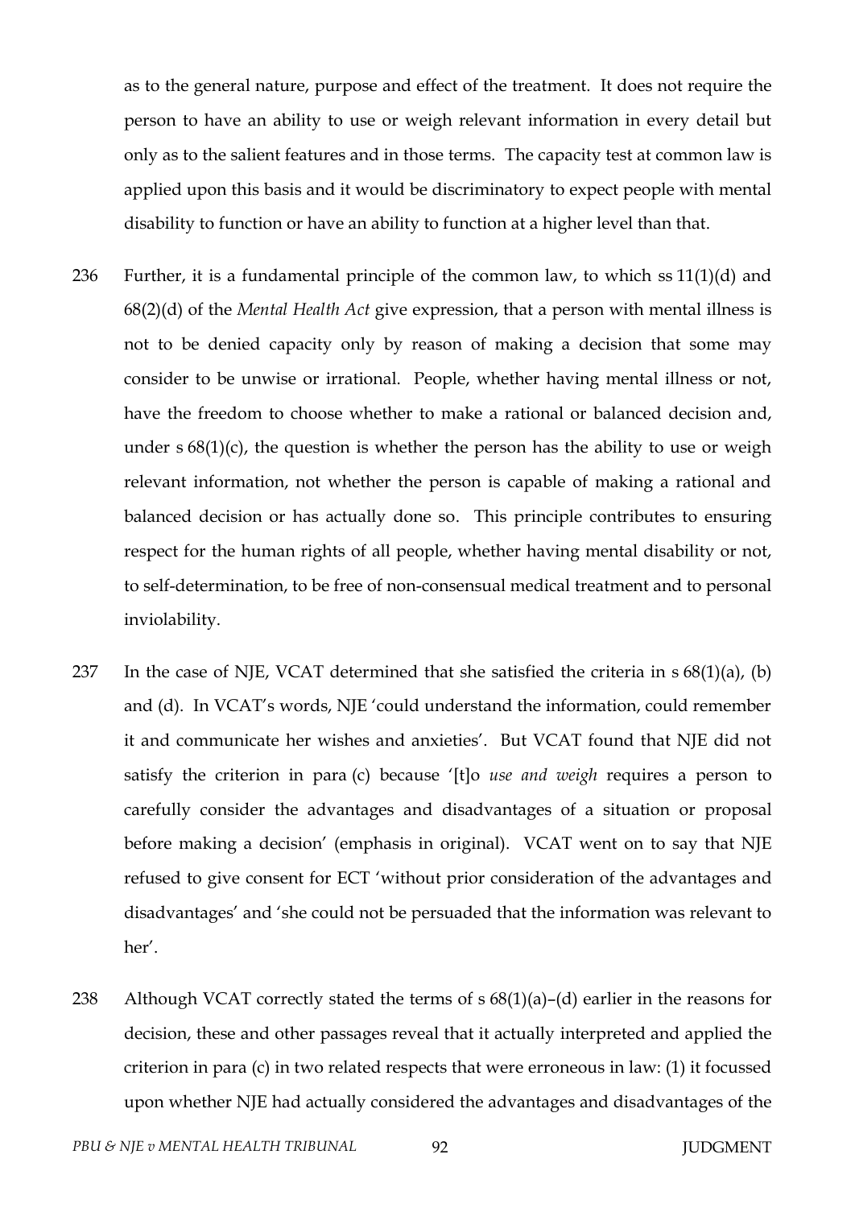as to the general nature, purpose and effect of the treatment. It does not require the person to have an ability to use or weigh relevant information in every detail but only as to the salient features and in those terms. The capacity test at common law is applied upon this basis and it would be discriminatory to expect people with mental disability to function or have an ability to function at a higher level than that.

236 Further, it is a fundamental principle of the common law, to which ss 11(1)(d) and 68(2)(d) of the *Mental Health Act* give expression, that a person with mental illness is not to be denied capacity only by reason of making a decision that some may consider to be unwise or irrational. People, whether having mental illness or not, have the freedom to choose whether to make a rational or balanced decision and, under s 68(1)(c), the question is whether the person has the ability to use or weigh relevant information, not whether the person is capable of making a rational and balanced decision or has actually done so. This principle contributes to ensuring respect for the human rights of all people, whether having mental disability or not, to self-determination, to be free of non-consensual medical treatment and to personal inviolability.

237 In the case of NJE, VCAT determined that she satisfied the criteria in s 68(1)(a), (b) and (d). In VCAT's words, NJE 'could understand the information, could remember it and communicate her wishes and anxieties'. But VCAT found that NJE did not satisfy the criterion in para (c) because '[t]o *use and weigh* requires a person to carefully consider the advantages and disadvantages of a situation or proposal before making a decision' (emphasis in original). VCAT went on to say that NJE refused to give consent for ECT 'without prior consideration of the advantages and disadvantages' and 'she could not be persuaded that the information was relevant to her'.

238 Although VCAT correctly stated the terms of s 68(1)(a)–(d) earlier in the reasons for decision, these and other passages reveal that it actually interpreted and applied the criterion in para (c) in two related respects that were erroneous in law: (1) it focussed upon whether NJE had actually considered the advantages and disadvantages of the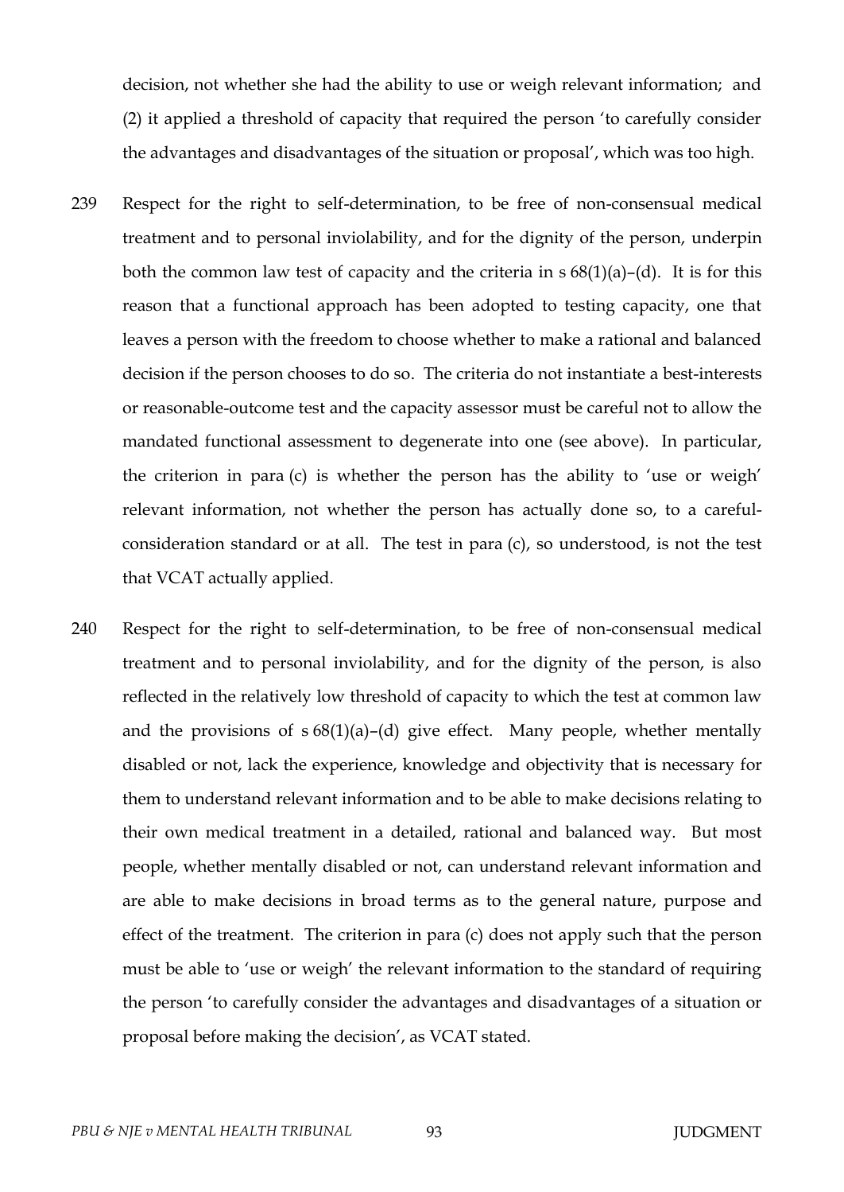decision, not whether she had the ability to use or weigh relevant information; and (2) it applied a threshold of capacity that required the person 'to carefully consider the advantages and disadvantages of the situation or proposal', which was too high.

239 Respect for the right to self-determination, to be free of non-consensual medical treatment and to personal inviolability, and for the dignity of the person, underpin both the common law test of capacity and the criteria in s 68(1)(a)–(d). It is for this reason that a functional approach has been adopted to testing capacity, one that leaves a person with the freedom to choose whether to make a rational and balanced decision if the person chooses to do so. The criteria do not instantiate a best-interests or reasonable-outcome test and the capacity assessor must be careful not to allow the mandated functional assessment to degenerate into one (see above). In particular, the criterion in para (c) is whether the person has the ability to 'use or weigh' relevant information, not whether the person has actually done so, to a careful-consideration standard or at all. The test in para (c), so understood, is not the test that VCAT actually applied.

240 Respect for the right to self-determination, to be free of non-consensual medical treatment and to personal inviolability, and for the dignity of the person, is also reflected in the relatively low threshold of capacity to which the test at common law and the provisions of s 68(1)(a)–(d) give effect. Many people, whether mentally disabled or not, lack the experience, knowledge and objectivity that is necessary for them to understand relevant information and to be able to make decisions relating to their own medical treatment in a detailed, rational and balanced way. But most people, whether mentally disabled or not, can understand relevant information and are able to make decisions in broad terms as to the general nature, purpose and effect of the treatment. The criterion in para (c) does not apply such that the person must be able to 'use or weigh' the relevant information to the standard of requiring the person 'to carefully consider the advantages and disadvantages of a situation or proposal before making the decision', as VCAT stated.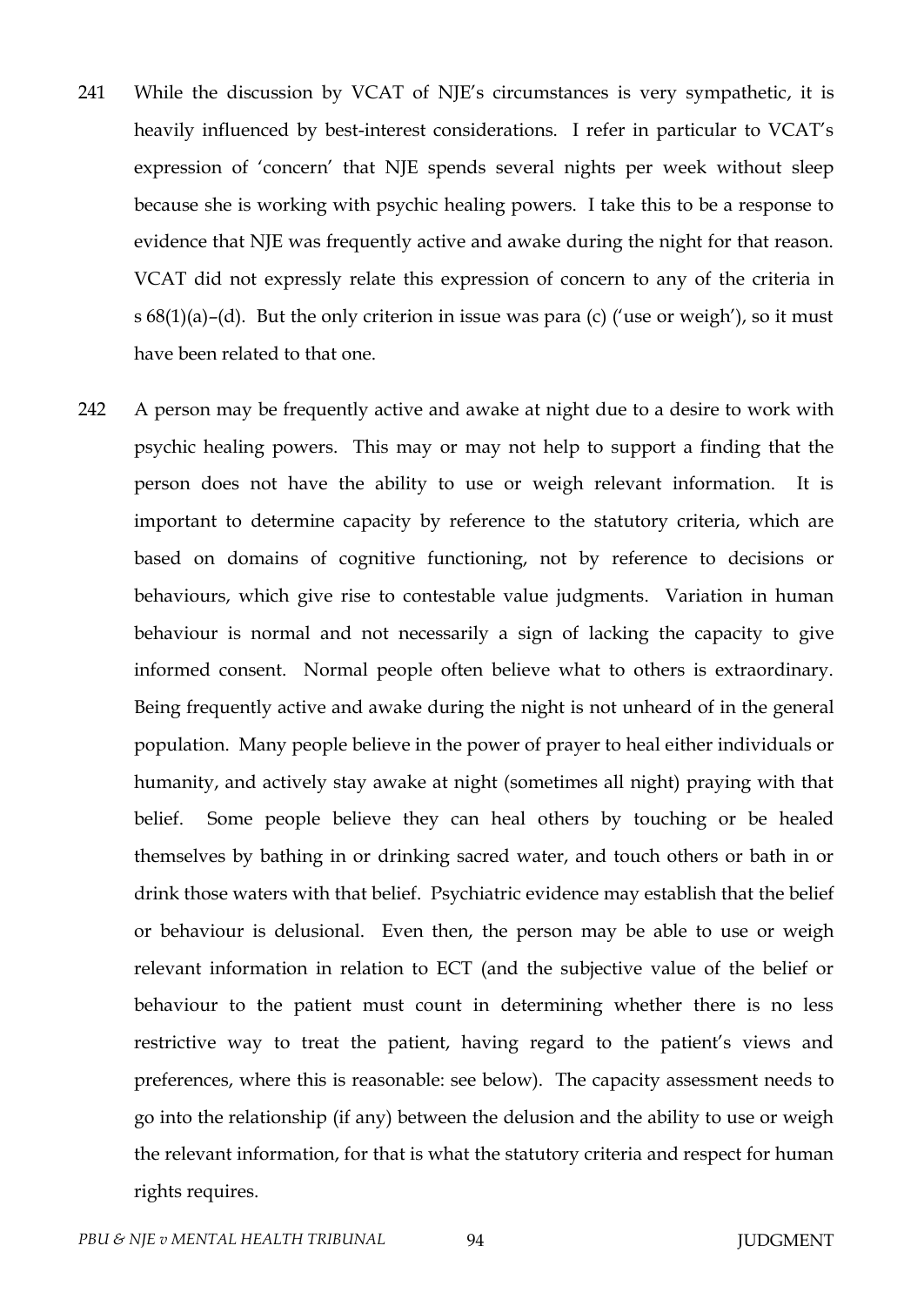241 While the discussion by VCAT of NJE's circumstances is very sympathetic, it is heavily influenced by best-interest considerations. I refer in particular to VCAT's expression of 'concern' that NJE spends several nights per week without sleep because she is working with psychic healing powers. I take this to be a response to evidence that NJE was frequently active and awake during the night for that reason. VCAT did not expressly relate this expression of concern to any of the criteria in s 68(1)(a)–(d). But the only criterion in issue was para (c) ('use or weigh'), so it must have been related to that one.

242 A person may be frequently active and awake at night due to a desire to work with psychic healing powers. This may or may not help to support a finding that the person does not have the ability to use or weigh relevant information. It is important to determine capacity by reference to the statutory criteria, which are based on domains of cognitive functioning, not by reference to decisions or behaviours, which give rise to contestable value judgments. Variation in human behaviour is normal and not necessarily a sign of lacking the capacity to give informed consent. Normal people often believe what to others is extraordinary. Being frequently active and awake during the night is not unheard of in the general population. Many people believe in the power of prayer to heal either individuals or humanity, and actively stay awake at night (sometimes all night) praying with that belief. Some people believe they can heal others by touching or be healed themselves by bathing in or drinking sacred water, and touch others or bath in or drink those waters with that belief. Psychiatric evidence may establish that the belief or behaviour is delusional. Even then, the person may be able to use or weigh relevant information in relation to ECT (and the subjective value of the belief or behaviour to the patient must count in determining whether there is no less restrictive way to treat the patient, having regard to the patient's views and preferences, where this is reasonable: see below). The capacity assessment needs to go into the relationship (if any) between the delusion and the ability to use or weigh the relevant information, for that is what the statutory criteria and respect for human rights requires.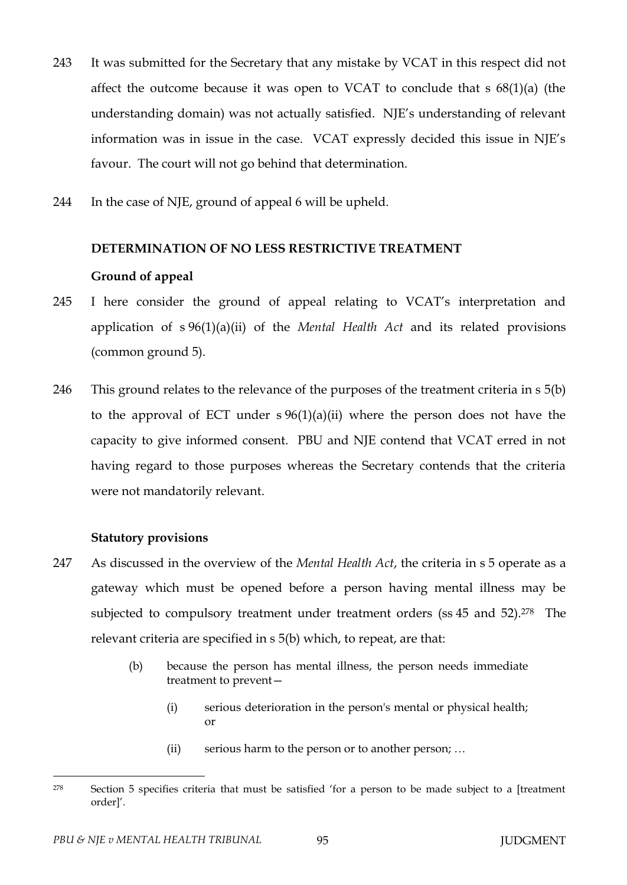243 It was submitted for the Secretary that any mistake by VCAT in this respect did not affect the outcome because it was open to VCAT to conclude that s 68(1)(a) (the understanding domain) was not actually satisfied. NJE's understanding of relevant information was in issue in the case. VCAT expressly decided this issue in NJE's favour. The court will not go behind that determination.

244 In the case of NJE, ground of appeal 6 will be upheld.

## DETERMINATION OF NO LESS RESTRICTIVE TREATMENT

### Ground of appeal

245 I here consider the ground of appeal relating to VCAT's interpretation and application of s 96(1)(a)(ii) of the *Mental Health Act* and its related provisions (common ground 5).

246 This ground relates to the relevance of the purposes of the treatment criteria in s 5(b) to the approval of ECT under s 96(1)(a)(ii) where the person does not have the capacity to give informed consent. PBU and NJE contend that VCAT erred in not having regard to those purposes whereas the Secretary contends that the criteria were not mandatorily relevant.

### Statutory provisions

247 As discussed in the overview of the *Mental Health Act*, the criteria in s 5 operate as a gateway which must be opened before a person having mental illness may be subjected to compulsory treatment under treatment orders (ss 45 and 52).[278] The relevant criteria are specified in s 5(b) which, to repeat, are that:

> (b) because the person has mental illness, the person needs immediate treatment to prevent—
>
> (i) serious deterioration in the person's mental or physical health; or
>
> (ii) serious harm to the person or to another person; …

[278] Section 5 specifies criteria that must be satisfied 'for a person to be made subject to a [treatment order]'.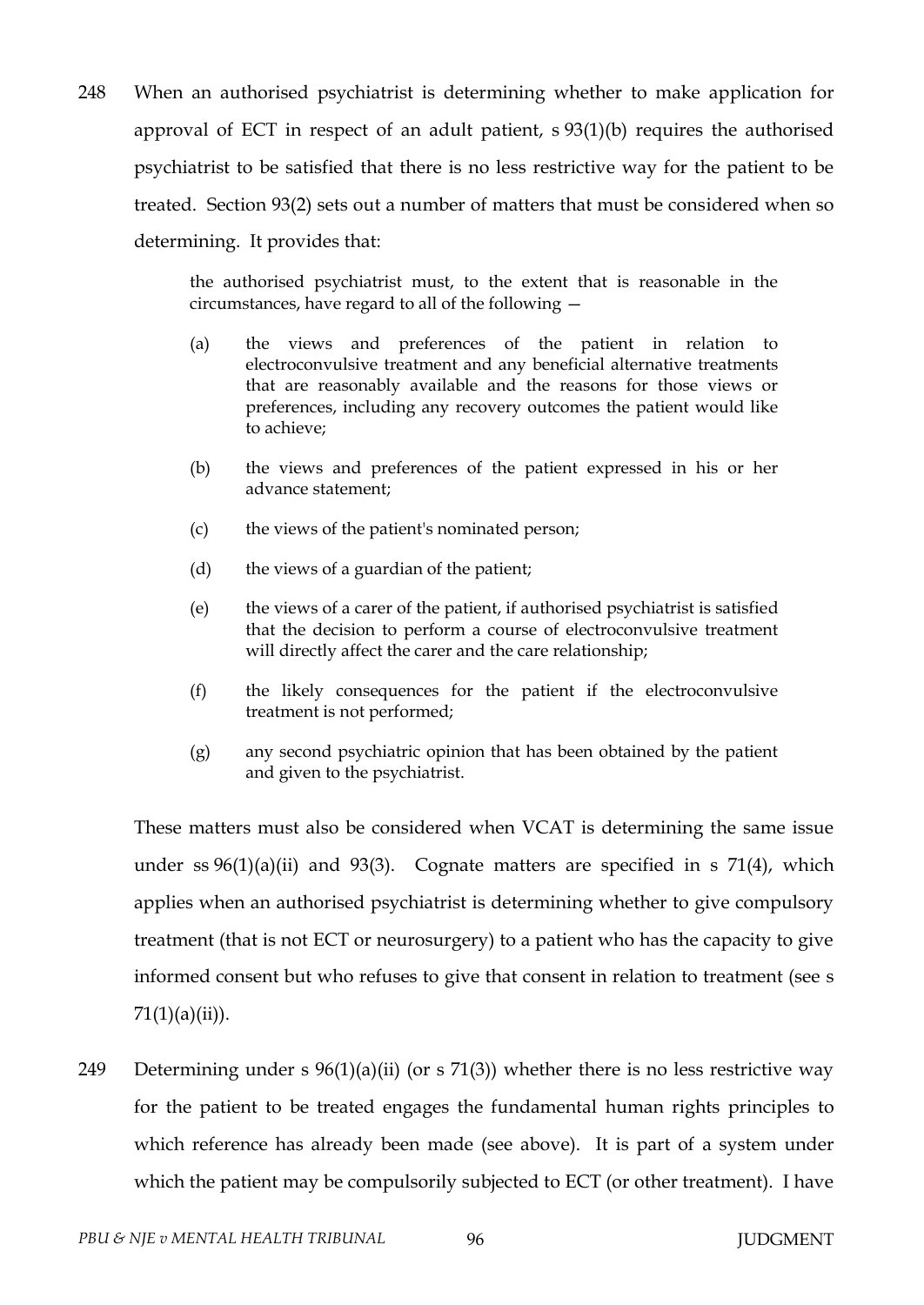248 When an authorised psychiatrist is determining whether to make application for approval of ECT in respect of an adult patient, s 93(1)(b) requires the authorised psychiatrist to be satisfied that there is no less restrictive way for the patient to be treated. Section 93(2) sets out a number of matters that must be considered when so determining. It provides that:

> the authorised psychiatrist must, to the extent that is reasonable in the circumstances, have regard to all of the following —
>
> (a) the views and preferences of the patient in relation to electroconvulsive treatment and any beneficial alternative treatments that are reasonably available and the reasons for those views or preferences, including any recovery outcomes the patient would like to achieve;
>
> (b) the views and preferences of the patient expressed in his or her advance statement;
>
> (c) the views of the patient's nominated person;
>
> (d) the views of a guardian of the patient;
>
> (e) the views of a carer of the patient, if authorised psychiatrist is satisfied that the decision to perform a course of electroconvulsive treatment will directly affect the carer and the care relationship;
>
> (f) the likely consequences for the patient if the electroconvulsive treatment is not performed;
>
> (g) any second psychiatric opinion that has been obtained by the patient and given to the psychiatrist.

These matters must also be considered when VCAT is determining the same issue under ss 96(1)(a)(ii) and 93(3). Cognate matters are specified in s 71(4), which applies when an authorised psychiatrist is determining whether to give compulsory treatment (that is not ECT or neurosurgery) to a patient who has the capacity to give informed consent but who refuses to give that consent in relation to treatment (see s 71(1)(a)(ii)).

249 Determining under s 96(1)(a)(ii) (or s 71(3)) whether there is no less restrictive way for the patient to be treated engages the fundamental human rights principles to which reference has already been made (see above). It is part of a system under which the patient may be compulsorily subjected to ECT (or other treatment). I have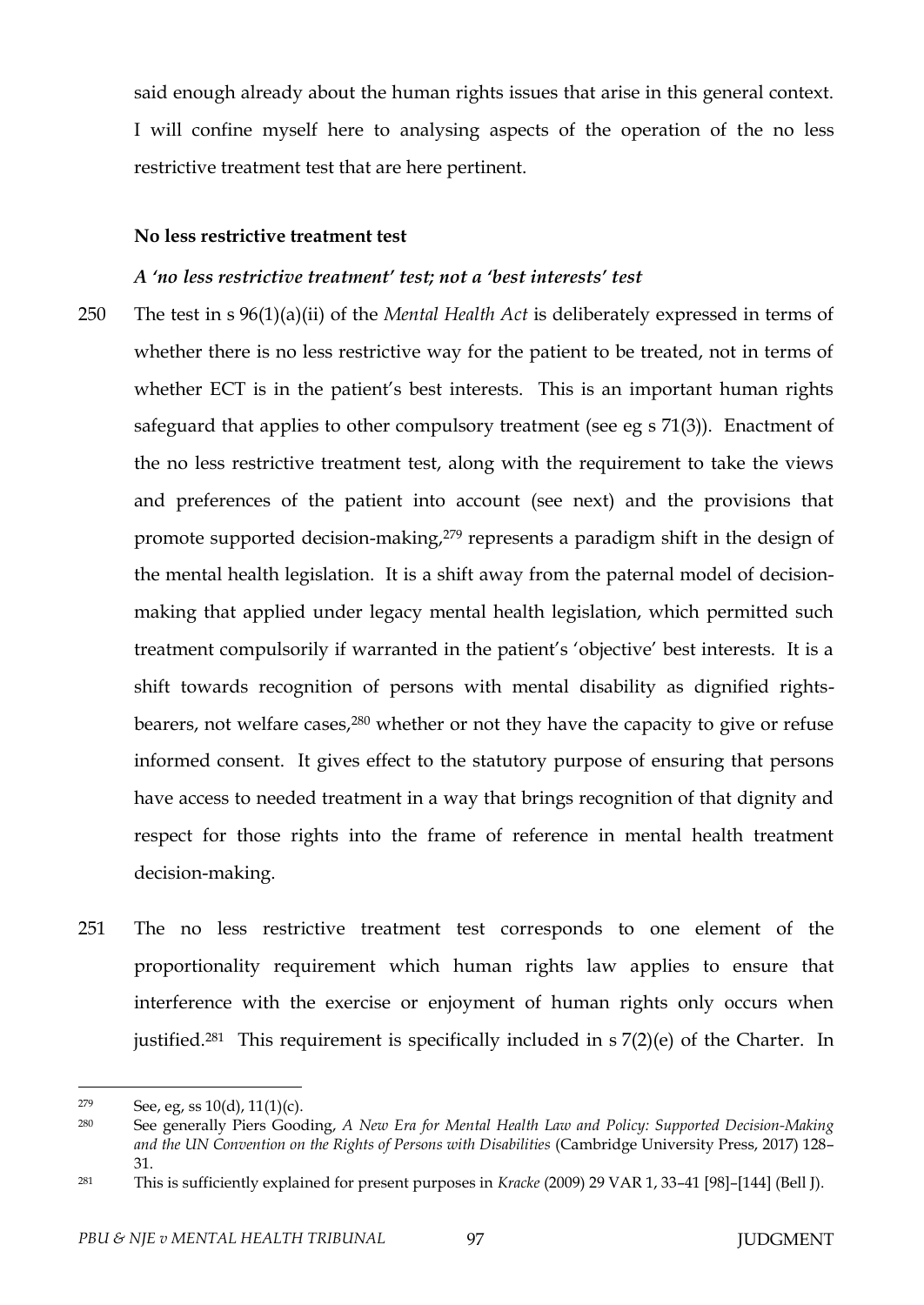said enough already about the human rights issues that arise in this general context. I will confine myself here to analysing aspects of the operation of the no less restrictive treatment test that are here pertinent.

**No less restrictive treatment test**

***A 'no less restrictive treatment' test; not a 'best interests' test***

250 The test in s 96(1)(a)(ii) of the *Mental Health Act* is deliberately expressed in terms of whether there is no less restrictive way for the patient to be treated, not in terms of whether ECT is in the patient's best interests. This is an important human rights safeguard that applies to other compulsory treatment (see eg s 71(3)). Enactment of the no less restrictive treatment test, along with the requirement to take the views and preferences of the patient into account (see next) and the provisions that promote supported decision-making,[279] represents a paradigm shift in the design of the mental health legislation. It is a shift away from the paternal model of decision-making that applied under legacy mental health legislation, which permitted such treatment compulsorily if warranted in the patient's 'objective' best interests. It is a shift towards recognition of persons with mental disability as dignified rights-bearers, not welfare cases,[280] whether or not they have the capacity to give or refuse informed consent. It gives effect to the statutory purpose of ensuring that persons have access to needed treatment in a way that brings recognition of that dignity and respect for those rights into the frame of reference in mental health treatment decision-making.

251 The no less restrictive treatment test corresponds to one element of the proportionality requirement which human rights law applies to ensure that interference with the exercise or enjoyment of human rights only occurs when justified.[281] This requirement is specifically included in s 7(2)(e) of the Charter. In

---

[279] See, eg, ss 10(d), 11(1)(c).

[280] See generally Piers Gooding, *A New Era for Mental Health Law and Policy: Supported Decision-Making and the UN Convention on the Rights of Persons with Disabilities* (Cambridge University Press, 2017) 128–31.

[281] This is sufficiently explained for present purposes in *Kracke* (2009) 29 VAR 1, 33–41 [98]–[144] (Bell J).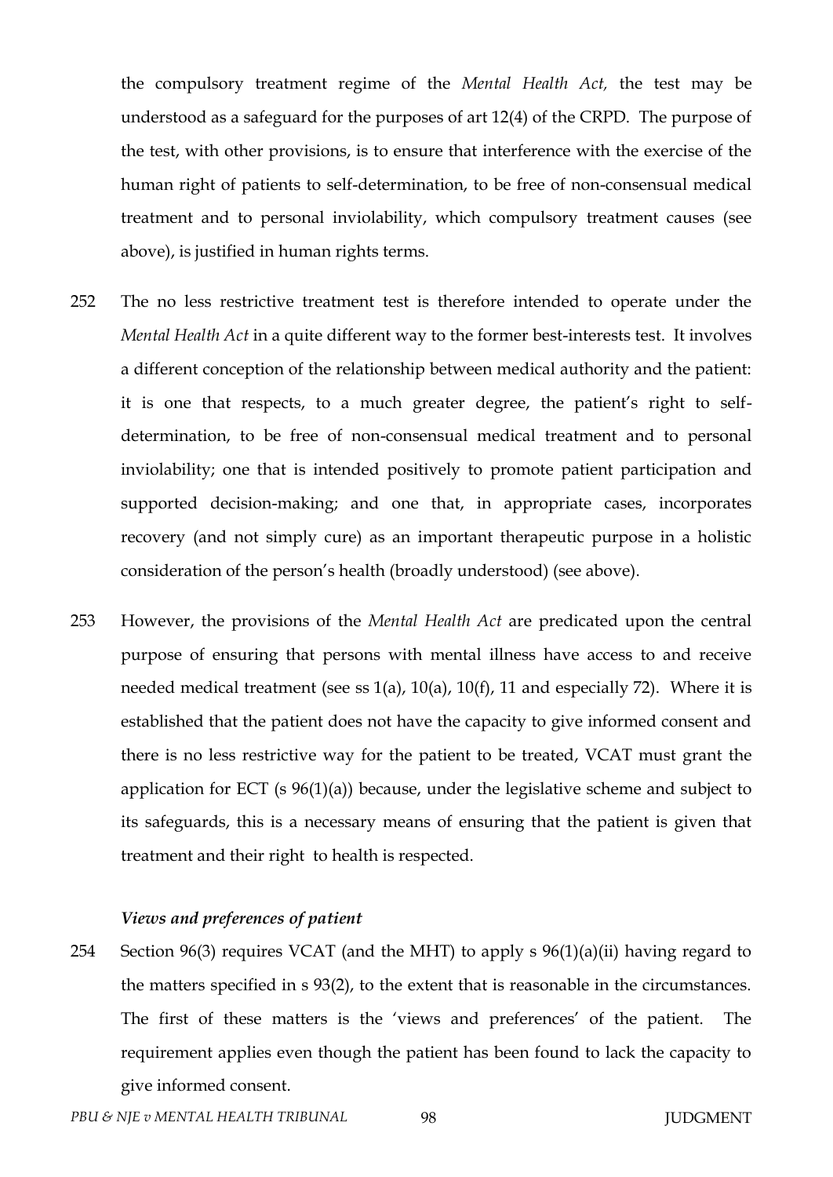the compulsory treatment regime of the *Mental Health Act,* the test may be understood as a safeguard for the purposes of art 12(4) of the CRPD. The purpose of the test, with other provisions, is to ensure that interference with the exercise of the human right of patients to self-determination, to be free of non-consensual medical treatment and to personal inviolability, which compulsory treatment causes (see above), is justified in human rights terms.

252 The no less restrictive treatment test is therefore intended to operate under the *Mental Health Act* in a quite different way to the former best-interests test. It involves a different conception of the relationship between medical authority and the patient: it is one that respects, to a much greater degree, the patient's right to self-determination, to be free of non-consensual medical treatment and to personal inviolability; one that is intended positively to promote patient participation and supported decision-making; and one that, in appropriate cases, incorporates recovery (and not simply cure) as an important therapeutic purpose in a holistic consideration of the person's health (broadly understood) (see above).

253 However, the provisions of the *Mental Health Act* are predicated upon the central purpose of ensuring that persons with mental illness have access to and receive needed medical treatment (see ss 1(a), 10(a), 10(f), 11 and especially 72). Where it is established that the patient does not have the capacity to give informed consent and there is no less restrictive way for the patient to be treated, VCAT must grant the application for ECT (s 96(1)(a)) because, under the legislative scheme and subject to its safeguards, this is a necessary means of ensuring that the patient is given that treatment and their right to health is respected.

### *Views and preferences of patient*

254 Section 96(3) requires VCAT (and the MHT) to apply s 96(1)(a)(ii) having regard to the matters specified in s 93(2), to the extent that is reasonable in the circumstances. The first of these matters is the 'views and preferences' of the patient. The requirement applies even though the patient has been found to lack the capacity to give informed consent.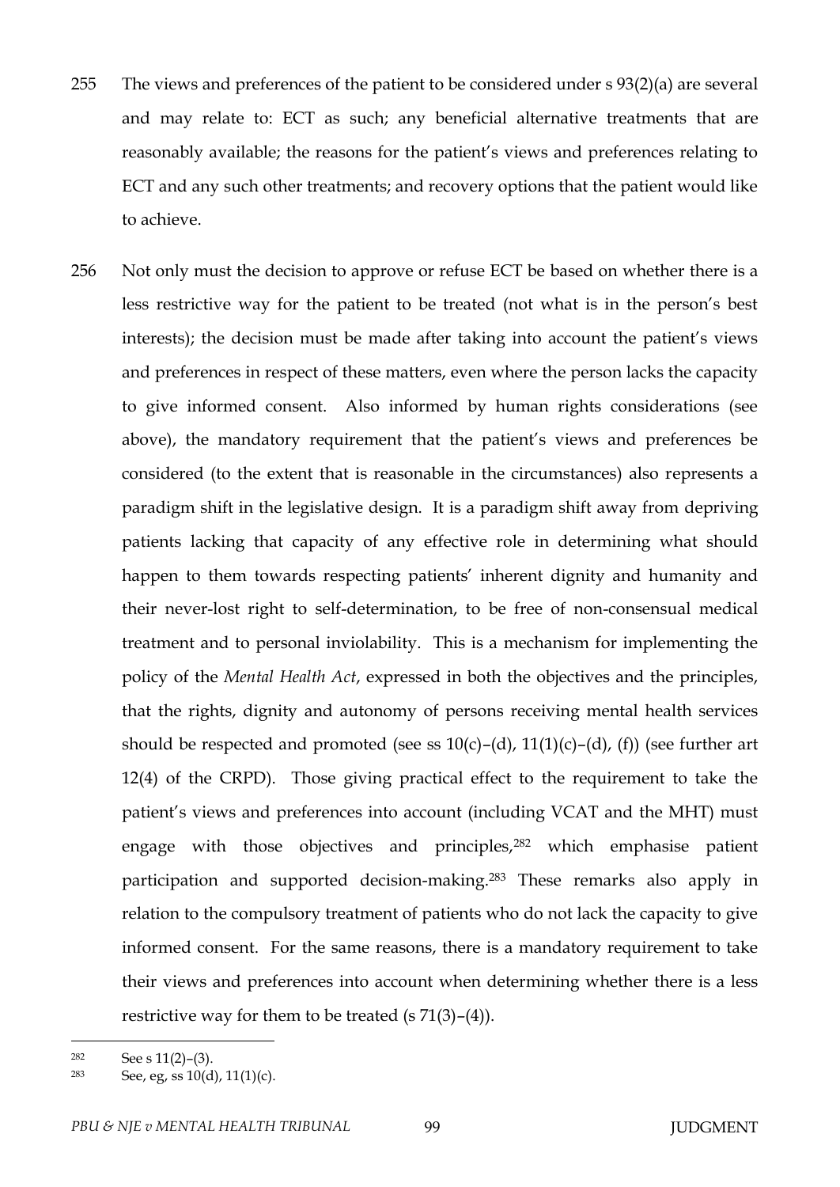255 The views and preferences of the patient to be considered under s 93(2)(a) are several and may relate to: ECT as such; any beneficial alternative treatments that are reasonably available; the reasons for the patient's views and preferences relating to ECT and any such other treatments; and recovery options that the patient would like to achieve.

256 Not only must the decision to approve or refuse ECT be based on whether there is a less restrictive way for the patient to be treated (not what is in the person's best interests); the decision must be made after taking into account the patient's views and preferences in respect of these matters, even where the person lacks the capacity to give informed consent. Also informed by human rights considerations (see above), the mandatory requirement that the patient's views and preferences be considered (to the extent that is reasonable in the circumstances) also represents a paradigm shift in the legislative design. It is a paradigm shift away from depriving patients lacking that capacity of any effective role in determining what should happen to them towards respecting patients' inherent dignity and humanity and their never-lost right to self-determination, to be free of non-consensual medical treatment and to personal inviolability. This is a mechanism for implementing the policy of the *Mental Health Act*, expressed in both the objectives and the principles, that the rights, dignity and autonomy of persons receiving mental health services should be respected and promoted (see ss 10(c)–(d), 11(1)(c)–(d), (f)) (see further art 12(4) of the CRPD). Those giving practical effect to the requirement to take the patient's views and preferences into account (including VCAT and the MHT) must engage with those objectives and principles,[282] which emphasise patient participation and supported decision-making.[283] These remarks also apply in relation to the compulsory treatment of patients who do not lack the capacity to give informed consent. For the same reasons, there is a mandatory requirement to take their views and preferences into account when determining whether there is a less restrictive way for them to be treated (s 71(3)–(4)).

---

[282] See s 11(2)–(3).

[283] See, eg, ss 10(d), 11(1)(c).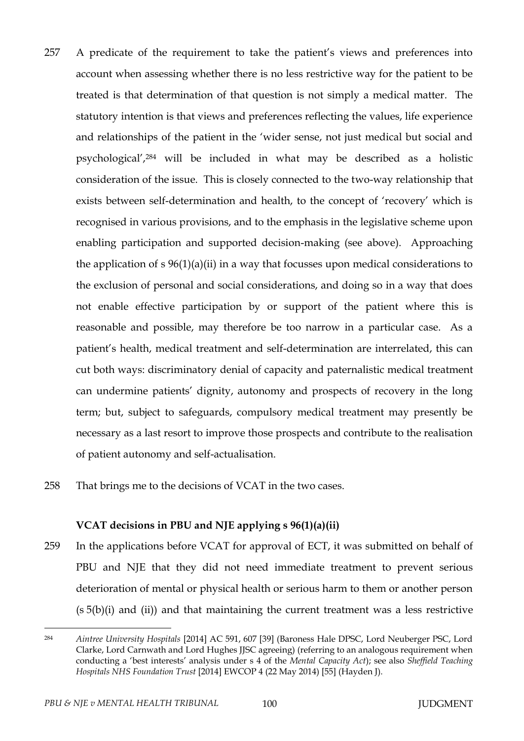257 A predicate of the requirement to take the patient's views and preferences into account when assessing whether there is no less restrictive way for the patient to be treated is that determination of that question is not simply a medical matter. The statutory intention is that views and preferences reflecting the values, life experience and relationships of the patient in the 'wider sense, not just medical but social and psychological',[284] will be included in what may be described as a holistic consideration of the issue. This is closely connected to the two-way relationship that exists between self-determination and health, to the concept of 'recovery' which is recognised in various provisions, and to the emphasis in the legislative scheme upon enabling participation and supported decision-making (see above). Approaching the application of s 96(1)(a)(ii) in a way that focusses upon medical considerations to the exclusion of personal and social considerations, and doing so in a way that does not enable effective participation by or support of the patient where this is reasonable and possible, may therefore be too narrow in a particular case. As a patient's health, medical treatment and self-determination are interrelated, this can cut both ways: discriminatory denial of capacity and paternalistic medical treatment can undermine patients' dignity, autonomy and prospects of recovery in the long term; but, subject to safeguards, compulsory medical treatment may presently be necessary as a last resort to improve those prospects and contribute to the realisation of patient autonomy and self-actualisation.

258 That brings me to the decisions of VCAT in the two cases.

### VCAT decisions in PBU and NJE applying s 96(1)(a)(ii)

259 In the applications before VCAT for approval of ECT, it was submitted on behalf of PBU and NJE that they did not need immediate treatment to prevent serious deterioration of mental or physical health or serious harm to them or another person (s 5(b)(i) and (ii)) and that maintaining the current treatment was a less restrictive

---

[284] *Aintree University Hospitals* [2014] AC 591, 607 [39] (Baroness Hale DPSC, Lord Neuberger PSC, Lord Clarke, Lord Carnwath and Lord Hughes JJSC agreeing) (referring to an analogous requirement when conducting a 'best interests' analysis under s 4 of the *Mental Capacity Act*); see also *Sheffield Teaching Hospitals NHS Foundation Trust* [2014] EWCOP 4 (22 May 2014) [55] (Hayden J).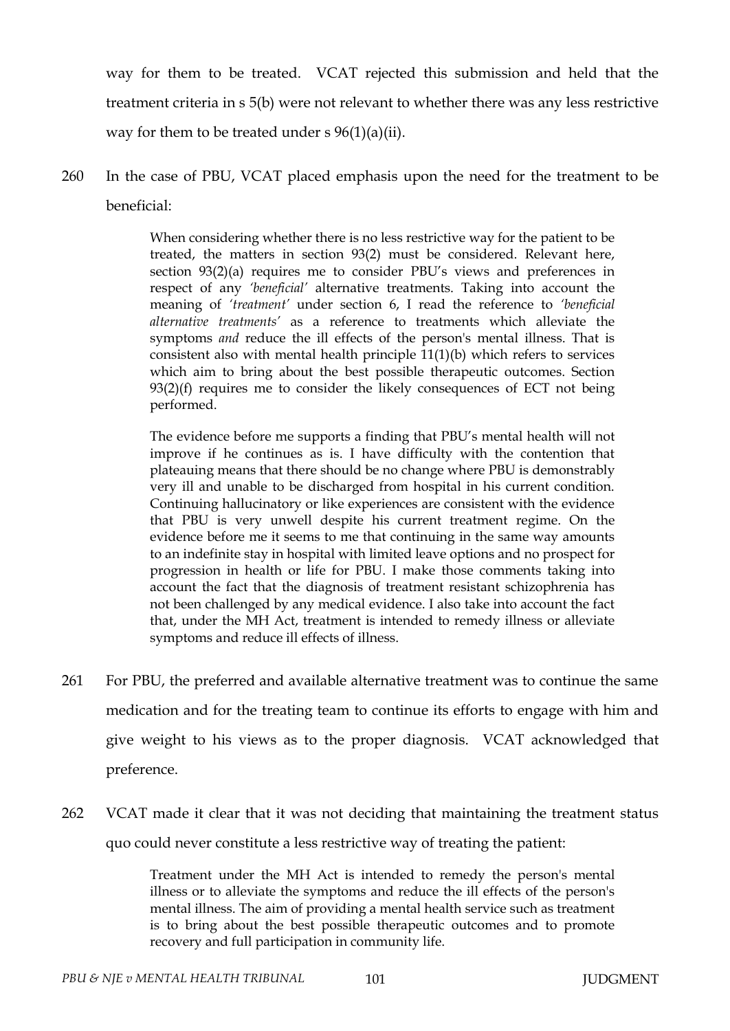way for them to be treated. VCAT rejected this submission and held that the treatment criteria in s 5(b) were not relevant to whether there was any less restrictive way for them to be treated under s 96(1)(a)(ii).

260 In the case of PBU, VCAT placed emphasis upon the need for the treatment to be beneficial:

> When considering whether there is no less restrictive way for the patient to be treated, the matters in section 93(2) must be considered. Relevant here, section 93(2)(a) requires me to consider PBU's views and preferences in respect of any *'beneficial'* alternative treatments. Taking into account the meaning of *'treatment'* under section 6, I read the reference to *'beneficial alternative treatments'* as a reference to treatments which alleviate the symptoms *and* reduce the ill effects of the person's mental illness. That is consistent also with mental health principle 11(1)(b) which refers to services which aim to bring about the best possible therapeutic outcomes. Section 93(2)(f) requires me to consider the likely consequences of ECT not being performed.
>
> The evidence before me supports a finding that PBU's mental health will not improve if he continues as is. I have difficulty with the contention that plateauing means that there should be no change where PBU is demonstrably very ill and unable to be discharged from hospital in his current condition. Continuing hallucinatory or like experiences are consistent with the evidence that PBU is very unwell despite his current treatment regime. On the evidence before me it seems to me that continuing in the same way amounts to an indefinite stay in hospital with limited leave options and no prospect for progression in health or life for PBU. I make those comments taking into account the fact that the diagnosis of treatment resistant schizophrenia has not been challenged by any medical evidence. I also take into account the fact that, under the MH Act, treatment is intended to remedy illness or alleviate symptoms and reduce ill effects of illness.

261 For PBU, the preferred and available alternative treatment was to continue the same medication and for the treating team to continue its efforts to engage with him and give weight to his views as to the proper diagnosis. VCAT acknowledged that preference.

262 VCAT made it clear that it was not deciding that maintaining the treatment status quo could never constitute a less restrictive way of treating the patient:

> Treatment under the MH Act is intended to remedy the person's mental illness or to alleviate the symptoms and reduce the ill effects of the person's mental illness. The aim of providing a mental health service such as treatment is to bring about the best possible therapeutic outcomes and to promote recovery and full participation in community life.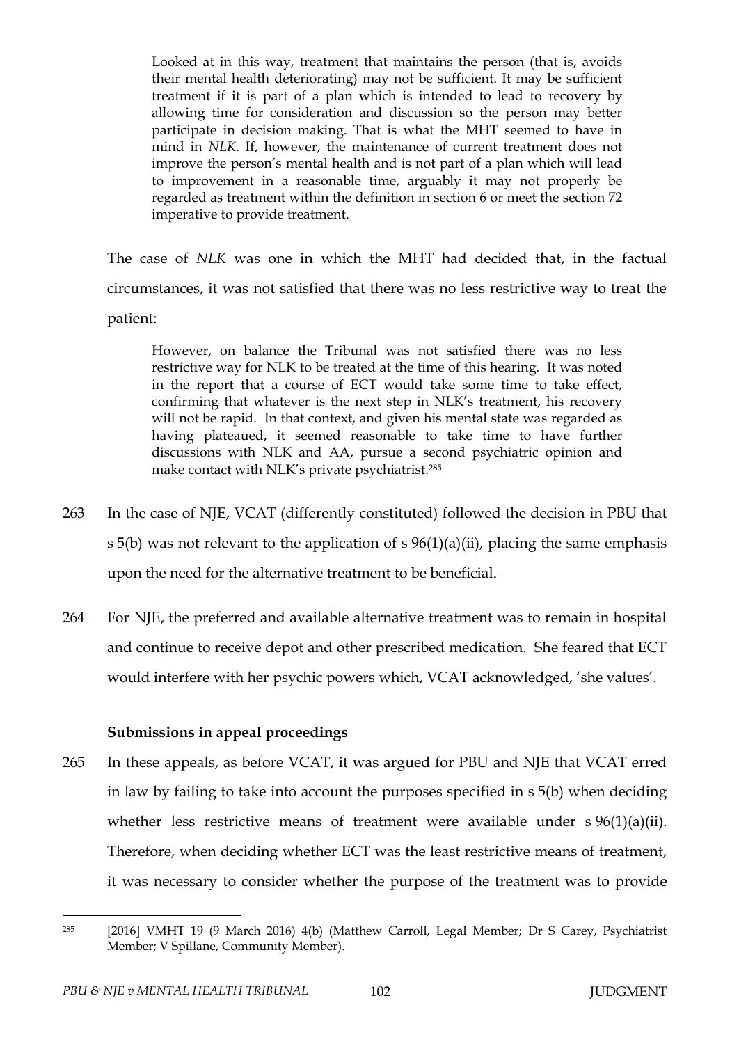> Looked at in this way, treatment that maintains the person (that is, avoids their mental health deteriorating) may not be sufficient. It may be sufficient treatment if it is part of a plan which is intended to lead to recovery by allowing time for consideration and discussion so the person may better participate in decision making. That is what the MHT seemed to have in mind in *NLK*. If, however, the maintenance of current treatment does not improve the person's mental health and is not part of a plan which will lead to improvement in a reasonable time, arguably it may not properly be regarded as treatment within the definition in section 6 or meet the section 72 imperative to provide treatment.

The case of *NLK* was one in which the MHT had decided that, in the factual circumstances, it was not satisfied that there was no less restrictive way to treat the patient:

> However, on balance the Tribunal was not satisfied there was no less restrictive way for NLK to be treated at the time of this hearing. It was noted in the report that a course of ECT would take some time to take effect, confirming that whatever is the next step in NLK's treatment, his recovery will not be rapid. In that context, and given his mental state was regarded as having plateaued, it seemed reasonable to take time to have further discussions with NLK and AA, pursue a second psychiatric opinion and make contact with NLK's private psychiatrist.[285]

263 In the case of NJE, VCAT (differently constituted) followed the decision in PBU that s 5(b) was not relevant to the application of s 96(1)(a)(ii), placing the same emphasis upon the need for the alternative treatment to be beneficial.

264 For NJE, the preferred and available alternative treatment was to remain in hospital and continue to receive depot and other prescribed medication. She feared that ECT would interfere with her psychic powers which, VCAT acknowledged, 'she values'.

### Submissions in appeal proceedings

265 In these appeals, as before VCAT, it was argued for PBU and NJE that VCAT erred in law by failing to take into account the purposes specified in s 5(b) when deciding whether less restrictive means of treatment were available under s 96(1)(a)(ii). Therefore, when deciding whether ECT was the least restrictive means of treatment, it was necessary to consider whether the purpose of the treatment was to provide

---

[285] [2016] VMHT 19 (9 March 2016) 4(b) (Matthew Carroll, Legal Member; Dr S Carey, Psychiatrist Member; V Spillane, Community Member).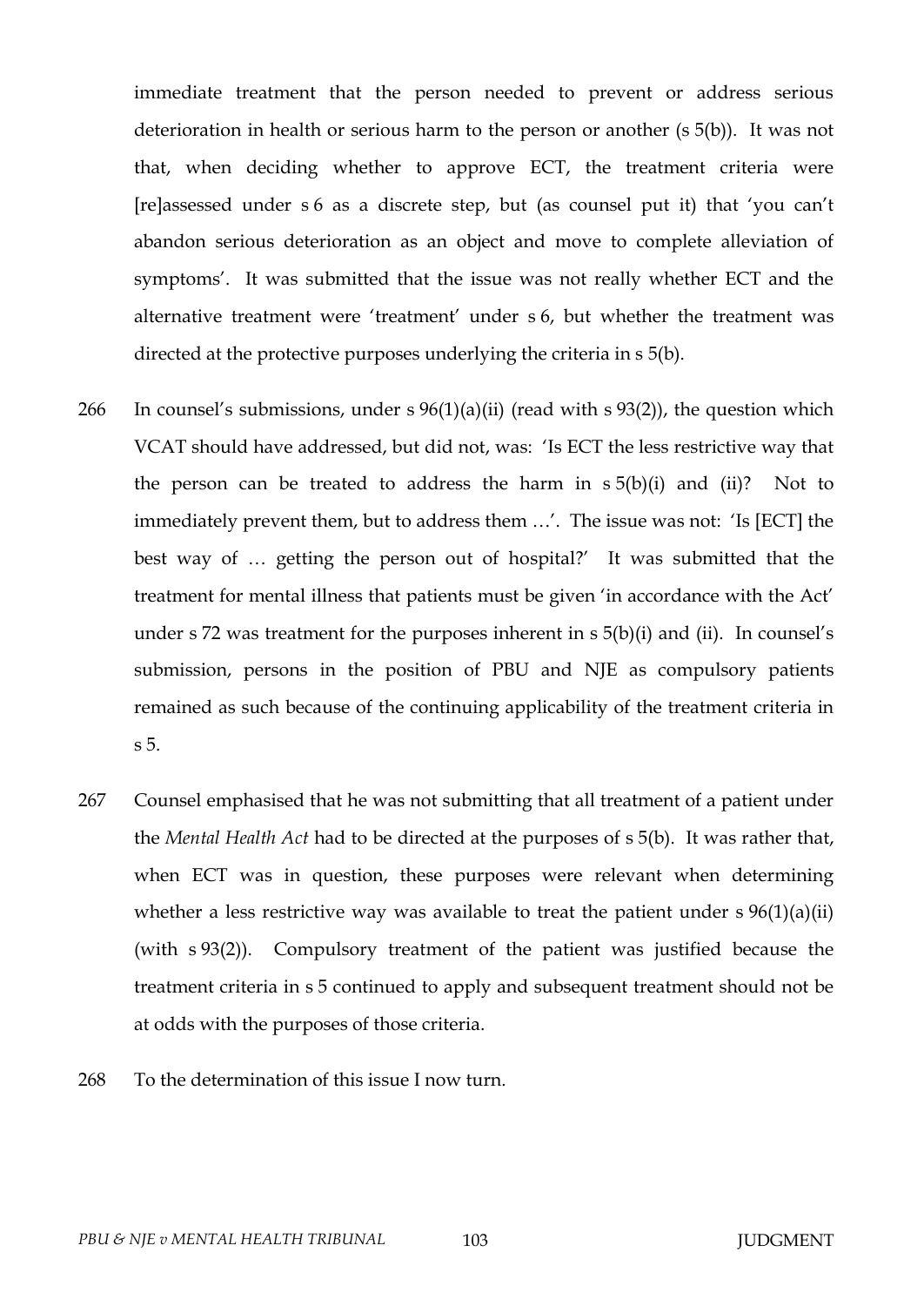immediate treatment that the person needed to prevent or address serious deterioration in health or serious harm to the person or another (s 5(b)). It was not that, when deciding whether to approve ECT, the treatment criteria were [re]assessed under s 6 as a discrete step, but (as counsel put it) that 'you can't abandon serious deterioration as an object and move to complete alleviation of symptoms'. It was submitted that the issue was not really whether ECT and the alternative treatment were 'treatment' under s 6, but whether the treatment was directed at the protective purposes underlying the criteria in s 5(b).

266 In counsel's submissions, under s 96(1)(a)(ii) (read with s 93(2)), the question which VCAT should have addressed, but did not, was: 'Is ECT the less restrictive way that the person can be treated to address the harm in s 5(b)(i) and (ii)? Not to immediately prevent them, but to address them …'. The issue was not: 'Is [ECT] the best way of … getting the person out of hospital?' It was submitted that the treatment for mental illness that patients must be given 'in accordance with the Act' under s 72 was treatment for the purposes inherent in s 5(b)(i) and (ii). In counsel's submission, persons in the position of PBU and NJE as compulsory patients remained as such because of the continuing applicability of the treatment criteria in s 5.

267 Counsel emphasised that he was not submitting that all treatment of a patient under the *Mental Health Act* had to be directed at the purposes of s 5(b). It was rather that, when ECT was in question, these purposes were relevant when determining whether a less restrictive way was available to treat the patient under s 96(1)(a)(ii) (with s 93(2)). Compulsory treatment of the patient was justified because the treatment criteria in s 5 continued to apply and subsequent treatment should not be at odds with the purposes of those criteria.

268 To the determination of this issue I now turn.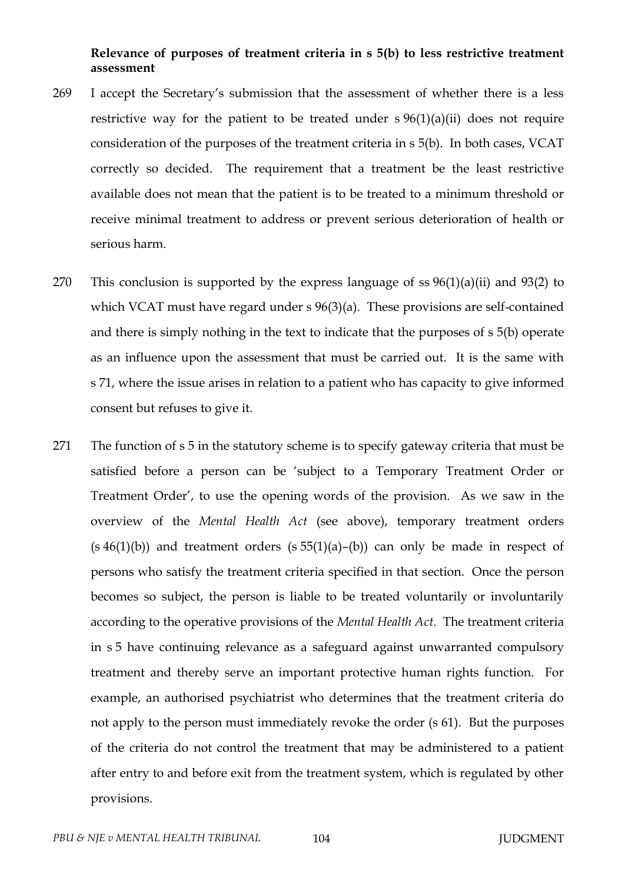**Relevance of purposes of treatment criteria in s 5(b) to less restrictive treatment assessment**

269 I accept the Secretary's submission that the assessment of whether there is a less restrictive way for the patient to be treated under s 96(1)(a)(ii) does not require consideration of the purposes of the treatment criteria in s 5(b). In both cases, VCAT correctly so decided. The requirement that a treatment be the least restrictive available does not mean that the patient is to be treated to a minimum threshold or receive minimal treatment to address or prevent serious deterioration of health or serious harm.

270 This conclusion is supported by the express language of ss 96(1)(a)(ii) and 93(2) to which VCAT must have regard under s 96(3)(a). These provisions are self-contained and there is simply nothing in the text to indicate that the purposes of s 5(b) operate as an influence upon the assessment that must be carried out. It is the same with s 71, where the issue arises in relation to a patient who has capacity to give informed consent but refuses to give it.

271 The function of s 5 in the statutory scheme is to specify gateway criteria that must be satisfied before a person can be 'subject to a Temporary Treatment Order or Treatment Order', to use the opening words of the provision. As we saw in the overview of the *Mental Health Act* (see above), temporary treatment orders (s 46(1)(b)) and treatment orders (s 55(1)(a)–(b)) can only be made in respect of persons who satisfy the treatment criteria specified in that section. Once the person becomes so subject, the person is liable to be treated voluntarily or involuntarily according to the operative provisions of the *Mental Health Act*. The treatment criteria in s 5 have continuing relevance as a safeguard against unwarranted compulsory treatment and thereby serve an important protective human rights function. For example, an authorised psychiatrist who determines that the treatment criteria do not apply to the person must immediately revoke the order (s 61). But the purposes of the criteria do not control the treatment that may be administered to a patient after entry to and before exit from the treatment system, which is regulated by other provisions.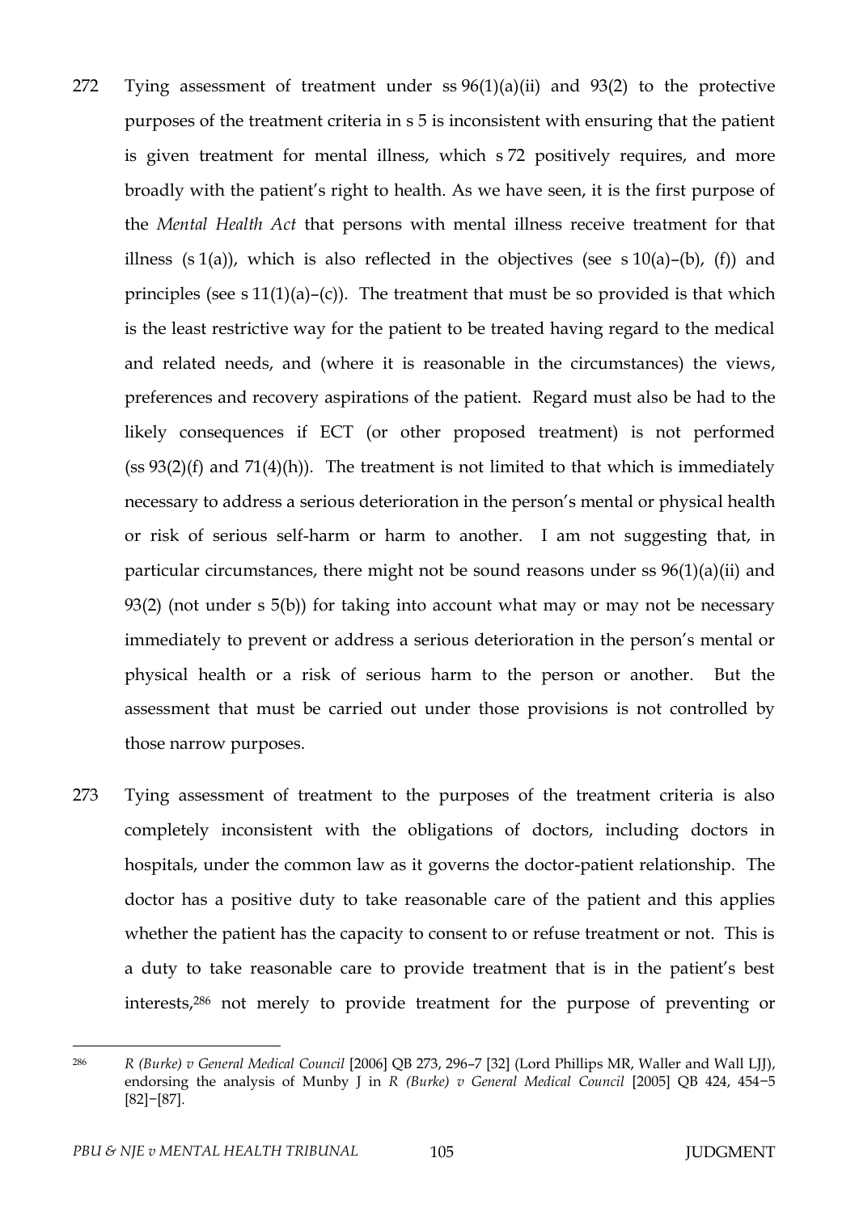272 Tying assessment of treatment under ss 96(1)(a)(ii) and 93(2) to the protective purposes of the treatment criteria in s 5 is inconsistent with ensuring that the patient is given treatment for mental illness, which s 72 positively requires, and more broadly with the patient's right to health. As we have seen, it is the first purpose of the *Mental Health Act* that persons with mental illness receive treatment for that illness (s 1(a)), which is also reflected in the objectives (see s 10(a)–(b), (f)) and principles (see s 11(1)(a)–(c)). The treatment that must be so provided is that which is the least restrictive way for the patient to be treated having regard to the medical and related needs, and (where it is reasonable in the circumstances) the views, preferences and recovery aspirations of the patient. Regard must also be had to the likely consequences if ECT (or other proposed treatment) is not performed (ss 93(2)(f) and 71(4)(h)). The treatment is not limited to that which is immediately necessary to address a serious deterioration in the person's mental or physical health or risk of serious self-harm or harm to another. I am not suggesting that, in particular circumstances, there might not be sound reasons under ss 96(1)(a)(ii) and 93(2) (not under s 5(b)) for taking into account what may or may not be necessary immediately to prevent or address a serious deterioration in the person's mental or physical health or a risk of serious harm to the person or another. But the assessment that must be carried out under those provisions is not controlled by those narrow purposes.

273 Tying assessment of treatment to the purposes of the treatment criteria is also completely inconsistent with the obligations of doctors, including doctors in hospitals, under the common law as it governs the doctor-patient relationship. The doctor has a positive duty to take reasonable care of the patient and this applies whether the patient has the capacity to consent to or refuse treatment or not. This is a duty to take reasonable care to provide treatment that is in the patient's best interests,[286] not merely to provide treatment for the purpose of preventing or

---

[286] *R (Burke) v General Medical Council* [2006] QB 273, 296–7 [32] (Lord Phillips MR, Waller and Wall LJJ), endorsing the analysis of Munby J in *R (Burke) v General Medical Council* [2005] QB 424, 454−5 [82]−[87].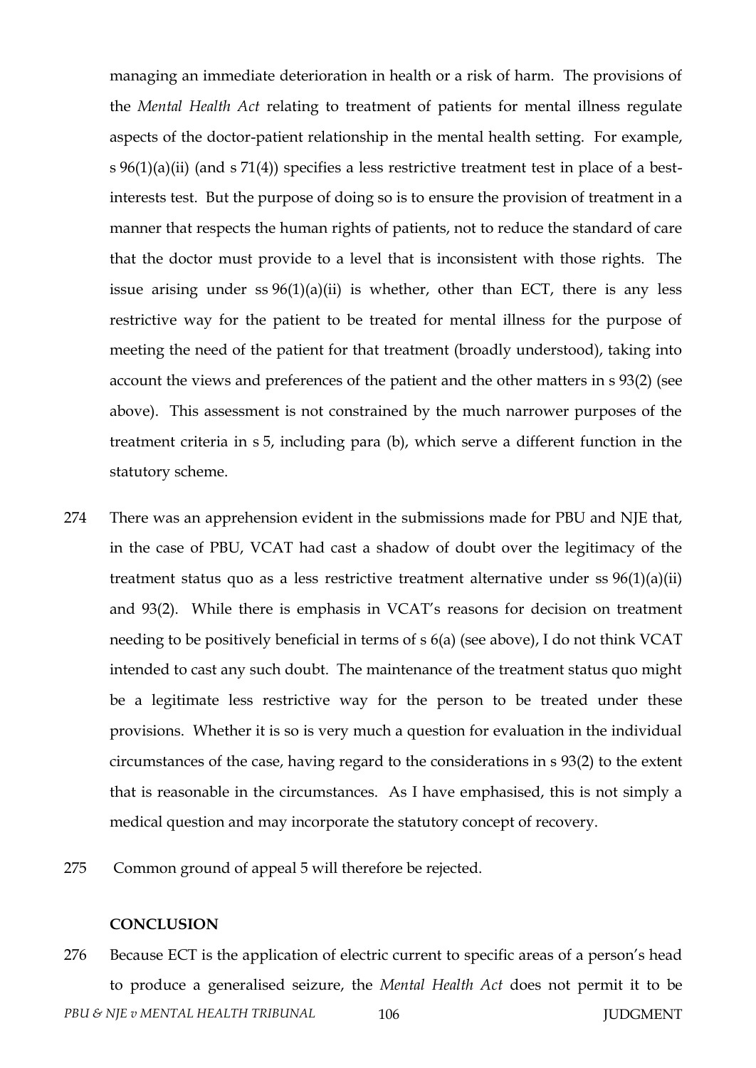managing an immediate deterioration in health or a risk of harm. The provisions of the *Mental Health Act* relating to treatment of patients for mental illness regulate aspects of the doctor-patient relationship in the mental health setting. For example, s 96(1)(a)(ii) (and s 71(4)) specifies a less restrictive treatment test in place of a best-interests test. But the purpose of doing so is to ensure the provision of treatment in a manner that respects the human rights of patients, not to reduce the standard of care that the doctor must provide to a level that is inconsistent with those rights. The issue arising under ss 96(1)(a)(ii) is whether, other than ECT, there is any less restrictive way for the patient to be treated for mental illness for the purpose of meeting the need of the patient for that treatment (broadly understood), taking into account the views and preferences of the patient and the other matters in s 93(2) (see above). This assessment is not constrained by the much narrower purposes of the treatment criteria in s 5, including para (b), which serve a different function in the statutory scheme.

274 There was an apprehension evident in the submissions made for PBU and NJE that, in the case of PBU, VCAT had cast a shadow of doubt over the legitimacy of the treatment status quo as a less restrictive treatment alternative under ss 96(1)(a)(ii) and 93(2). While there is emphasis in VCAT's reasons for decision on treatment needing to be positively beneficial in terms of s 6(a) (see above), I do not think VCAT intended to cast any such doubt. The maintenance of the treatment status quo might be a legitimate less restrictive way for the person to be treated under these provisions. Whether it is so is very much a question for evaluation in the individual circumstances of the case, having regard to the considerations in s 93(2) to the extent that is reasonable in the circumstances. As I have emphasised, this is not simply a medical question and may incorporate the statutory concept of recovery.

275 Common ground of appeal 5 will therefore be rejected.

## CONCLUSION

276 Because ECT is the application of electric current to specific areas of a person's head to produce a generalised seizure, the *Mental Health Act* does not permit it to be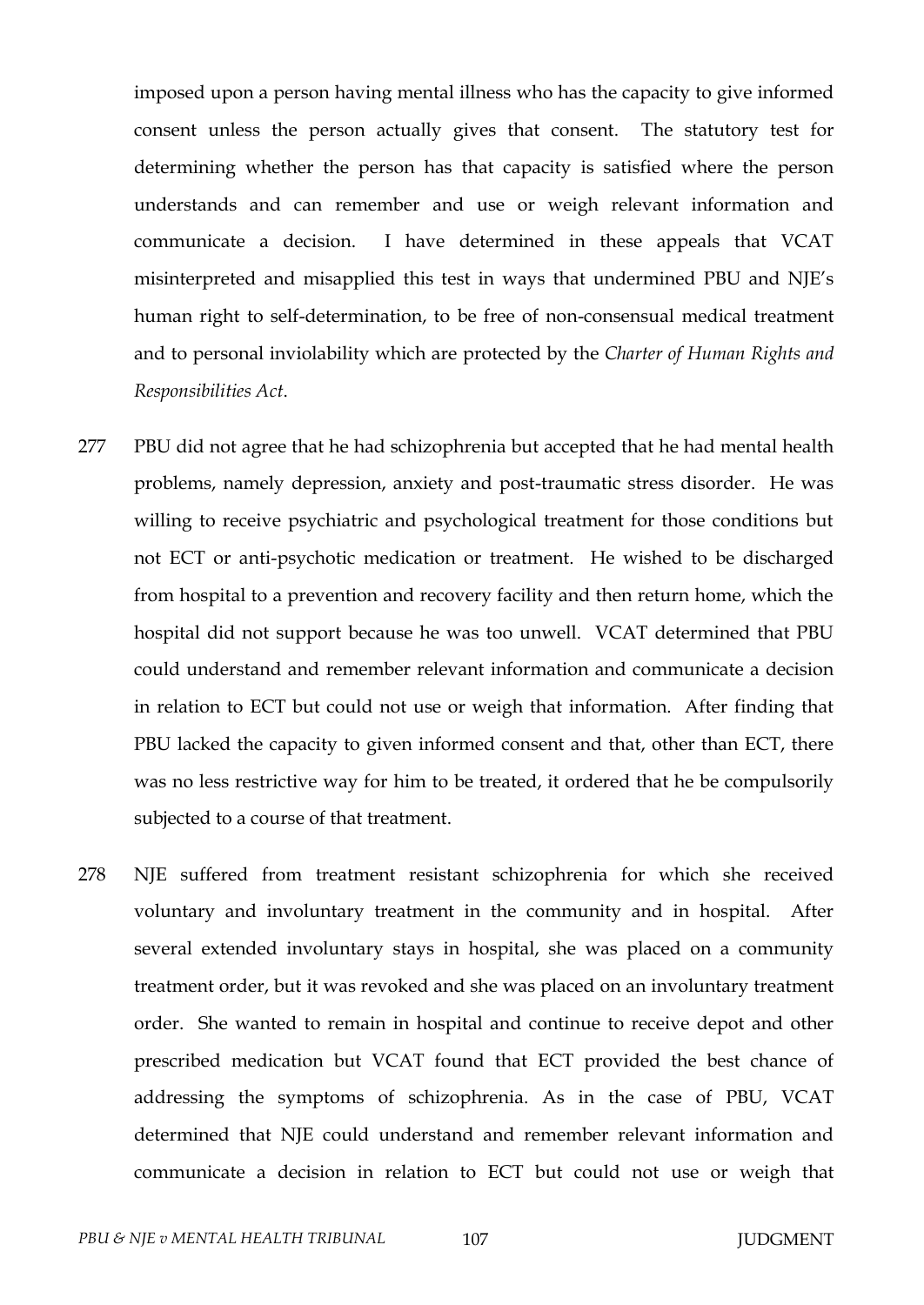imposed upon a person having mental illness who has the capacity to give informed consent unless the person actually gives that consent. The statutory test for determining whether the person has that capacity is satisfied where the person understands and can remember and use or weigh relevant information and communicate a decision. I have determined in these appeals that VCAT misinterpreted and misapplied this test in ways that undermined PBU and NJE's human right to self-determination, to be free of non-consensual medical treatment and to personal inviolability which are protected by the *Charter of Human Rights and Responsibilities Act*.

277 PBU did not agree that he had schizophrenia but accepted that he had mental health problems, namely depression, anxiety and post-traumatic stress disorder. He was willing to receive psychiatric and psychological treatment for those conditions but not ECT or anti-psychotic medication or treatment. He wished to be discharged from hospital to a prevention and recovery facility and then return home, which the hospital did not support because he was too unwell. VCAT determined that PBU could understand and remember relevant information and communicate a decision in relation to ECT but could not use or weigh that information. After finding that PBU lacked the capacity to given informed consent and that, other than ECT, there was no less restrictive way for him to be treated, it ordered that he be compulsorily subjected to a course of that treatment.

278 NJE suffered from treatment resistant schizophrenia for which she received voluntary and involuntary treatment in the community and in hospital. After several extended involuntary stays in hospital, she was placed on a community treatment order, but it was revoked and she was placed on an involuntary treatment order. She wanted to remain in hospital and continue to receive depot and other prescribed medication but VCAT found that ECT provided the best chance of addressing the symptoms of schizophrenia. As in the case of PBU, VCAT determined that NJE could understand and remember relevant information and communicate a decision in relation to ECT but could not use or weigh that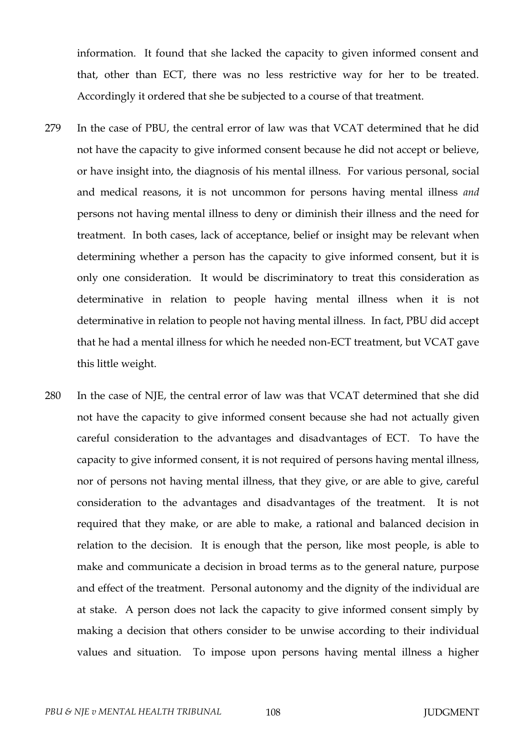information. It found that she lacked the capacity to given informed consent and that, other than ECT, there was no less restrictive way for her to be treated. Accordingly it ordered that she be subjected to a course of that treatment.

279 In the case of PBU, the central error of law was that VCAT determined that he did not have the capacity to give informed consent because he did not accept or believe, or have insight into, the diagnosis of his mental illness. For various personal, social and medical reasons, it is not uncommon for persons having mental illness *and* persons not having mental illness to deny or diminish their illness and the need for treatment. In both cases, lack of acceptance, belief or insight may be relevant when determining whether a person has the capacity to give informed consent, but it is only one consideration. It would be discriminatory to treat this consideration as determinative in relation to people having mental illness when it is not determinative in relation to people not having mental illness. In fact, PBU did accept that he had a mental illness for which he needed non-ECT treatment, but VCAT gave this little weight.

280 In the case of NJE, the central error of law was that VCAT determined that she did not have the capacity to give informed consent because she had not actually given careful consideration to the advantages and disadvantages of ECT. To have the capacity to give informed consent, it is not required of persons having mental illness, nor of persons not having mental illness, that they give, or are able to give, careful consideration to the advantages and disadvantages of the treatment. It is not required that they make, or are able to make, a rational and balanced decision in relation to the decision. It is enough that the person, like most people, is able to make and communicate a decision in broad terms as to the general nature, purpose and effect of the treatment. Personal autonomy and the dignity of the individual are at stake. A person does not lack the capacity to give informed consent simply by making a decision that others consider to be unwise according to their individual values and situation. To impose upon persons having mental illness a higher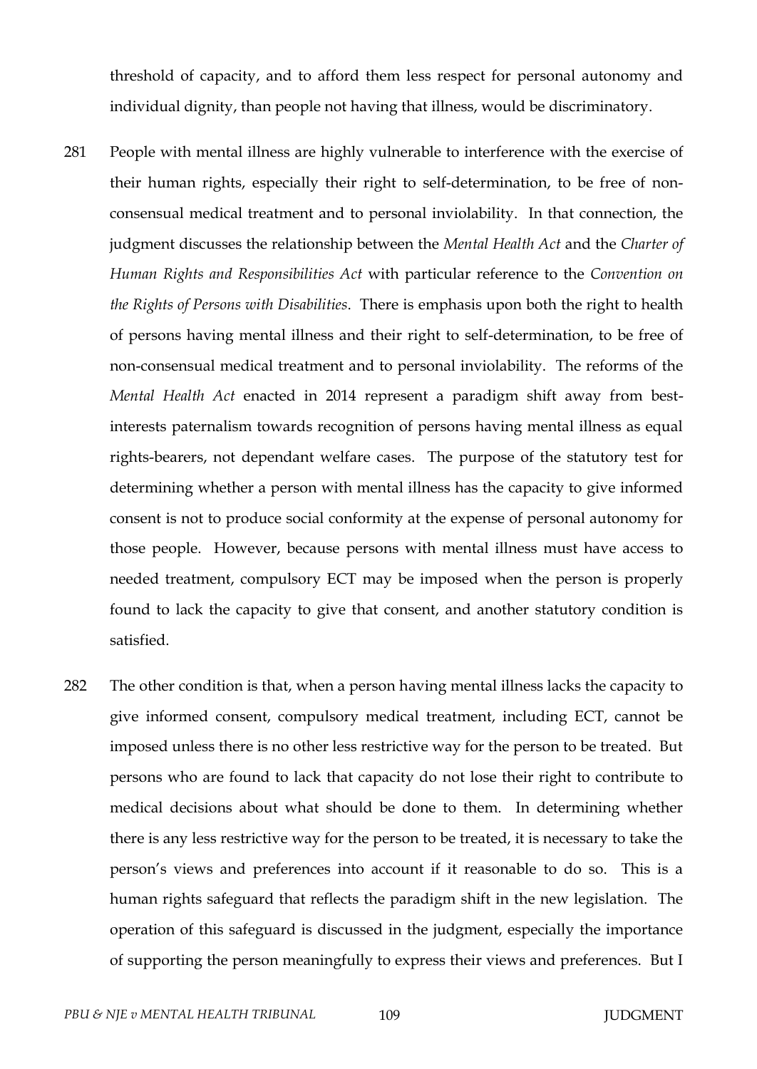threshold of capacity, and to afford them less respect for personal autonomy and individual dignity, than people not having that illness, would be discriminatory.

281 People with mental illness are highly vulnerable to interference with the exercise of their human rights, especially their right to self-determination, to be free of non-consensual medical treatment and to personal inviolability. In that connection, the judgment discusses the relationship between the *Mental Health Act* and the *Charter of Human Rights and Responsibilities Act* with particular reference to the *Convention on the Rights of Persons with Disabilities*. There is emphasis upon both the right to health of persons having mental illness and their right to self-determination, to be free of non-consensual medical treatment and to personal inviolability. The reforms of the *Mental Health Act* enacted in 2014 represent a paradigm shift away from best-interests paternalism towards recognition of persons having mental illness as equal rights-bearers, not dependant welfare cases. The purpose of the statutory test for determining whether a person with mental illness has the capacity to give informed consent is not to produce social conformity at the expense of personal autonomy for those people. However, because persons with mental illness must have access to needed treatment, compulsory ECT may be imposed when the person is properly found to lack the capacity to give that consent, and another statutory condition is satisfied.

282 The other condition is that, when a person having mental illness lacks the capacity to give informed consent, compulsory medical treatment, including ECT, cannot be imposed unless there is no other less restrictive way for the person to be treated. But persons who are found to lack that capacity do not lose their right to contribute to medical decisions about what should be done to them. In determining whether there is any less restrictive way for the person to be treated, it is necessary to take the person's views and preferences into account if it reasonable to do so. This is a human rights safeguard that reflects the paradigm shift in the new legislation. The operation of this safeguard is discussed in the judgment, especially the importance of supporting the person meaningfully to express their views and preferences. But I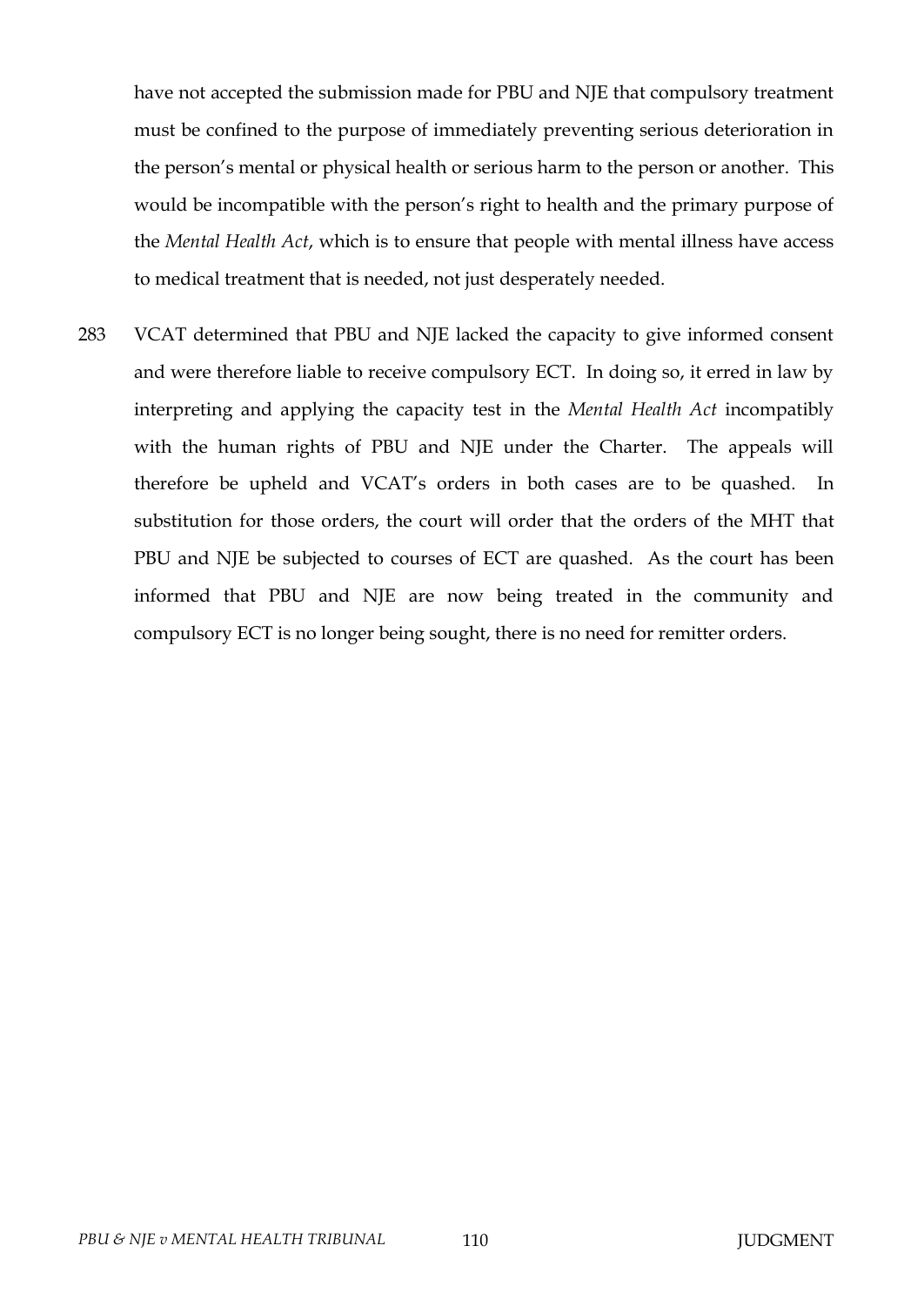have not accepted the submission made for PBU and NJE that compulsory treatment must be confined to the purpose of immediately preventing serious deterioration in the person's mental or physical health or serious harm to the person or another. This would be incompatible with the person's right to health and the primary purpose of the *Mental Health Act*, which is to ensure that people with mental illness have access to medical treatment that is needed, not just desperately needed.

283 VCAT determined that PBU and NJE lacked the capacity to give informed consent and were therefore liable to receive compulsory ECT. In doing so, it erred in law by interpreting and applying the capacity test in the *Mental Health Act* incompatibly with the human rights of PBU and NJE under the Charter. The appeals will therefore be upheld and VCAT's orders in both cases are to be quashed. In substitution for those orders, the court will order that the orders of the MHT that PBU and NJE be subjected to courses of ECT are quashed. As the court has been informed that PBU and NJE are now being treated in the community and compulsory ECT is no longer being sought, there is no need for remitter orders.